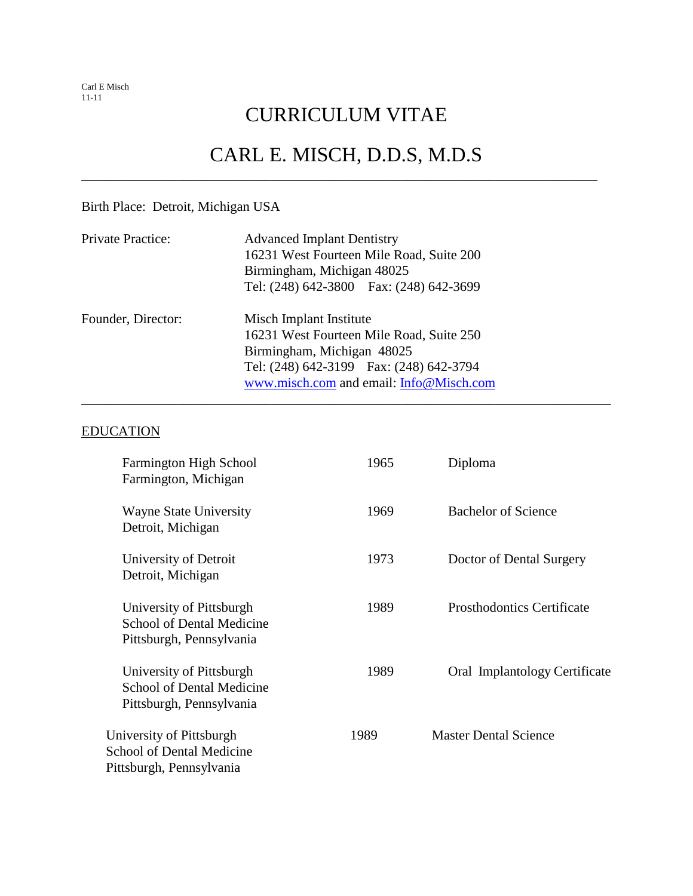Carl E Misch
11-11

# CURRICULUM VITAE

# CARL E. MISCH, D.D.S, M.D.S

---

Birth Place: Detroit, Michigan USA

| | |
|---|---|
| Private Practice: | Advanced Implant Dentistry<br>16231 West Fourteen Mile Road, Suite 200<br>Birmingham, Michigan 48025<br>Tel: (248) 642-3800 Fax: (248) 642-3699 |
| Founder, Director: | Misch Implant Institute<br>16231 West Fourteen Mile Road, Suite 250<br>Birmingham, Michigan 48025<br>Tel: (248) 642-3199 Fax: (248) 642-3794<br>www.misch.com and email: Info@Misch.com |

---

## EDUCATION

| | | |
|---|---|---|
| Farmington High School<br>Farmington, Michigan | 1965 | Diploma |
| Wayne State University<br>Detroit, Michigan | 1969 | Bachelor of Science |
| University of Detroit<br>Detroit, Michigan | 1973 | Doctor of Dental Surgery |
| University of Pittsburgh<br>School of Dental Medicine<br>Pittsburgh, Pennsylvania | 1989 | Prosthodontics Certificate |
| University of Pittsburgh<br>School of Dental Medicine<br>Pittsburgh, Pennsylvania | 1989 | Oral Implantology Certificate |
| University of Pittsburgh<br>School of Dental Medicine<br>Pittsburgh, Pennsylvania | 1989 | Master Dental Science |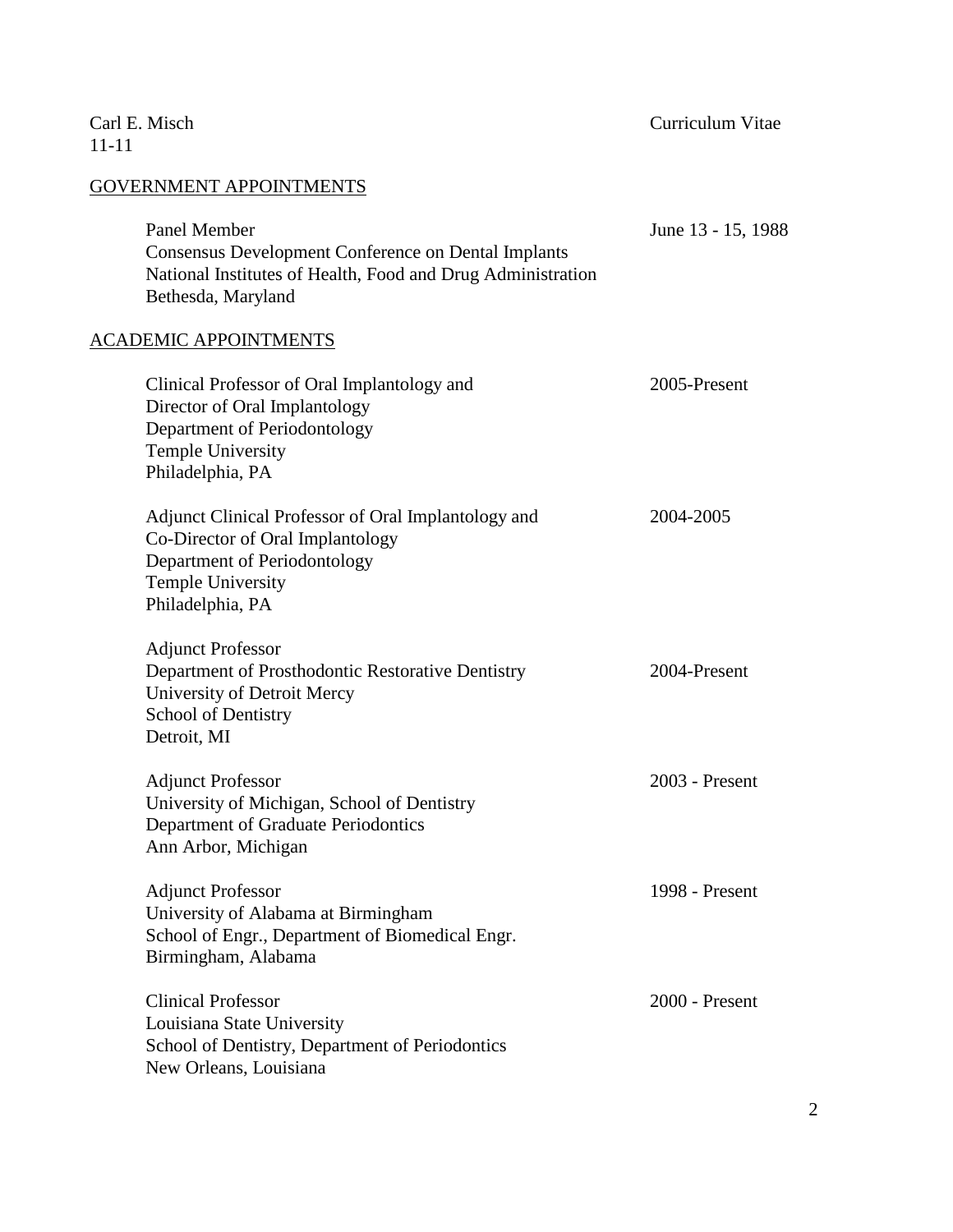## GOVERNMENT APPOINTMENTS

Panel Member — June 13 - 15, 1988
Consensus Development Conference on Dental Implants
National Institutes of Health, Food and Drug Administration
Bethesda, Maryland

## ACADEMIC APPOINTMENTS

Clinical Professor of Oral Implantology and — 2005-Present
Director of Oral Implantology
Department of Periodontology
Temple University
Philadelphia, PA

Adjunct Clinical Professor of Oral Implantology and — 2004-2005
Co-Director of Oral Implantology
Department of Periodontology
Temple University
Philadelphia, PA

Adjunct Professor
Department of Prosthodontic Restorative Dentistry — 2004-Present
University of Detroit Mercy
School of Dentistry
Detroit, MI

Adjunct Professor — 2003 - Present
University of Michigan, School of Dentistry
Department of Graduate Periodontics
Ann Arbor, Michigan

Adjunct Professor — 1998 - Present
University of Alabama at Birmingham
School of Engr., Department of Biomedical Engr.
Birmingham, Alabama

Clinical Professor — 2000 - Present
Louisiana State University
School of Dentistry, Department of Periodontics
New Orleans, Louisiana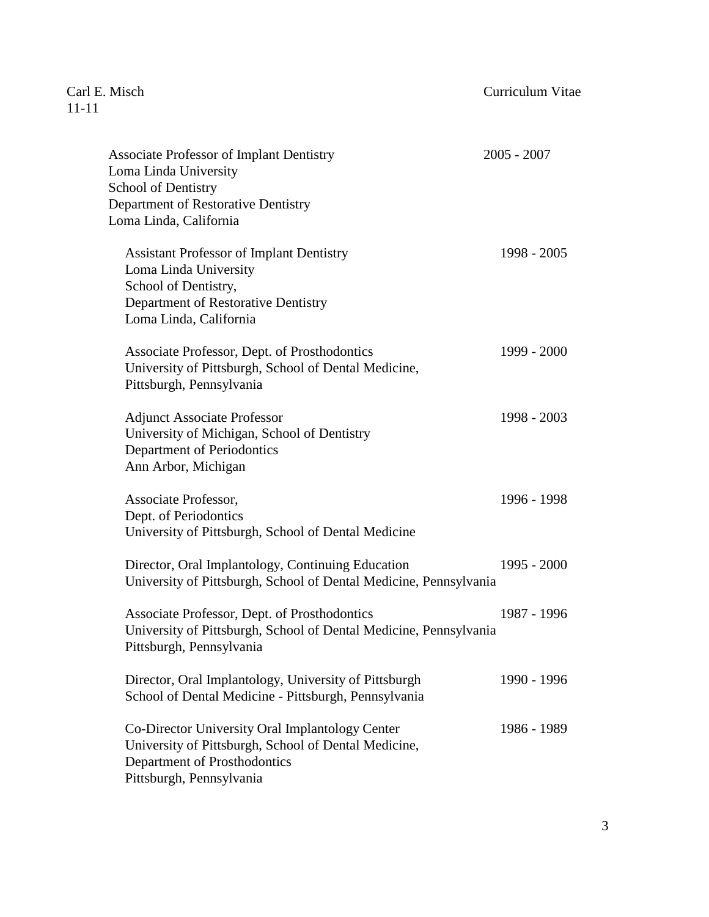Associate Professor of Implant Dentistry — 2005 - 2007
Loma Linda University
School of Dentistry
Department of Restorative Dentistry
Loma Linda, California

Assistant Professor of Implant Dentistry — 1998 - 2005
Loma Linda University
School of Dentistry,
Department of Restorative Dentistry
Loma Linda, California

Associate Professor, Dept. of Prosthodontics — 1999 - 2000
University of Pittsburgh, School of Dental Medicine,
Pittsburgh, Pennsylvania

Adjunct Associate Professor — 1998 - 2003
University of Michigan, School of Dentistry
Department of Periodontics
Ann Arbor, Michigan

Associate Professor, — 1996 - 1998
Dept. of Periodontics
University of Pittsburgh, School of Dental Medicine

Director, Oral Implantology, Continuing Education — 1995 - 2000
University of Pittsburgh, School of Dental Medicine, Pennsylvania

Associate Professor, Dept. of Prosthodontics — 1987 - 1996
University of Pittsburgh, School of Dental Medicine, Pennsylvania
Pittsburgh, Pennsylvania

Director, Oral Implantology, University of Pittsburgh — 1990 - 1996
School of Dental Medicine - Pittsburgh, Pennsylvania

Co-Director University Oral Implantology Center — 1986 - 1989
University of Pittsburgh, School of Dental Medicine,
Department of Prosthodontics
Pittsburgh, Pennsylvania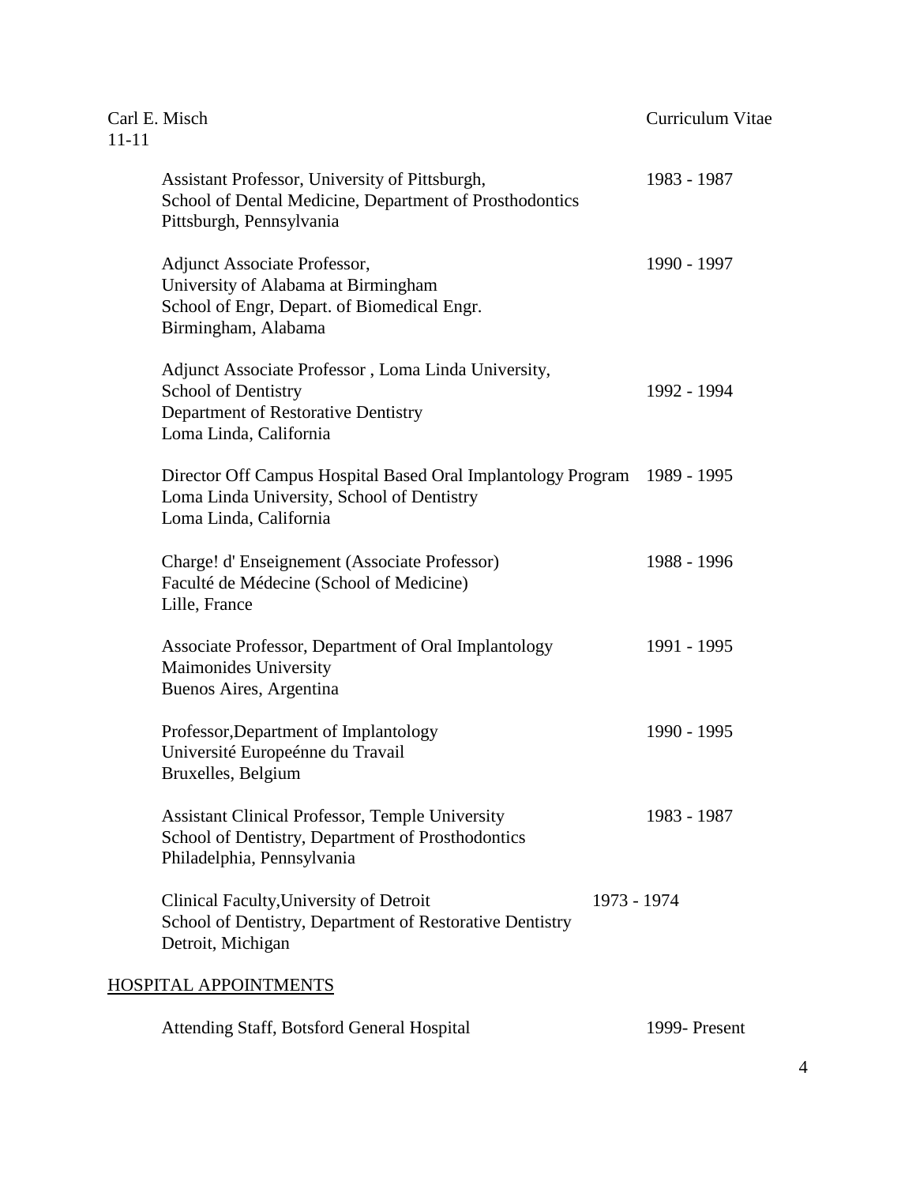Assistant Professor, University of Pittsburgh, School of Dental Medicine, Department of Prosthodontics
Pittsburgh, Pennsylvania — 1983 - 1987

Adjunct Associate Professor,
University of Alabama at Birmingham
School of Engr, Depart. of Biomedical Engr.
Birmingham, Alabama — 1990 - 1997

Adjunct Associate Professor , Loma Linda University,
School of Dentistry
Department of Restorative Dentistry
Loma Linda, California — 1992 - 1994

Director Off Campus Hospital Based Oral Implantology Program
Loma Linda University, School of Dentistry
Loma Linda, California — 1989 - 1995

Charge! d' Enseignement (Associate Professor)
Faculté de Médecine (School of Medicine)
Lille, France — 1988 - 1996

Associate Professor, Department of Oral Implantology
Maimonides University
Buenos Aires, Argentina — 1991 - 1995

Professor,Department of Implantology
Université Europeénne du Travail
Bruxelles, Belgium — 1990 - 1995

Assistant Clinical Professor, Temple University
School of Dentistry, Department of Prosthodontics
Philadelphia, Pennsylvania — 1983 - 1987

Clinical Faculty,University of Detroit
School of Dentistry, Department of Restorative Dentistry
Detroit, Michigan — 1973 - 1974

## HOSPITAL APPOINTMENTS

Attending Staff, Botsford General Hospital — 1999- Present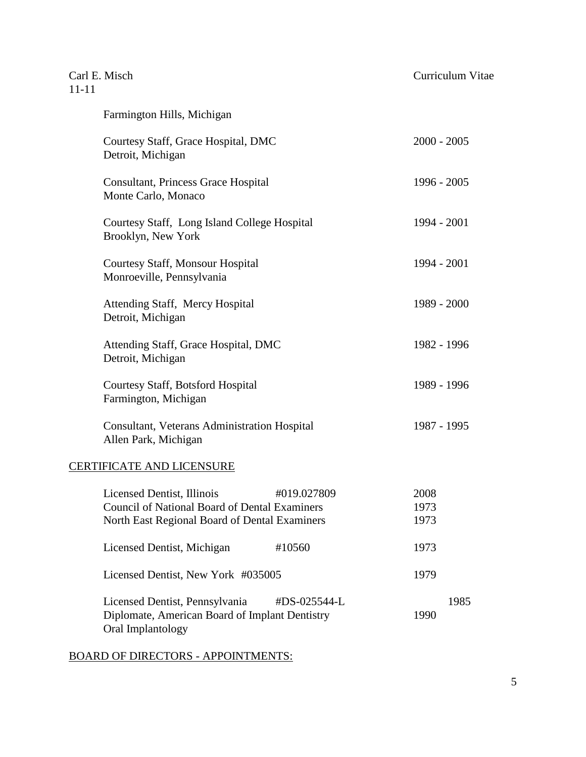Farmington Hills, Michigan

Courtesy Staff, Grace Hospital, DMC — 2000 - 2005
Detroit, Michigan

Consultant, Princess Grace Hospital — 1996 - 2005
Monte Carlo, Monaco

Courtesy Staff, Long Island College Hospital — 1994 - 2001
Brooklyn, New York

Courtesy Staff, Monsour Hospital — 1994 - 2001
Monroeville, Pennsylvania

Attending Staff, Mercy Hospital — 1989 - 2000
Detroit, Michigan

Attending Staff, Grace Hospital, DMC — 1982 - 1996
Detroit, Michigan

Courtesy Staff, Botsford Hospital — 1989 - 1996
Farmington, Michigan

Consultant, Veterans Administration Hospital — 1987 - 1995
Allen Park, Michigan

## CERTIFICATE AND LICENSURE

| | | |
|---|---|---|
| Licensed Dentist, Illinois | #019.027809 | 2008 |
| Council of National Board of Dental Examiners | | 1973 |
| North East Regional Board of Dental Examiners | | 1973 |
| Licensed Dentist, Michigan | #10560 | 1973 |
| Licensed Dentist, New York #035005 | | 1979 |
| Licensed Dentist, Pennsylvania | #DS-025544-L | 1985 |
| Diplomate, American Board of Implant Dentistry Oral Implantology | | 1990 |

## BOARD OF DIRECTORS - APPOINTMENTS: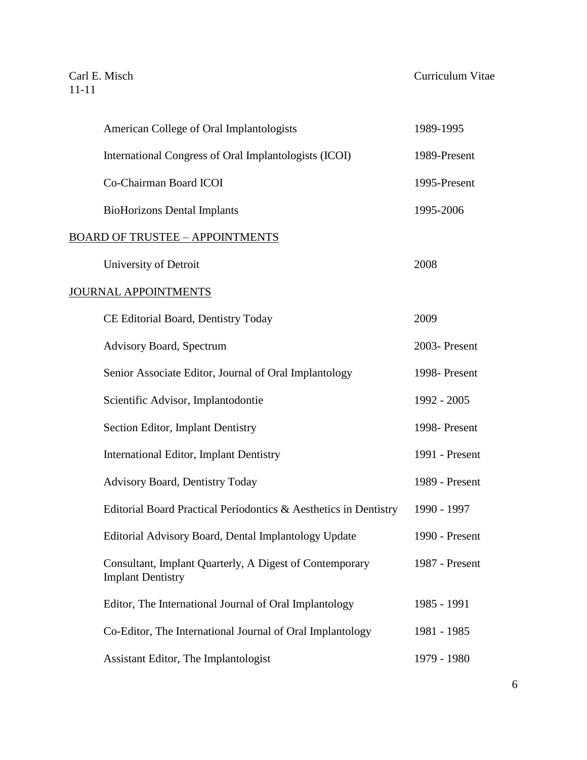| | |
|---|---|
| American College of Oral Implantologists | 1989-1995 |
| International Congress of Oral Implantologists (ICOI) | 1989-Present |
| Co-Chairman Board ICOI | 1995-Present |
| BioHorizons Dental Implants | 1995-2006 |

BOARD OF TRUSTEE – APPOINTMENTS

| | |
|---|---|
| University of Detroit | 2008 |

JOURNAL APPOINTMENTS

| | |
|---|---|
| CE Editorial Board, Dentistry Today | 2009 |
| Advisory Board, Spectrum | 2003- Present |
| Senior Associate Editor, Journal of Oral Implantology | 1998- Present |
| Scientific Advisor, Implantodontie | 1992 - 2005 |
| Section Editor, Implant Dentistry | 1998- Present |
| International Editor, Implant Dentistry | 1991 - Present |
| Advisory Board, Dentistry Today | 1989 - Present |
| Editorial Board Practical Periodontics & Aesthetics in Dentistry | 1990 - 1997 |
| Editorial Advisory Board, Dental Implantology Update | 1990 - Present |
| Consultant, Implant Quarterly, A Digest of Contemporary Implant Dentistry | 1987 - Present |
| Editor, The International Journal of Oral Implantology | 1985 - 1991 |
| Co-Editor, The International Journal of Oral Implantology | 1981 - 1985 |
| Assistant Editor, The Implantologist | 1979 - 1980 |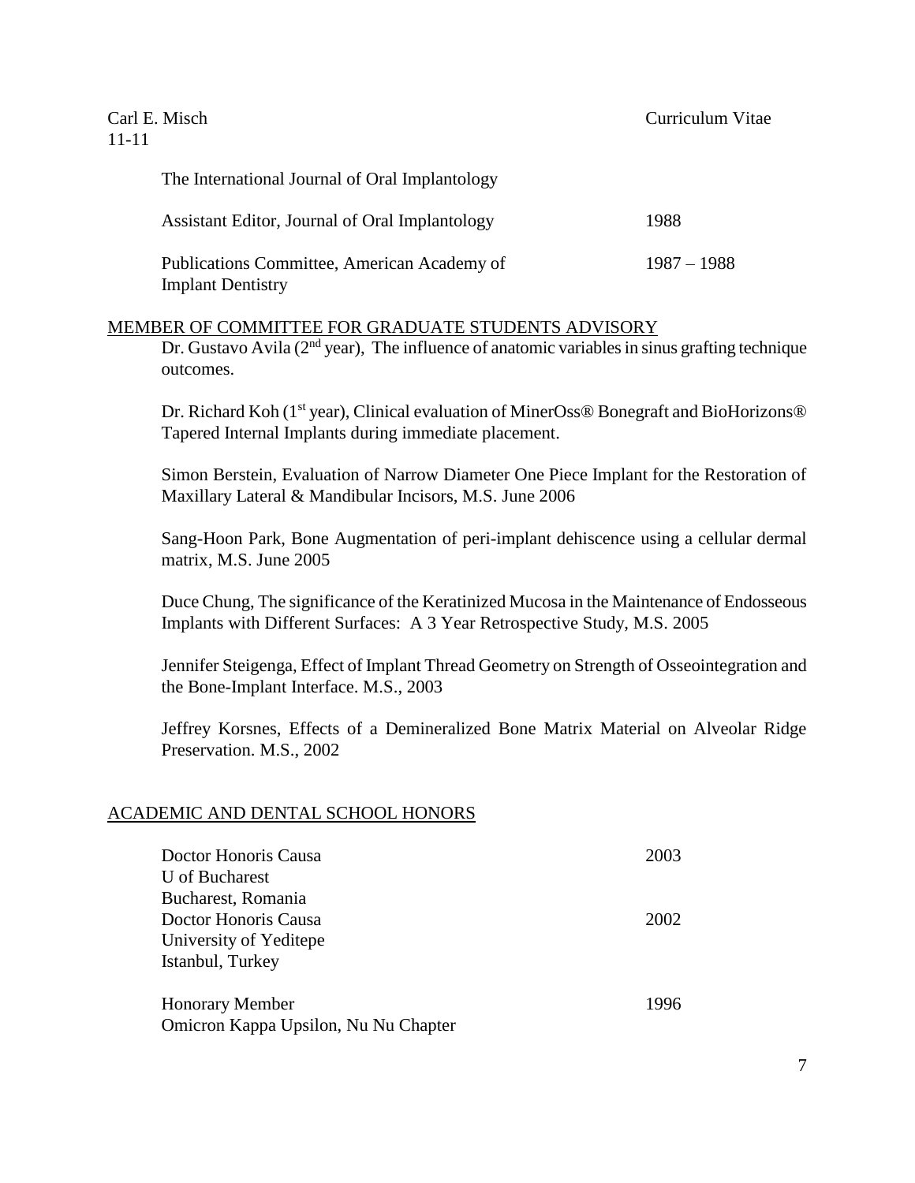The International Journal of Oral Implantology

| | |
|---|---|
| Assistant Editor, Journal of Oral Implantology | 1988 |
| Publications Committee, American Academy of Implant Dentistry | 1987 – 1988 |

## MEMBER OF COMMITTEE FOR GRADUATE STUDENTS ADVISORY

Dr. Gustavo Avila (2nd year), The influence of anatomic variables in sinus grafting technique outcomes.

Dr. Richard Koh (1st year), Clinical evaluation of MinerOss® Bonegraft and BioHorizons® Tapered Internal Implants during immediate placement.

Simon Berstein, Evaluation of Narrow Diameter One Piece Implant for the Restoration of Maxillary Lateral & Mandibular Incisors, M.S. June 2006

Sang-Hoon Park, Bone Augmentation of peri-implant dehiscence using a cellular dermal matrix, M.S. June 2005

Duce Chung, The significance of the Keratinized Mucosa in the Maintenance of Endosseous Implants with Different Surfaces: A 3 Year Retrospective Study, M.S. 2005

Jennifer Steigenga, Effect of Implant Thread Geometry on Strength of Osseointegration and the Bone-Implant Interface. M.S., 2003

Jeffrey Korsnes, Effects of a Demineralized Bone Matrix Material on Alveolar Ridge Preservation. M.S., 2002

## ACADEMIC AND DENTAL SCHOOL HONORS

| | |
|---|---|
| Doctor Honoris Causa<br>U of Bucharest<br>Bucharest, Romania | 2003 |
| Doctor Honoris Causa<br>University of Yeditepe<br>Istanbul, Turkey | 2002 |
| Honorary Member<br>Omicron Kappa Upsilon, Nu Nu Chapter | 1996 |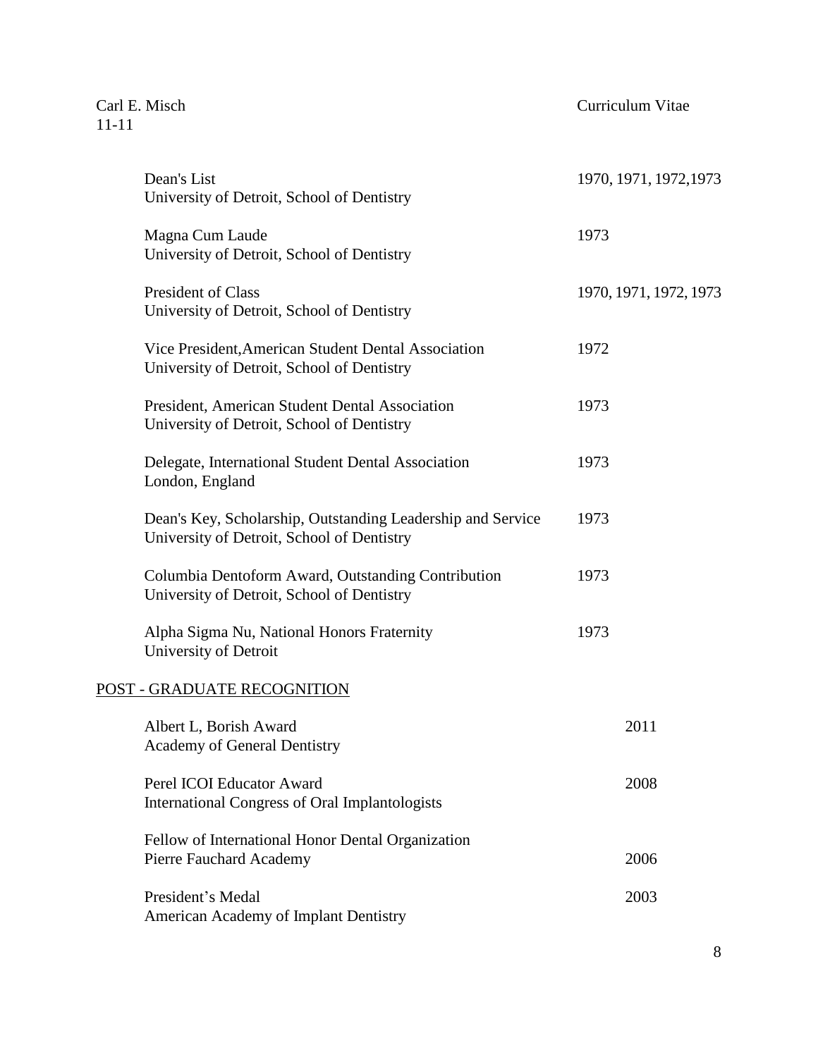Dean's List
University of Detroit, School of Dentistry — 1970, 1971, 1972,1973

Magna Cum Laude
University of Detroit, School of Dentistry — 1973

President of Class
University of Detroit, School of Dentistry — 1970, 1971, 1972, 1973

Vice President,American Student Dental Association
University of Detroit, School of Dentistry — 1972

President, American Student Dental Association
University of Detroit, School of Dentistry — 1973

Delegate, International Student Dental Association
London, England — 1973

Dean's Key, Scholarship, Outstanding Leadership and Service
University of Detroit, School of Dentistry — 1973

Columbia Dentoform Award, Outstanding Contribution
University of Detroit, School of Dentistry — 1973

Alpha Sigma Nu, National Honors Fraternity
University of Detroit — 1973

## POST - GRADUATE RECOGNITION

Albert L, Borish Award
Academy of General Dentistry — 2011

Perel ICOI Educator Award
International Congress of Oral Implantologists — 2008

Fellow of International Honor Dental Organization
Pierre Fauchard Academy — 2006

President's Medal
American Academy of Implant Dentistry — 2003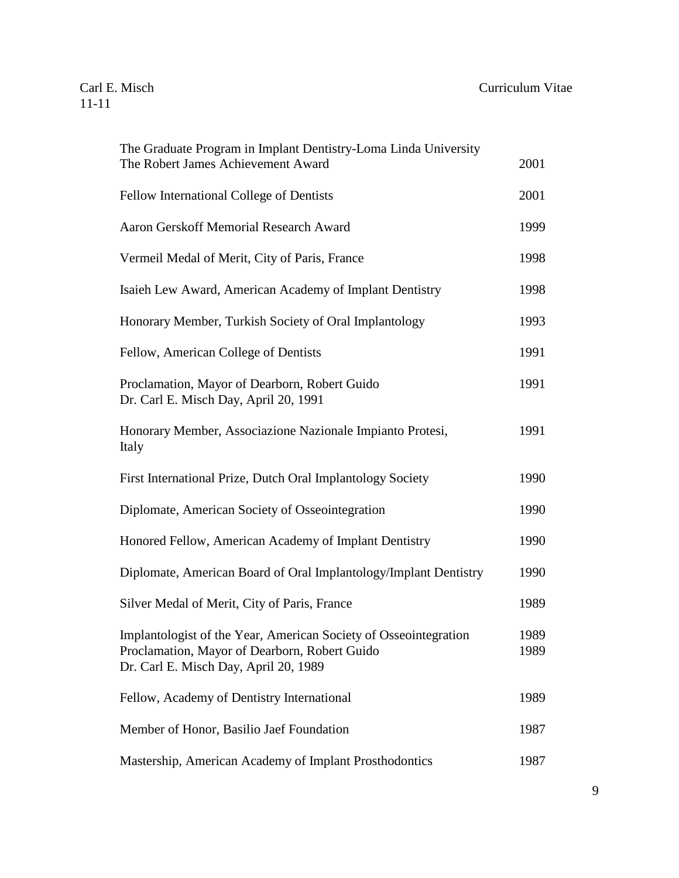| | |
|---|---|
| The Graduate Program in Implant Dentistry-Loma Linda University<br>The Robert James Achievement Award | 2001 |
| Fellow International College of Dentists | 2001 |
| Aaron Gerskoff Memorial Research Award | 1999 |
| Vermeil Medal of Merit, City of Paris, France | 1998 |
| Isaieh Lew Award, American Academy of Implant Dentistry | 1998 |
| Honorary Member, Turkish Society of Oral Implantology | 1993 |
| Fellow, American College of Dentists | 1991 |
| Proclamation, Mayor of Dearborn, Robert Guido<br>Dr. Carl E. Misch Day, April 20, 1991 | 1991 |
| Honorary Member, Associazione Nazionale Impianto Protesi, Italy | 1991 |
| First International Prize, Dutch Oral Implantology Society | 1990 |
| Diplomate, American Society of Osseointegration | 1990 |
| Honored Fellow, American Academy of Implant Dentistry | 1990 |
| Diplomate, American Board of Oral Implantology/Implant Dentistry | 1990 |
| Silver Medal of Merit, City of Paris, France | 1989 |
| Implantologist of the Year, American Society of Osseointegration | 1989 |
| Proclamation, Mayor of Dearborn, Robert Guido<br>Dr. Carl E. Misch Day, April 20, 1989 | 1989 |
| Fellow, Academy of Dentistry International | 1989 |
| Member of Honor, Basilio Jaef Foundation | 1987 |
| Mastership, American Academy of Implant Prosthodontics | 1987 |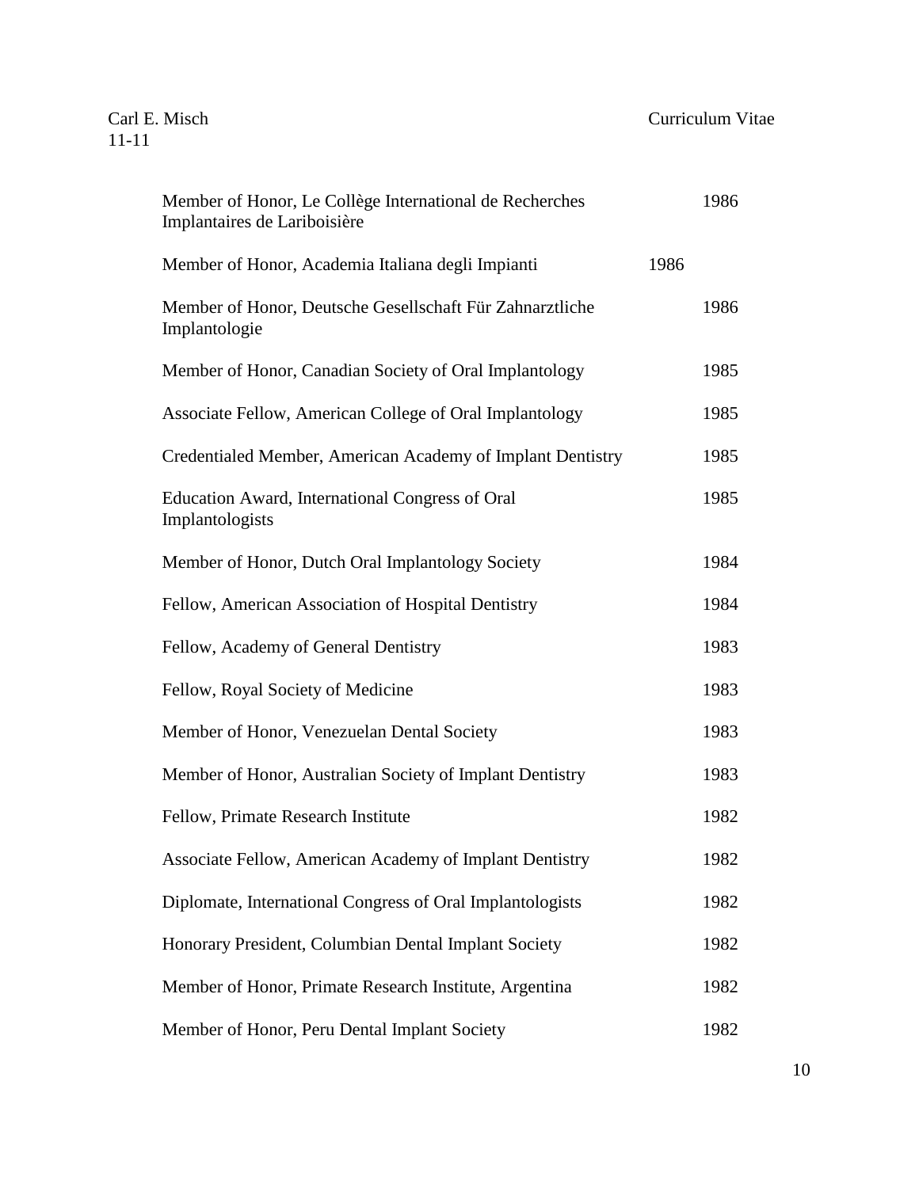| | |
|---|---|
| Member of Honor, Le Collège International de Recherches Implantaires de Lariboisière | 1986 |
| Member of Honor, Academia Italiana degli Impianti | 1986 |
| Member of Honor, Deutsche Gesellschaft Für Zahnarztliche Implantologie | 1986 |
| Member of Honor, Canadian Society of Oral Implantology | 1985 |
| Associate Fellow, American College of Oral Implantology | 1985 |
| Credentialed Member, American Academy of Implant Dentistry | 1985 |
| Education Award, International Congress of Oral Implantologists | 1985 |
| Member of Honor, Dutch Oral Implantology Society | 1984 |
| Fellow, American Association of Hospital Dentistry | 1984 |
| Fellow, Academy of General Dentistry | 1983 |
| Fellow, Royal Society of Medicine | 1983 |
| Member of Honor, Venezuelan Dental Society | 1983 |
| Member of Honor, Australian Society of Implant Dentistry | 1983 |
| Fellow, Primate Research Institute | 1982 |
| Associate Fellow, American Academy of Implant Dentistry | 1982 |
| Diplomate, International Congress of Oral Implantologists | 1982 |
| Honorary President, Columbian Dental Implant Society | 1982 |
| Member of Honor, Primate Research Institute, Argentina | 1982 |
| Member of Honor, Peru Dental Implant Society | 1982 |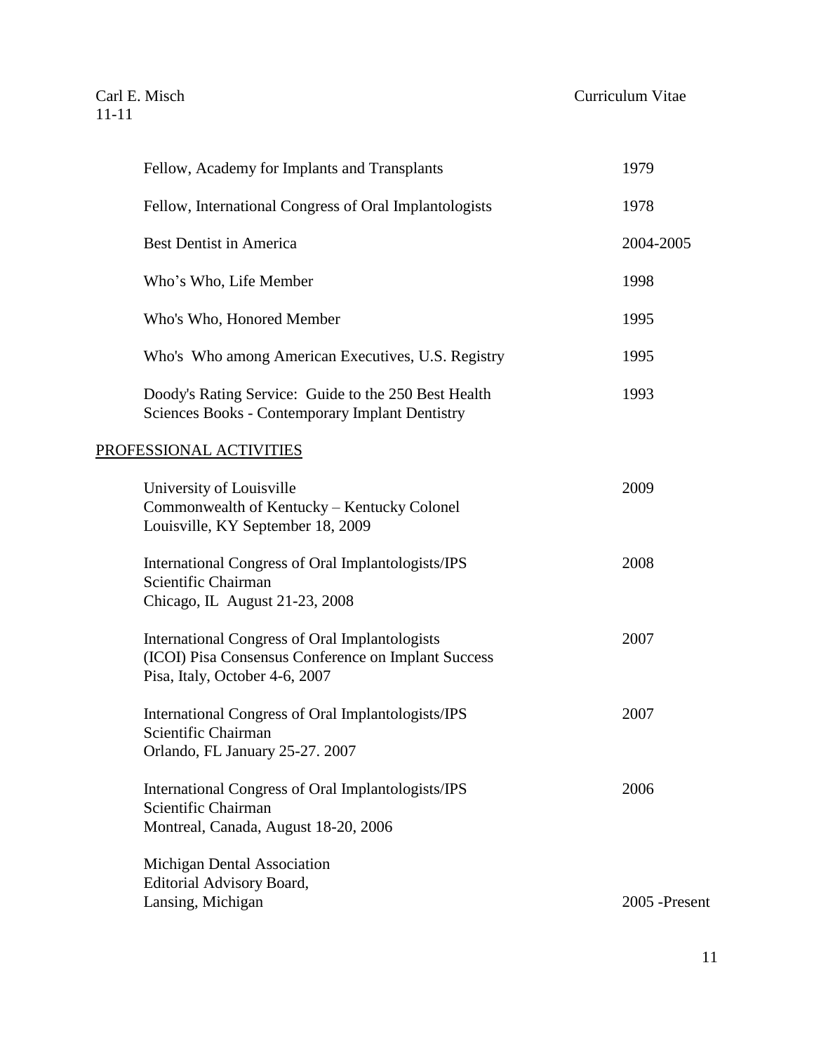| | |
|---|---|
| Fellow, Academy for Implants and Transplants | 1979 |
| Fellow, International Congress of Oral Implantologists | 1978 |
| Best Dentist in America | 2004-2005 |
| Who's Who, Life Member | 1998 |
| Who's Who, Honored Member | 1995 |
| Who's Who among American Executives, U.S. Registry | 1995 |
| Doody's Rating Service: Guide to the 250 Best Health Sciences Books - Contemporary Implant Dentistry | 1993 |

## PROFESSIONAL ACTIVITIES

| | |
|---|---|
| University of Louisville<br>Commonwealth of Kentucky – Kentucky Colonel<br>Louisville, KY September 18, 2009 | 2009 |
| International Congress of Oral Implantologists/IPS<br>Scientific Chairman<br>Chicago, IL August 21-23, 2008 | 2008 |
| International Congress of Oral Implantologists<br>(ICOI) Pisa Consensus Conference on Implant Success<br>Pisa, Italy, October 4-6, 2007 | 2007 |
| International Congress of Oral Implantologists/IPS<br>Scientific Chairman<br>Orlando, FL January 25-27. 2007 | 2007 |
| International Congress of Oral Implantologists/IPS<br>Scientific Chairman<br>Montreal, Canada, August 18-20, 2006 | 2006 |
| Michigan Dental Association<br>Editorial Advisory Board,<br>Lansing, Michigan | 2005 -Present |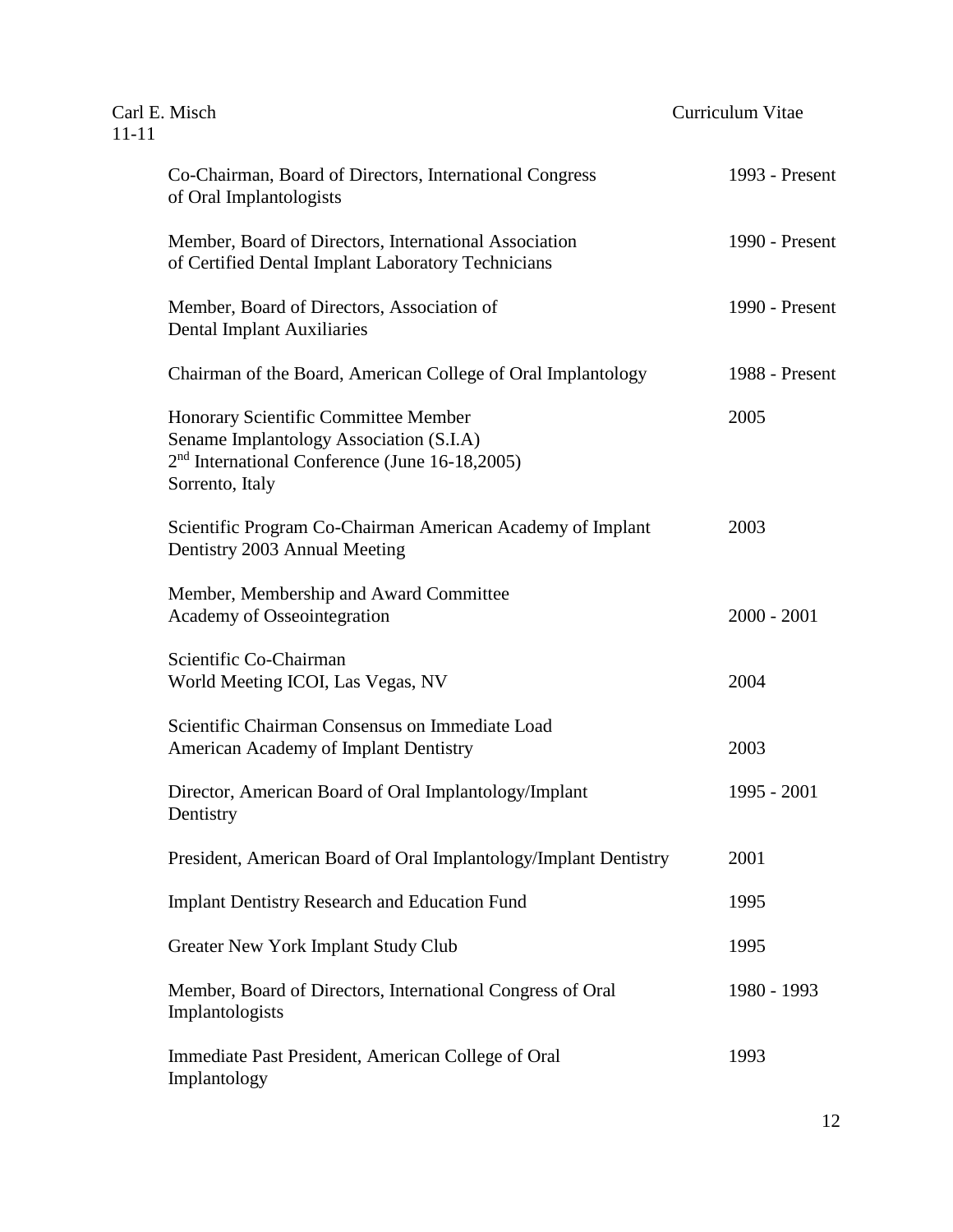| | |
|---|---|
| Co-Chairman, Board of Directors, International Congress of Oral Implantologists | 1993 - Present |
| Member, Board of Directors, International Association of Certified Dental Implant Laboratory Technicians | 1990 - Present |
| Member, Board of Directors, Association of Dental Implant Auxiliaries | 1990 - Present |
| Chairman of the Board, American College of Oral Implantology | 1988 - Present |
| Honorary Scientific Committee Member Sename Implantology Association (S.I.A) 2nd International Conference (June 16-18,2005) Sorrento, Italy | 2005 |
| Scientific Program Co-Chairman American Academy of Implant Dentistry 2003 Annual Meeting | 2003 |
| Member, Membership and Award Committee Academy of Osseointegration | 2000 - 2001 |
| Scientific Co-Chairman World Meeting ICOI, Las Vegas, NV | 2004 |
| Scientific Chairman Consensus on Immediate Load American Academy of Implant Dentistry | 2003 |
| Director, American Board of Oral Implantology/Implant Dentistry | 1995 - 2001 |
| President, American Board of Oral Implantology/Implant Dentistry | 2001 |
| Implant Dentistry Research and Education Fund | 1995 |
| Greater New York Implant Study Club | 1995 |
| Member, Board of Directors, International Congress of Oral Implantologists | 1980 - 1993 |
| Immediate Past President, American College of Oral Implantology | 1993 |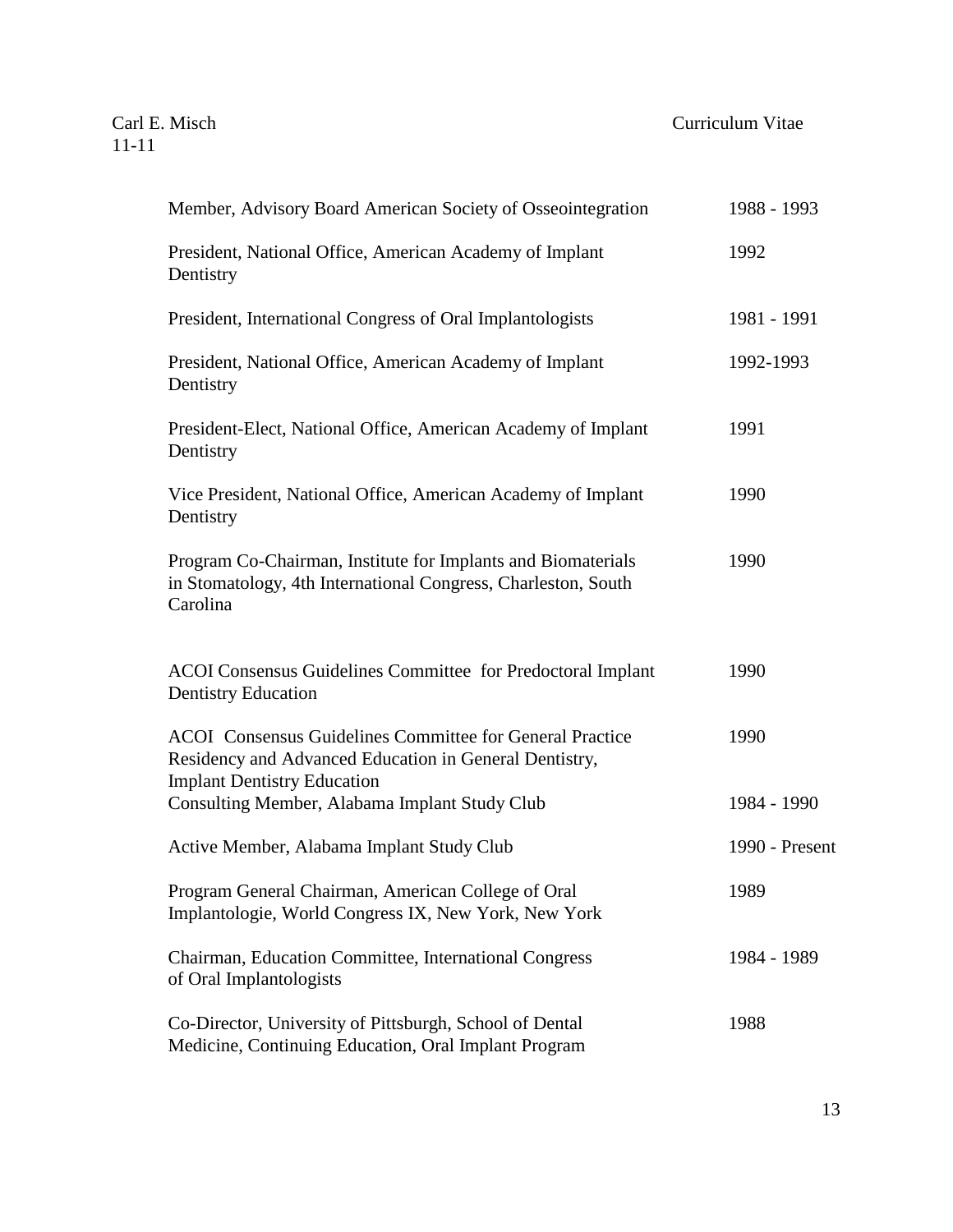| | |
|---|---|
| Member, Advisory Board American Society of Osseointegration | 1988 - 1993 |
| President, National Office, American Academy of Implant Dentistry | 1992 |
| President, International Congress of Oral Implantologists | 1981 - 1991 |
| President, National Office, American Academy of Implant Dentistry | 1992-1993 |
| President-Elect, National Office, American Academy of Implant Dentistry | 1991 |
| Vice President, National Office, American Academy of Implant Dentistry | 1990 |
| Program Co-Chairman, Institute for Implants and Biomaterials in Stomatology, 4th International Congress, Charleston, South Carolina | 1990 |
| ACOI Consensus Guidelines Committee for Predoctoral Implant Dentistry Education | 1990 |
| ACOI Consensus Guidelines Committee for General Practice Residency and Advanced Education in General Dentistry, Implant Dentistry Education | 1990 |
| Consulting Member, Alabama Implant Study Club | 1984 - 1990 |
| Active Member, Alabama Implant Study Club | 1990 - Present |
| Program General Chairman, American College of Oral Implantologie, World Congress IX, New York, New York | 1989 |
| Chairman, Education Committee, International Congress of Oral Implantologists | 1984 - 1989 |
| Co-Director, University of Pittsburgh, School of Dental Medicine, Continuing Education, Oral Implant Program | 1988 |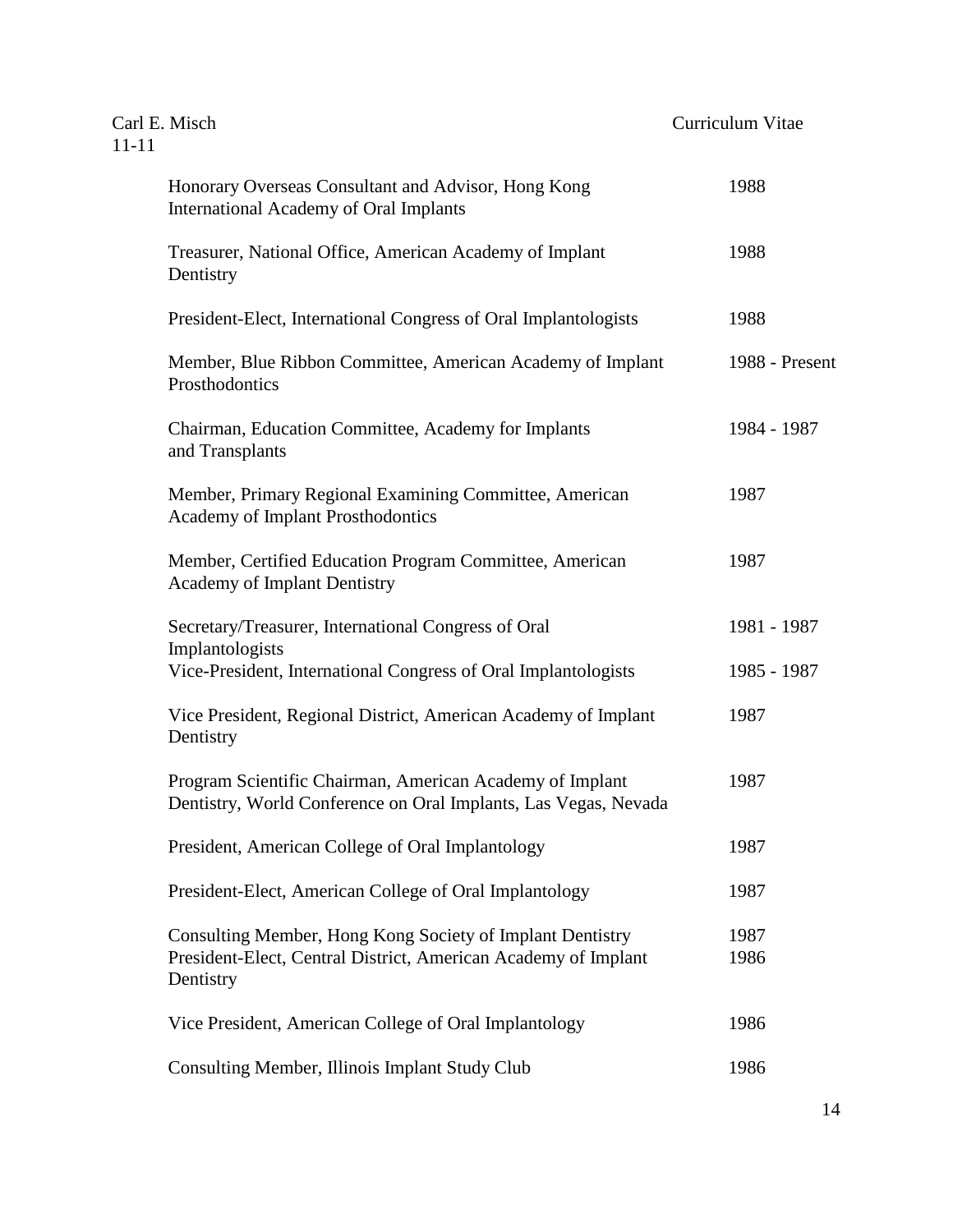| | |
|---|---|
| Honorary Overseas Consultant and Advisor, Hong Kong International Academy of Oral Implants | 1988 |
| Treasurer, National Office, American Academy of Implant Dentistry | 1988 |
| President-Elect, International Congress of Oral Implantologists | 1988 |
| Member, Blue Ribbon Committee, American Academy of Implant Prosthodontics | 1988 - Present |
| Chairman, Education Committee, Academy for Implants and Transplants | 1984 - 1987 |
| Member, Primary Regional Examining Committee, American Academy of Implant Prosthodontics | 1987 |
| Member, Certified Education Program Committee, American Academy of Implant Dentistry | 1987 |
| Secretary/Treasurer, International Congress of Oral Implantologists | 1981 - 1987 |
| Vice-President, International Congress of Oral Implantologists | 1985 - 1987 |
| Vice President, Regional District, American Academy of Implant Dentistry | 1987 |
| Program Scientific Chairman, American Academy of Implant Dentistry, World Conference on Oral Implants, Las Vegas, Nevada | 1987 |
| President, American College of Oral Implantology | 1987 |
| President-Elect, American College of Oral Implantology | 1987 |
| Consulting Member, Hong Kong Society of Implant Dentistry | 1987 |
| President-Elect, Central District, American Academy of Implant Dentistry | 1986 |
| Vice President, American College of Oral Implantology | 1986 |
| Consulting Member, Illinois Implant Study Club | 1986 |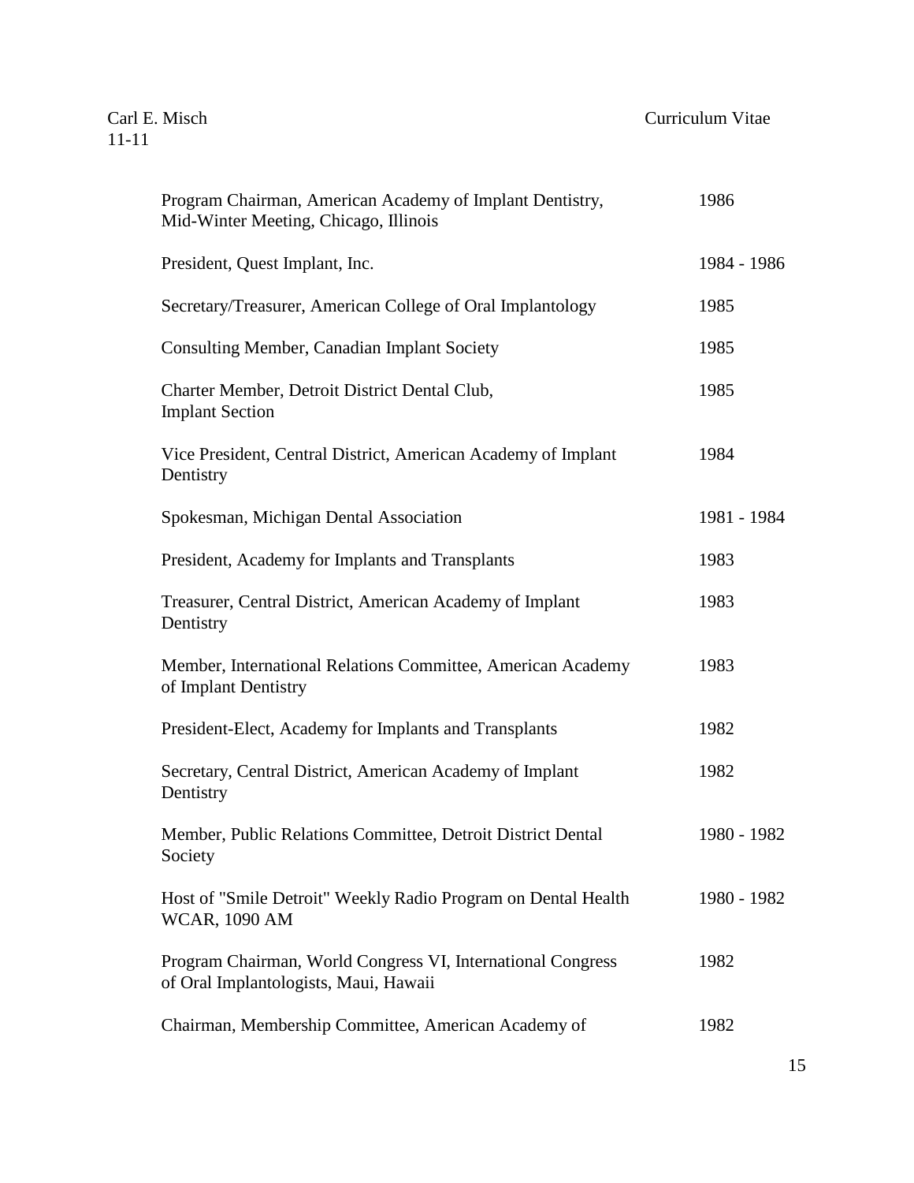| | |
|---|---|
| Program Chairman, American Academy of Implant Dentistry, Mid-Winter Meeting, Chicago, Illinois | 1986 |
| President, Quest Implant, Inc. | 1984 - 1986 |
| Secretary/Treasurer, American College of Oral Implantology | 1985 |
| Consulting Member, Canadian Implant Society | 1985 |
| Charter Member, Detroit District Dental Club, Implant Section | 1985 |
| Vice President, Central District, American Academy of Implant Dentistry | 1984 |
| Spokesman, Michigan Dental Association | 1981 - 1984 |
| President, Academy for Implants and Transplants | 1983 |
| Treasurer, Central District, American Academy of Implant Dentistry | 1983 |
| Member, International Relations Committee, American Academy of Implant Dentistry | 1983 |
| President-Elect, Academy for Implants and Transplants | 1982 |
| Secretary, Central District, American Academy of Implant Dentistry | 1982 |
| Member, Public Relations Committee, Detroit District Dental Society | 1980 - 1982 |
| Host of "Smile Detroit" Weekly Radio Program on Dental Health WCAR, 1090 AM | 1980 - 1982 |
| Program Chairman, World Congress VI, International Congress of Oral Implantologists, Maui, Hawaii | 1982 |
| Chairman, Membership Committee, American Academy of | 1982 |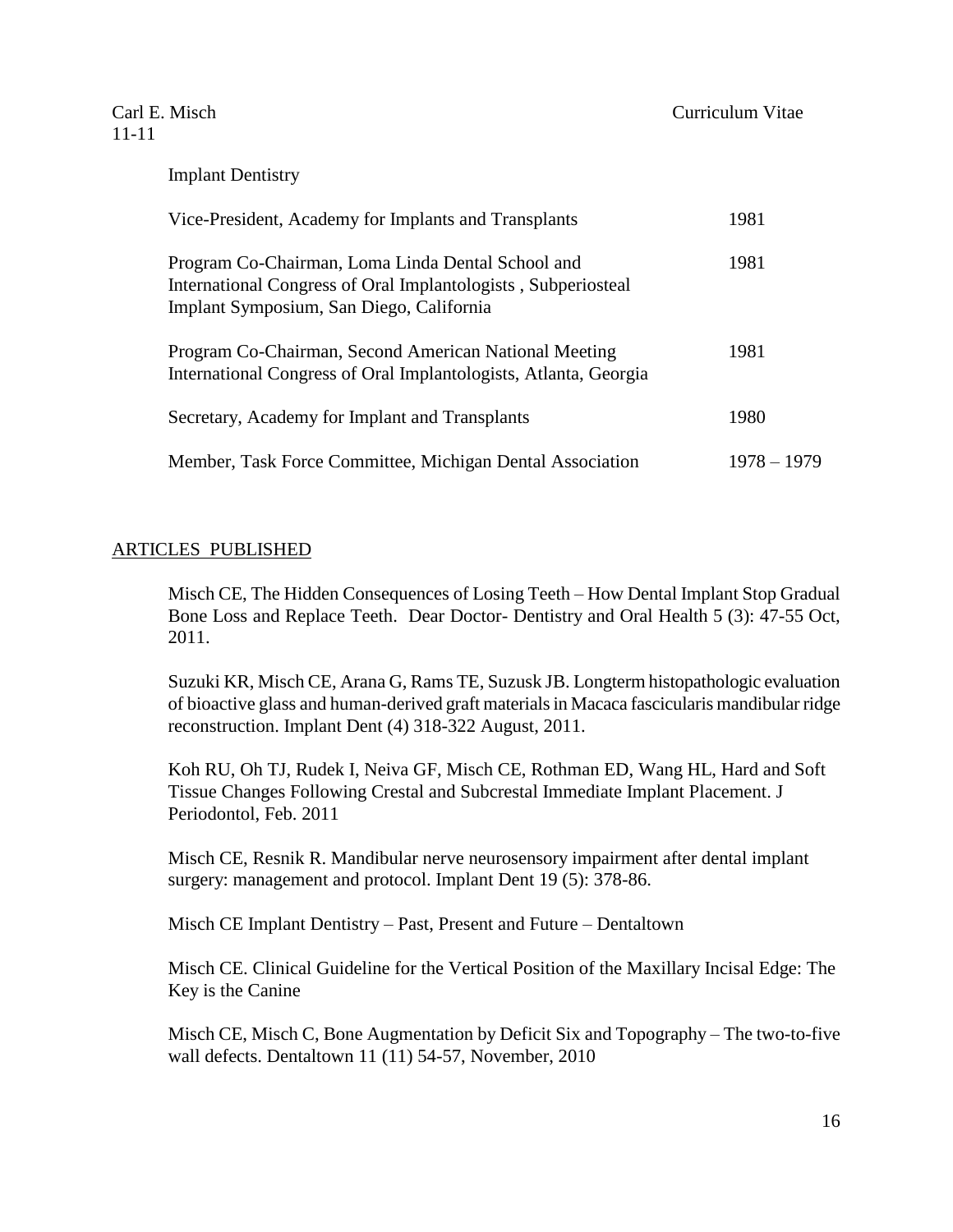Implant Dentistry

| | |
|---|---|
| Vice-President, Academy for Implants and Transplants | 1981 |
| Program Co-Chairman, Loma Linda Dental School and International Congress of Oral Implantologists , Subperiosteal Implant Symposium, San Diego, California | 1981 |
| Program Co-Chairman, Second American National Meeting International Congress of Oral Implantologists, Atlanta, Georgia | 1981 |
| Secretary, Academy for Implant and Transplants | 1980 |
| Member, Task Force Committee, Michigan Dental Association | 1978 – 1979 |

## ARTICLES PUBLISHED

Misch CE, The Hidden Consequences of Losing Teeth – How Dental Implant Stop Gradual Bone Loss and Replace Teeth. Dear Doctor- Dentistry and Oral Health 5 (3): 47-55 Oct, 2011.

Suzuki KR, Misch CE, Arana G, Rams TE, Suzusk JB. Longterm histopathologic evaluation of bioactive glass and human-derived graft materials in Macaca fascicularis mandibular ridge reconstruction. Implant Dent (4) 318-322 August, 2011.

Koh RU, Oh TJ, Rudek I, Neiva GF, Misch CE, Rothman ED, Wang HL, Hard and Soft Tissue Changes Following Crestal and Subcrestal Immediate Implant Placement. J Periodontol, Feb. 2011

Misch CE, Resnik R. Mandibular nerve neurosensory impairment after dental implant surgery: management and protocol. Implant Dent 19 (5): 378-86.

Misch CE Implant Dentistry – Past, Present and Future – Dentaltown

Misch CE. Clinical Guideline for the Vertical Position of the Maxillary Incisal Edge: The Key is the Canine

Misch CE, Misch C, Bone Augmentation by Deficit Six and Topography – The two-to-five wall defects. Dentaltown 11 (11) 54-57, November, 2010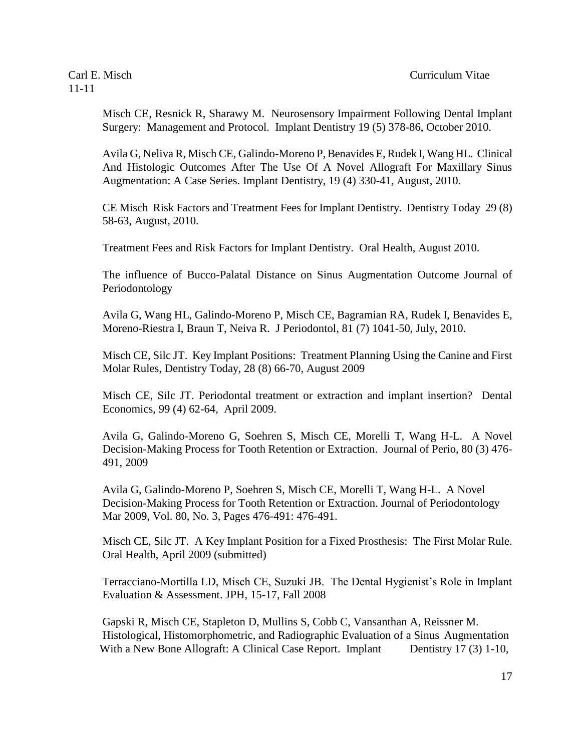Misch CE, Resnick R, Sharawy M. Neurosensory Impairment Following Dental Implant Surgery: Management and Protocol. Implant Dentistry 19 (5) 378-86, October 2010.

Avila G, Neliva R, Misch CE, Galindo-Moreno P, Benavides E, Rudek I, Wang HL. Clinical And Histologic Outcomes After The Use Of A Novel Allograft For Maxillary Sinus Augmentation: A Case Series. Implant Dentistry, 19 (4) 330-41, August, 2010.

CE Misch Risk Factors and Treatment Fees for Implant Dentistry. Dentistry Today 29 (8) 58-63, August, 2010.

Treatment Fees and Risk Factors for Implant Dentistry. Oral Health, August 2010.

The influence of Bucco-Palatal Distance on Sinus Augmentation Outcome Journal of Periodontology

Avila G, Wang HL, Galindo-Moreno P, Misch CE, Bagramian RA, Rudek I, Benavides E, Moreno-Riestra I, Braun T, Neiva R. J Periodontol, 81 (7) 1041-50, July, 2010.

Misch CE, Silc JT. Key Implant Positions: Treatment Planning Using the Canine and First Molar Rules, Dentistry Today, 28 (8) 66-70, August 2009

Misch CE, Silc JT. Periodontal treatment or extraction and implant insertion? Dental Economics, 99 (4) 62-64, April 2009.

Avila G, Galindo-Moreno G, Soehren S, Misch CE, Morelli T, Wang H-L. A Novel Decision-Making Process for Tooth Retention or Extraction. Journal of Perio, 80 (3) 476-491, 2009

Avila G, Galindo-Moreno P, Soehren S, Misch CE, Morelli T, Wang H-L. A Novel Decision-Making Process for Tooth Retention or Extraction. Journal of Periodontology Mar 2009, Vol. 80, No. 3, Pages 476-491: 476-491.

Misch CE, Silc JT. A Key Implant Position for a Fixed Prosthesis: The First Molar Rule. Oral Health, April 2009 (submitted)

Terracciano-Mortilla LD, Misch CE, Suzuki JB. The Dental Hygienist's Role in Implant Evaluation & Assessment. JPH, 15-17, Fall 2008

Gapski R, Misch CE, Stapleton D, Mullins S, Cobb C, Vansanthan A, Reissner M. Histological, Histomorphometric, and Radiographic Evaluation of a Sinus Augmentation With a New Bone Allograft: A Clinical Case Report. Implant Dentistry 17 (3) 1-10,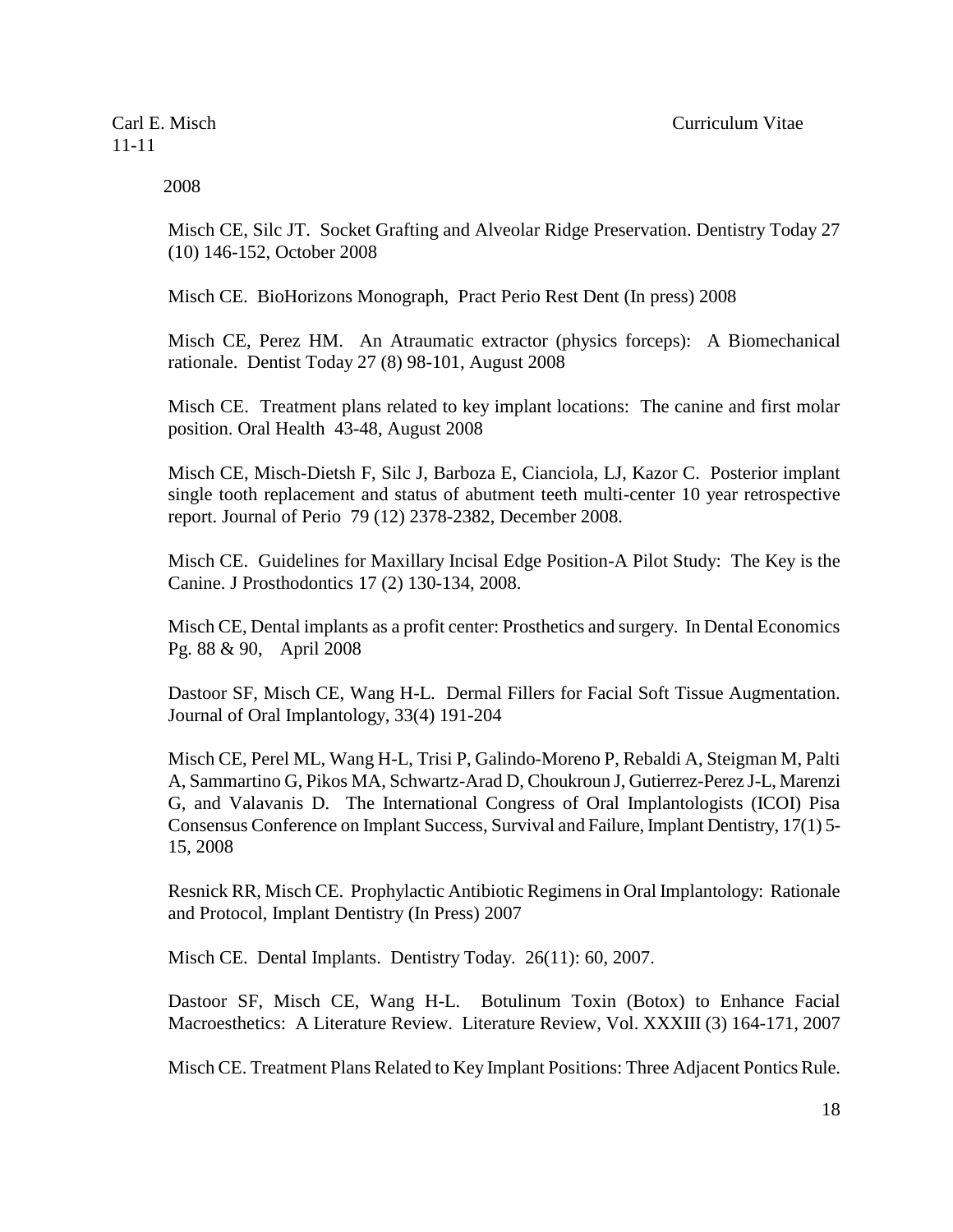2008

Misch CE, Silc JT. Socket Grafting and Alveolar Ridge Preservation. Dentistry Today 27 (10) 146-152, October 2008

Misch CE. BioHorizons Monograph, Pract Perio Rest Dent (In press) 2008

Misch CE, Perez HM. An Atraumatic extractor (physics forceps): A Biomechanical rationale. Dentist Today 27 (8) 98-101, August 2008

Misch CE. Treatment plans related to key implant locations: The canine and first molar position. Oral Health 43-48, August 2008

Misch CE, Misch-Dietsh F, Silc J, Barboza E, Cianciola, LJ, Kazor C. Posterior implant single tooth replacement and status of abutment teeth multi-center 10 year retrospective report. Journal of Perio 79 (12) 2378-2382, December 2008.

Misch CE. Guidelines for Maxillary Incisal Edge Position-A Pilot Study: The Key is the Canine. J Prosthodontics 17 (2) 130-134, 2008.

Misch CE, Dental implants as a profit center: Prosthetics and surgery. In Dental Economics Pg. 88 & 90, April 2008

Dastoor SF, Misch CE, Wang H-L. Dermal Fillers for Facial Soft Tissue Augmentation. Journal of Oral Implantology, 33(4) 191-204

Misch CE, Perel ML, Wang H-L, Trisi P, Galindo-Moreno P, Rebaldi A, Steigman M, Palti A, Sammartino G, Pikos MA, Schwartz-Arad D, Choukroun J, Gutierrez-Perez J-L, Marenzi G, and Valavanis D. The International Congress of Oral Implantologists (ICOI) Pisa Consensus Conference on Implant Success, Survival and Failure, Implant Dentistry, 17(1) 5-15, 2008

Resnick RR, Misch CE. Prophylactic Antibiotic Regimens in Oral Implantology: Rationale and Protocol, Implant Dentistry (In Press) 2007

Misch CE. Dental Implants. Dentistry Today. 26(11): 60, 2007.

Dastoor SF, Misch CE, Wang H-L. Botulinum Toxin (Botox) to Enhance Facial Macroesthetics: A Literature Review. Literature Review, Vol. XXXIII (3) 164-171, 2007

Misch CE. Treatment Plans Related to Key Implant Positions: Three Adjacent Pontics Rule.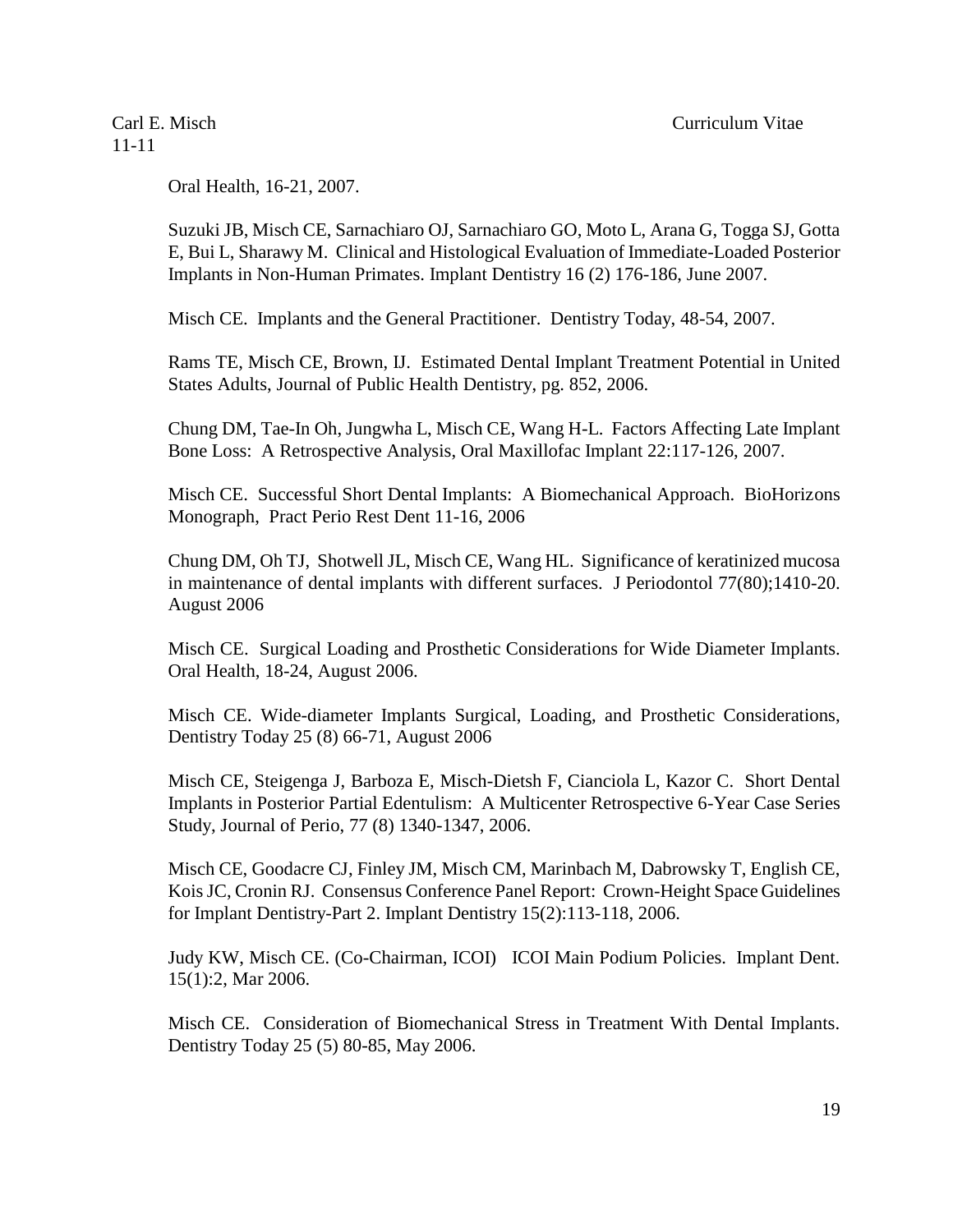Oral Health, 16-21, 2007.

Suzuki JB, Misch CE, Sarnachiaro OJ, Sarnachiaro GO, Moto L, Arana G, Togga SJ, Gotta E, Bui L, Sharawy M. Clinical and Histological Evaluation of Immediate-Loaded Posterior Implants in Non-Human Primates. Implant Dentistry 16 (2) 176-186, June 2007.

Misch CE. Implants and the General Practitioner. Dentistry Today, 48-54, 2007.

Rams TE, Misch CE, Brown, IJ. Estimated Dental Implant Treatment Potential in United States Adults, Journal of Public Health Dentistry, pg. 852, 2006.

Chung DM, Tae-In Oh, Jungwha L, Misch CE, Wang H-L. Factors Affecting Late Implant Bone Loss: A Retrospective Analysis, Oral Maxillofac Implant 22:117-126, 2007.

Misch CE. Successful Short Dental Implants: A Biomechanical Approach. BioHorizons Monograph, Pract Perio Rest Dent 11-16, 2006

Chung DM, Oh TJ, Shotwell JL, Misch CE, Wang HL. Significance of keratinized mucosa in maintenance of dental implants with different surfaces. J Periodontol 77(80);1410-20. August 2006

Misch CE. Surgical Loading and Prosthetic Considerations for Wide Diameter Implants. Oral Health, 18-24, August 2006.

Misch CE. Wide-diameter Implants Surgical, Loading, and Prosthetic Considerations, Dentistry Today 25 (8) 66-71, August 2006

Misch CE, Steigenga J, Barboza E, Misch-Dietsh F, Cianciola L, Kazor C. Short Dental Implants in Posterior Partial Edentulism: A Multicenter Retrospective 6-Year Case Series Study, Journal of Perio, 77 (8) 1340-1347, 2006.

Misch CE, Goodacre CJ, Finley JM, Misch CM, Marinbach M, Dabrowsky T, English CE, Kois JC, Cronin RJ. Consensus Conference Panel Report: Crown-Height Space Guidelines for Implant Dentistry-Part 2. Implant Dentistry 15(2):113-118, 2006.

Judy KW, Misch CE. (Co-Chairman, ICOI) ICOI Main Podium Policies. Implant Dent. 15(1):2, Mar 2006.

Misch CE. Consideration of Biomechanical Stress in Treatment With Dental Implants. Dentistry Today 25 (5) 80-85, May 2006.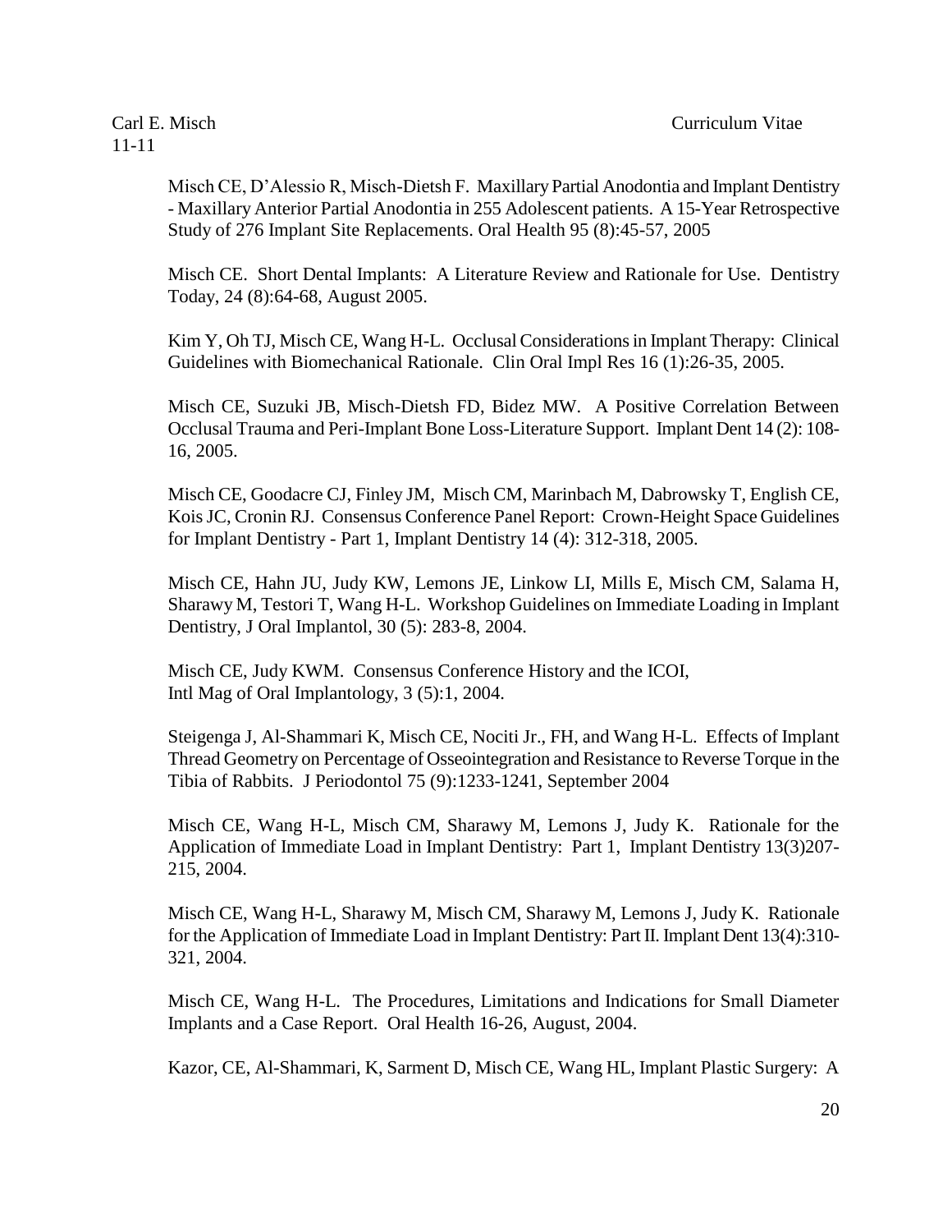Misch CE, D'Alessio R, Misch-Dietsh F. Maxillary Partial Anodontia and Implant Dentistry - Maxillary Anterior Partial Anodontia in 255 Adolescent patients. A 15-Year Retrospective Study of 276 Implant Site Replacements. Oral Health 95 (8):45-57, 2005

Misch CE. Short Dental Implants: A Literature Review and Rationale for Use. Dentistry Today, 24 (8):64-68, August 2005.

Kim Y, Oh TJ, Misch CE, Wang H-L. Occlusal Considerations in Implant Therapy: Clinical Guidelines with Biomechanical Rationale. Clin Oral Impl Res 16 (1):26-35, 2005.

Misch CE, Suzuki JB, Misch-Dietsh FD, Bidez MW. A Positive Correlation Between Occlusal Trauma and Peri-Implant Bone Loss-Literature Support. Implant Dent 14 (2): 108-16, 2005.

Misch CE, Goodacre CJ, Finley JM, Misch CM, Marinbach M, Dabrowsky T, English CE, Kois JC, Cronin RJ. Consensus Conference Panel Report: Crown-Height Space Guidelines for Implant Dentistry - Part 1, Implant Dentistry 14 (4): 312-318, 2005.

Misch CE, Hahn JU, Judy KW, Lemons JE, Linkow LI, Mills E, Misch CM, Salama H, Sharawy M, Testori T, Wang H-L. Workshop Guidelines on Immediate Loading in Implant Dentistry, J Oral Implantol, 30 (5): 283-8, 2004.

Misch CE, Judy KWM. Consensus Conference History and the ICOI, Intl Mag of Oral Implantology, 3 (5):1, 2004.

Steigenga J, Al-Shammari K, Misch CE, Nociti Jr., FH, and Wang H-L. Effects of Implant Thread Geometry on Percentage of Osseointegration and Resistance to Reverse Torque in the Tibia of Rabbits. J Periodontol 75 (9):1233-1241, September 2004

Misch CE, Wang H-L, Misch CM, Sharawy M, Lemons J, Judy K. Rationale for the Application of Immediate Load in Implant Dentistry: Part 1, Implant Dentistry 13(3)207-215, 2004.

Misch CE, Wang H-L, Sharawy M, Misch CM, Sharawy M, Lemons J, Judy K. Rationale for the Application of Immediate Load in Implant Dentistry: Part II. Implant Dent 13(4):310-321, 2004.

Misch CE, Wang H-L. The Procedures, Limitations and Indications for Small Diameter Implants and a Case Report. Oral Health 16-26, August, 2004.

Kazor, CE, Al-Shammari, K, Sarment D, Misch CE, Wang HL, Implant Plastic Surgery: A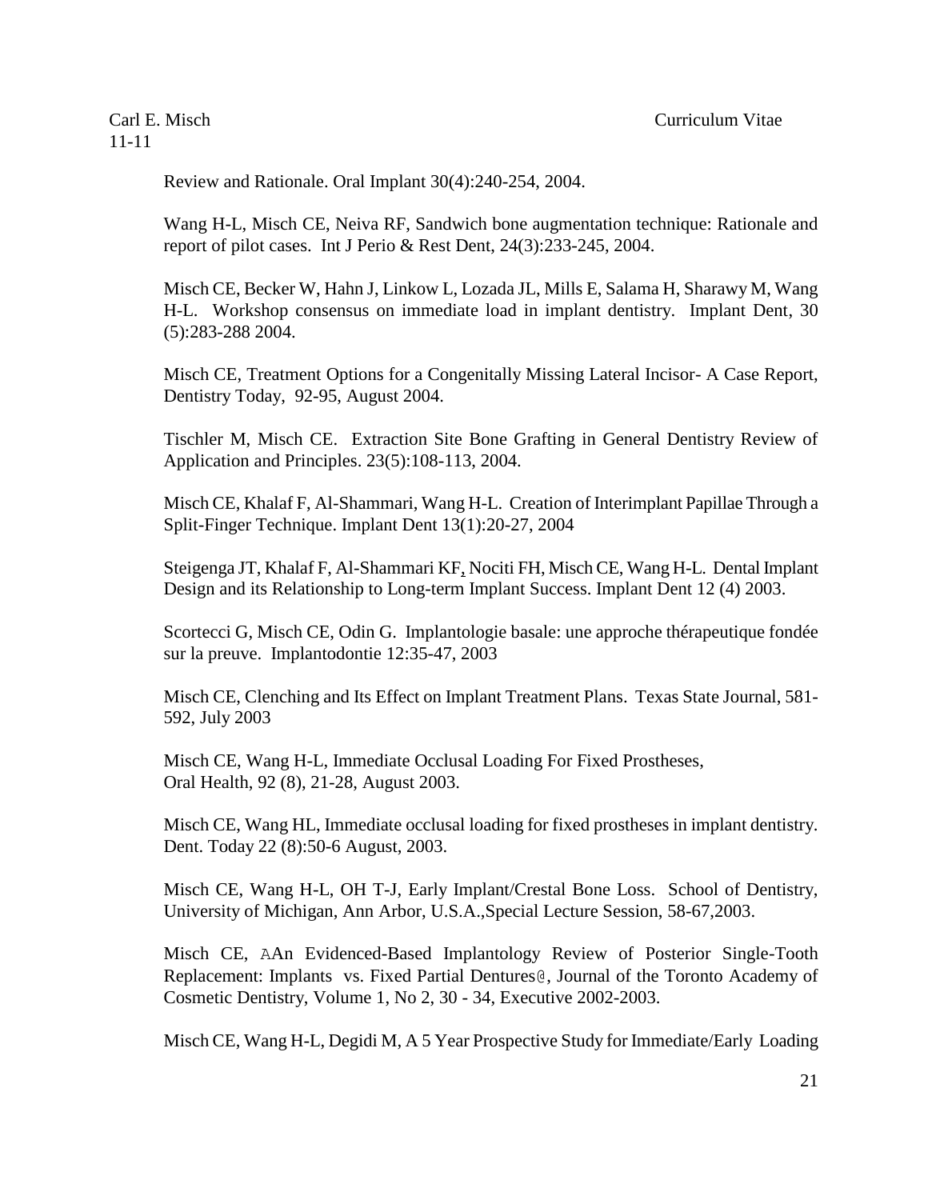Review and Rationale. Oral Implant 30(4):240-254, 2004.

Wang H-L, Misch CE, Neiva RF, Sandwich bone augmentation technique: Rationale and report of pilot cases. Int J Perio & Rest Dent, 24(3):233-245, 2004.

Misch CE, Becker W, Hahn J, Linkow L, Lozada JL, Mills E, Salama H, Sharawy M, Wang H-L. Workshop consensus on immediate load in implant dentistry. Implant Dent, 30 (5):283-288 2004.

Misch CE, Treatment Options for a Congenitally Missing Lateral Incisor- A Case Report, Dentistry Today, 92-95, August 2004.

Tischler M, Misch CE. Extraction Site Bone Grafting in General Dentistry Review of Application and Principles. 23(5):108-113, 2004.

Misch CE, Khalaf F, Al-Shammari, Wang H-L. Creation of Interimplant Papillae Through a Split-Finger Technique. Implant Dent 13(1):20-27, 2004

Steigenga JT, Khalaf F, Al-Shammari KF, Nociti FH, Misch CE, Wang H-L. Dental Implant Design and its Relationship to Long-term Implant Success. Implant Dent 12 (4) 2003.

Scortecci G, Misch CE, Odin G. Implantologie basale: une approche thérapeutique fondée sur la preuve. Implantodontie 12:35-47, 2003

Misch CE, Clenching and Its Effect on Implant Treatment Plans. Texas State Journal, 581-592, July 2003

Misch CE, Wang H-L, Immediate Occlusal Loading For Fixed Prostheses, Oral Health, 92 (8), 21-28, August 2003.

Misch CE, Wang HL, Immediate occlusal loading for fixed prostheses in implant dentistry. Dent. Today 22 (8):50-6 August, 2003.

Misch CE, Wang H-L, OH T-J, Early Implant/Crestal Bone Loss. School of Dentistry, University of Michigan, Ann Arbor, U.S.A.,Special Lecture Session, 58-67,2003.

Misch CE, AAn Evidenced-Based Implantology Review of Posterior Single-Tooth Replacement: Implants vs. Fixed Partial Dentures@, Journal of the Toronto Academy of Cosmetic Dentistry, Volume 1, No 2, 30 - 34, Executive 2002-2003.

Misch CE, Wang H-L, Degidi M, A 5 Year Prospective Study for Immediate/Early Loading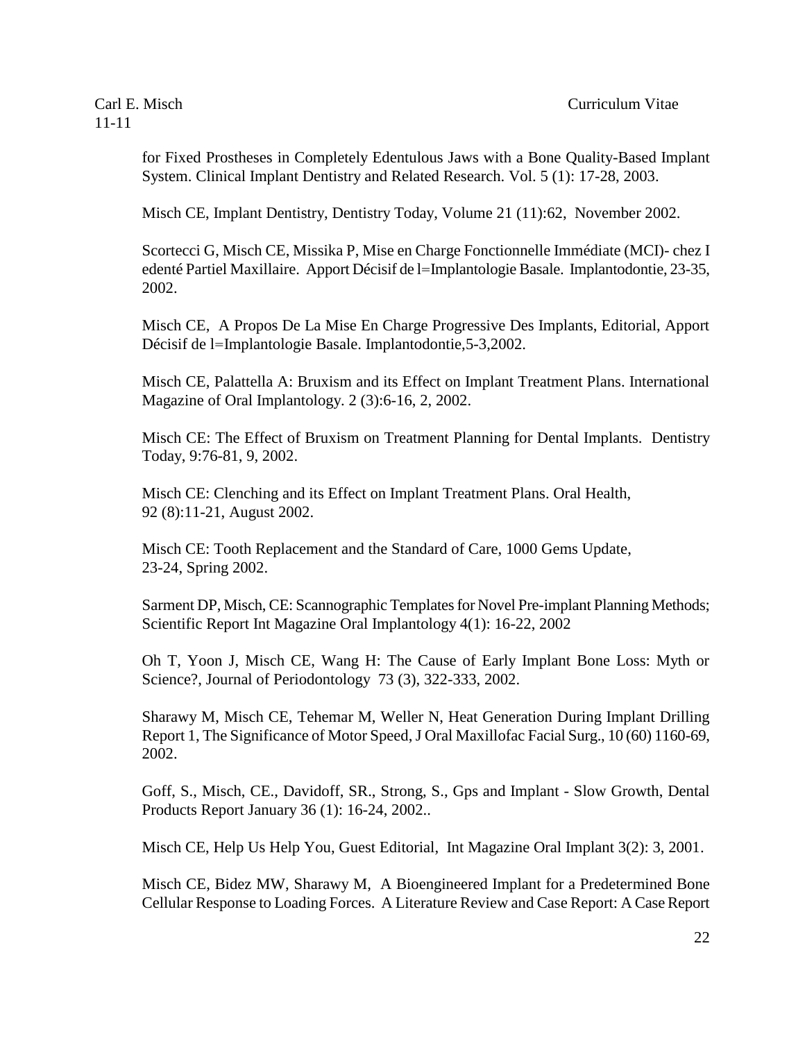for Fixed Prostheses in Completely Edentulous Jaws with a Bone Quality-Based Implant System. Clinical Implant Dentistry and Related Research. Vol. 5 (1): 17-28, 2003.

Misch CE, Implant Dentistry, Dentistry Today, Volume 21 (11):62, November 2002.

Scortecci G, Misch CE, Missika P, Mise en Charge Fonctionnelle Immédiate (MCI)- chez I edenté Partiel Maxillaire. Apport Décisif de l=Implantologie Basale. Implantodontie, 23-35, 2002.

Misch CE, A Propos De La Mise En Charge Progressive Des Implants, Editorial, Apport Décisif de l=Implantologie Basale. Implantodontie,5-3,2002.

Misch CE, Palattella A: Bruxism and its Effect on Implant Treatment Plans. International Magazine of Oral Implantology. 2 (3):6-16, 2, 2002.

Misch CE: The Effect of Bruxism on Treatment Planning for Dental Implants. Dentistry Today, 9:76-81, 9, 2002.

Misch CE: Clenching and its Effect on Implant Treatment Plans. Oral Health, 92 (8):11-21, August 2002.

Misch CE: Tooth Replacement and the Standard of Care, 1000 Gems Update, 23-24, Spring 2002.

Sarment DP, Misch, CE: Scannographic Templates for Novel Pre-implant Planning Methods; Scientific Report Int Magazine Oral Implantology 4(1): 16-22, 2002

Oh T, Yoon J, Misch CE, Wang H: The Cause of Early Implant Bone Loss: Myth or Science?, Journal of Periodontology 73 (3), 322-333, 2002.

Sharawy M, Misch CE, Tehemar M, Weller N, Heat Generation During Implant Drilling Report 1, The Significance of Motor Speed, J Oral Maxillofac Facial Surg., 10 (60) 1160-69, 2002.

Goff, S., Misch, CE., Davidoff, SR., Strong, S., Gps and Implant - Slow Growth, Dental Products Report January 36 (1): 16-24, 2002..

Misch CE, Help Us Help You, Guest Editorial, Int Magazine Oral Implant 3(2): 3, 2001.

Misch CE, Bidez MW, Sharawy M, A Bioengineered Implant for a Predetermined Bone Cellular Response to Loading Forces. A Literature Review and Case Report: A Case Report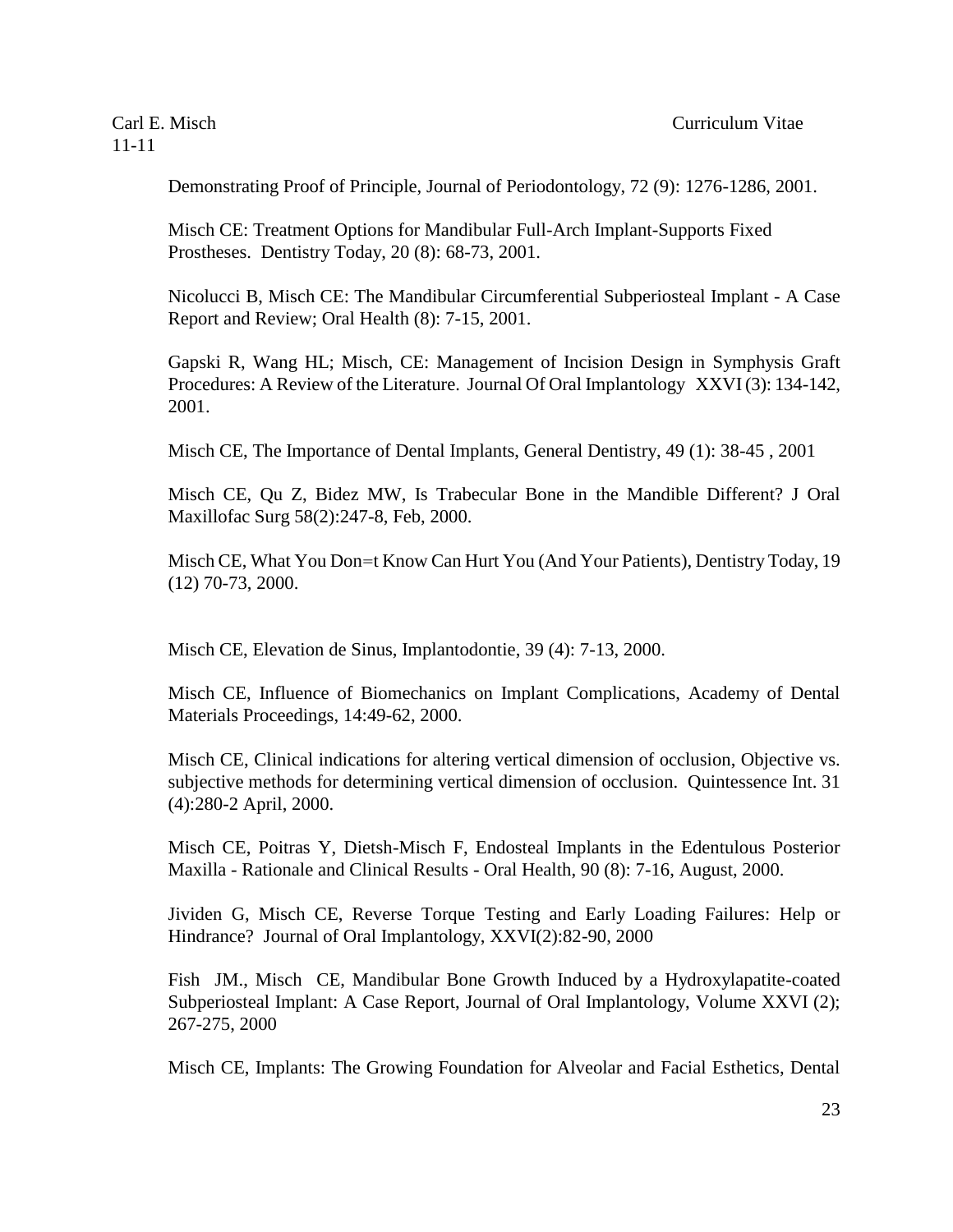Demonstrating Proof of Principle, Journal of Periodontology, 72 (9): 1276-1286, 2001.

Misch CE: Treatment Options for Mandibular Full-Arch Implant-Supports Fixed Prostheses. Dentistry Today, 20 (8): 68-73, 2001.

Nicolucci B, Misch CE: The Mandibular Circumferential Subperiosteal Implant - A Case Report and Review; Oral Health (8): 7-15, 2001.

Gapski R, Wang HL; Misch, CE: Management of Incision Design in Symphysis Graft Procedures: A Review of the Literature. Journal Of Oral Implantology XXVI (3): 134-142, 2001.

Misch CE, The Importance of Dental Implants, General Dentistry, 49 (1): 38-45 , 2001

Misch CE, Qu Z, Bidez MW, Is Trabecular Bone in the Mandible Different? J Oral Maxillofac Surg 58(2):247-8, Feb, 2000.

Misch CE, What You Don=t Know Can Hurt You (And Your Patients), Dentistry Today, 19 (12) 70-73, 2000.

Misch CE, Elevation de Sinus, Implantodontie, 39 (4): 7-13, 2000.

Misch CE, Influence of Biomechanics on Implant Complications, Academy of Dental Materials Proceedings, 14:49-62, 2000.

Misch CE, Clinical indications for altering vertical dimension of occlusion, Objective vs. subjective methods for determining vertical dimension of occlusion. Quintessence Int. 31 (4):280-2 April, 2000.

Misch CE, Poitras Y, Dietsh-Misch F, Endosteal Implants in the Edentulous Posterior Maxilla - Rationale and Clinical Results - Oral Health, 90 (8): 7-16, August, 2000.

Jividen G, Misch CE, Reverse Torque Testing and Early Loading Failures: Help or Hindrance? Journal of Oral Implantology, XXVI(2):82-90, 2000

Fish JM., Misch CE, Mandibular Bone Growth Induced by a Hydroxylapatite-coated Subperiosteal Implant: A Case Report, Journal of Oral Implantology, Volume XXVI (2); 267-275, 2000

Misch CE, Implants: The Growing Foundation for Alveolar and Facial Esthetics, Dental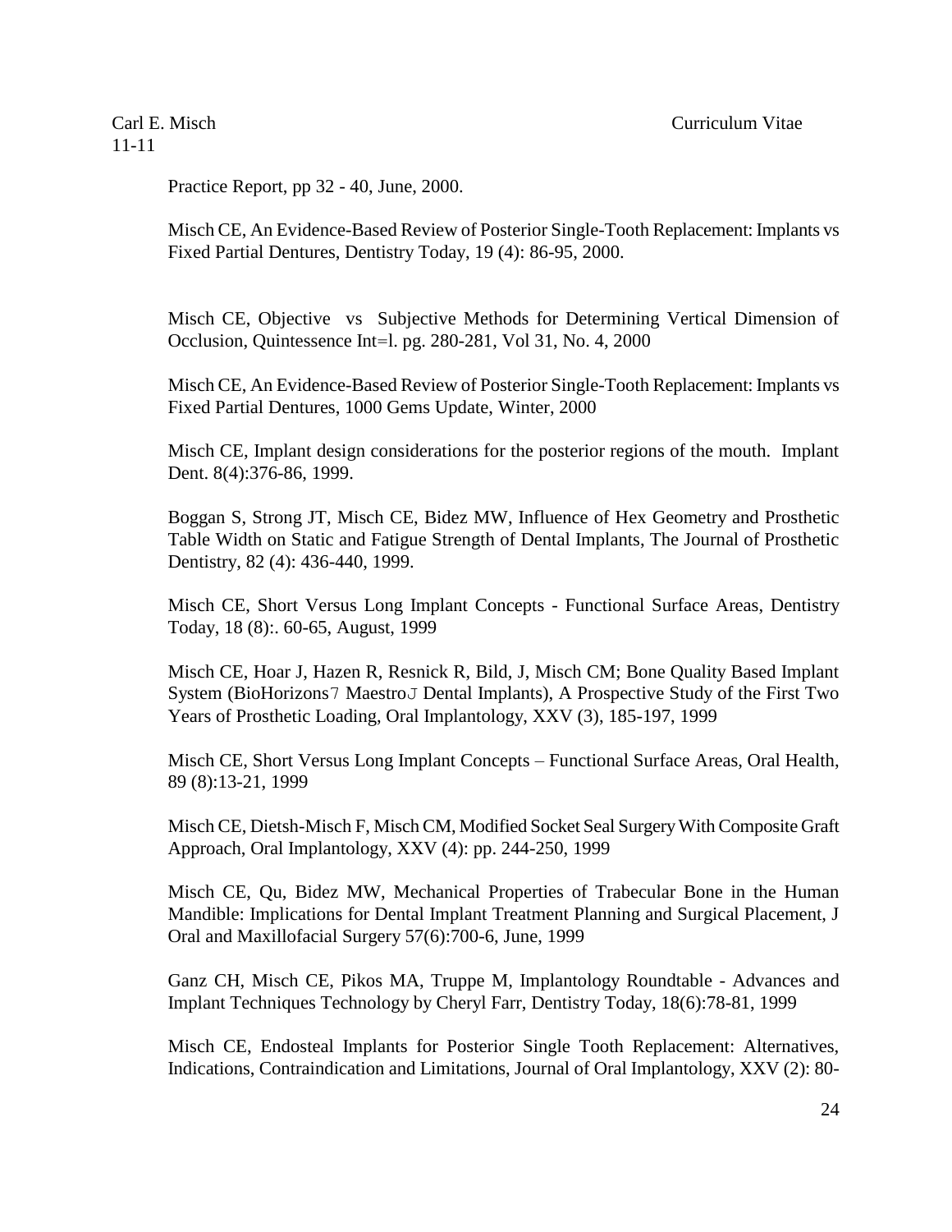Practice Report, pp 32 - 40, June, 2000.

Misch CE, An Evidence-Based Review of Posterior Single-Tooth Replacement: Implants vs Fixed Partial Dentures, Dentistry Today, 19 (4): 86-95, 2000.

Misch CE, Objective vs Subjective Methods for Determining Vertical Dimension of Occlusion, Quintessence Int=l. pg. 280-281, Vol 31, No. 4, 2000

Misch CE, An Evidence-Based Review of Posterior Single-Tooth Replacement: Implants vs Fixed Partial Dentures, 1000 Gems Update, Winter, 2000

Misch CE, Implant design considerations for the posterior regions of the mouth. Implant Dent. 8(4):376-86, 1999.

Boggan S, Strong JT, Misch CE, Bidez MW, Influence of Hex Geometry and Prosthetic Table Width on Static and Fatigue Strength of Dental Implants, The Journal of Prosthetic Dentistry, 82 (4): 436-440, 1999.

Misch CE, Short Versus Long Implant Concepts - Functional Surface Areas, Dentistry Today, 18 (8):. 60-65, August, 1999

Misch CE, Hoar J, Hazen R, Resnick R, Bild, J, Misch CM; Bone Quality Based Implant System (BioHorizons7 MaestroJ Dental Implants), A Prospective Study of the First Two Years of Prosthetic Loading, Oral Implantology, XXV (3), 185-197, 1999

Misch CE, Short Versus Long Implant Concepts – Functional Surface Areas, Oral Health, 89 (8):13-21, 1999

Misch CE, Dietsh-Misch F, Misch CM, Modified Socket Seal Surgery With Composite Graft Approach, Oral Implantology, XXV (4): pp. 244-250, 1999

Misch CE, Qu, Bidez MW, Mechanical Properties of Trabecular Bone in the Human Mandible: Implications for Dental Implant Treatment Planning and Surgical Placement, J Oral and Maxillofacial Surgery 57(6):700-6, June, 1999

Ganz CH, Misch CE, Pikos MA, Truppe M, Implantology Roundtable - Advances and Implant Techniques Technology by Cheryl Farr, Dentistry Today, 18(6):78-81, 1999

Misch CE, Endosteal Implants for Posterior Single Tooth Replacement: Alternatives, Indications, Contraindication and Limitations, Journal of Oral Implantology, XXV (2): 80-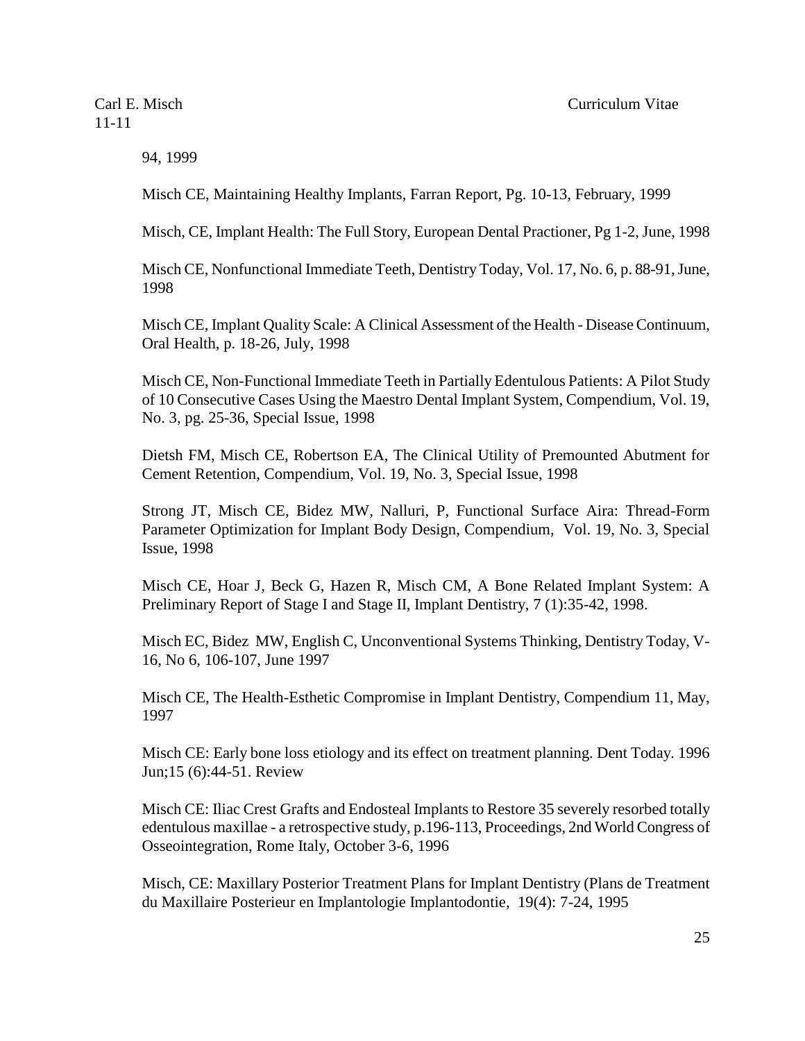94, 1999

Misch CE, Maintaining Healthy Implants, Farran Report, Pg. 10-13, February, 1999

Misch, CE, Implant Health: The Full Story, European Dental Practioner, Pg 1-2, June, 1998

Misch CE, Nonfunctional Immediate Teeth, Dentistry Today, Vol. 17, No. 6, p. 88-91, June, 1998

Misch CE, Implant Quality Scale: A Clinical Assessment of the Health - Disease Continuum, Oral Health, p. 18-26, July, 1998

Misch CE, Non-Functional Immediate Teeth in Partially Edentulous Patients: A Pilot Study of 10 Consecutive Cases Using the Maestro Dental Implant System, Compendium, Vol. 19, No. 3, pg. 25-36, Special Issue, 1998

Dietsh FM, Misch CE, Robertson EA, The Clinical Utility of Premounted Abutment for Cement Retention, Compendium, Vol. 19, No. 3, Special Issue, 1998

Strong JT, Misch CE, Bidez MW, Nalluri, P, Functional Surface Aira: Thread-Form Parameter Optimization for Implant Body Design, Compendium, Vol. 19, No. 3, Special Issue, 1998

Misch CE, Hoar J, Beck G, Hazen R, Misch CM, A Bone Related Implant System: A Preliminary Report of Stage I and Stage II, Implant Dentistry, 7 (1):35-42, 1998.

Misch EC, Bidez MW, English C, Unconventional Systems Thinking, Dentistry Today, V-16, No 6, 106-107, June 1997

Misch CE, The Health-Esthetic Compromise in Implant Dentistry, Compendium 11, May, 1997

Misch CE: Early bone loss etiology and its effect on treatment planning. Dent Today. 1996 Jun;15 (6):44-51. Review

Misch CE: Iliac Crest Grafts and Endosteal Implants to Restore 35 severely resorbed totally edentulous maxillae - a retrospective study, p.196-113, Proceedings, 2nd World Congress of Osseointegration, Rome Italy, October 3-6, 1996

Misch, CE: Maxillary Posterior Treatment Plans for Implant Dentistry (Plans de Treatment du Maxillaire Posterieur en Implantologie Implantodontie, 19(4): 7-24, 1995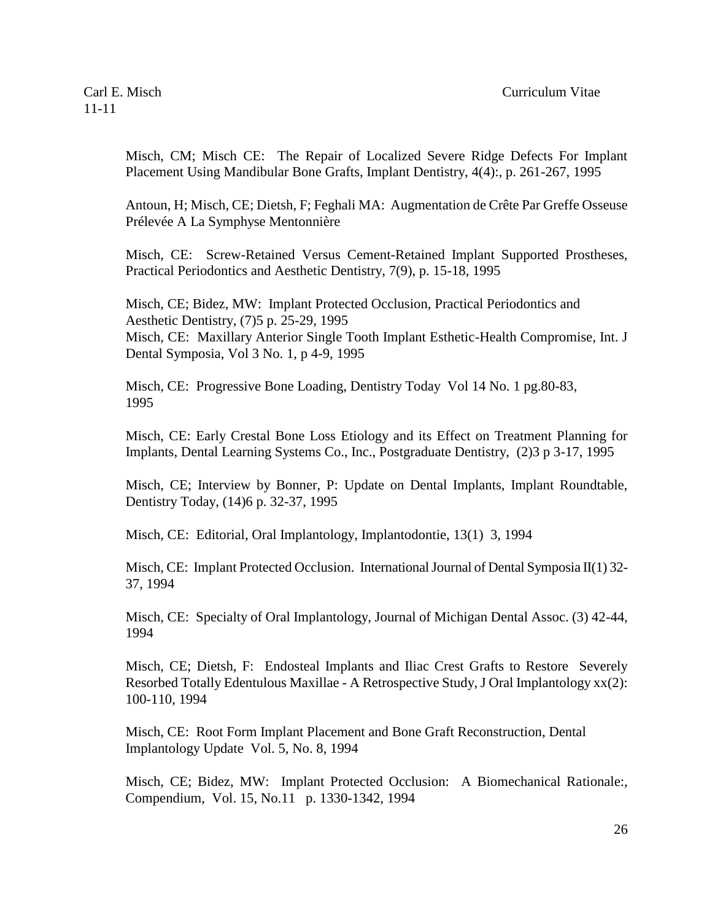Misch, CM; Misch CE: The Repair of Localized Severe Ridge Defects For Implant Placement Using Mandibular Bone Grafts, Implant Dentistry, 4(4):, p. 261-267, 1995

Antoun, H; Misch, CE; Dietsh, F; Feghali MA: Augmentation de Crête Par Greffe Osseuse Prélevée A La Symphyse Mentonnière

Misch, CE: Screw-Retained Versus Cement-Retained Implant Supported Prostheses, Practical Periodontics and Aesthetic Dentistry, 7(9), p. 15-18, 1995

Misch, CE; Bidez, MW: Implant Protected Occlusion, Practical Periodontics and Aesthetic Dentistry, (7)5 p. 25-29, 1995
Misch, CE: Maxillary Anterior Single Tooth Implant Esthetic-Health Compromise, Int. J Dental Symposia, Vol 3 No. 1, p 4-9, 1995

Misch, CE: Progressive Bone Loading, Dentistry Today Vol 14 No. 1 pg.80-83, 1995

Misch, CE: Early Crestal Bone Loss Etiology and its Effect on Treatment Planning for Implants, Dental Learning Systems Co., Inc., Postgraduate Dentistry, (2)3 p 3-17, 1995

Misch, CE; Interview by Bonner, P: Update on Dental Implants, Implant Roundtable, Dentistry Today, (14)6 p. 32-37, 1995

Misch, CE: Editorial, Oral Implantology, Implantodontie, 13(1) 3, 1994

Misch, CE: Implant Protected Occlusion. International Journal of Dental Symposia II(1) 32-37, 1994

Misch, CE: Specialty of Oral Implantology, Journal of Michigan Dental Assoc. (3) 42-44, 1994

Misch, CE; Dietsh, F: Endosteal Implants and Iliac Crest Grafts to Restore Severely Resorbed Totally Edentulous Maxillae - A Retrospective Study, J Oral Implantology xx(2): 100-110, 1994

Misch, CE: Root Form Implant Placement and Bone Graft Reconstruction, Dental Implantology Update Vol. 5, No. 8, 1994

Misch, CE; Bidez, MW: Implant Protected Occlusion: A Biomechanical Rationale:, Compendium, Vol. 15, No.11 p. 1330-1342, 1994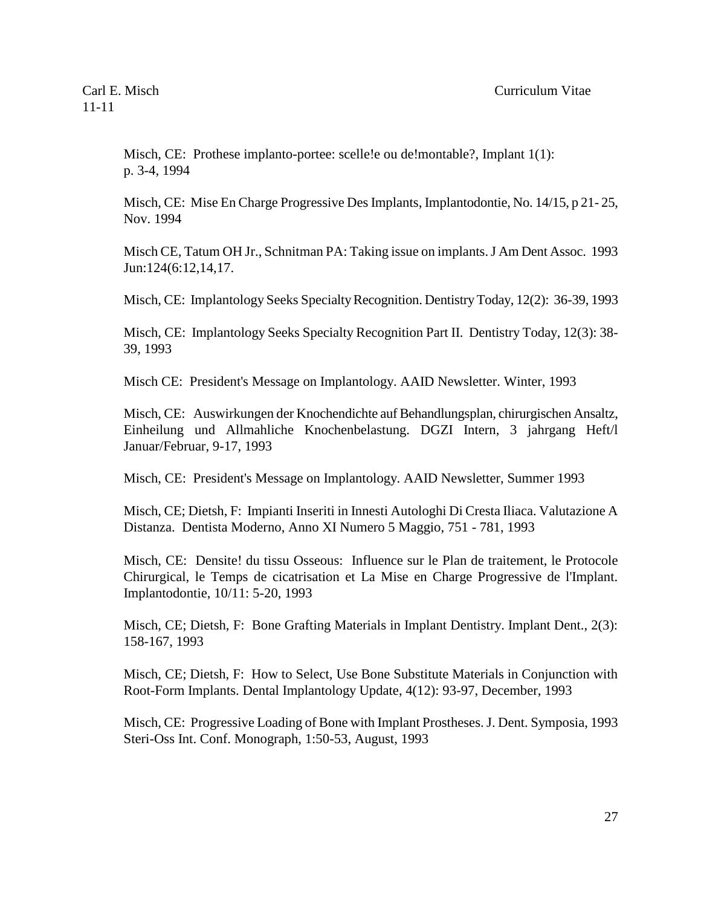Misch, CE: Prothese implanto-portee: scelle!e ou de!montable?, Implant 1(1): p. 3-4, 1994

Misch, CE: Mise En Charge Progressive Des Implants, Implantodontie, No. 14/15, p 21- 25, Nov. 1994

Misch CE, Tatum OH Jr., Schnitman PA: Taking issue on implants. J Am Dent Assoc. 1993 Jun:124(6:12,14,17.

Misch, CE: Implantology Seeks Specialty Recognition. Dentistry Today, 12(2): 36-39, 1993

Misch, CE: Implantology Seeks Specialty Recognition Part II. Dentistry Today, 12(3): 38-39, 1993

Misch CE: President's Message on Implantology. AAID Newsletter. Winter, 1993

Misch, CE: Auswirkungen der Knochendichte auf Behandlungsplan, chirurgischen Ansaltz, Einheilung und Allmahliche Knochenbelastung. DGZI Intern, 3 jahrgang Heft/l Januar/Februar, 9-17, 1993

Misch, CE: President's Message on Implantology. AAID Newsletter, Summer 1993

Misch, CE; Dietsh, F: Impianti Inseriti in Innesti Autologhi Di Cresta Iliaca. Valutazione A Distanza. Dentista Moderno, Anno XI Numero 5 Maggio, 751 - 781, 1993

Misch, CE: Densite! du tissu Osseous: Influence sur le Plan de traitement, le Protocole Chirurgical, le Temps de cicatrisation et La Mise en Charge Progressive de l'Implant. Implantodontie, 10/11: 5-20, 1993

Misch, CE; Dietsh, F: Bone Grafting Materials in Implant Dentistry. Implant Dent., 2(3): 158-167, 1993

Misch, CE; Dietsh, F: How to Select, Use Bone Substitute Materials in Conjunction with Root-Form Implants. Dental Implantology Update, 4(12): 93-97, December, 1993

Misch, CE: Progressive Loading of Bone with Implant Prostheses. J. Dent. Symposia, 1993 Steri-Oss Int. Conf. Monograph, 1:50-53, August, 1993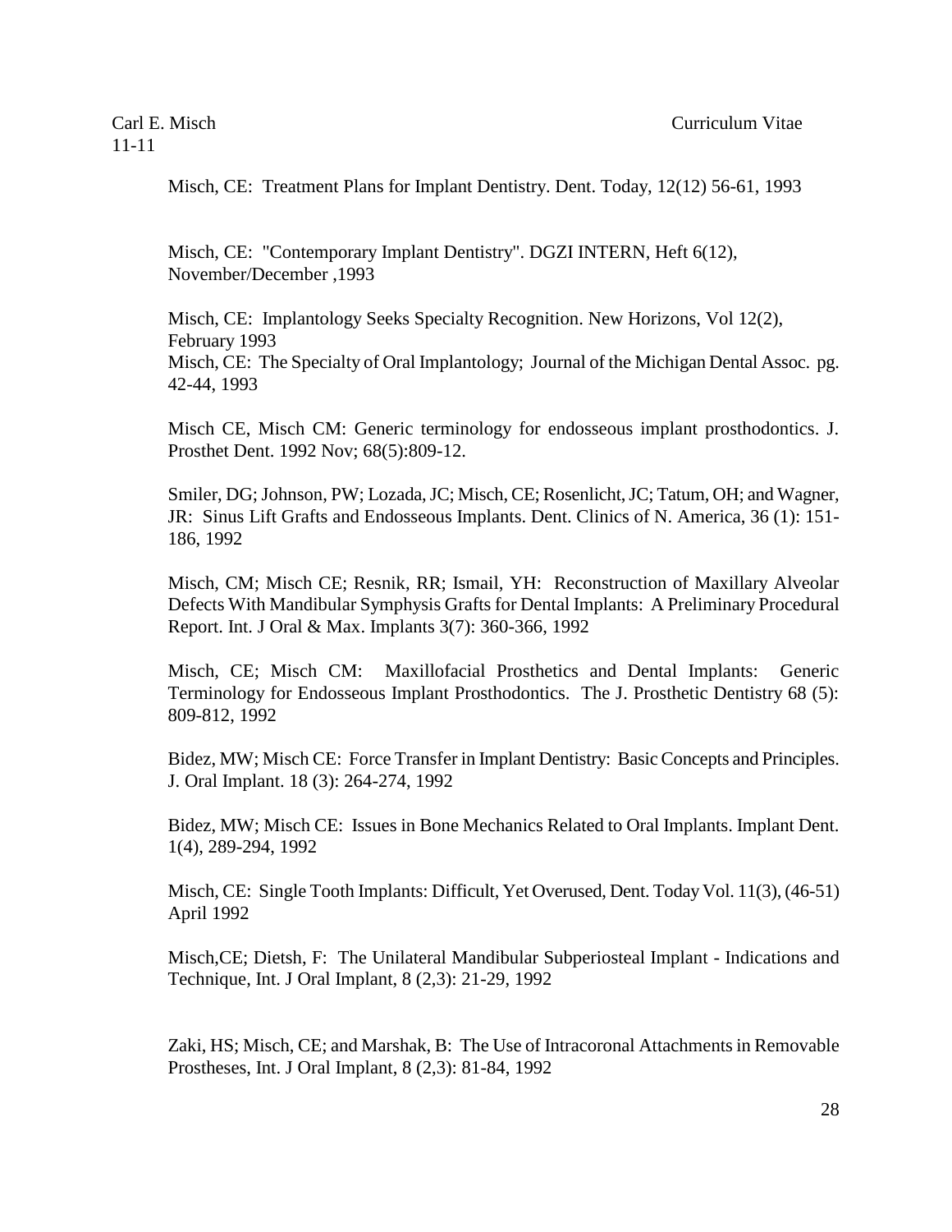Misch, CE: Treatment Plans for Implant Dentistry. Dent. Today, 12(12) 56-61, 1993

Misch, CE: "Contemporary Implant Dentistry". DGZI INTERN, Heft 6(12), November/December ,1993

Misch, CE: Implantology Seeks Specialty Recognition. New Horizons, Vol 12(2), February 1993

Misch, CE: The Specialty of Oral Implantology; Journal of the Michigan Dental Assoc. pg. 42-44, 1993

Misch CE, Misch CM: Generic terminology for endosseous implant prosthodontics. J. Prosthet Dent. 1992 Nov; 68(5):809-12.

Smiler, DG; Johnson, PW; Lozada, JC; Misch, CE; Rosenlicht, JC; Tatum, OH; and Wagner, JR: Sinus Lift Grafts and Endosseous Implants. Dent. Clinics of N. America, 36 (1): 151-186, 1992

Misch, CM; Misch CE; Resnik, RR; Ismail, YH: Reconstruction of Maxillary Alveolar Defects With Mandibular Symphysis Grafts for Dental Implants: A Preliminary Procedural Report. Int. J Oral & Max. Implants 3(7): 360-366, 1992

Misch, CE; Misch CM: Maxillofacial Prosthetics and Dental Implants: Generic Terminology for Endosseous Implant Prosthodontics. The J. Prosthetic Dentistry 68 (5): 809-812, 1992

Bidez, MW; Misch CE: Force Transfer in Implant Dentistry: Basic Concepts and Principles. J. Oral Implant. 18 (3): 264-274, 1992

Bidez, MW; Misch CE: Issues in Bone Mechanics Related to Oral Implants. Implant Dent. 1(4), 289-294, 1992

Misch, CE: Single Tooth Implants: Difficult, Yet Overused, Dent. Today Vol. 11(3), (46-51) April 1992

Misch,CE; Dietsh, F: The Unilateral Mandibular Subperiosteal Implant - Indications and Technique, Int. J Oral Implant, 8 (2,3): 21-29, 1992

Zaki, HS; Misch, CE; and Marshak, B: The Use of Intracoronal Attachments in Removable Prostheses, Int. J Oral Implant, 8 (2,3): 81-84, 1992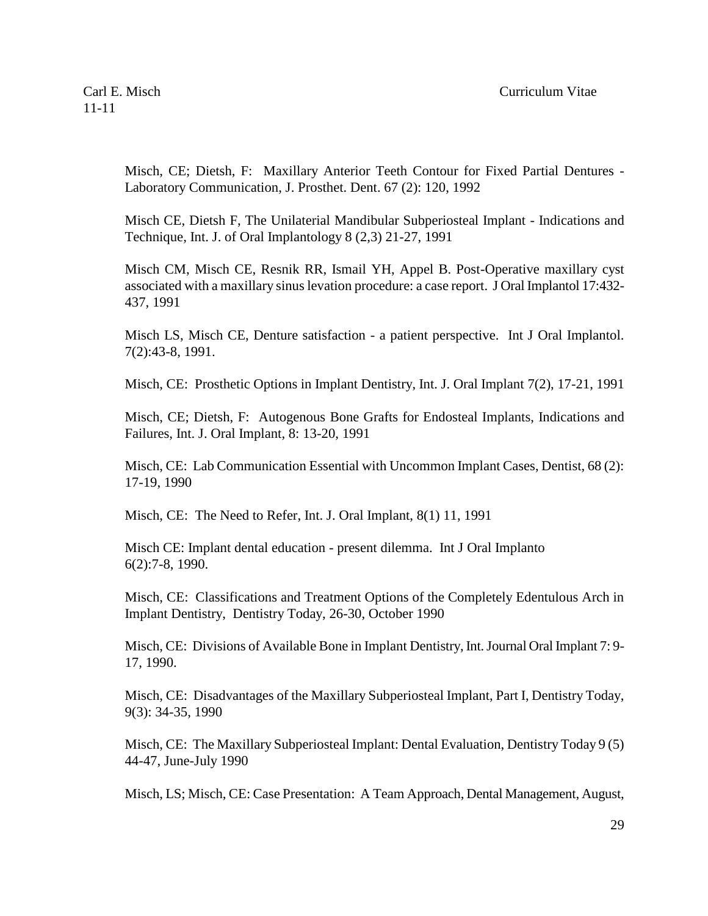Misch, CE; Dietsh, F: Maxillary Anterior Teeth Contour for Fixed Partial Dentures - Laboratory Communication, J. Prosthet. Dent. 67 (2): 120, 1992

Misch CE, Dietsh F, The Unilaterial Mandibular Subperiosteal Implant - Indications and Technique, Int. J. of Oral Implantology 8 (2,3) 21-27, 1991

Misch CM, Misch CE, Resnik RR, Ismail YH, Appel B. Post-Operative maxillary cyst associated with a maxillary sinus levation procedure: a case report. J Oral Implantol 17:432-437, 1991

Misch LS, Misch CE, Denture satisfaction - a patient perspective. Int J Oral Implantol. 7(2):43-8, 1991.

Misch, CE: Prosthetic Options in Implant Dentistry, Int. J. Oral Implant 7(2), 17-21, 1991

Misch, CE; Dietsh, F: Autogenous Bone Grafts for Endosteal Implants, Indications and Failures, Int. J. Oral Implant, 8: 13-20, 1991

Misch, CE: Lab Communication Essential with Uncommon Implant Cases, Dentist, 68 (2): 17-19, 1990

Misch, CE: The Need to Refer, Int. J. Oral Implant, 8(1) 11, 1991

Misch CE: Implant dental education - present dilemma. Int J Oral Implanto 6(2):7-8, 1990.

Misch, CE: Classifications and Treatment Options of the Completely Edentulous Arch in Implant Dentistry, Dentistry Today, 26-30, October 1990

Misch, CE: Divisions of Available Bone in Implant Dentistry, Int. Journal Oral Implant 7: 9-17, 1990.

Misch, CE: Disadvantages of the Maxillary Subperiosteal Implant, Part I, Dentistry Today, 9(3): 34-35, 1990

Misch, CE: The Maxillary Subperiosteal Implant: Dental Evaluation, Dentistry Today 9 (5) 44-47, June-July 1990

Misch, LS; Misch, CE: Case Presentation: A Team Approach, Dental Management, August,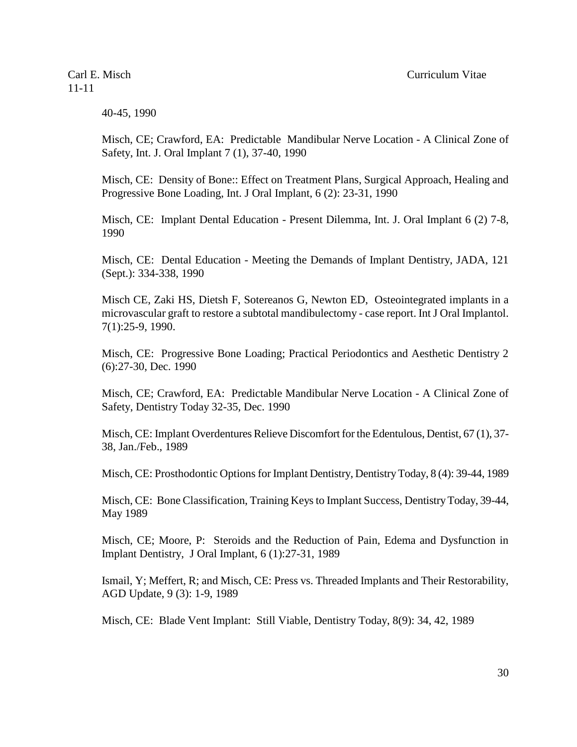40-45, 1990

Misch, CE; Crawford, EA: Predictable Mandibular Nerve Location - A Clinical Zone of Safety, Int. J. Oral Implant 7 (1), 37-40, 1990

Misch, CE: Density of Bone:: Effect on Treatment Plans, Surgical Approach, Healing and Progressive Bone Loading, Int. J Oral Implant, 6 (2): 23-31, 1990

Misch, CE: Implant Dental Education - Present Dilemma, Int. J. Oral Implant 6 (2) 7-8, 1990

Misch, CE: Dental Education - Meeting the Demands of Implant Dentistry, JADA, 121 (Sept.): 334-338, 1990

Misch CE, Zaki HS, Dietsh F, Sotereanos G, Newton ED, Osteointegrated implants in a microvascular graft to restore a subtotal mandibulectomy - case report. Int J Oral Implantol. 7(1):25-9, 1990.

Misch, CE: Progressive Bone Loading; Practical Periodontics and Aesthetic Dentistry 2 (6):27-30, Dec. 1990

Misch, CE; Crawford, EA: Predictable Mandibular Nerve Location - A Clinical Zone of Safety, Dentistry Today 32-35, Dec. 1990

Misch, CE: Implant Overdentures Relieve Discomfort for the Edentulous, Dentist, 67 (1), 37-38, Jan./Feb., 1989

Misch, CE: Prosthodontic Options for Implant Dentistry, Dentistry Today, 8 (4): 39-44, 1989

Misch, CE: Bone Classification, Training Keys to Implant Success, Dentistry Today, 39-44, May 1989

Misch, CE; Moore, P: Steroids and the Reduction of Pain, Edema and Dysfunction in Implant Dentistry, J Oral Implant, 6 (1):27-31, 1989

Ismail, Y; Meffert, R; and Misch, CE: Press vs. Threaded Implants and Their Restorability, AGD Update, 9 (3): 1-9, 1989

Misch, CE: Blade Vent Implant: Still Viable, Dentistry Today, 8(9): 34, 42, 1989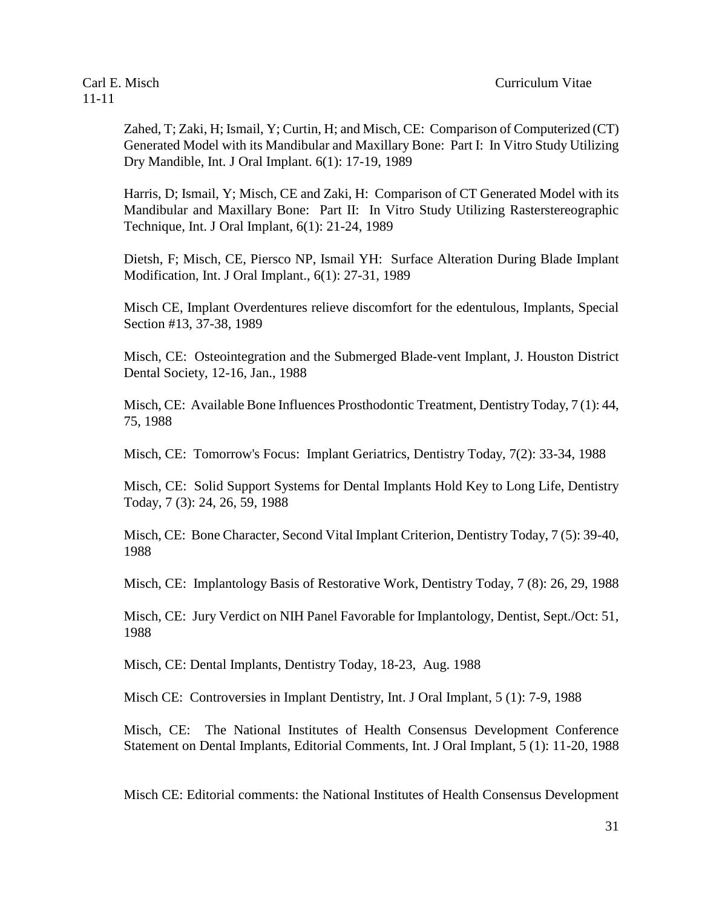Zahed, T; Zaki, H; Ismail, Y; Curtin, H; and Misch, CE: Comparison of Computerized (CT) Generated Model with its Mandibular and Maxillary Bone: Part I: In Vitro Study Utilizing Dry Mandible, Int. J Oral Implant. 6(1): 17-19, 1989

Harris, D; Ismail, Y; Misch, CE and Zaki, H: Comparison of CT Generated Model with its Mandibular and Maxillary Bone: Part II: In Vitro Study Utilizing Rasterstereographic Technique, Int. J Oral Implant, 6(1): 21-24, 1989

Dietsh, F; Misch, CE, Piersco NP, Ismail YH: Surface Alteration During Blade Implant Modification, Int. J Oral Implant., 6(1): 27-31, 1989

Misch CE, Implant Overdentures relieve discomfort for the edentulous, Implants, Special Section #13, 37-38, 1989

Misch, CE: Osteointegration and the Submerged Blade-vent Implant, J. Houston District Dental Society, 12-16, Jan., 1988

Misch, CE: Available Bone Influences Prosthodontic Treatment, Dentistry Today, 7 (1): 44, 75, 1988

Misch, CE: Tomorrow's Focus: Implant Geriatrics, Dentistry Today, 7(2): 33-34, 1988

Misch, CE: Solid Support Systems for Dental Implants Hold Key to Long Life, Dentistry Today, 7 (3): 24, 26, 59, 1988

Misch, CE: Bone Character, Second Vital Implant Criterion, Dentistry Today, 7 (5): 39-40, 1988

Misch, CE: Implantology Basis of Restorative Work, Dentistry Today, 7 (8): 26, 29, 1988

Misch, CE: Jury Verdict on NIH Panel Favorable for Implantology, Dentist, Sept./Oct: 51, 1988

Misch, CE: Dental Implants, Dentistry Today, 18-23, Aug. 1988

Misch CE: Controversies in Implant Dentistry, Int. J Oral Implant, 5 (1): 7-9, 1988

Misch, CE: The National Institutes of Health Consensus Development Conference Statement on Dental Implants, Editorial Comments, Int. J Oral Implant, 5 (1): 11-20, 1988

Misch CE: Editorial comments: the National Institutes of Health Consensus Development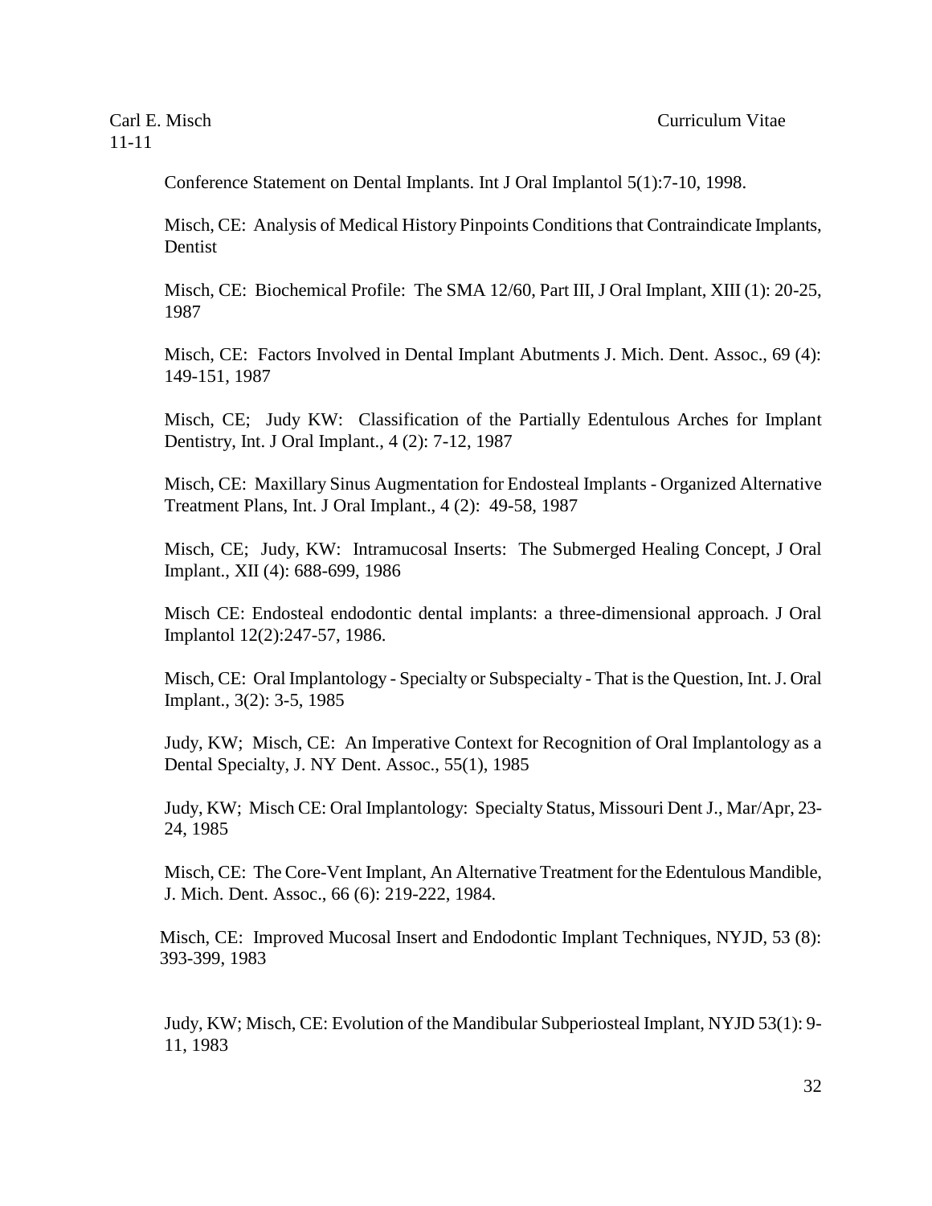Conference Statement on Dental Implants. Int J Oral Implantol 5(1):7-10, 1998.

Misch, CE: Analysis of Medical History Pinpoints Conditions that Contraindicate Implants, Dentist

Misch, CE: Biochemical Profile: The SMA 12/60, Part III, J Oral Implant, XIII (1): 20-25, 1987

Misch, CE: Factors Involved in Dental Implant Abutments J. Mich. Dent. Assoc., 69 (4): 149-151, 1987

Misch, CE; Judy KW: Classification of the Partially Edentulous Arches for Implant Dentistry, Int. J Oral Implant., 4 (2): 7-12, 1987

Misch, CE: Maxillary Sinus Augmentation for Endosteal Implants - Organized Alternative Treatment Plans, Int. J Oral Implant., 4 (2): 49-58, 1987

Misch, CE; Judy, KW: Intramucosal Inserts: The Submerged Healing Concept, J Oral Implant., XII (4): 688-699, 1986

Misch CE: Endosteal endodontic dental implants: a three-dimensional approach. J Oral Implantol 12(2):247-57, 1986.

Misch, CE: Oral Implantology - Specialty or Subspecialty - That is the Question, Int. J. Oral Implant., 3(2): 3-5, 1985

Judy, KW; Misch, CE: An Imperative Context for Recognition of Oral Implantology as a Dental Specialty, J. NY Dent. Assoc., 55(1), 1985

Judy, KW; Misch CE: Oral Implantology: Specialty Status, Missouri Dent J., Mar/Apr, 23-24, 1985

Misch, CE: The Core-Vent Implant, An Alternative Treatment for the Edentulous Mandible, J. Mich. Dent. Assoc., 66 (6): 219-222, 1984.

Misch, CE: Improved Mucosal Insert and Endodontic Implant Techniques, NYJD, 53 (8): 393-399, 1983

Judy, KW; Misch, CE: Evolution of the Mandibular Subperiosteal Implant, NYJD 53(1): 9-11, 1983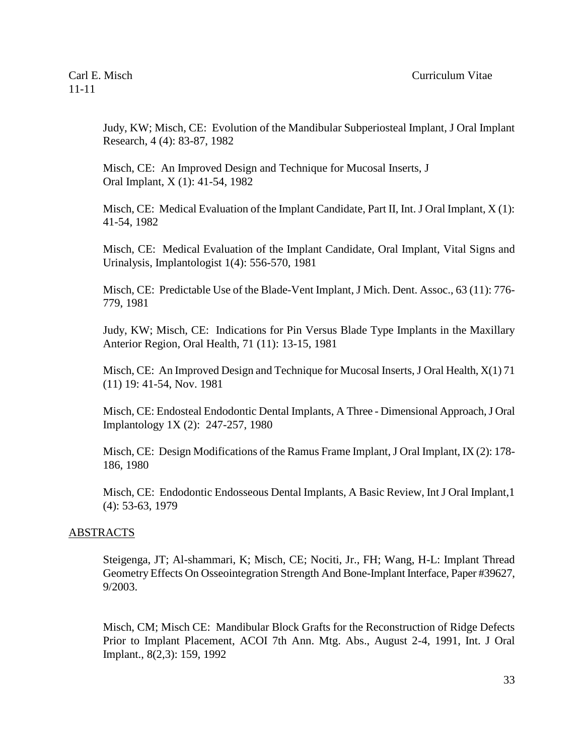Judy, KW; Misch, CE: Evolution of the Mandibular Subperiosteal Implant, J Oral Implant Research, 4 (4): 83-87, 1982

Misch, CE: An Improved Design and Technique for Mucosal Inserts, J Oral Implant, X (1): 41-54, 1982

Misch, CE: Medical Evaluation of the Implant Candidate, Part II, Int. J Oral Implant, X (1): 41-54, 1982

Misch, CE: Medical Evaluation of the Implant Candidate, Oral Implant, Vital Signs and Urinalysis, Implantologist 1(4): 556-570, 1981

Misch, CE: Predictable Use of the Blade-Vent Implant, J Mich. Dent. Assoc., 63 (11): 776-779, 1981

Judy, KW; Misch, CE: Indications for Pin Versus Blade Type Implants in the Maxillary Anterior Region, Oral Health, 71 (11): 13-15, 1981

Misch, CE: An Improved Design and Technique for Mucosal Inserts, J Oral Health, X(1) 71 (11) 19: 41-54, Nov. 1981

Misch, CE: Endosteal Endodontic Dental Implants, A Three - Dimensional Approach, J Oral Implantology 1X (2): 247-257, 1980

Misch, CE: Design Modifications of the Ramus Frame Implant, J Oral Implant, IX (2): 178-186, 1980

Misch, CE: Endodontic Endosseous Dental Implants, A Basic Review, Int J Oral Implant,1 (4): 53-63, 1979

## ABSTRACTS

Steigenga, JT; Al-shammari, K; Misch, CE; Nociti, Jr., FH; Wang, H-L: Implant Thread Geometry Effects On Osseointegration Strength And Bone-Implant Interface, Paper #39627, 9/2003.

Misch, CM; Misch CE: Mandibular Block Grafts for the Reconstruction of Ridge Defects Prior to Implant Placement, ACOI 7th Ann. Mtg. Abs., August 2-4, 1991, Int. J Oral Implant., 8(2,3): 159, 1992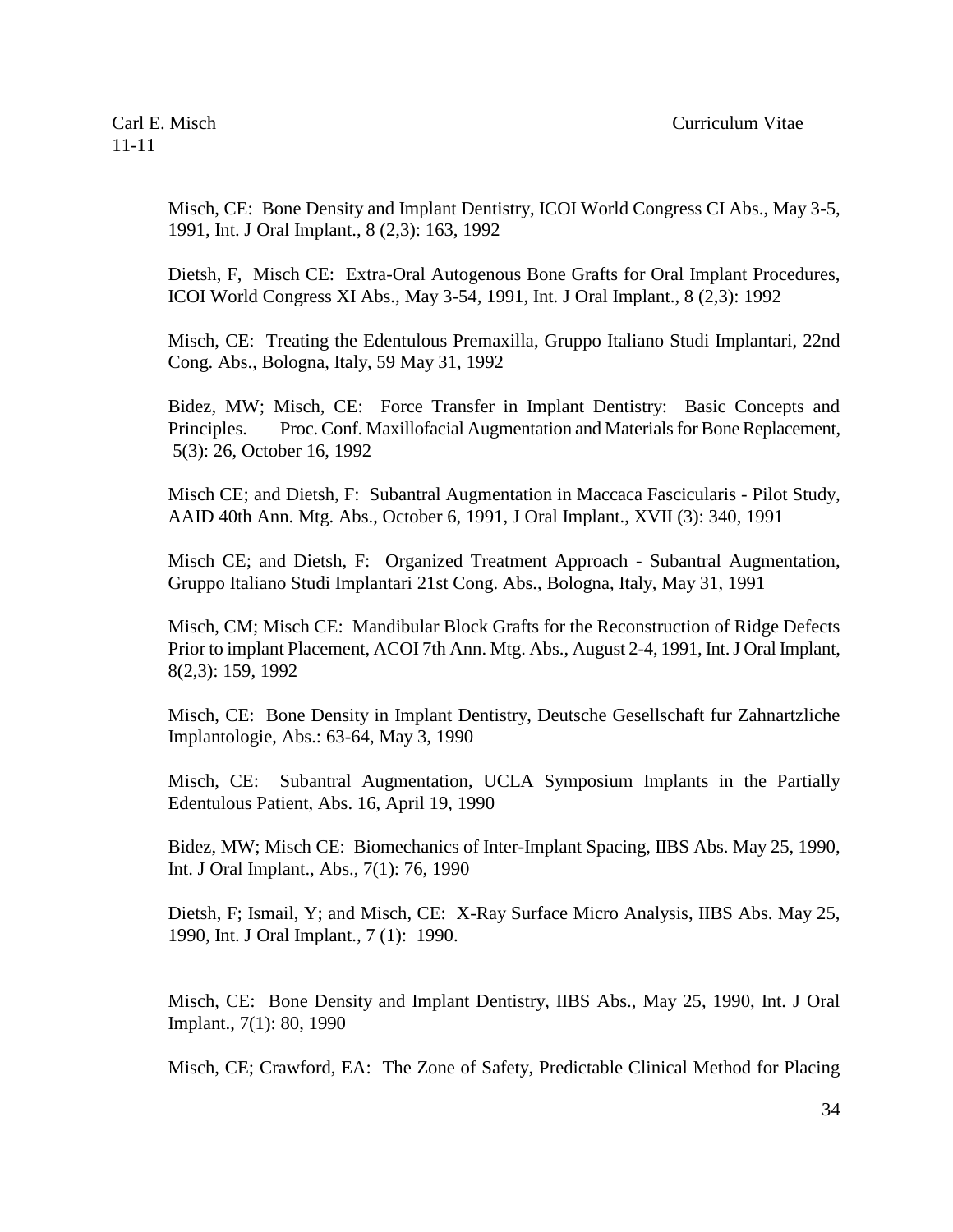Misch, CE: Bone Density and Implant Dentistry, ICOI World Congress CI Abs., May 3-5, 1991, Int. J Oral Implant., 8 (2,3): 163, 1992

Dietsh, F, Misch CE: Extra-Oral Autogenous Bone Grafts for Oral Implant Procedures, ICOI World Congress XI Abs., May 3-54, 1991, Int. J Oral Implant., 8 (2,3): 1992

Misch, CE: Treating the Edentulous Premaxilla, Gruppo Italiano Studi Implantari, 22nd Cong. Abs., Bologna, Italy, 59 May 31, 1992

Bidez, MW; Misch, CE: Force Transfer in Implant Dentistry: Basic Concepts and Principles. Proc. Conf. Maxillofacial Augmentation and Materials for Bone Replacement, 5(3): 26, October 16, 1992

Misch CE; and Dietsh, F: Subantral Augmentation in Maccaca Fascicularis - Pilot Study, AAID 40th Ann. Mtg. Abs., October 6, 1991, J Oral Implant., XVII (3): 340, 1991

Misch CE; and Dietsh, F: Organized Treatment Approach - Subantral Augmentation, Gruppo Italiano Studi Implantari 21st Cong. Abs., Bologna, Italy, May 31, 1991

Misch, CM; Misch CE: Mandibular Block Grafts for the Reconstruction of Ridge Defects Prior to implant Placement, ACOI 7th Ann. Mtg. Abs., August 2-4, 1991, Int. J Oral Implant, 8(2,3): 159, 1992

Misch, CE: Bone Density in Implant Dentistry, Deutsche Gesellschaft fur Zahnartzliche Implantologie, Abs.: 63-64, May 3, 1990

Misch, CE: Subantral Augmentation, UCLA Symposium Implants in the Partially Edentulous Patient, Abs. 16, April 19, 1990

Bidez, MW; Misch CE: Biomechanics of Inter-Implant Spacing, IIBS Abs. May 25, 1990, Int. J Oral Implant., Abs., 7(1): 76, 1990

Dietsh, F; Ismail, Y; and Misch, CE: X-Ray Surface Micro Analysis, IIBS Abs. May 25, 1990, Int. J Oral Implant., 7 (1): 1990.

Misch, CE: Bone Density and Implant Dentistry, IIBS Abs., May 25, 1990, Int. J Oral Implant., 7(1): 80, 1990

Misch, CE; Crawford, EA: The Zone of Safety, Predictable Clinical Method for Placing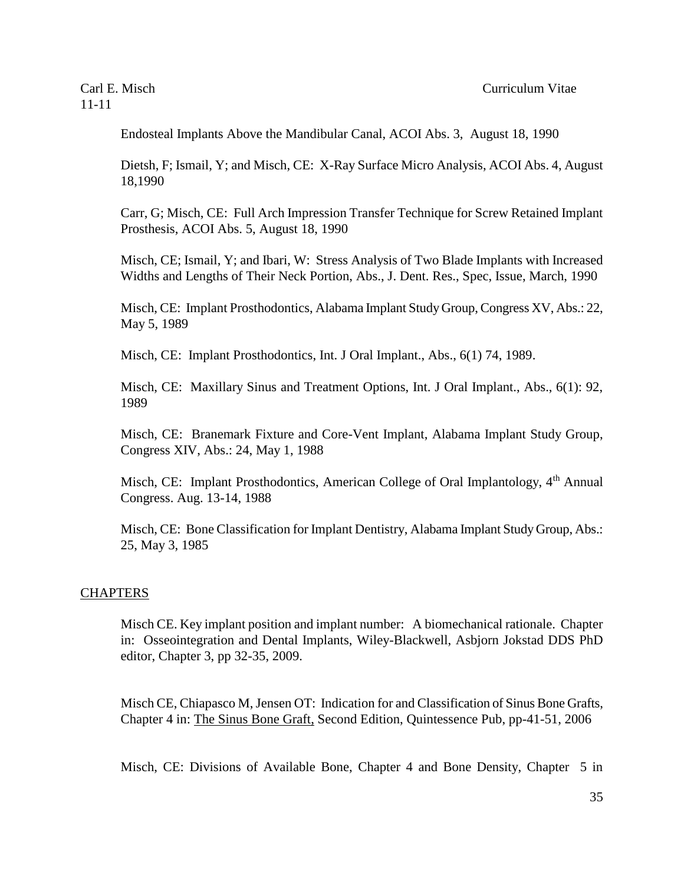Endosteal Implants Above the Mandibular Canal, ACOI Abs. 3, August 18, 1990

Dietsh, F; Ismail, Y; and Misch, CE: X-Ray Surface Micro Analysis, ACOI Abs. 4, August 18,1990

Carr, G; Misch, CE: Full Arch Impression Transfer Technique for Screw Retained Implant Prosthesis, ACOI Abs. 5, August 18, 1990

Misch, CE; Ismail, Y; and Ibari, W: Stress Analysis of Two Blade Implants with Increased Widths and Lengths of Their Neck Portion, Abs., J. Dent. Res., Spec, Issue, March, 1990

Misch, CE: Implant Prosthodontics, Alabama Implant Study Group, Congress XV, Abs.: 22, May 5, 1989

Misch, CE: Implant Prosthodontics, Int. J Oral Implant., Abs., 6(1) 74, 1989.

Misch, CE: Maxillary Sinus and Treatment Options, Int. J Oral Implant., Abs., 6(1): 92, 1989

Misch, CE: Branemark Fixture and Core-Vent Implant, Alabama Implant Study Group, Congress XIV, Abs.: 24, May 1, 1988

Misch, CE: Implant Prosthodontics, American College of Oral Implantology, 4th Annual Congress. Aug. 13-14, 1988

Misch, CE: Bone Classification for Implant Dentistry, Alabama Implant Study Group, Abs.: 25, May 3, 1985

## CHAPTERS

Misch CE. Key implant position and implant number: A biomechanical rationale. Chapter in: Osseointegration and Dental Implants, Wiley-Blackwell, Asbjorn Jokstad DDS PhD editor, Chapter 3, pp 32-35, 2009.

Misch CE, Chiapasco M, Jensen OT: Indication for and Classification of Sinus Bone Grafts, Chapter 4 in: The Sinus Bone Graft, Second Edition, Quintessence Pub, pp-41-51, 2006

Misch, CE: Divisions of Available Bone, Chapter 4 and Bone Density, Chapter 5 in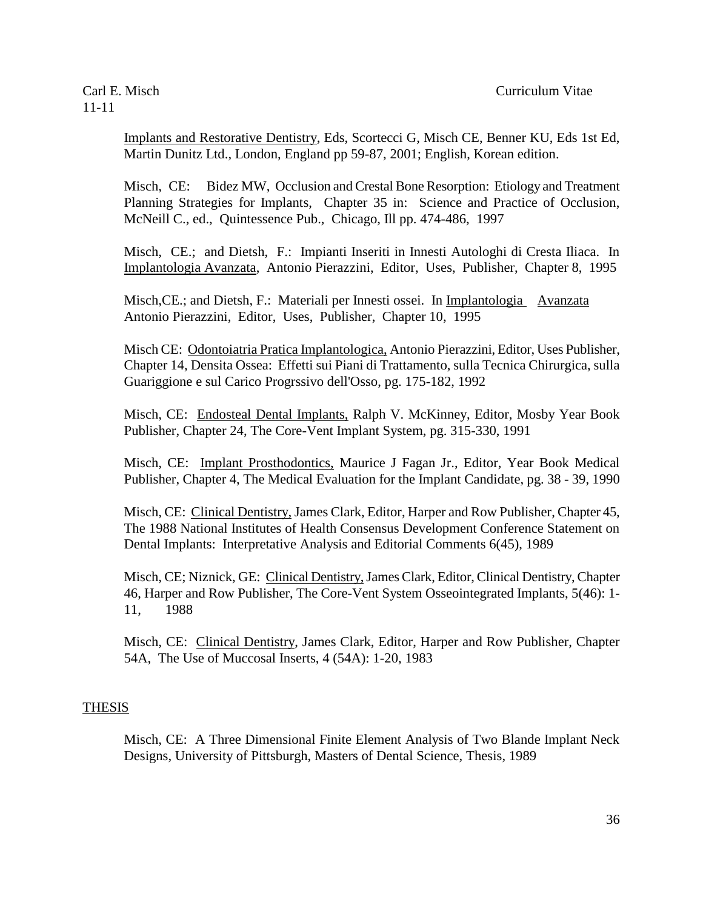Implants and Restorative Dentistry, Eds, Scortecci G, Misch CE, Benner KU, Eds 1st Ed, Martin Dunitz Ltd., London, England pp 59-87, 2001; English, Korean edition.

Misch, CE: Bidez MW, Occlusion and Crestal Bone Resorption: Etiology and Treatment Planning Strategies for Implants, Chapter 35 in: Science and Practice of Occlusion, McNeill C., ed., Quintessence Pub., Chicago, Ill pp. 474-486, 1997

Misch, CE.; and Dietsh, F.: Impianti Inseriti in Innesti Autologhi di Cresta Iliaca. In Implantologia Avanzata, Antonio Pierazzini, Editor, Uses, Publisher, Chapter 8, 1995

Misch,CE.; and Dietsh, F.: Materiali per Innesti ossei. In Implantologia Avanzata Antonio Pierazzini, Editor, Uses, Publisher, Chapter 10, 1995

Misch CE: Odontoiatria Pratica Implantologica, Antonio Pierazzini, Editor, Uses Publisher, Chapter 14, Densita Ossea: Effetti sui Piani di Trattamento, sulla Tecnica Chirurgica, sulla Guariggione e sul Carico Progrssivo dell'Osso, pg. 175-182, 1992

Misch, CE: Endosteal Dental Implants, Ralph V. McKinney, Editor, Mosby Year Book Publisher, Chapter 24, The Core-Vent Implant System, pg. 315-330, 1991

Misch, CE: Implant Prosthodontics, Maurice J Fagan Jr., Editor, Year Book Medical Publisher, Chapter 4, The Medical Evaluation for the Implant Candidate, pg. 38 - 39, 1990

Misch, CE: Clinical Dentistry, James Clark, Editor, Harper and Row Publisher, Chapter 45, The 1988 National Institutes of Health Consensus Development Conference Statement on Dental Implants: Interpretative Analysis and Editorial Comments 6(45), 1989

Misch, CE; Niznick, GE: Clinical Dentistry, James Clark, Editor, Clinical Dentistry, Chapter 46, Harper and Row Publisher, The Core-Vent System Osseointegrated Implants, 5(46): 1-11, 1988

Misch, CE: Clinical Dentistry, James Clark, Editor, Harper and Row Publisher, Chapter 54A, The Use of Muccosal Inserts, 4 (54A): 1-20, 1983

## THESIS

Misch, CE: A Three Dimensional Finite Element Analysis of Two Blande Implant Neck Designs, University of Pittsburgh, Masters of Dental Science, Thesis, 1989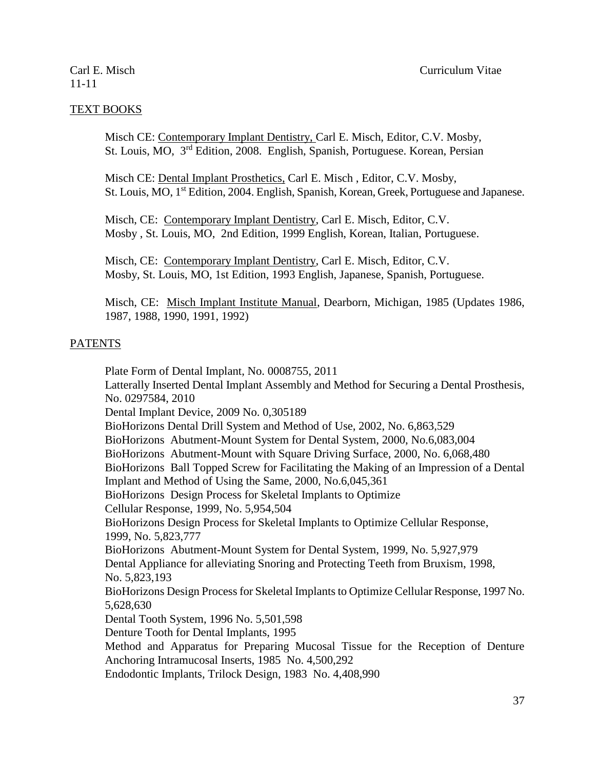## TEXT BOOKS

Misch CE: Contemporary Implant Dentistry, Carl E. Misch, Editor, C.V. Mosby, St. Louis, MO, 3rd Edition, 2008. English, Spanish, Portuguese. Korean, Persian

Misch CE: Dental Implant Prosthetics, Carl E. Misch , Editor, C.V. Mosby, St. Louis, MO, 1st Edition, 2004. English, Spanish, Korean, Greek, Portuguese and Japanese.

Misch, CE: Contemporary Implant Dentistry, Carl E. Misch, Editor, C.V. Mosby , St. Louis, MO, 2nd Edition, 1999 English, Korean, Italian, Portuguese.

Misch, CE: Contemporary Implant Dentistry, Carl E. Misch, Editor, C.V. Mosby, St. Louis, MO, 1st Edition, 1993 English, Japanese, Spanish, Portuguese.

Misch, CE: Misch Implant Institute Manual, Dearborn, Michigan, 1985 (Updates 1986, 1987, 1988, 1990, 1991, 1992)

## PATENTS

Plate Form of Dental Implant, No. 0008755, 2011
Latterally Inserted Dental Implant Assembly and Method for Securing a Dental Prosthesis, No. 0297584, 2010
Dental Implant Device, 2009 No. 0,305189
BioHorizons Dental Drill System and Method of Use, 2002, No. 6,863,529
BioHorizons Abutment-Mount System for Dental System, 2000, No.6,083,004
BioHorizons Abutment-Mount with Square Driving Surface, 2000, No. 6,068,480
BioHorizons Ball Topped Screw for Facilitating the Making of an Impression of a Dental Implant and Method of Using the Same, 2000, No.6,045,361
BioHorizons Design Process for Skeletal Implants to Optimize Cellular Response, 1999, No. 5,954,504
BioHorizons Design Process for Skeletal Implants to Optimize Cellular Response, 1999, No. 5,823,777
BioHorizons Abutment-Mount System for Dental System, 1999, No. 5,927,979
Dental Appliance for alleviating Snoring and Protecting Teeth from Bruxism, 1998, No. 5,823,193
BioHorizons Design Process for Skeletal Implants to Optimize Cellular Response, 1997 No. 5,628,630
Dental Tooth System, 1996 No. 5,501,598
Denture Tooth for Dental Implants, 1995
Method and Apparatus for Preparing Mucosal Tissue for the Reception of Denture Anchoring Intramucosal Inserts, 1985 No. 4,500,292
Endodontic Implants, Trilock Design, 1983 No. 4,408,990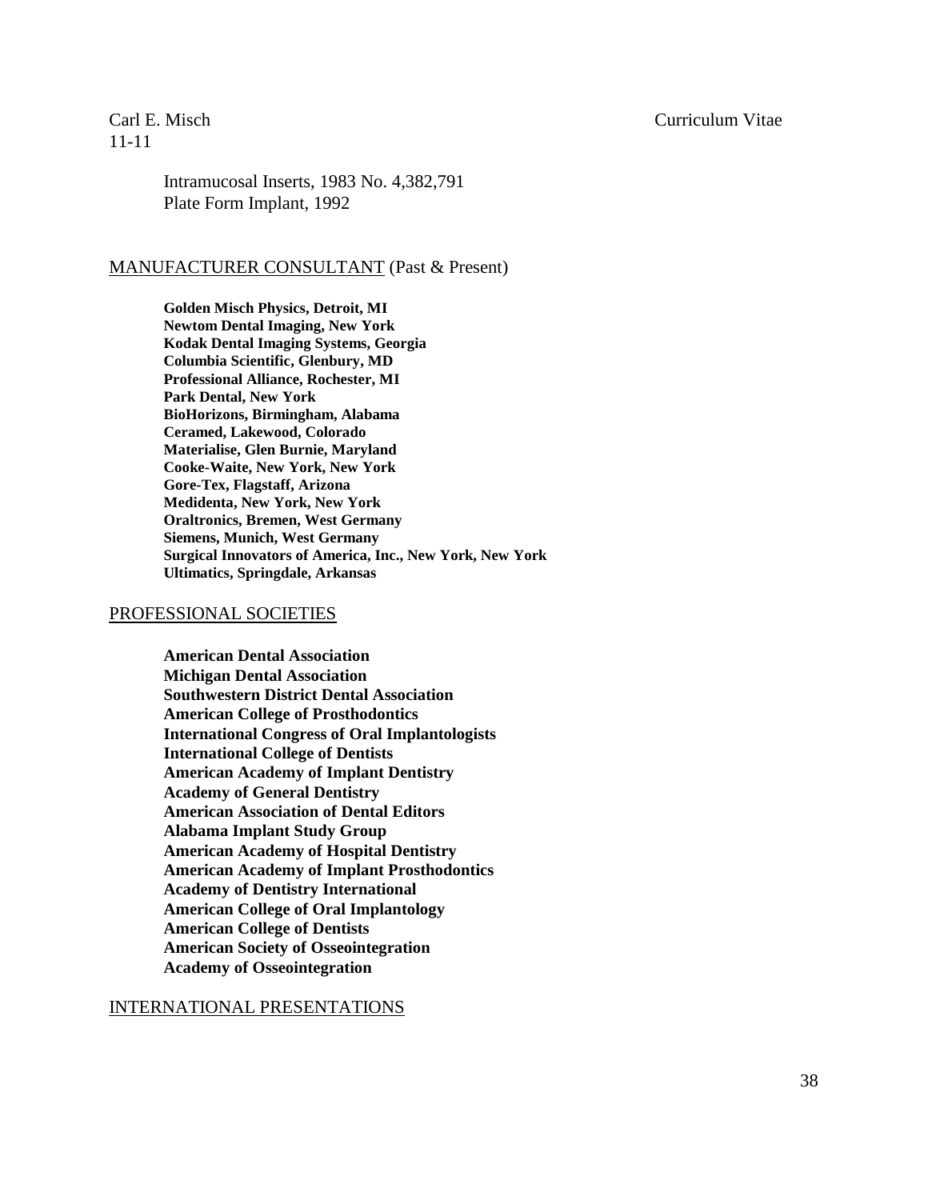Intramucosal Inserts, 1983 No. 4,382,791
Plate Form Implant, 1992

## MANUFACTURER CONSULTANT (Past & Present)

**Golden Misch Physics, Detroit, MI**
**Newtom Dental Imaging, New York**
**Kodak Dental Imaging Systems, Georgia**
**Columbia Scientific, Glenbury, MD**
**Professional Alliance, Rochester, MI**
**Park Dental, New York**
**BioHorizons, Birmingham, Alabama**
**Ceramed, Lakewood, Colorado**
**Materialise, Glen Burnie, Maryland**
**Cooke-Waite, New York, New York**
**Gore-Tex, Flagstaff, Arizona**
**Medidenta, New York, New York**
**Oraltronics, Bremen, West Germany**
**Siemens, Munich, West Germany**
**Surgical Innovators of America, Inc., New York, New York**
**Ultimatics, Springdale, Arkansas**

## PROFESSIONAL SOCIETIES

**American Dental Association**
**Michigan Dental Association**
**Southwestern District Dental Association**
**American College of Prosthodontics**
**International Congress of Oral Implantologists**
**International College of Dentists**
**American Academy of Implant Dentistry**
**Academy of General Dentistry**
**American Association of Dental Editors**
**Alabama Implant Study Group**
**American Academy of Hospital Dentistry**
**American Academy of Implant Prosthodontics**
**Academy of Dentistry International**
**American College of Oral Implantology**
**American College of Dentists**
**American Society of Osseointegration**
**Academy of Osseointegration**

## INTERNATIONAL PRESENTATIONS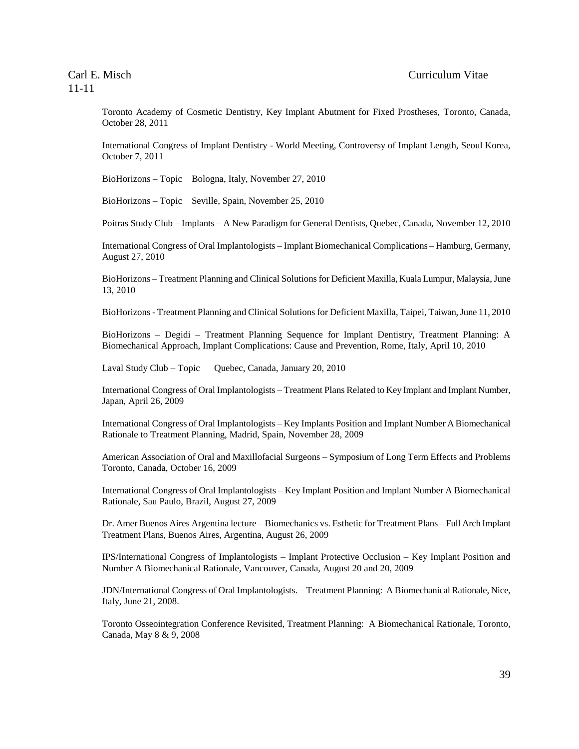Toronto Academy of Cosmetic Dentistry, Key Implant Abutment for Fixed Prostheses, Toronto, Canada, October 28, 2011

International Congress of Implant Dentistry - World Meeting, Controversy of Implant Length, Seoul Korea, October 7, 2011

BioHorizons – Topic  Bologna, Italy, November 27, 2010

BioHorizons – Topic  Seville, Spain, November 25, 2010

Poitras Study Club – Implants – A New Paradigm for General Dentists, Quebec, Canada, November 12, 2010

International Congress of Oral Implantologists – Implant Biomechanical Complications – Hamburg, Germany, August 27, 2010

BioHorizons – Treatment Planning and Clinical Solutions for Deficient Maxilla, Kuala Lumpur, Malaysia, June 13, 2010

BioHorizons - Treatment Planning and Clinical Solutions for Deficient Maxilla, Taipei, Taiwan, June 11, 2010

BioHorizons – Degidi – Treatment Planning Sequence for Implant Dentistry, Treatment Planning: A Biomechanical Approach, Implant Complications: Cause and Prevention, Rome, Italy, April 10, 2010

Laval Study Club – Topic  Quebec, Canada, January 20, 2010

International Congress of Oral Implantologists – Treatment Plans Related to Key Implant and Implant Number, Japan, April 26, 2009

International Congress of Oral Implantologists – Key Implants Position and Implant Number A Biomechanical Rationale to Treatment Planning, Madrid, Spain, November 28, 2009

American Association of Oral and Maxillofacial Surgeons – Symposium of Long Term Effects and Problems Toronto, Canada, October 16, 2009

International Congress of Oral Implantologists – Key Implant Position and Implant Number A Biomechanical Rationale, Sau Paulo, Brazil, August 27, 2009

Dr. Amer Buenos Aires Argentina lecture – Biomechanics vs. Esthetic for Treatment Plans – Full Arch Implant Treatment Plans, Buenos Aires, Argentina, August 26, 2009

IPS/International Congress of Implantologists – Implant Protective Occlusion – Key Implant Position and Number A Biomechanical Rationale, Vancouver, Canada, August 20 and 20, 2009

JDN/International Congress of Oral Implantologists. – Treatment Planning: A Biomechanical Rationale, Nice, Italy, June 21, 2008.

Toronto Osseointegration Conference Revisited, Treatment Planning: A Biomechanical Rationale, Toronto, Canada, May 8 & 9, 2008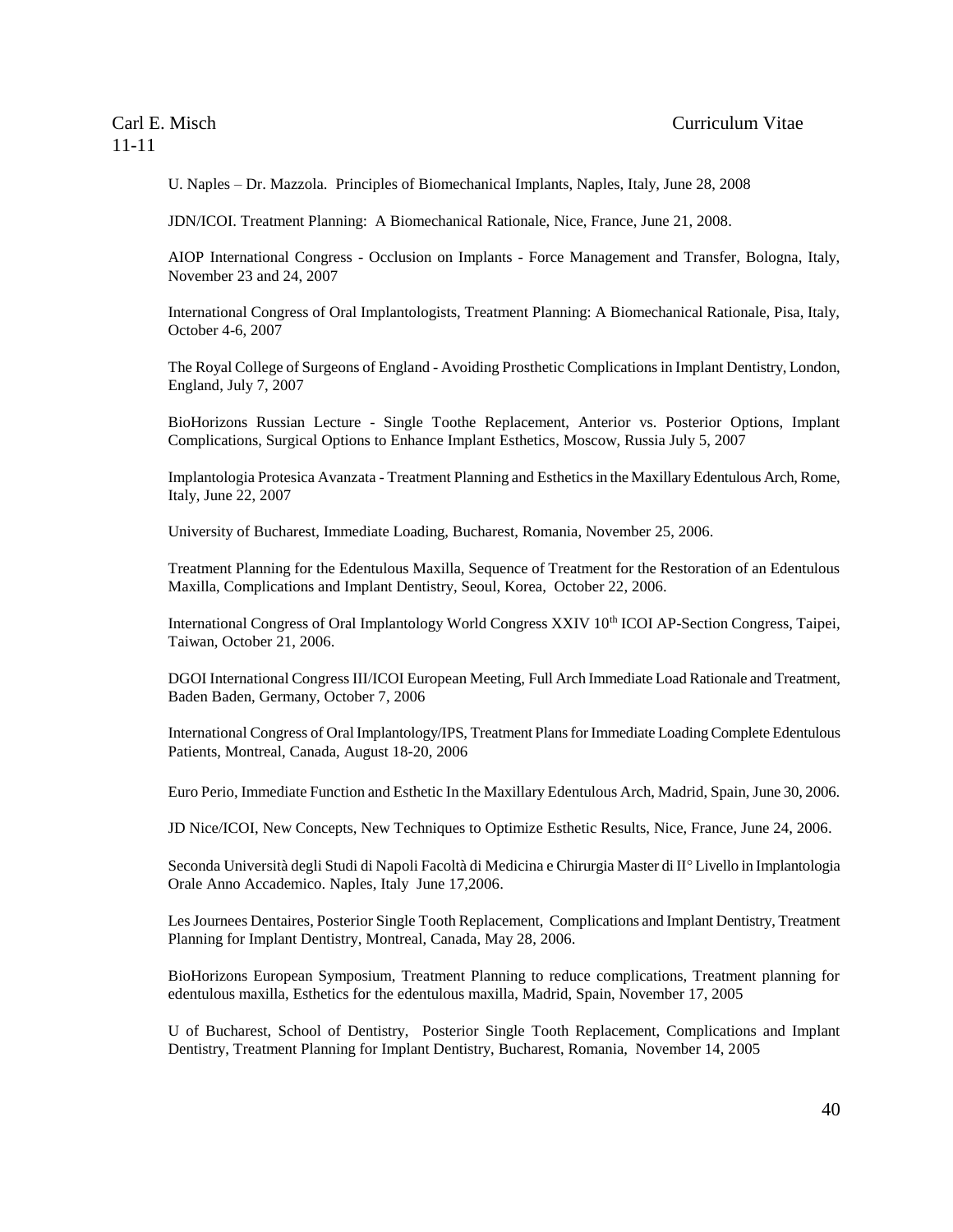U. Naples – Dr. Mazzola. Principles of Biomechanical Implants, Naples, Italy, June 28, 2008

JDN/ICOI. Treatment Planning: A Biomechanical Rationale, Nice, France, June 21, 2008.

AIOP International Congress - Occlusion on Implants - Force Management and Transfer, Bologna, Italy, November 23 and 24, 2007

International Congress of Oral Implantologists, Treatment Planning: A Biomechanical Rationale, Pisa, Italy, October 4-6, 2007

The Royal College of Surgeons of England - Avoiding Prosthetic Complications in Implant Dentistry, London, England, July 7, 2007

BioHorizons Russian Lecture - Single Toothe Replacement, Anterior vs. Posterior Options, Implant Complications, Surgical Options to Enhance Implant Esthetics, Moscow, Russia July 5, 2007

Implantologia Protesica Avanzata - Treatment Planning and Esthetics in the Maxillary Edentulous Arch, Rome, Italy, June 22, 2007

University of Bucharest, Immediate Loading, Bucharest, Romania, November 25, 2006.

Treatment Planning for the Edentulous Maxilla, Sequence of Treatment for the Restoration of an Edentulous Maxilla, Complications and Implant Dentistry, Seoul, Korea, October 22, 2006.

International Congress of Oral Implantology World Congress XXIV 10th ICOI AP-Section Congress, Taipei, Taiwan, October 21, 2006.

DGOI International Congress III/ICOI European Meeting, Full Arch Immediate Load Rationale and Treatment, Baden Baden, Germany, October 7, 2006

International Congress of Oral Implantology/IPS, Treatment Plans for Immediate Loading Complete Edentulous Patients, Montreal, Canada, August 18-20, 2006

Euro Perio, Immediate Function and Esthetic In the Maxillary Edentulous Arch, Madrid, Spain, June 30, 2006.

JD Nice/ICOI, New Concepts, New Techniques to Optimize Esthetic Results, Nice, France, June 24, 2006.

Seconda Università degli Studi di Napoli Facoltà di Medicina e Chirurgia Master di II° Livello in Implantologia Orale Anno Accademico. Naples, Italy June 17,2006.

Les Journees Dentaires, Posterior Single Tooth Replacement, Complications and Implant Dentistry, Treatment Planning for Implant Dentistry, Montreal, Canada, May 28, 2006.

BioHorizons European Symposium, Treatment Planning to reduce complications, Treatment planning for edentulous maxilla, Esthetics for the edentulous maxilla, Madrid, Spain, November 17, 2005

U of Bucharest, School of Dentistry, Posterior Single Tooth Replacement, Complications and Implant Dentistry, Treatment Planning for Implant Dentistry, Bucharest, Romania, November 14, 2005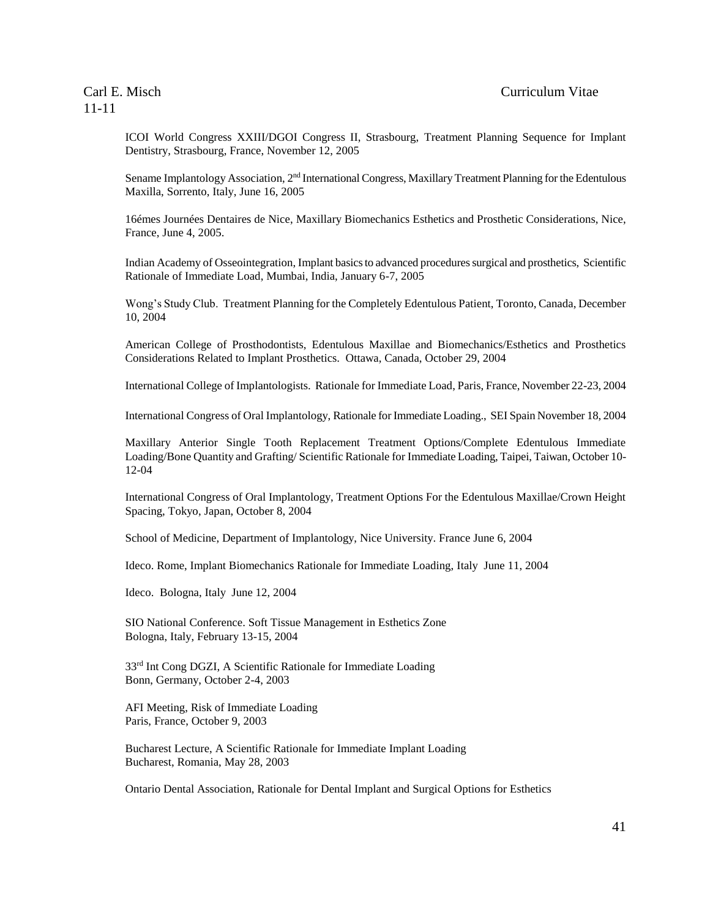ICOI World Congress XXIII/DGOI Congress II, Strasbourg, Treatment Planning Sequence for Implant Dentistry, Strasbourg, France, November 12, 2005

Sename Implantology Association, 2nd International Congress, Maxillary Treatment Planning for the Edentulous Maxilla, Sorrento, Italy, June 16, 2005

16émes Journées Dentaires de Nice, Maxillary Biomechanics Esthetics and Prosthetic Considerations, Nice, France, June 4, 2005.

Indian Academy of Osseointegration, Implant basics to advanced procedures surgical and prosthetics, Scientific Rationale of Immediate Load, Mumbai, India, January 6-7, 2005

Wong's Study Club. Treatment Planning for the Completely Edentulous Patient, Toronto, Canada, December 10, 2004

American College of Prosthodontists, Edentulous Maxillae and Biomechanics/Esthetics and Prosthetics Considerations Related to Implant Prosthetics. Ottawa, Canada, October 29, 2004

International College of Implantologists. Rationale for Immediate Load, Paris, France, November 22-23, 2004

International Congress of Oral Implantology, Rationale for Immediate Loading., SEI Spain November 18, 2004

Maxillary Anterior Single Tooth Replacement Treatment Options/Complete Edentulous Immediate Loading/Bone Quantity and Grafting/ Scientific Rationale for Immediate Loading, Taipei, Taiwan, October 10-12-04

International Congress of Oral Implantology, Treatment Options For the Edentulous Maxillae/Crown Height Spacing, Tokyo, Japan, October 8, 2004

School of Medicine, Department of Implantology, Nice University. France June 6, 2004

Ideco. Rome, Implant Biomechanics Rationale for Immediate Loading, Italy June 11, 2004

Ideco. Bologna, Italy June 12, 2004

SIO National Conference. Soft Tissue Management in Esthetics Zone
Bologna, Italy, February 13-15, 2004

33rd Int Cong DGZI, A Scientific Rationale for Immediate Loading
Bonn, Germany, October 2-4, 2003

AFI Meeting, Risk of Immediate Loading
Paris, France, October 9, 2003

Bucharest Lecture, A Scientific Rationale for Immediate Implant Loading
Bucharest, Romania, May 28, 2003

Ontario Dental Association, Rationale for Dental Implant and Surgical Options for Esthetics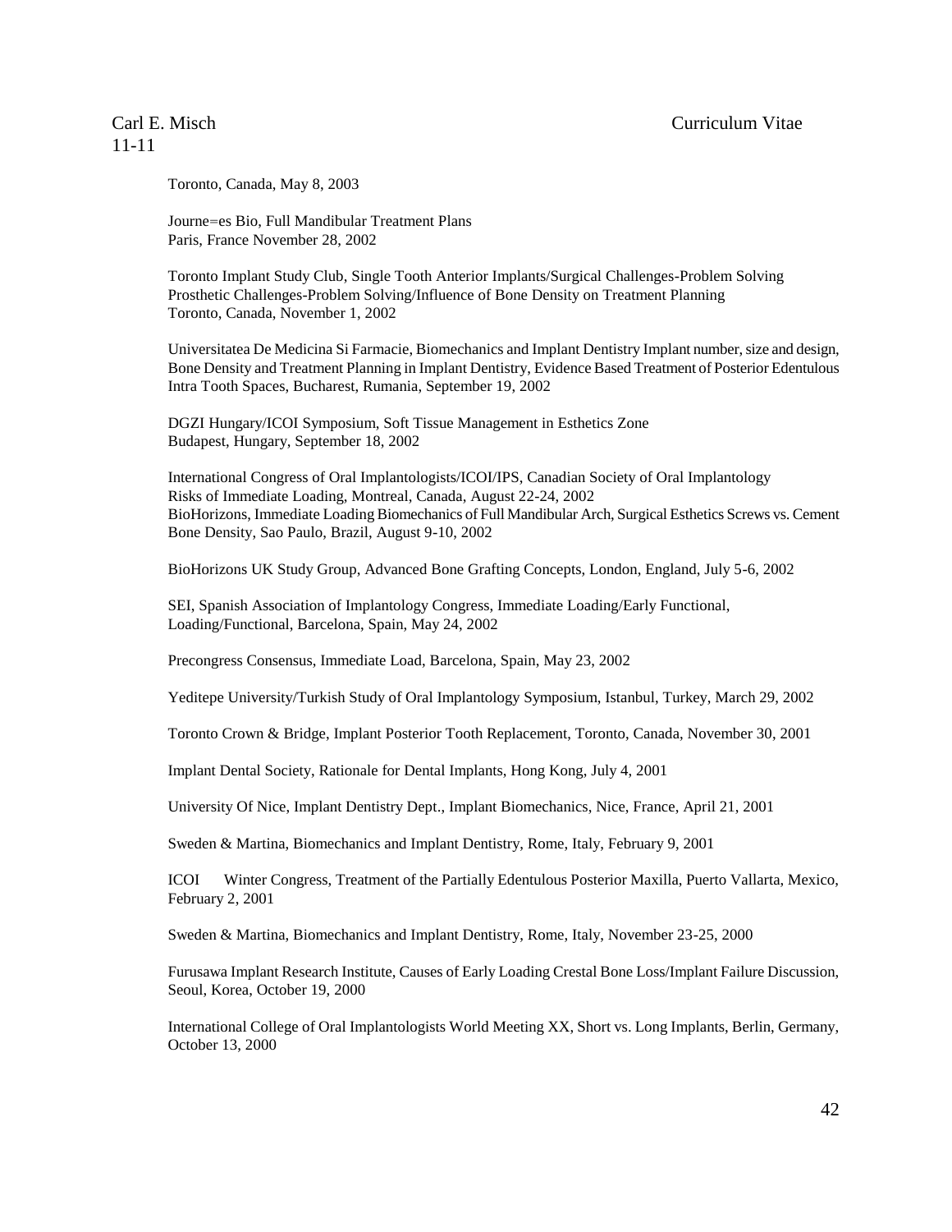Toronto, Canada, May 8, 2003

Journe=es Bio, Full Mandibular Treatment Plans
Paris, France November 28, 2002

Toronto Implant Study Club, Single Tooth Anterior Implants/Surgical Challenges-Problem Solving
Prosthetic Challenges-Problem Solving/Influence of Bone Density on Treatment Planning
Toronto, Canada, November 1, 2002

Universitatea De Medicina Si Farmacie, Biomechanics and Implant Dentistry Implant number, size and design, Bone Density and Treatment Planning in Implant Dentistry, Evidence Based Treatment of Posterior Edentulous Intra Tooth Spaces, Bucharest, Rumania, September 19, 2002

DGZI Hungary/ICOI Symposium, Soft Tissue Management in Esthetics Zone
Budapest, Hungary, September 18, 2002

International Congress of Oral Implantologists/ICOI/IPS, Canadian Society of Oral Implantology
Risks of Immediate Loading, Montreal, Canada, August 22-24, 2002
BioHorizons, Immediate Loading Biomechanics of Full Mandibular Arch, Surgical Esthetics Screws vs. Cement Bone Density, Sao Paulo, Brazil, August 9-10, 2002

BioHorizons UK Study Group, Advanced Bone Grafting Concepts, London, England, July 5-6, 2002

SEI, Spanish Association of Implantology Congress, Immediate Loading/Early Functional, Loading/Functional, Barcelona, Spain, May 24, 2002

Precongress Consensus, Immediate Load, Barcelona, Spain, May 23, 2002

Yeditepe University/Turkish Study of Oral Implantology Symposium, Istanbul, Turkey, March 29, 2002

Toronto Crown & Bridge, Implant Posterior Tooth Replacement, Toronto, Canada, November 30, 2001

Implant Dental Society, Rationale for Dental Implants, Hong Kong, July 4, 2001

University Of Nice, Implant Dentistry Dept., Implant Biomechanics, Nice, France, April 21, 2001

Sweden & Martina, Biomechanics and Implant Dentistry, Rome, Italy, February 9, 2001

ICOI Winter Congress, Treatment of the Partially Edentulous Posterior Maxilla, Puerto Vallarta, Mexico, February 2, 2001

Sweden & Martina, Biomechanics and Implant Dentistry, Rome, Italy, November 23-25, 2000

Furusawa Implant Research Institute, Causes of Early Loading Crestal Bone Loss/Implant Failure Discussion, Seoul, Korea, October 19, 2000

International College of Oral Implantologists World Meeting XX, Short vs. Long Implants, Berlin, Germany, October 13, 2000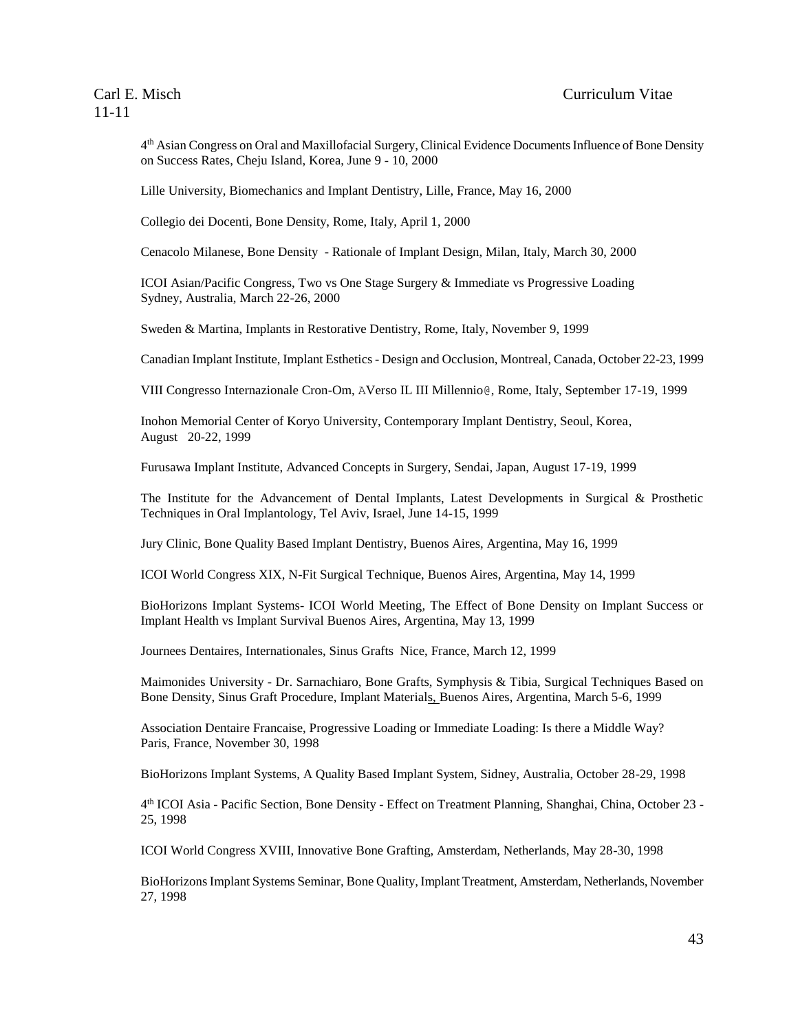4th Asian Congress on Oral and Maxillofacial Surgery, Clinical Evidence Documents Influence of Bone Density on Success Rates, Cheju Island, Korea, June 9 - 10, 2000

Lille University, Biomechanics and Implant Dentistry, Lille, France, May 16, 2000

Collegio dei Docenti, Bone Density, Rome, Italy, April 1, 2000

Cenacolo Milanese, Bone Density - Rationale of Implant Design, Milan, Italy, March 30, 2000

ICOI Asian/Pacific Congress, Two vs One Stage Surgery & Immediate vs Progressive Loading Sydney, Australia, March 22-26, 2000

Sweden & Martina, Implants in Restorative Dentistry, Rome, Italy, November 9, 1999

Canadian Implant Institute, Implant Esthetics - Design and Occlusion, Montreal, Canada, October 22-23, 1999

VIII Congresso Internazionale Cron-Om, AVerso IL III Millennio@, Rome, Italy, September 17-19, 1999

Inohon Memorial Center of Koryo University, Contemporary Implant Dentistry, Seoul, Korea, August 20-22, 1999

Furusawa Implant Institute, Advanced Concepts in Surgery, Sendai, Japan, August 17-19, 1999

The Institute for the Advancement of Dental Implants, Latest Developments in Surgical & Prosthetic Techniques in Oral Implantology, Tel Aviv, Israel, June 14-15, 1999

Jury Clinic, Bone Quality Based Implant Dentistry, Buenos Aires, Argentina, May 16, 1999

ICOI World Congress XIX, N-Fit Surgical Technique, Buenos Aires, Argentina, May 14, 1999

BioHorizons Implant Systems- ICOI World Meeting, The Effect of Bone Density on Implant Success or Implant Health vs Implant Survival Buenos Aires, Argentina, May 13, 1999

Journees Dentaires, Internationales, Sinus Grafts Nice, France, March 12, 1999

Maimonides University - Dr. Sarnachiaro, Bone Grafts, Symphysis & Tibia, Surgical Techniques Based on Bone Density, Sinus Graft Procedure, Implant Materials, Buenos Aires, Argentina, March 5-6, 1999

Association Dentaire Francaise, Progressive Loading or Immediate Loading: Is there a Middle Way? Paris, France, November 30, 1998

BioHorizons Implant Systems, A Quality Based Implant System, Sidney, Australia, October 28-29, 1998

4th ICOI Asia - Pacific Section, Bone Density - Effect on Treatment Planning, Shanghai, China, October 23 - 25, 1998

ICOI World Congress XVIII, Innovative Bone Grafting, Amsterdam, Netherlands, May 28-30, 1998

BioHorizons Implant Systems Seminar, Bone Quality, Implant Treatment, Amsterdam, Netherlands, November 27, 1998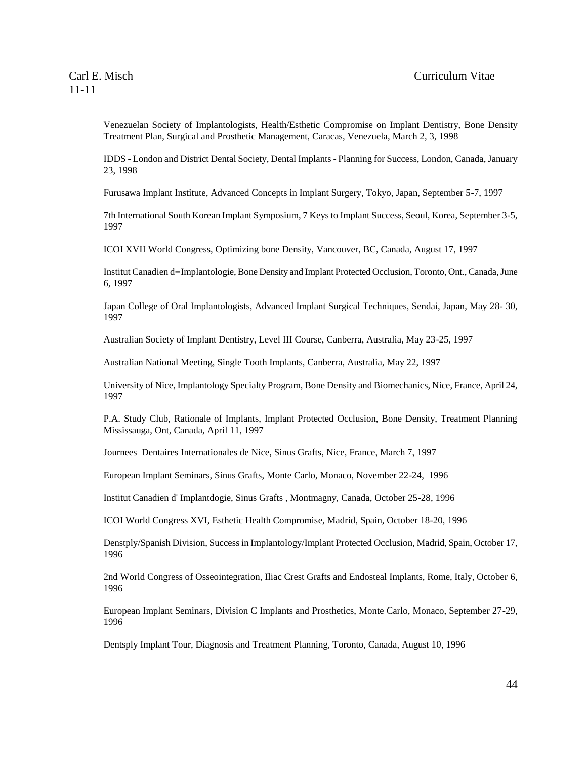Venezuelan Society of Implantologists, Health/Esthetic Compromise on Implant Dentistry, Bone Density Treatment Plan, Surgical and Prosthetic Management, Caracas, Venezuela, March 2, 3, 1998

IDDS - London and District Dental Society, Dental Implants - Planning for Success, London, Canada, January 23, 1998

Furusawa Implant Institute, Advanced Concepts in Implant Surgery, Tokyo, Japan, September 5-7, 1997

7th International South Korean Implant Symposium, 7 Keys to Implant Success, Seoul, Korea, September 3-5, 1997

ICOI XVII World Congress, Optimizing bone Density, Vancouver, BC, Canada, August 17, 1997

Institut Canadien d=Implantologie, Bone Density and Implant Protected Occlusion, Toronto, Ont., Canada, June 6, 1997

Japan College of Oral Implantologists, Advanced Implant Surgical Techniques, Sendai, Japan, May 28- 30, 1997

Australian Society of Implant Dentistry, Level III Course, Canberra, Australia, May 23-25, 1997

Australian National Meeting, Single Tooth Implants, Canberra, Australia, May 22, 1997

University of Nice, Implantology Specialty Program, Bone Density and Biomechanics, Nice, France, April 24, 1997

P.A. Study Club, Rationale of Implants, Implant Protected Occlusion, Bone Density, Treatment Planning Mississauga, Ont, Canada, April 11, 1997

Journees Dentaires Internationales de Nice, Sinus Grafts, Nice, France, March 7, 1997

European Implant Seminars, Sinus Grafts, Monte Carlo, Monaco, November 22-24, 1996

Institut Canadien d' Implantdogie, Sinus Grafts , Montmagny, Canada, October 25-28, 1996

ICOI World Congress XVI, Esthetic Health Compromise, Madrid, Spain, October 18-20, 1996

Denstply/Spanish Division, Success in Implantology/Implant Protected Occlusion, Madrid, Spain, October 17, 1996

2nd World Congress of Osseointegration, Iliac Crest Grafts and Endosteal Implants, Rome, Italy, October 6, 1996

European Implant Seminars, Division C Implants and Prosthetics, Monte Carlo, Monaco, September 27-29, 1996

Dentsply Implant Tour, Diagnosis and Treatment Planning, Toronto, Canada, August 10, 1996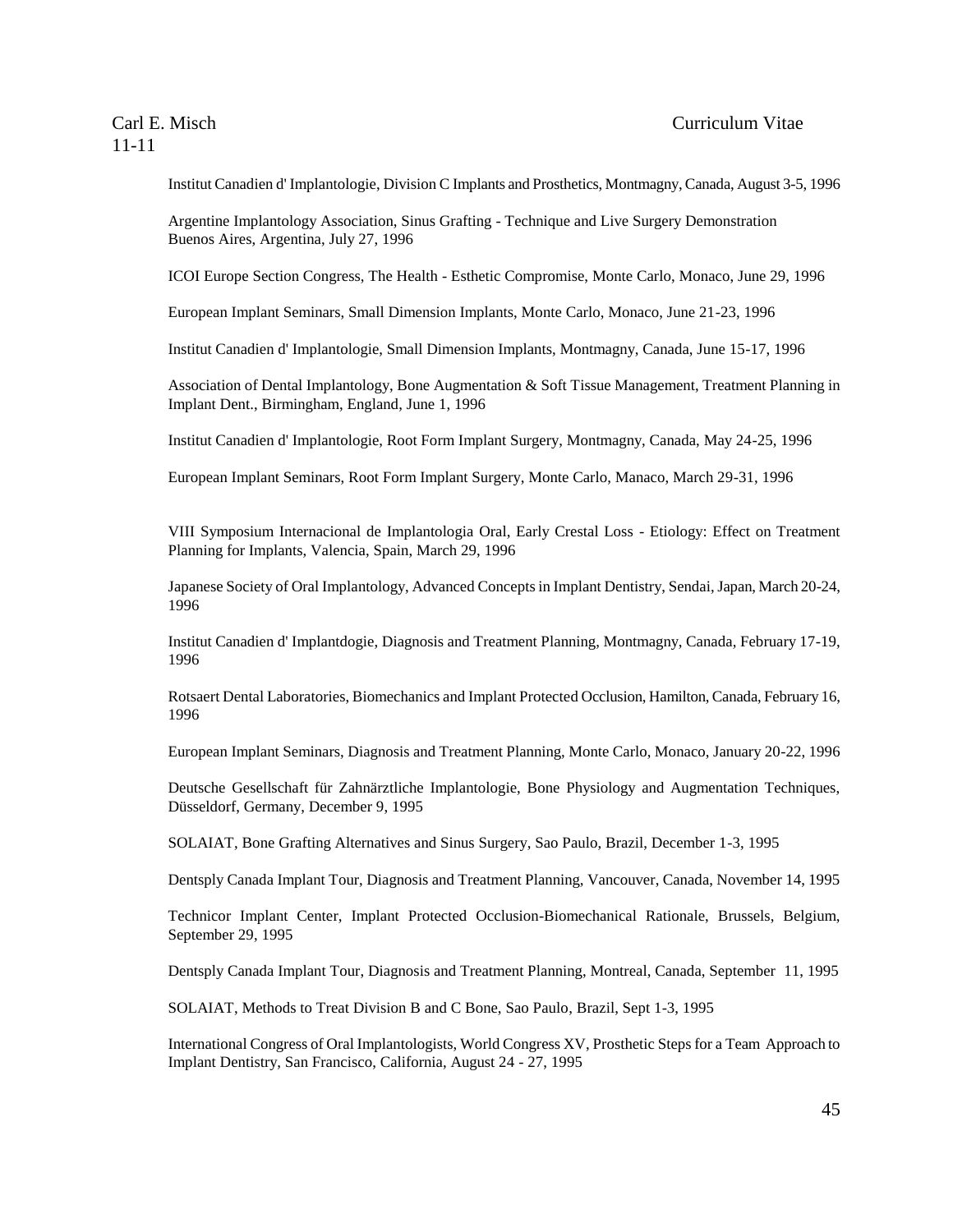Institut Canadien d' Implantologie, Division C Implants and Prosthetics, Montmagny, Canada, August 3-5, 1996

Argentine Implantology Association, Sinus Grafting - Technique and Live Surgery Demonstration Buenos Aires, Argentina, July 27, 1996

ICOI Europe Section Congress, The Health - Esthetic Compromise, Monte Carlo, Monaco, June 29, 1996

European Implant Seminars, Small Dimension Implants, Monte Carlo, Monaco, June 21-23, 1996

Institut Canadien d' Implantologie, Small Dimension Implants, Montmagny, Canada, June 15-17, 1996

Association of Dental Implantology, Bone Augmentation & Soft Tissue Management, Treatment Planning in Implant Dent., Birmingham, England, June 1, 1996

Institut Canadien d' Implantologie, Root Form Implant Surgery, Montmagny, Canada, May 24-25, 1996

European Implant Seminars, Root Form Implant Surgery, Monte Carlo, Manaco, March 29-31, 1996

VIII Symposium Internacional de Implantologia Oral, Early Crestal Loss - Etiology: Effect on Treatment Planning for Implants, Valencia, Spain, March 29, 1996

Japanese Society of Oral Implantology, Advanced Concepts in Implant Dentistry, Sendai, Japan, March 20-24, 1996

Institut Canadien d' Implantdogie, Diagnosis and Treatment Planning, Montmagny, Canada, February 17-19, 1996

Rotsaert Dental Laboratories, Biomechanics and Implant Protected Occlusion, Hamilton, Canada, February 16, 1996

European Implant Seminars, Diagnosis and Treatment Planning, Monte Carlo, Monaco, January 20-22, 1996

Deutsche Gesellschaft für Zahnärztliche Implantologie, Bone Physiology and Augmentation Techniques, Düsseldorf, Germany, December 9, 1995

SOLAIAT, Bone Grafting Alternatives and Sinus Surgery, Sao Paulo, Brazil, December 1-3, 1995

Dentsply Canada Implant Tour, Diagnosis and Treatment Planning, Vancouver, Canada, November 14, 1995

Technicor Implant Center, Implant Protected Occlusion-Biomechanical Rationale, Brussels, Belgium, September 29, 1995

Dentsply Canada Implant Tour, Diagnosis and Treatment Planning, Montreal, Canada, September 11, 1995

SOLAIAT, Methods to Treat Division B and C Bone, Sao Paulo, Brazil, Sept 1-3, 1995

International Congress of Oral Implantologists, World Congress XV, Prosthetic Steps for a Team Approach to Implant Dentistry, San Francisco, California, August 24 - 27, 1995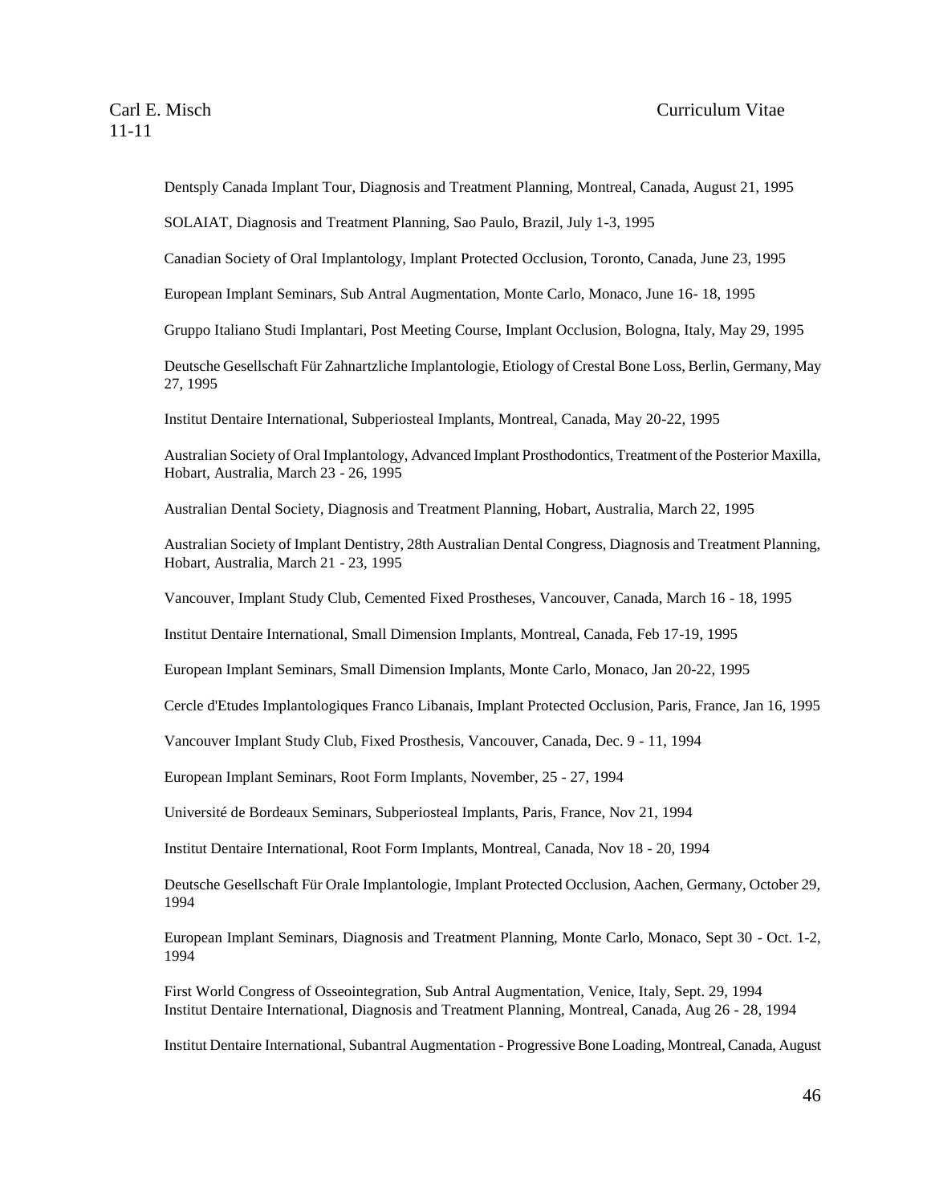Dentsply Canada Implant Tour, Diagnosis and Treatment Planning, Montreal, Canada, August 21, 1995

SOLAIAT, Diagnosis and Treatment Planning, Sao Paulo, Brazil, July 1-3, 1995

Canadian Society of Oral Implantology, Implant Protected Occlusion, Toronto, Canada, June 23, 1995

European Implant Seminars, Sub Antral Augmentation, Monte Carlo, Monaco, June 16- 18, 1995

Gruppo Italiano Studi Implantari, Post Meeting Course, Implant Occlusion, Bologna, Italy, May 29, 1995

Deutsche Gesellschaft Für Zahnartzliche Implantologie, Etiology of Crestal Bone Loss, Berlin, Germany, May 27, 1995

Institut Dentaire International, Subperiosteal Implants, Montreal, Canada, May 20-22, 1995

Australian Society of Oral Implantology, Advanced Implant Prosthodontics, Treatment of the Posterior Maxilla, Hobart, Australia, March 23 - 26, 1995

Australian Dental Society, Diagnosis and Treatment Planning, Hobart, Australia, March 22, 1995

Australian Society of Implant Dentistry, 28th Australian Dental Congress, Diagnosis and Treatment Planning, Hobart, Australia, March 21 - 23, 1995

Vancouver, Implant Study Club, Cemented Fixed Prostheses, Vancouver, Canada, March 16 - 18, 1995

Institut Dentaire International, Small Dimension Implants, Montreal, Canada, Feb 17-19, 1995

European Implant Seminars, Small Dimension Implants, Monte Carlo, Monaco, Jan 20-22, 1995

Cercle d'Etudes Implantologiques Franco Libanais, Implant Protected Occlusion, Paris, France, Jan 16, 1995

Vancouver Implant Study Club, Fixed Prosthesis, Vancouver, Canada, Dec. 9 - 11, 1994

European Implant Seminars, Root Form Implants, November, 25 - 27, 1994

Université de Bordeaux Seminars, Subperiosteal Implants, Paris, France, Nov 21, 1994

Institut Dentaire International, Root Form Implants, Montreal, Canada, Nov 18 - 20, 1994

Deutsche Gesellschaft Für Orale Implantologie, Implant Protected Occlusion, Aachen, Germany, October 29, 1994

European Implant Seminars, Diagnosis and Treatment Planning, Monte Carlo, Monaco, Sept 30 - Oct. 1-2, 1994

First World Congress of Osseointegration, Sub Antral Augmentation, Venice, Italy, Sept. 29, 1994

Institut Dentaire International, Diagnosis and Treatment Planning, Montreal, Canada, Aug 26 - 28, 1994

Institut Dentaire International, Subantral Augmentation - Progressive Bone Loading, Montreal, Canada, August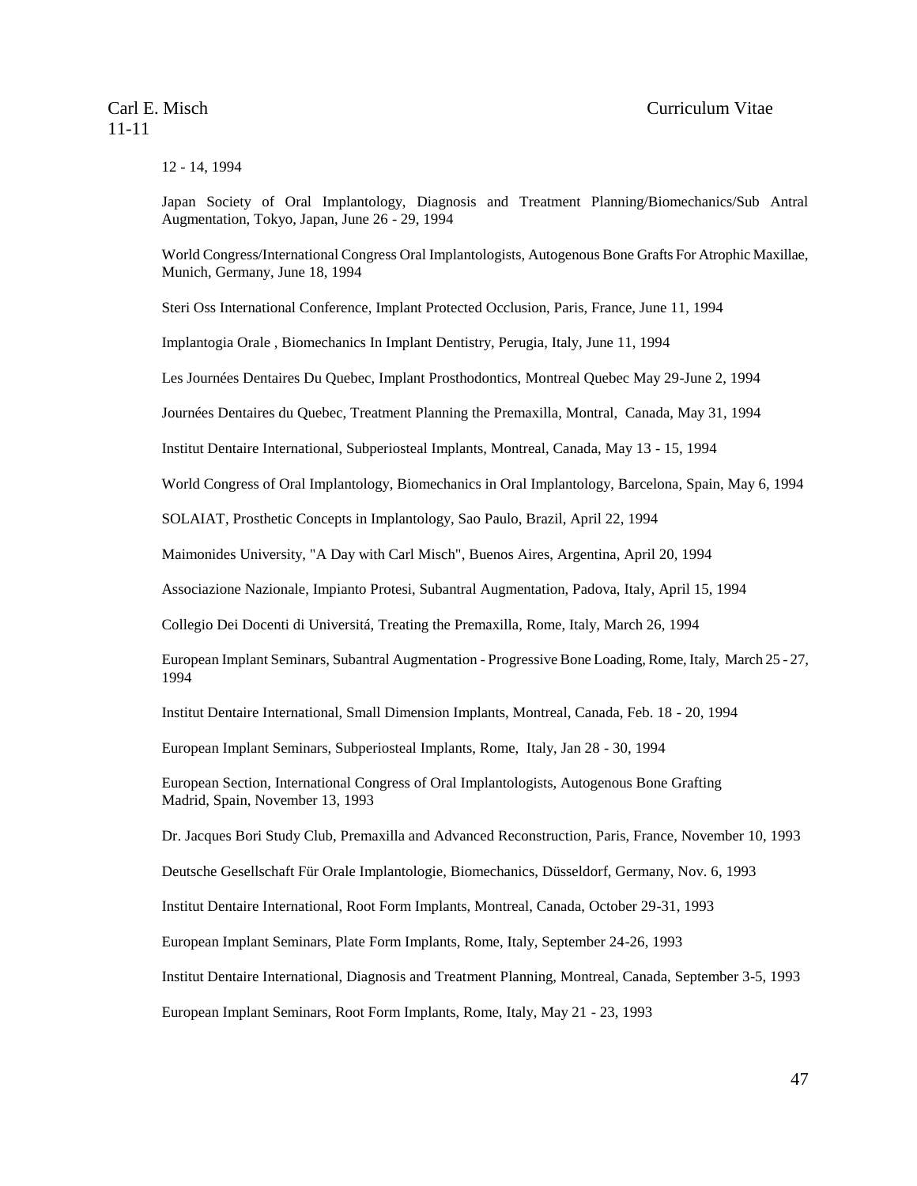12 - 14, 1994

Japan Society of Oral Implantology, Diagnosis and Treatment Planning/Biomechanics/Sub Antral Augmentation, Tokyo, Japan, June 26 - 29, 1994

World Congress/International Congress Oral Implantologists, Autogenous Bone Grafts For Atrophic Maxillae, Munich, Germany, June 18, 1994

Steri Oss International Conference, Implant Protected Occlusion, Paris, France, June 11, 1994

Implantogia Orale , Biomechanics In Implant Dentistry, Perugia, Italy, June 11, 1994

Les Journées Dentaires Du Quebec, Implant Prosthodontics, Montreal Quebec May 29-June 2, 1994

Journées Dentaires du Quebec, Treatment Planning the Premaxilla, Montral, Canada, May 31, 1994

Institut Dentaire International, Subperiosteal Implants, Montreal, Canada, May 13 - 15, 1994

World Congress of Oral Implantology, Biomechanics in Oral Implantology, Barcelona, Spain, May 6, 1994

SOLAIAT, Prosthetic Concepts in Implantology, Sao Paulo, Brazil, April 22, 1994

Maimonides University, "A Day with Carl Misch", Buenos Aires, Argentina, April 20, 1994

Associazione Nazionale, Impianto Protesi, Subantral Augmentation, Padova, Italy, April 15, 1994

Collegio Dei Docenti di Universitá, Treating the Premaxilla, Rome, Italy, March 26, 1994

European Implant Seminars, Subantral Augmentation - Progressive Bone Loading, Rome, Italy, March 25 - 27, 1994

Institut Dentaire International, Small Dimension Implants, Montreal, Canada, Feb. 18 - 20, 1994

European Implant Seminars, Subperiosteal Implants, Rome, Italy, Jan 28 - 30, 1994

European Section, International Congress of Oral Implantologists, Autogenous Bone Grafting Madrid, Spain, November 13, 1993

Dr. Jacques Bori Study Club, Premaxilla and Advanced Reconstruction, Paris, France, November 10, 1993

Deutsche Gesellschaft Für Orale Implantologie, Biomechanics, Düsseldorf, Germany, Nov. 6, 1993

Institut Dentaire International, Root Form Implants, Montreal, Canada, October 29-31, 1993

European Implant Seminars, Plate Form Implants, Rome, Italy, September 24-26, 1993

Institut Dentaire International, Diagnosis and Treatment Planning, Montreal, Canada, September 3-5, 1993

European Implant Seminars, Root Form Implants, Rome, Italy, May 21 - 23, 1993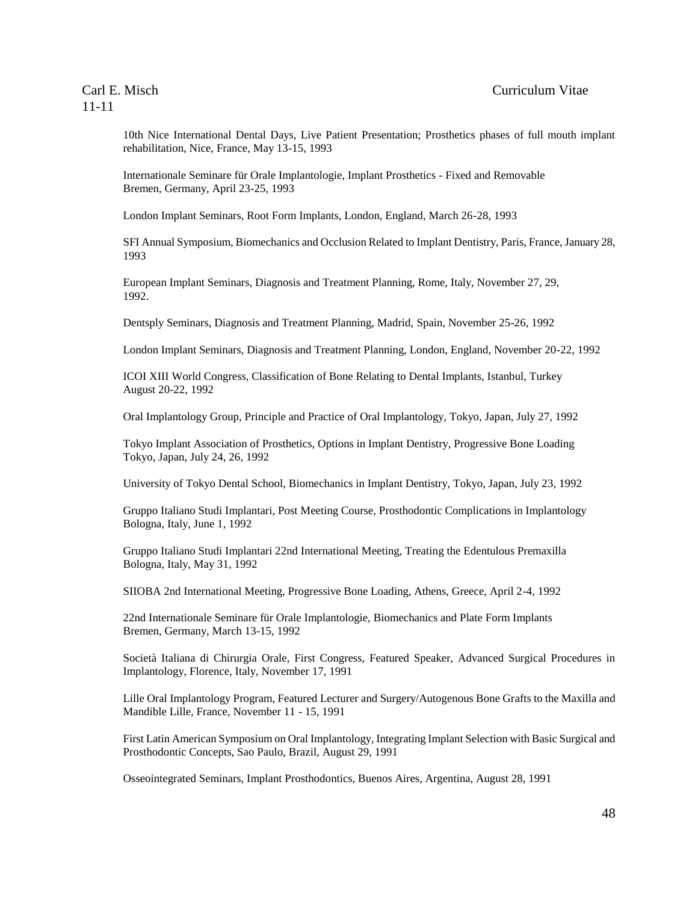10th Nice International Dental Days, Live Patient Presentation; Prosthetics phases of full mouth implant rehabilitation, Nice, France, May 13-15, 1993

Internationale Seminare für Orale Implantologie, Implant Prosthetics - Fixed and Removable Bremen, Germany, April 23-25, 1993

London Implant Seminars, Root Form Implants, London, England, March 26-28, 1993

SFI Annual Symposium, Biomechanics and Occlusion Related to Implant Dentistry, Paris, France, January 28, 1993

European Implant Seminars, Diagnosis and Treatment Planning, Rome, Italy, November 27, 29, 1992.

Dentsply Seminars, Diagnosis and Treatment Planning, Madrid, Spain, November 25-26, 1992

London Implant Seminars, Diagnosis and Treatment Planning, London, England, November 20-22, 1992

ICOI XIII World Congress, Classification of Bone Relating to Dental Implants, Istanbul, Turkey August 20-22, 1992

Oral Implantology Group, Principle and Practice of Oral Implantology, Tokyo, Japan, July 27, 1992

Tokyo Implant Association of Prosthetics, Options in Implant Dentistry, Progressive Bone Loading Tokyo, Japan, July 24, 26, 1992

University of Tokyo Dental School, Biomechanics in Implant Dentistry, Tokyo, Japan, July 23, 1992

Gruppo Italiano Studi Implantari, Post Meeting Course, Prosthodontic Complications in Implantology Bologna, Italy, June 1, 1992

Gruppo Italiano Studi Implantari 22nd International Meeting, Treating the Edentulous Premaxilla Bologna, Italy, May 31, 1992

SIIOBA 2nd International Meeting, Progressive Bone Loading, Athens, Greece, April 2-4, 1992

22nd Internationale Seminare für Orale Implantologie, Biomechanics and Plate Form Implants Bremen, Germany, March 13-15, 1992

Società Italiana di Chirurgia Orale, First Congress, Featured Speaker, Advanced Surgical Procedures in Implantology, Florence, Italy, November 17, 1991

Lille Oral Implantology Program, Featured Lecturer and Surgery/Autogenous Bone Grafts to the Maxilla and Mandible Lille, France, November 11 - 15, 1991

First Latin American Symposium on Oral Implantology, Integrating Implant Selection with Basic Surgical and Prosthodontic Concepts, Sao Paulo, Brazil, August 29, 1991

Osseointegrated Seminars, Implant Prosthodontics, Buenos Aires, Argentina, August 28, 1991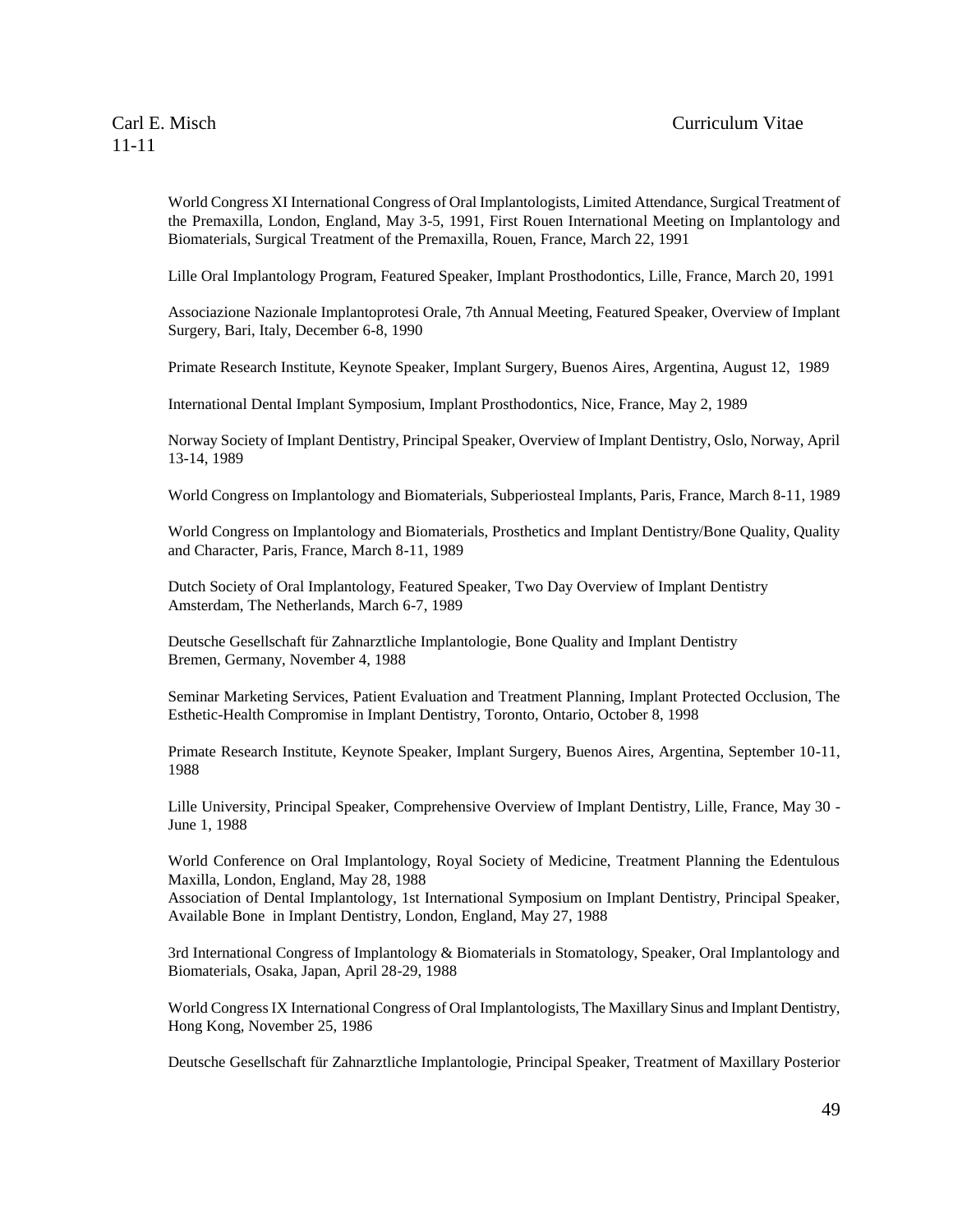World Congress XI International Congress of Oral Implantologists, Limited Attendance, Surgical Treatment of the Premaxilla, London, England, May 3-5, 1991, First Rouen International Meeting on Implantology and Biomaterials, Surgical Treatment of the Premaxilla, Rouen, France, March 22, 1991

Lille Oral Implantology Program, Featured Speaker, Implant Prosthodontics, Lille, France, March 20, 1991

Associazione Nazionale Implantoprotesi Orale, 7th Annual Meeting, Featured Speaker, Overview of Implant Surgery, Bari, Italy, December 6-8, 1990

Primate Research Institute, Keynote Speaker, Implant Surgery, Buenos Aires, Argentina, August 12, 1989

International Dental Implant Symposium, Implant Prosthodontics, Nice, France, May 2, 1989

Norway Society of Implant Dentistry, Principal Speaker, Overview of Implant Dentistry, Oslo, Norway, April 13-14, 1989

World Congress on Implantology and Biomaterials, Subperiosteal Implants, Paris, France, March 8-11, 1989

World Congress on Implantology and Biomaterials, Prosthetics and Implant Dentistry/Bone Quality, Quality and Character, Paris, France, March 8-11, 1989

Dutch Society of Oral Implantology, Featured Speaker, Two Day Overview of Implant Dentistry Amsterdam, The Netherlands, March 6-7, 1989

Deutsche Gesellschaft für Zahnarztliche Implantologie, Bone Quality and Implant Dentistry Bremen, Germany, November 4, 1988

Seminar Marketing Services, Patient Evaluation and Treatment Planning, Implant Protected Occlusion, The Esthetic-Health Compromise in Implant Dentistry, Toronto, Ontario, October 8, 1998

Primate Research Institute, Keynote Speaker, Implant Surgery, Buenos Aires, Argentina, September 10-11, 1988

Lille University, Principal Speaker, Comprehensive Overview of Implant Dentistry, Lille, France, May 30 - June 1, 1988

World Conference on Oral Implantology, Royal Society of Medicine, Treatment Planning the Edentulous Maxilla, London, England, May 28, 1988

Association of Dental Implantology, 1st International Symposium on Implant Dentistry, Principal Speaker, Available Bone in Implant Dentistry, London, England, May 27, 1988

3rd International Congress of Implantology & Biomaterials in Stomatology, Speaker, Oral Implantology and Biomaterials, Osaka, Japan, April 28-29, 1988

World Congress IX International Congress of Oral Implantologists, The Maxillary Sinus and Implant Dentistry, Hong Kong, November 25, 1986

Deutsche Gesellschaft für Zahnarztliche Implantologie, Principal Speaker, Treatment of Maxillary Posterior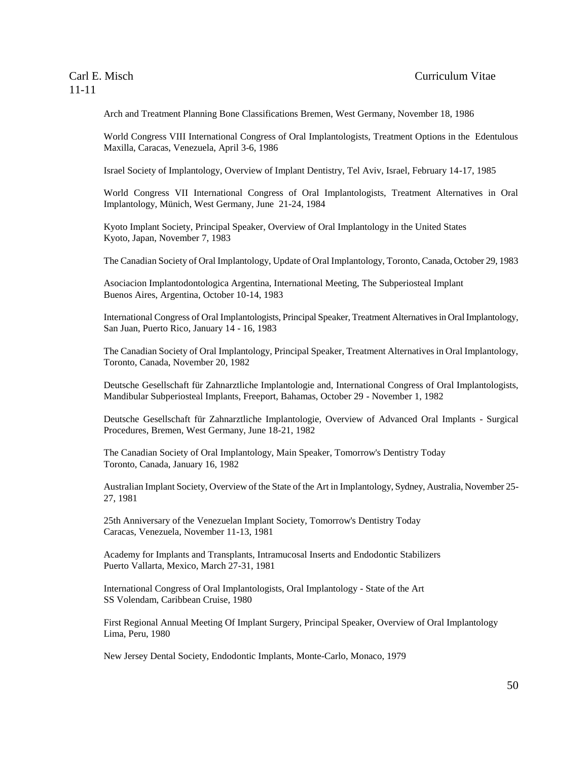Arch and Treatment Planning Bone Classifications Bremen, West Germany, November 18, 1986

World Congress VIII International Congress of Oral Implantologists, Treatment Options in the Edentulous Maxilla, Caracas, Venezuela, April 3-6, 1986

Israel Society of Implantology, Overview of Implant Dentistry, Tel Aviv, Israel, February 14-17, 1985

World Congress VII International Congress of Oral Implantologists, Treatment Alternatives in Oral Implantology, Münich, West Germany, June 21-24, 1984

Kyoto Implant Society, Principal Speaker, Overview of Oral Implantology in the United States
Kyoto, Japan, November 7, 1983

The Canadian Society of Oral Implantology, Update of Oral Implantology, Toronto, Canada, October 29, 1983

Asociacion Implantodontologica Argentina, International Meeting, The Subperiosteal Implant
Buenos Aires, Argentina, October 10-14, 1983

International Congress of Oral Implantologists, Principal Speaker, Treatment Alternatives in Oral Implantology, San Juan, Puerto Rico, January 14 - 16, 1983

The Canadian Society of Oral Implantology, Principal Speaker, Treatment Alternatives in Oral Implantology, Toronto, Canada, November 20, 1982

Deutsche Gesellschaft für Zahnarztliche Implantologie and, International Congress of Oral Implantologists, Mandibular Subperiosteal Implants, Freeport, Bahamas, October 29 - November 1, 1982

Deutsche Gesellschaft für Zahnarztliche Implantologie, Overview of Advanced Oral Implants - Surgical Procedures, Bremen, West Germany, June 18-21, 1982

The Canadian Society of Oral Implantology, Main Speaker, Tomorrow's Dentistry Today
Toronto, Canada, January 16, 1982

Australian Implant Society, Overview of the State of the Art in Implantology, Sydney, Australia, November 25-27, 1981

25th Anniversary of the Venezuelan Implant Society, Tomorrow's Dentistry Today
Caracas, Venezuela, November 11-13, 1981

Academy for Implants and Transplants, Intramucosal Inserts and Endodontic Stabilizers
Puerto Vallarta, Mexico, March 27-31, 1981

International Congress of Oral Implantologists, Oral Implantology - State of the Art
SS Volendam, Caribbean Cruise, 1980

First Regional Annual Meeting Of Implant Surgery, Principal Speaker, Overview of Oral Implantology
Lima, Peru, 1980

New Jersey Dental Society, Endodontic Implants, Monte-Carlo, Monaco, 1979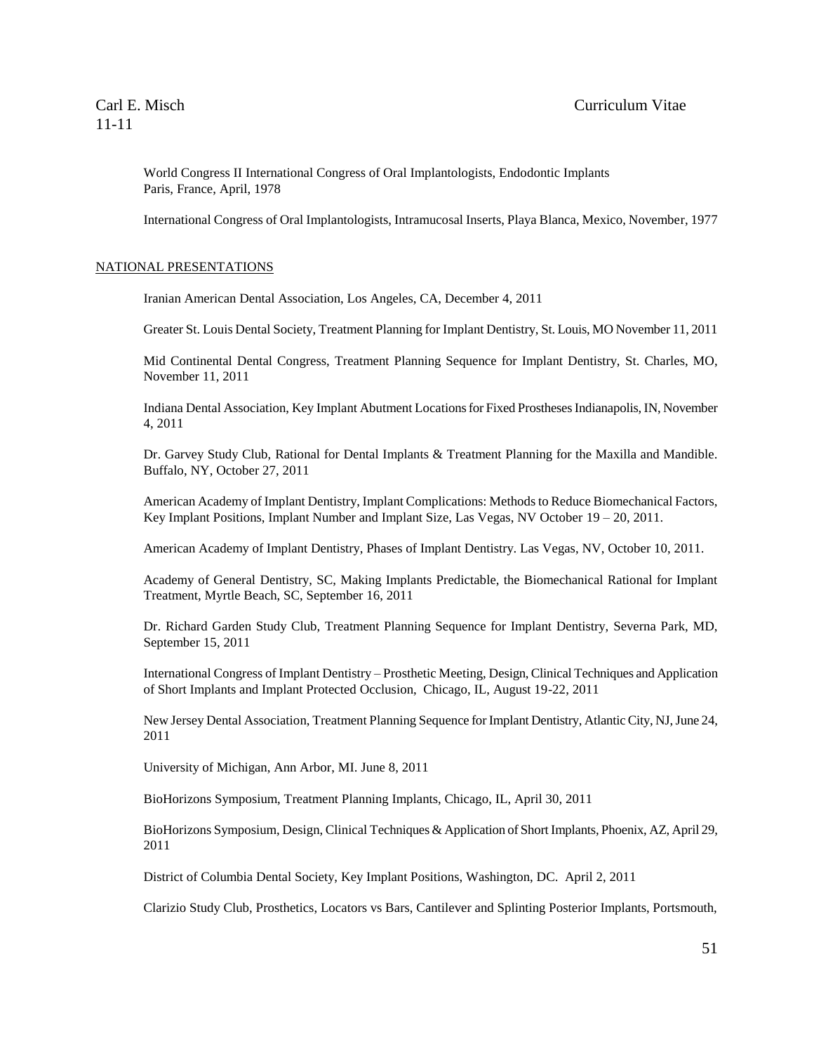World Congress II International Congress of Oral Implantologists, Endodontic Implants
Paris, France, April, 1978

International Congress of Oral Implantologists, Intramucosal Inserts, Playa Blanca, Mexico, November, 1977

## NATIONAL PRESENTATIONS

Iranian American Dental Association, Los Angeles, CA, December 4, 2011

Greater St. Louis Dental Society, Treatment Planning for Implant Dentistry, St. Louis, MO November 11, 2011

Mid Continental Dental Congress, Treatment Planning Sequence for Implant Dentistry, St. Charles, MO, November 11, 2011

Indiana Dental Association, Key Implant Abutment Locations for Fixed Prostheses Indianapolis, IN, November 4, 2011

Dr. Garvey Study Club, Rational for Dental Implants & Treatment Planning for the Maxilla and Mandible. Buffalo, NY, October 27, 2011

American Academy of Implant Dentistry, Implant Complications: Methods to Reduce Biomechanical Factors, Key Implant Positions, Implant Number and Implant Size, Las Vegas, NV October 19 – 20, 2011.

American Academy of Implant Dentistry, Phases of Implant Dentistry. Las Vegas, NV, October 10, 2011.

Academy of General Dentistry, SC, Making Implants Predictable, the Biomechanical Rational for Implant Treatment, Myrtle Beach, SC, September 16, 2011

Dr. Richard Garden Study Club, Treatment Planning Sequence for Implant Dentistry, Severna Park, MD, September 15, 2011

International Congress of Implant Dentistry – Prosthetic Meeting, Design, Clinical Techniques and Application of Short Implants and Implant Protected Occlusion, Chicago, IL, August 19-22, 2011

New Jersey Dental Association, Treatment Planning Sequence for Implant Dentistry, Atlantic City, NJ, June 24, 2011

University of Michigan, Ann Arbor, MI. June 8, 2011

BioHorizons Symposium, Treatment Planning Implants, Chicago, IL, April 30, 2011

BioHorizons Symposium, Design, Clinical Techniques & Application of Short Implants, Phoenix, AZ, April 29, 2011

District of Columbia Dental Society, Key Implant Positions, Washington, DC. April 2, 2011

Clarizio Study Club, Prosthetics, Locators vs Bars, Cantilever and Splinting Posterior Implants, Portsmouth,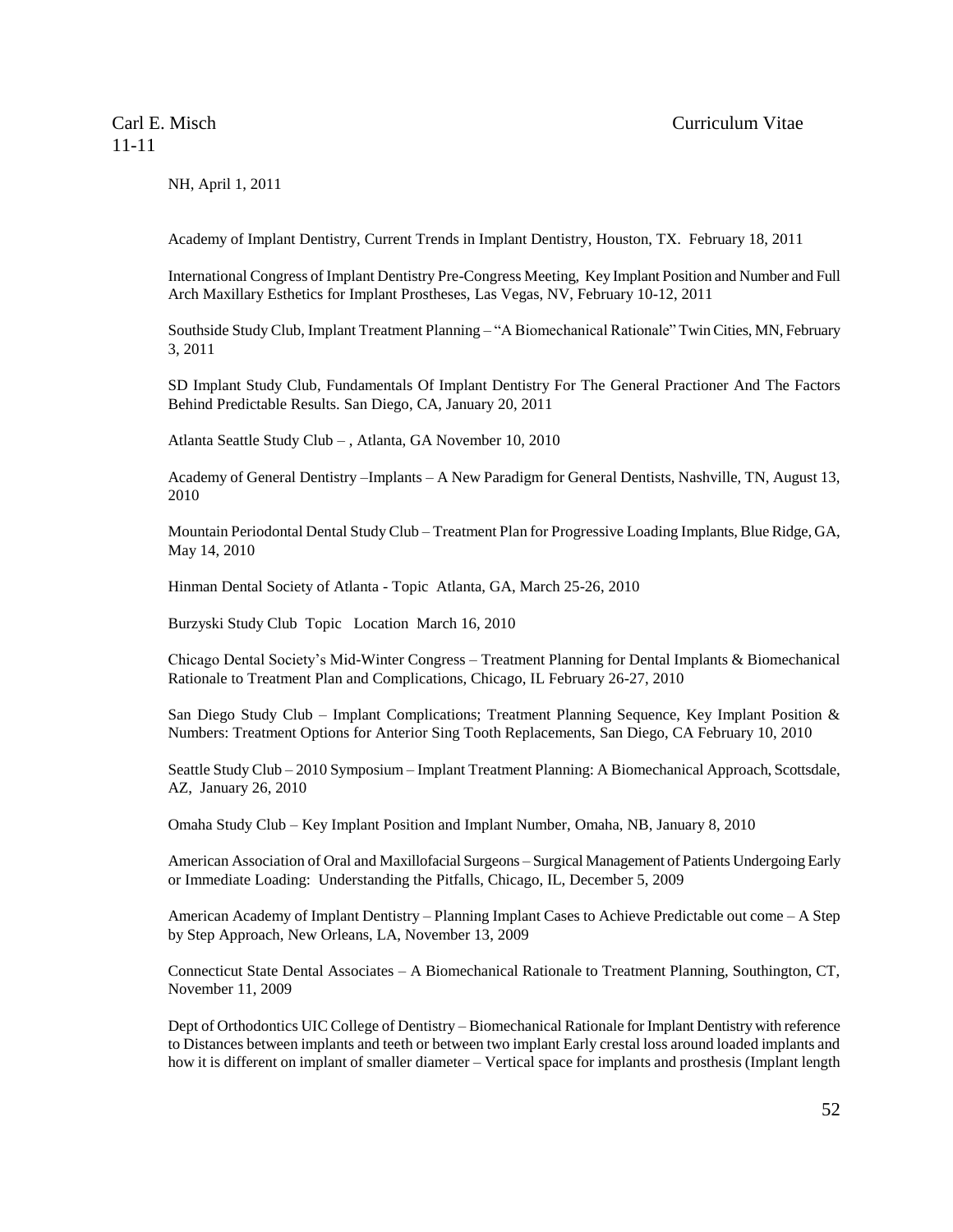NH, April 1, 2011

Academy of Implant Dentistry, Current Trends in Implant Dentistry, Houston, TX. February 18, 2011

International Congress of Implant Dentistry Pre-Congress Meeting, Key Implant Position and Number and Full Arch Maxillary Esthetics for Implant Prostheses, Las Vegas, NV, February 10-12, 2011

Southside Study Club, Implant Treatment Planning – "A Biomechanical Rationale" Twin Cities, MN, February 3, 2011

SD Implant Study Club, Fundamentals Of Implant Dentistry For The General Practioner And The Factors Behind Predictable Results. San Diego, CA, January 20, 2011

Atlanta Seattle Study Club – , Atlanta, GA November 10, 2010

Academy of General Dentistry –Implants – A New Paradigm for General Dentists, Nashville, TN, August 13, 2010

Mountain Periodontal Dental Study Club – Treatment Plan for Progressive Loading Implants, Blue Ridge, GA, May 14, 2010

Hinman Dental Society of Atlanta - Topic Atlanta, GA, March 25-26, 2010

Burzyski Study Club Topic Location March 16, 2010

Chicago Dental Society's Mid-Winter Congress – Treatment Planning for Dental Implants & Biomechanical Rationale to Treatment Plan and Complications, Chicago, IL February 26-27, 2010

San Diego Study Club – Implant Complications; Treatment Planning Sequence, Key Implant Position & Numbers: Treatment Options for Anterior Sing Tooth Replacements, San Diego, CA February 10, 2010

Seattle Study Club – 2010 Symposium – Implant Treatment Planning: A Biomechanical Approach, Scottsdale, AZ, January 26, 2010

Omaha Study Club – Key Implant Position and Implant Number, Omaha, NB, January 8, 2010

American Association of Oral and Maxillofacial Surgeons – Surgical Management of Patients Undergoing Early or Immediate Loading: Understanding the Pitfalls, Chicago, IL, December 5, 2009

American Academy of Implant Dentistry – Planning Implant Cases to Achieve Predictable out come – A Step by Step Approach, New Orleans, LA, November 13, 2009

Connecticut State Dental Associates – A Biomechanical Rationale to Treatment Planning, Southington, CT, November 11, 2009

Dept of Orthodontics UIC College of Dentistry – Biomechanical Rationale for Implant Dentistry with reference to Distances between implants and teeth or between two implant Early crestal loss around loaded implants and how it is different on implant of smaller diameter – Vertical space for implants and prosthesis (Implant length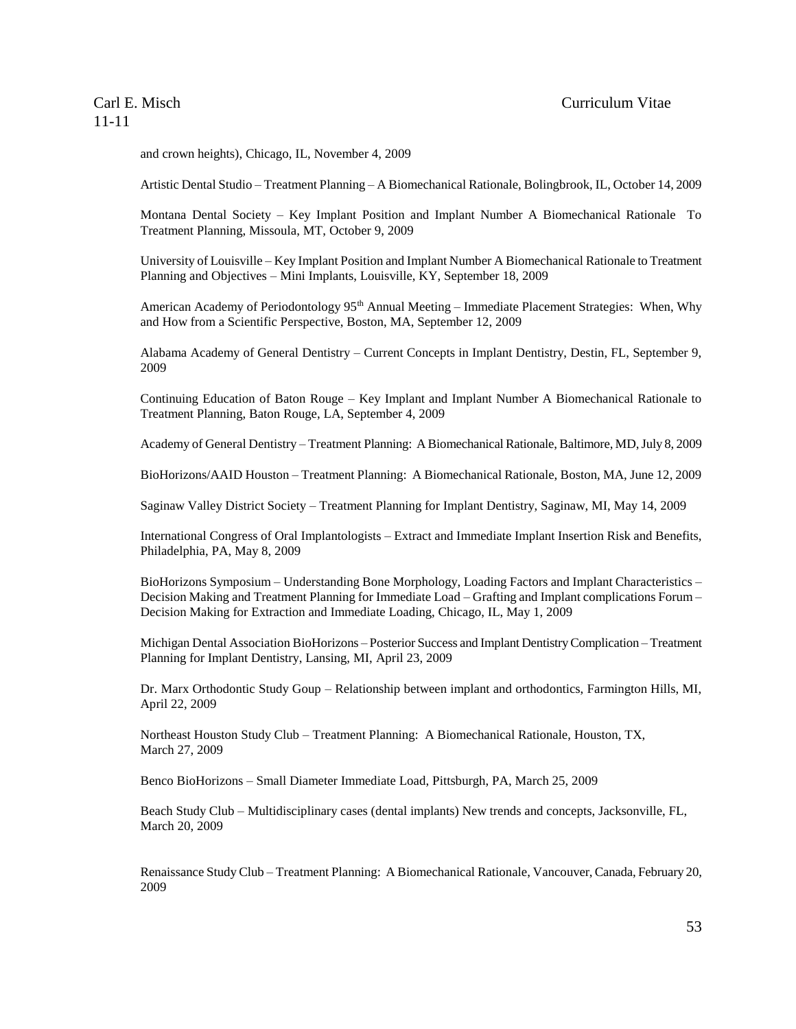and crown heights), Chicago, IL, November 4, 2009

Artistic Dental Studio – Treatment Planning – A Biomechanical Rationale, Bolingbrook, IL, October 14, 2009

Montana Dental Society – Key Implant Position and Implant Number A Biomechanical Rationale To Treatment Planning, Missoula, MT, October 9, 2009

University of Louisville – Key Implant Position and Implant Number A Biomechanical Rationale to Treatment Planning and Objectives – Mini Implants, Louisville, KY, September 18, 2009

American Academy of Periodontology 95th Annual Meeting – Immediate Placement Strategies: When, Why and How from a Scientific Perspective, Boston, MA, September 12, 2009

Alabama Academy of General Dentistry – Current Concepts in Implant Dentistry, Destin, FL, September 9, 2009

Continuing Education of Baton Rouge – Key Implant and Implant Number A Biomechanical Rationale to Treatment Planning, Baton Rouge, LA, September 4, 2009

Academy of General Dentistry – Treatment Planning: A Biomechanical Rationale, Baltimore, MD, July 8, 2009

BioHorizons/AAID Houston – Treatment Planning: A Biomechanical Rationale, Boston, MA, June 12, 2009

Saginaw Valley District Society – Treatment Planning for Implant Dentistry, Saginaw, MI, May 14, 2009

International Congress of Oral Implantologists – Extract and Immediate Implant Insertion Risk and Benefits, Philadelphia, PA, May 8, 2009

BioHorizons Symposium – Understanding Bone Morphology, Loading Factors and Implant Characteristics – Decision Making and Treatment Planning for Immediate Load – Grafting and Implant complications Forum – Decision Making for Extraction and Immediate Loading, Chicago, IL, May 1, 2009

Michigan Dental Association BioHorizons – Posterior Success and Implant Dentistry Complication – Treatment Planning for Implant Dentistry, Lansing, MI, April 23, 2009

Dr. Marx Orthodontic Study Goup – Relationship between implant and orthodontics, Farmington Hills, MI, April 22, 2009

Northeast Houston Study Club – Treatment Planning: A Biomechanical Rationale, Houston, TX, March 27, 2009

Benco BioHorizons – Small Diameter Immediate Load, Pittsburgh, PA, March 25, 2009

Beach Study Club – Multidisciplinary cases (dental implants) New trends and concepts, Jacksonville, FL, March 20, 2009

Renaissance Study Club – Treatment Planning: A Biomechanical Rationale, Vancouver, Canada, February 20, 2009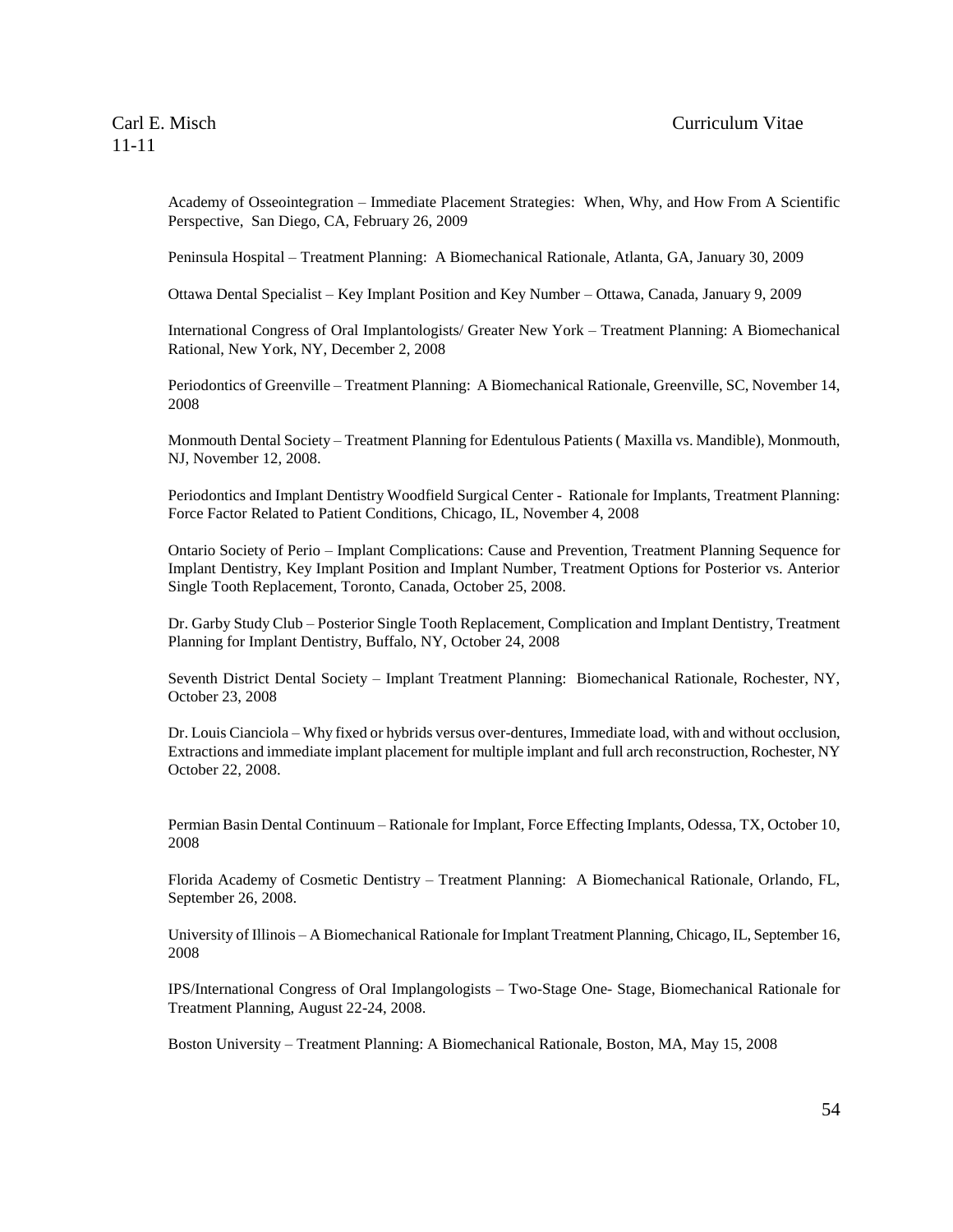Academy of Osseointegration – Immediate Placement Strategies: When, Why, and How From A Scientific Perspective, San Diego, CA, February 26, 2009

Peninsula Hospital – Treatment Planning: A Biomechanical Rationale, Atlanta, GA, January 30, 2009

Ottawa Dental Specialist – Key Implant Position and Key Number – Ottawa, Canada, January 9, 2009

International Congress of Oral Implantologists/ Greater New York – Treatment Planning: A Biomechanical Rational, New York, NY, December 2, 2008

Periodontics of Greenville – Treatment Planning: A Biomechanical Rationale, Greenville, SC, November 14, 2008

Monmouth Dental Society – Treatment Planning for Edentulous Patients ( Maxilla vs. Mandible), Monmouth, NJ, November 12, 2008.

Periodontics and Implant Dentistry Woodfield Surgical Center - Rationale for Implants, Treatment Planning: Force Factor Related to Patient Conditions, Chicago, IL, November 4, 2008

Ontario Society of Perio – Implant Complications: Cause and Prevention, Treatment Planning Sequence for Implant Dentistry, Key Implant Position and Implant Number, Treatment Options for Posterior vs. Anterior Single Tooth Replacement, Toronto, Canada, October 25, 2008.

Dr. Garby Study Club – Posterior Single Tooth Replacement, Complication and Implant Dentistry, Treatment Planning for Implant Dentistry, Buffalo, NY, October 24, 2008

Seventh District Dental Society – Implant Treatment Planning: Biomechanical Rationale, Rochester, NY, October 23, 2008

Dr. Louis Cianciola – Why fixed or hybrids versus over-dentures, Immediate load, with and without occlusion, Extractions and immediate implant placement for multiple implant and full arch reconstruction, Rochester, NY October 22, 2008.

Permian Basin Dental Continuum – Rationale for Implant, Force Effecting Implants, Odessa, TX, October 10, 2008

Florida Academy of Cosmetic Dentistry – Treatment Planning: A Biomechanical Rationale, Orlando, FL, September 26, 2008.

University of Illinois – A Biomechanical Rationale for Implant Treatment Planning, Chicago, IL, September 16, 2008

IPS/International Congress of Oral Implangologists – Two-Stage One- Stage, Biomechanical Rationale for Treatment Planning, August 22-24, 2008.

Boston University – Treatment Planning: A Biomechanical Rationale, Boston, MA, May 15, 2008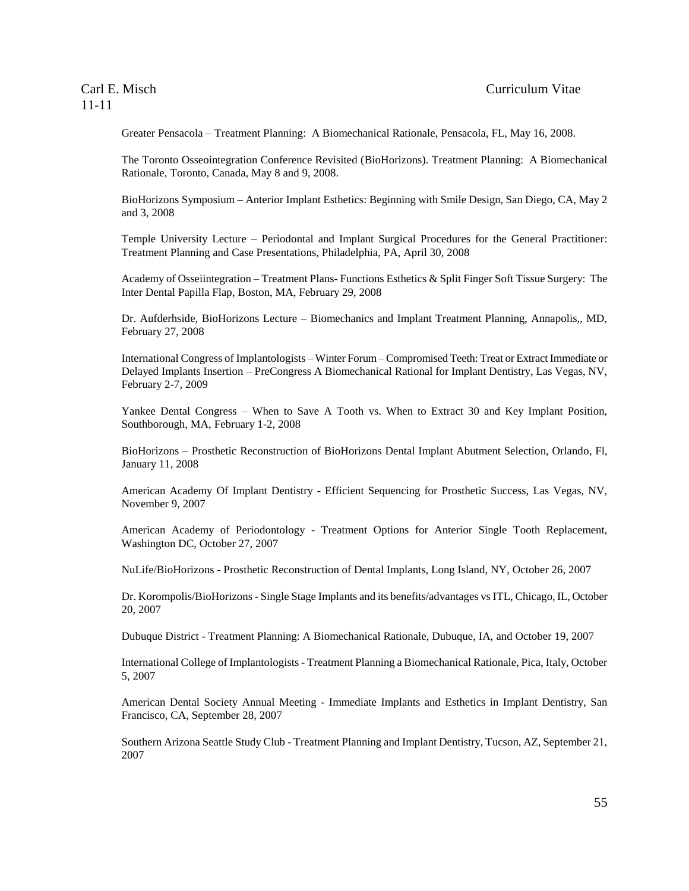Greater Pensacola – Treatment Planning: A Biomechanical Rationale, Pensacola, FL, May 16, 2008.

The Toronto Osseointegration Conference Revisited (BioHorizons). Treatment Planning: A Biomechanical Rationale, Toronto, Canada, May 8 and 9, 2008.

BioHorizons Symposium – Anterior Implant Esthetics: Beginning with Smile Design, San Diego, CA, May 2 and 3, 2008

Temple University Lecture – Periodontal and Implant Surgical Procedures for the General Practitioner: Treatment Planning and Case Presentations, Philadelphia, PA, April 30, 2008

Academy of Osseiintegration – Treatment Plans- Functions Esthetics & Split Finger Soft Tissue Surgery: The Inter Dental Papilla Flap, Boston, MA, February 29, 2008

Dr. Aufderhside, BioHorizons Lecture – Biomechanics and Implant Treatment Planning, Annapolis,, MD, February 27, 2008

International Congress of Implantologists – Winter Forum – Compromised Teeth: Treat or Extract Immediate or Delayed Implants Insertion – PreCongress A Biomechanical Rational for Implant Dentistry, Las Vegas, NV, February 2-7, 2009

Yankee Dental Congress – When to Save A Tooth vs. When to Extract 30 and Key Implant Position, Southborough, MA, February 1-2, 2008

BioHorizons – Prosthetic Reconstruction of BioHorizons Dental Implant Abutment Selection, Orlando, Fl, January 11, 2008

American Academy Of Implant Dentistry - Efficient Sequencing for Prosthetic Success, Las Vegas, NV, November 9, 2007

American Academy of Periodontology - Treatment Options for Anterior Single Tooth Replacement, Washington DC, October 27, 2007

NuLife/BioHorizons - Prosthetic Reconstruction of Dental Implants, Long Island, NY, October 26, 2007

Dr. Korompolis/BioHorizons - Single Stage Implants and its benefits/advantages vs ITL, Chicago, IL, October 20, 2007

Dubuque District - Treatment Planning: A Biomechanical Rationale, Dubuque, IA, and October 19, 2007

International College of Implantologists - Treatment Planning a Biomechanical Rationale, Pica, Italy, October 5, 2007

American Dental Society Annual Meeting - Immediate Implants and Esthetics in Implant Dentistry, San Francisco, CA, September 28, 2007

Southern Arizona Seattle Study Club - Treatment Planning and Implant Dentistry, Tucson, AZ, September 21, 2007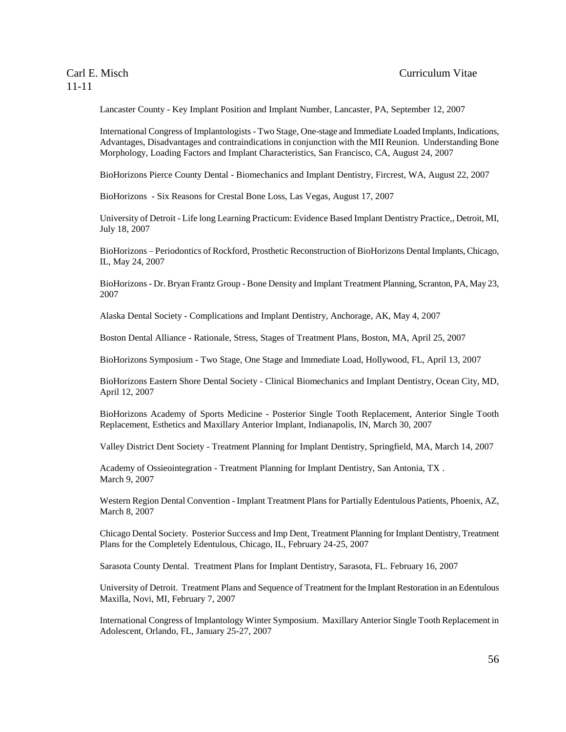Lancaster County - Key Implant Position and Implant Number, Lancaster, PA, September 12, 2007

International Congress of Implantologists - Two Stage, One-stage and Immediate Loaded Implants, Indications, Advantages, Disadvantages and contraindications in conjunction with the MII Reunion. Understanding Bone Morphology, Loading Factors and Implant Characteristics, San Francisco, CA, August 24, 2007

BioHorizons Pierce County Dental - Biomechanics and Implant Dentistry, Fircrest, WA, August 22, 2007

BioHorizons - Six Reasons for Crestal Bone Loss, Las Vegas, August 17, 2007

University of Detroit - Life long Learning Practicum: Evidence Based Implant Dentistry Practice,, Detroit, MI, July 18, 2007

BioHorizons – Periodontics of Rockford, Prosthetic Reconstruction of BioHorizons Dental Implants, Chicago, IL, May 24, 2007

BioHorizons - Dr. Bryan Frantz Group - Bone Density and Implant Treatment Planning, Scranton, PA, May 23, 2007

Alaska Dental Society - Complications and Implant Dentistry, Anchorage, AK, May 4, 2007

Boston Dental Alliance - Rationale, Stress, Stages of Treatment Plans, Boston, MA, April 25, 2007

BioHorizons Symposium - Two Stage, One Stage and Immediate Load, Hollywood, FL, April 13, 2007

BioHorizons Eastern Shore Dental Society - Clinical Biomechanics and Implant Dentistry, Ocean City, MD, April 12, 2007

BioHorizons Academy of Sports Medicine - Posterior Single Tooth Replacement, Anterior Single Tooth Replacement, Esthetics and Maxillary Anterior Implant, Indianapolis, IN, March 30, 2007

Valley District Dent Society - Treatment Planning for Implant Dentistry, Springfield, MA, March 14, 2007

Academy of Ossieointegration - Treatment Planning for Implant Dentistry, San Antonia, TX . March 9, 2007

Western Region Dental Convention - Implant Treatment Plans for Partially Edentulous Patients, Phoenix, AZ, March 8, 2007

Chicago Dental Society. Posterior Success and Imp Dent, Treatment Planning for Implant Dentistry, Treatment Plans for the Completely Edentulous, Chicago, IL, February 24-25, 2007

Sarasota County Dental. Treatment Plans for Implant Dentistry, Sarasota, FL. February 16, 2007

University of Detroit. Treatment Plans and Sequence of Treatment for the Implant Restoration in an Edentulous Maxilla, Novi, MI, February 7, 2007

International Congress of Implantology Winter Symposium. Maxillary Anterior Single Tooth Replacement in Adolescent, Orlando, FL, January 25-27, 2007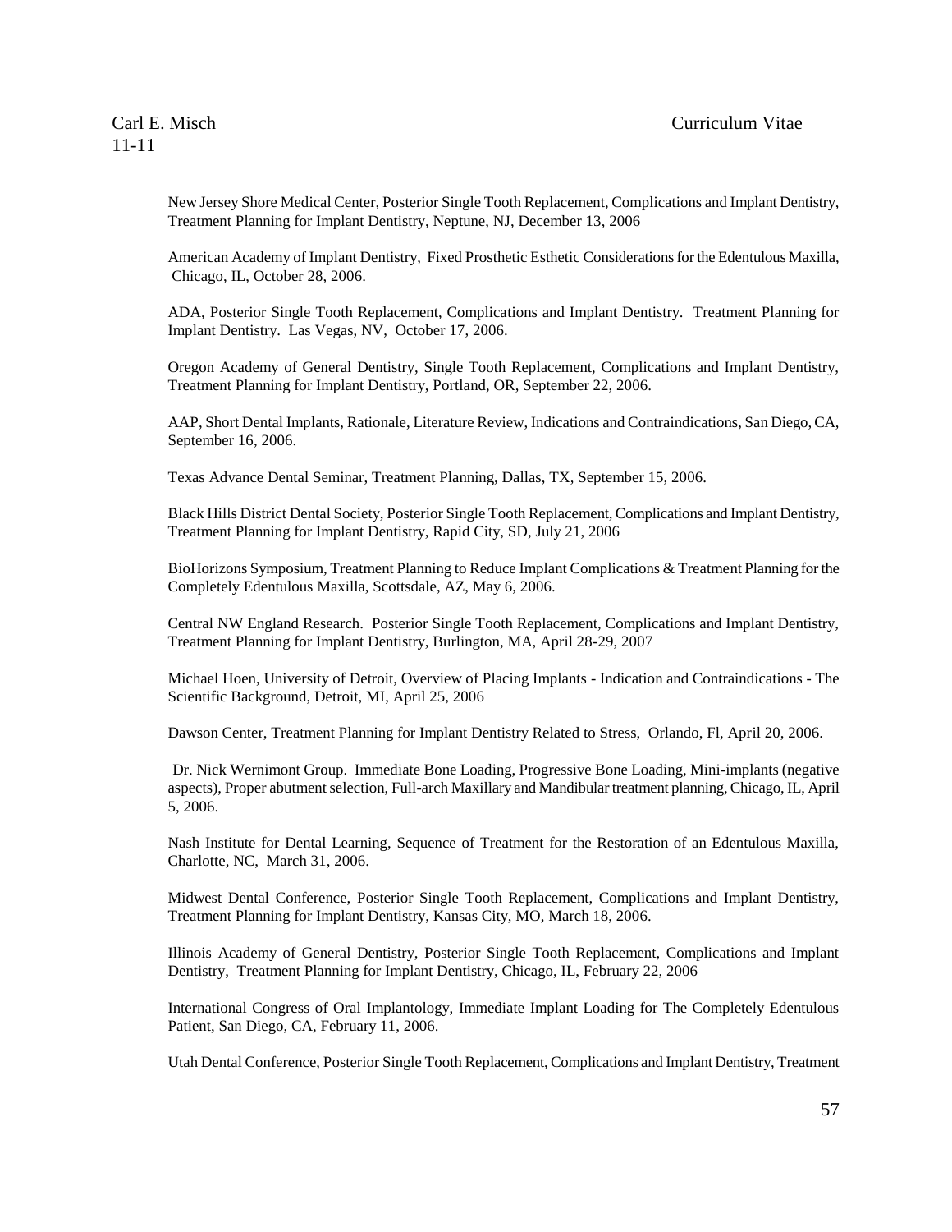New Jersey Shore Medical Center, Posterior Single Tooth Replacement, Complications and Implant Dentistry, Treatment Planning for Implant Dentistry, Neptune, NJ, December 13, 2006

American Academy of Implant Dentistry, Fixed Prosthetic Esthetic Considerations for the Edentulous Maxilla, Chicago, IL, October 28, 2006.

ADA, Posterior Single Tooth Replacement, Complications and Implant Dentistry. Treatment Planning for Implant Dentistry. Las Vegas, NV, October 17, 2006.

Oregon Academy of General Dentistry, Single Tooth Replacement, Complications and Implant Dentistry, Treatment Planning for Implant Dentistry, Portland, OR, September 22, 2006.

AAP, Short Dental Implants, Rationale, Literature Review, Indications and Contraindications, San Diego, CA, September 16, 2006.

Texas Advance Dental Seminar, Treatment Planning, Dallas, TX, September 15, 2006.

Black Hills District Dental Society, Posterior Single Tooth Replacement, Complications and Implant Dentistry, Treatment Planning for Implant Dentistry, Rapid City, SD, July 21, 2006

BioHorizons Symposium, Treatment Planning to Reduce Implant Complications & Treatment Planning for the Completely Edentulous Maxilla, Scottsdale, AZ, May 6, 2006.

Central NW England Research. Posterior Single Tooth Replacement, Complications and Implant Dentistry, Treatment Planning for Implant Dentistry, Burlington, MA, April 28-29, 2007

Michael Hoen, University of Detroit, Overview of Placing Implants - Indication and Contraindications - The Scientific Background, Detroit, MI, April 25, 2006

Dawson Center, Treatment Planning for Implant Dentistry Related to Stress, Orlando, Fl, April 20, 2006.

Dr. Nick Wernimont Group. Immediate Bone Loading, Progressive Bone Loading, Mini-implants (negative aspects), Proper abutment selection, Full-arch Maxillary and Mandibular treatment planning, Chicago, IL, April 5, 2006.

Nash Institute for Dental Learning, Sequence of Treatment for the Restoration of an Edentulous Maxilla, Charlotte, NC, March 31, 2006.

Midwest Dental Conference, Posterior Single Tooth Replacement, Complications and Implant Dentistry, Treatment Planning for Implant Dentistry, Kansas City, MO, March 18, 2006.

Illinois Academy of General Dentistry, Posterior Single Tooth Replacement, Complications and Implant Dentistry, Treatment Planning for Implant Dentistry, Chicago, IL, February 22, 2006

International Congress of Oral Implantology, Immediate Implant Loading for The Completely Edentulous Patient, San Diego, CA, February 11, 2006.

Utah Dental Conference, Posterior Single Tooth Replacement, Complications and Implant Dentistry, Treatment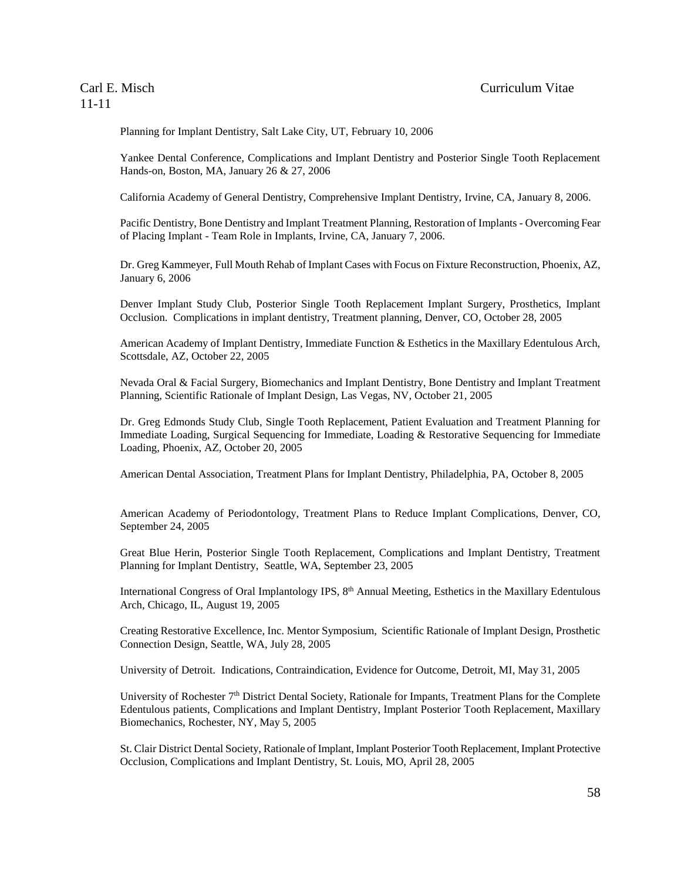Planning for Implant Dentistry, Salt Lake City, UT, February 10, 2006

Yankee Dental Conference, Complications and Implant Dentistry and Posterior Single Tooth Replacement Hands-on, Boston, MA, January 26 & 27, 2006

California Academy of General Dentistry, Comprehensive Implant Dentistry, Irvine, CA, January 8, 2006.

Pacific Dentistry, Bone Dentistry and Implant Treatment Planning, Restoration of Implants - Overcoming Fear of Placing Implant - Team Role in Implants, Irvine, CA, January 7, 2006.

Dr. Greg Kammeyer, Full Mouth Rehab of Implant Cases with Focus on Fixture Reconstruction, Phoenix, AZ, January 6, 2006

Denver Implant Study Club, Posterior Single Tooth Replacement Implant Surgery, Prosthetics, Implant Occlusion. Complications in implant dentistry, Treatment planning, Denver, CO, October 28, 2005

American Academy of Implant Dentistry, Immediate Function & Esthetics in the Maxillary Edentulous Arch, Scottsdale, AZ, October 22, 2005

Nevada Oral & Facial Surgery, Biomechanics and Implant Dentistry, Bone Dentistry and Implant Treatment Planning, Scientific Rationale of Implant Design, Las Vegas, NV, October 21, 2005

Dr. Greg Edmonds Study Club, Single Tooth Replacement, Patient Evaluation and Treatment Planning for Immediate Loading, Surgical Sequencing for Immediate, Loading & Restorative Sequencing for Immediate Loading, Phoenix, AZ, October 20, 2005

American Dental Association, Treatment Plans for Implant Dentistry, Philadelphia, PA, October 8, 2005

American Academy of Periodontology, Treatment Plans to Reduce Implant Complications, Denver, CO, September 24, 2005

Great Blue Herin, Posterior Single Tooth Replacement, Complications and Implant Dentistry, Treatment Planning for Implant Dentistry, Seattle, WA, September 23, 2005

International Congress of Oral Implantology IPS, 8th Annual Meeting, Esthetics in the Maxillary Edentulous Arch, Chicago, IL, August 19, 2005

Creating Restorative Excellence, Inc. Mentor Symposium, Scientific Rationale of Implant Design, Prosthetic Connection Design, Seattle, WA, July 28, 2005

University of Detroit. Indications, Contraindication, Evidence for Outcome, Detroit, MI, May 31, 2005

University of Rochester 7th District Dental Society, Rationale for Impants, Treatment Plans for the Complete Edentulous patients, Complications and Implant Dentistry, Implant Posterior Tooth Replacement, Maxillary Biomechanics, Rochester, NY, May 5, 2005

St. Clair District Dental Society, Rationale of Implant, Implant Posterior Tooth Replacement, Implant Protective Occlusion, Complications and Implant Dentistry, St. Louis, MO, April 28, 2005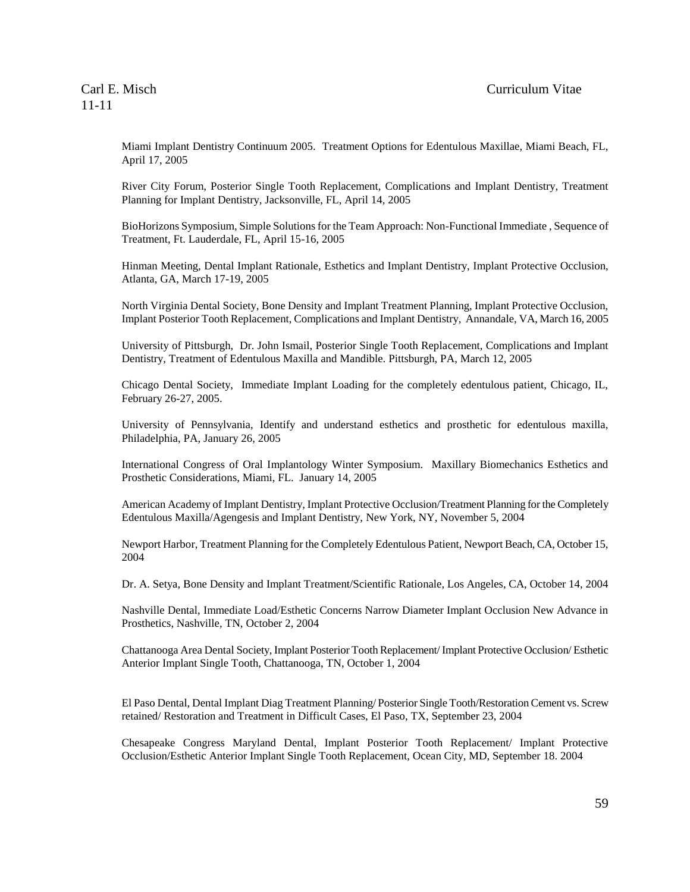Miami Implant Dentistry Continuum 2005. Treatment Options for Edentulous Maxillae, Miami Beach, FL, April 17, 2005

River City Forum, Posterior Single Tooth Replacement, Complications and Implant Dentistry, Treatment Planning for Implant Dentistry, Jacksonville, FL, April 14, 2005

BioHorizons Symposium, Simple Solutions for the Team Approach: Non-Functional Immediate , Sequence of Treatment, Ft. Lauderdale, FL, April 15-16, 2005

Hinman Meeting, Dental Implant Rationale, Esthetics and Implant Dentistry, Implant Protective Occlusion, Atlanta, GA, March 17-19, 2005

North Virginia Dental Society, Bone Density and Implant Treatment Planning, Implant Protective Occlusion, Implant Posterior Tooth Replacement, Complications and Implant Dentistry, Annandale, VA, March 16, 2005

University of Pittsburgh, Dr. John Ismail, Posterior Single Tooth Replacement, Complications and Implant Dentistry, Treatment of Edentulous Maxilla and Mandible. Pittsburgh, PA, March 12, 2005

Chicago Dental Society, Immediate Implant Loading for the completely edentulous patient, Chicago, IL, February 26-27, 2005.

University of Pennsylvania, Identify and understand esthetics and prosthetic for edentulous maxilla, Philadelphia, PA, January 26, 2005

International Congress of Oral Implantology Winter Symposium. Maxillary Biomechanics Esthetics and Prosthetic Considerations, Miami, FL. January 14, 2005

American Academy of Implant Dentistry, Implant Protective Occlusion/Treatment Planning for the Completely Edentulous Maxilla/Agengesis and Implant Dentistry, New York, NY, November 5, 2004

Newport Harbor, Treatment Planning for the Completely Edentulous Patient, Newport Beach, CA, October 15, 2004

Dr. A. Setya, Bone Density and Implant Treatment/Scientific Rationale, Los Angeles, CA, October 14, 2004

Nashville Dental, Immediate Load/Esthetic Concerns Narrow Diameter Implant Occlusion New Advance in Prosthetics, Nashville, TN, October 2, 2004

Chattanooga Area Dental Society, Implant Posterior Tooth Replacement/ Implant Protective Occlusion/ Esthetic Anterior Implant Single Tooth, Chattanooga, TN, October 1, 2004

El Paso Dental, Dental Implant Diag Treatment Planning/ Posterior Single Tooth/Restoration Cement vs. Screw retained/ Restoration and Treatment in Difficult Cases, El Paso, TX, September 23, 2004

Chesapeake Congress Maryland Dental, Implant Posterior Tooth Replacement/ Implant Protective Occlusion/Esthetic Anterior Implant Single Tooth Replacement, Ocean City, MD, September 18. 2004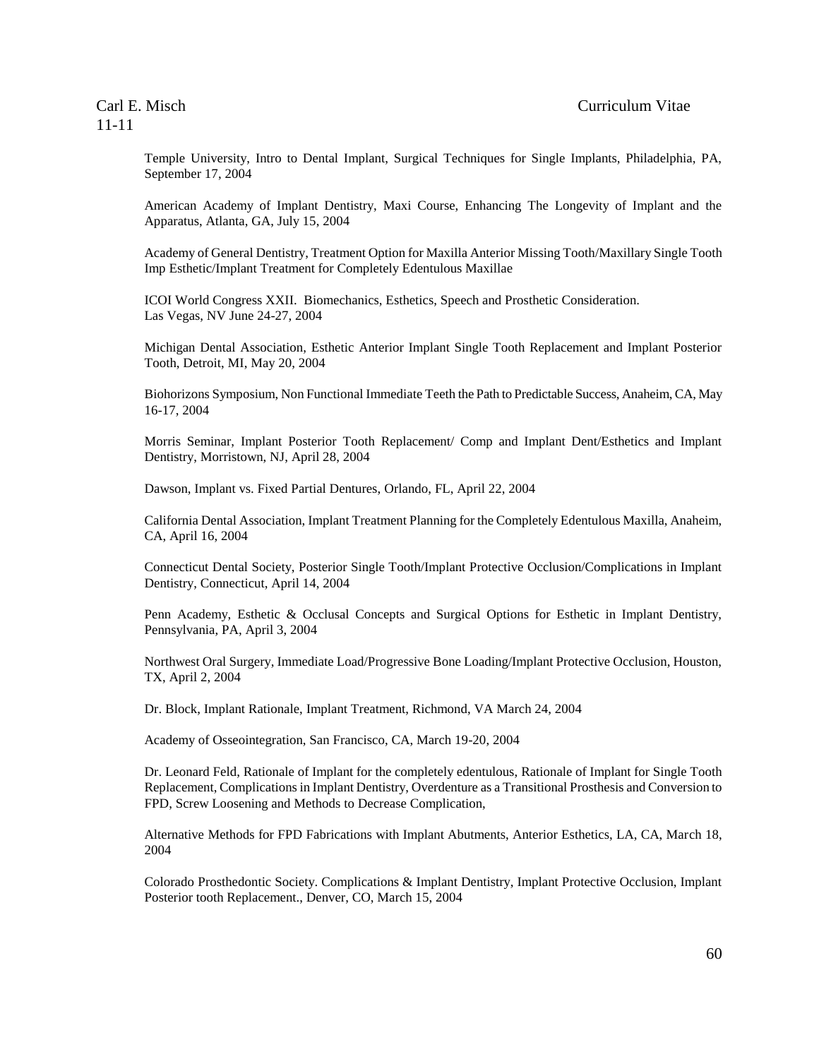Temple University, Intro to Dental Implant, Surgical Techniques for Single Implants, Philadelphia, PA, September 17, 2004

American Academy of Implant Dentistry, Maxi Course, Enhancing The Longevity of Implant and the Apparatus, Atlanta, GA, July 15, 2004

Academy of General Dentistry, Treatment Option for Maxilla Anterior Missing Tooth/Maxillary Single Tooth Imp Esthetic/Implant Treatment for Completely Edentulous Maxillae

ICOI World Congress XXII. Biomechanics, Esthetics, Speech and Prosthetic Consideration. Las Vegas, NV June 24-27, 2004

Michigan Dental Association, Esthetic Anterior Implant Single Tooth Replacement and Implant Posterior Tooth, Detroit, MI, May 20, 2004

Biohorizons Symposium, Non Functional Immediate Teeth the Path to Predictable Success, Anaheim, CA, May 16-17, 2004

Morris Seminar, Implant Posterior Tooth Replacement/ Comp and Implant Dent/Esthetics and Implant Dentistry, Morristown, NJ, April 28, 2004

Dawson, Implant vs. Fixed Partial Dentures, Orlando, FL, April 22, 2004

California Dental Association, Implant Treatment Planning for the Completely Edentulous Maxilla, Anaheim, CA, April 16, 2004

Connecticut Dental Society, Posterior Single Tooth/Implant Protective Occlusion/Complications in Implant Dentistry, Connecticut, April 14, 2004

Penn Academy, Esthetic & Occlusal Concepts and Surgical Options for Esthetic in Implant Dentistry, Pennsylvania, PA, April 3, 2004

Northwest Oral Surgery, Immediate Load/Progressive Bone Loading/Implant Protective Occlusion, Houston, TX, April 2, 2004

Dr. Block, Implant Rationale, Implant Treatment, Richmond, VA March 24, 2004

Academy of Osseointegration, San Francisco, CA, March 19-20, 2004

Dr. Leonard Feld, Rationale of Implant for the completely edentulous, Rationale of Implant for Single Tooth Replacement, Complications in Implant Dentistry, Overdenture as a Transitional Prosthesis and Conversion to FPD, Screw Loosening and Methods to Decrease Complication,

Alternative Methods for FPD Fabrications with Implant Abutments, Anterior Esthetics, LA, CA, March 18, 2004

Colorado Prosthedontic Society. Complications & Implant Dentistry, Implant Protective Occlusion, Implant Posterior tooth Replacement., Denver, CO, March 15, 2004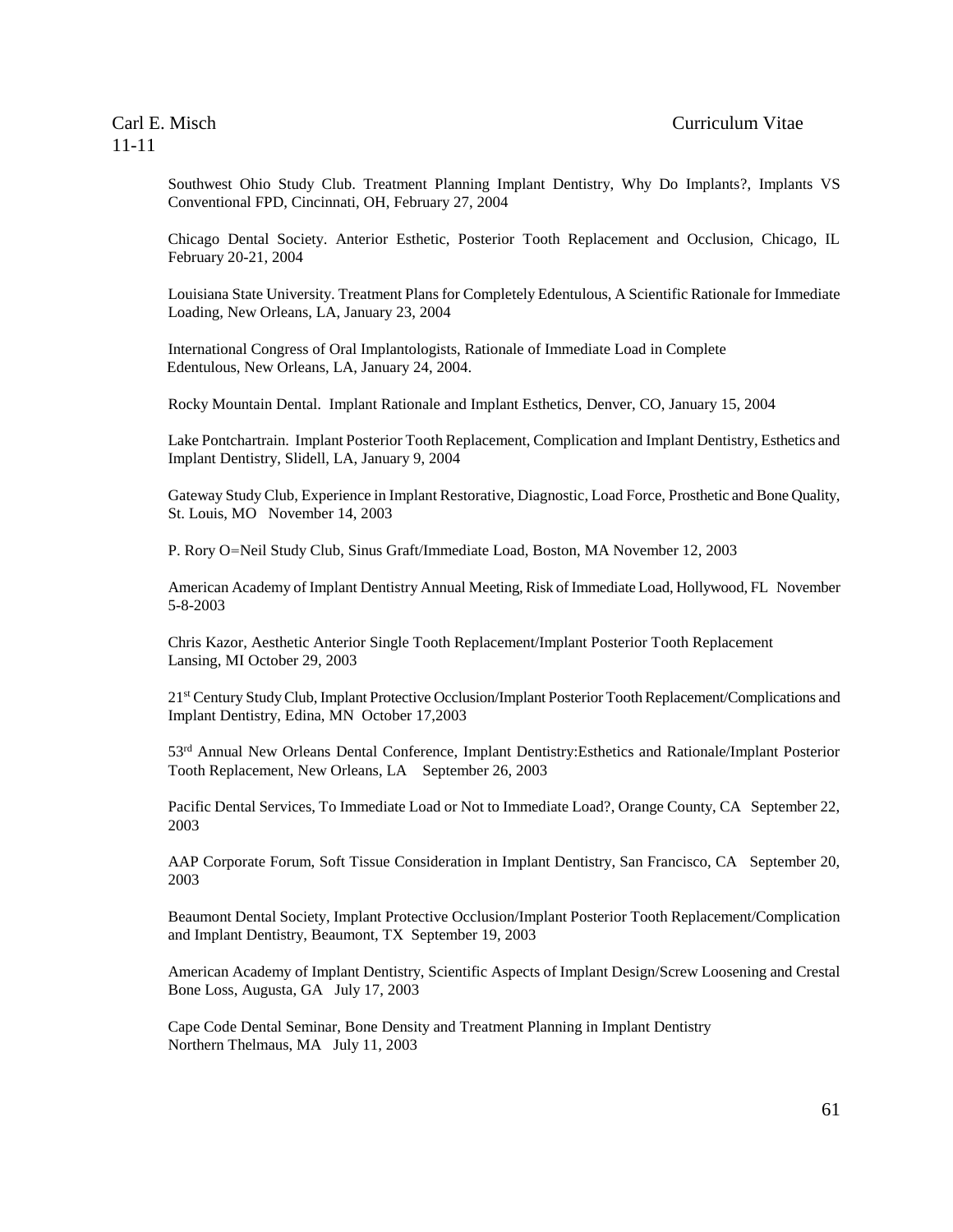Southwest Ohio Study Club. Treatment Planning Implant Dentistry, Why Do Implants?, Implants VS Conventional FPD, Cincinnati, OH, February 27, 2004

Chicago Dental Society. Anterior Esthetic, Posterior Tooth Replacement and Occlusion, Chicago, IL February 20-21, 2004

Louisiana State University. Treatment Plans for Completely Edentulous, A Scientific Rationale for Immediate Loading, New Orleans, LA, January 23, 2004

International Congress of Oral Implantologists, Rationale of Immediate Load in Complete Edentulous, New Orleans, LA, January 24, 2004.

Rocky Mountain Dental. Implant Rationale and Implant Esthetics, Denver, CO, January 15, 2004

Lake Pontchartrain. Implant Posterior Tooth Replacement, Complication and Implant Dentistry, Esthetics and Implant Dentistry, Slidell, LA, January 9, 2004

Gateway Study Club, Experience in Implant Restorative, Diagnostic, Load Force, Prosthetic and Bone Quality, St. Louis, MO November 14, 2003

P. Rory O=Neil Study Club, Sinus Graft/Immediate Load, Boston, MA November 12, 2003

American Academy of Implant Dentistry Annual Meeting, Risk of Immediate Load, Hollywood, FL November 5-8-2003

Chris Kazor, Aesthetic Anterior Single Tooth Replacement/Implant Posterior Tooth Replacement Lansing, MI October 29, 2003

21st Century Study Club, Implant Protective Occlusion/Implant Posterior Tooth Replacement/Complications and Implant Dentistry, Edina, MN October 17,2003

53rd Annual New Orleans Dental Conference, Implant Dentistry:Esthetics and Rationale/Implant Posterior Tooth Replacement, New Orleans, LA September 26, 2003

Pacific Dental Services, To Immediate Load or Not to Immediate Load?, Orange County, CA September 22, 2003

AAP Corporate Forum, Soft Tissue Consideration in Implant Dentistry, San Francisco, CA September 20, 2003

Beaumont Dental Society, Implant Protective Occlusion/Implant Posterior Tooth Replacement/Complication and Implant Dentistry, Beaumont, TX September 19, 2003

American Academy of Implant Dentistry, Scientific Aspects of Implant Design/Screw Loosening and Crestal Bone Loss, Augusta, GA July 17, 2003

Cape Code Dental Seminar, Bone Density and Treatment Planning in Implant Dentistry Northern Thelmaus, MA July 11, 2003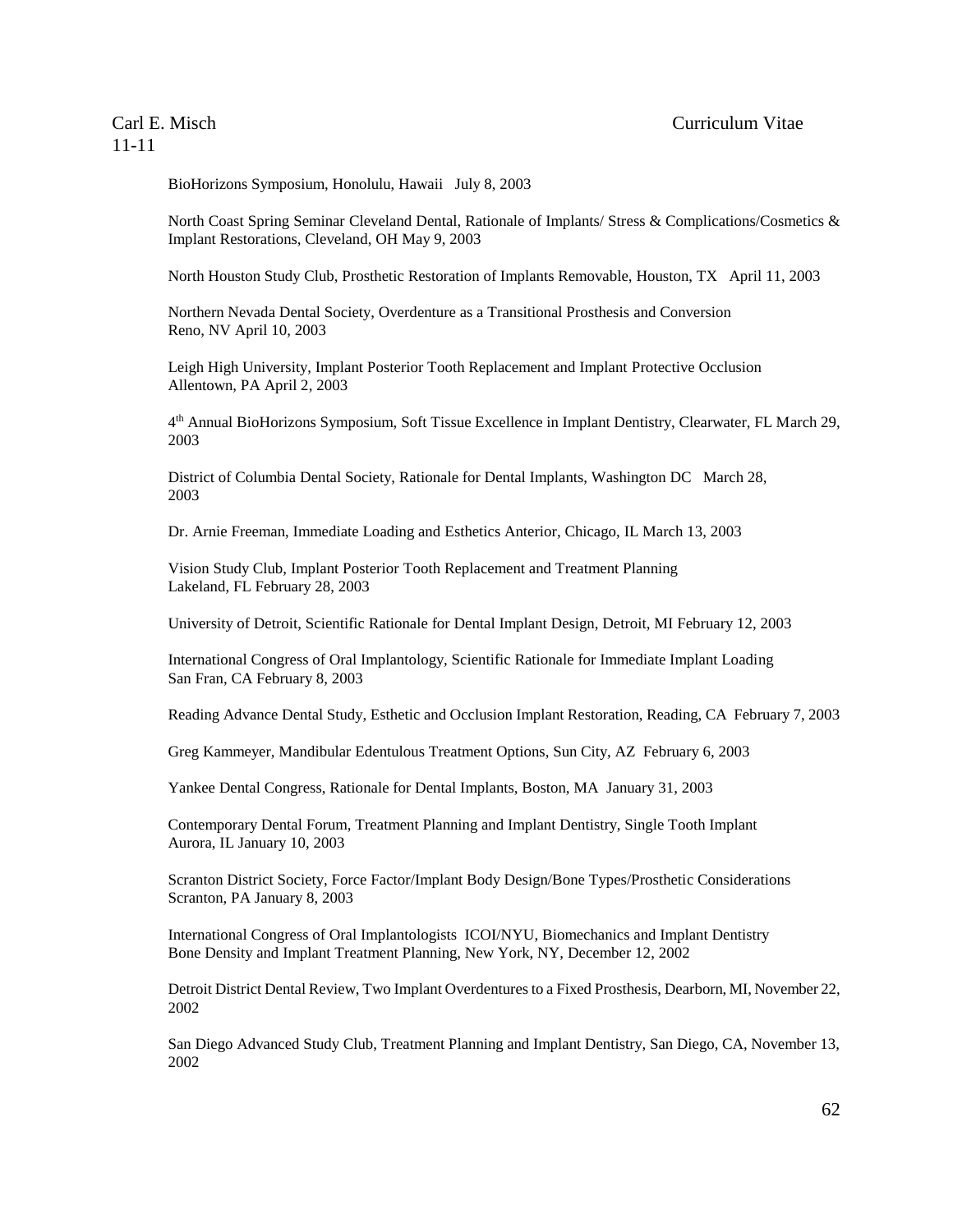BioHorizons Symposium, Honolulu, Hawaii July 8, 2003

North Coast Spring Seminar Cleveland Dental, Rationale of Implants/ Stress & Complications/Cosmetics & Implant Restorations, Cleveland, OH May 9, 2003

North Houston Study Club, Prosthetic Restoration of Implants Removable, Houston, TX April 11, 2003

Northern Nevada Dental Society, Overdenture as a Transitional Prosthesis and Conversion Reno, NV April 10, 2003

Leigh High University, Implant Posterior Tooth Replacement and Implant Protective Occlusion Allentown, PA April 2, 2003

4th Annual BioHorizons Symposium, Soft Tissue Excellence in Implant Dentistry, Clearwater, FL March 29, 2003

District of Columbia Dental Society, Rationale for Dental Implants, Washington DC March 28, 2003

Dr. Arnie Freeman, Immediate Loading and Esthetics Anterior, Chicago, IL March 13, 2003

Vision Study Club, Implant Posterior Tooth Replacement and Treatment Planning Lakeland, FL February 28, 2003

University of Detroit, Scientific Rationale for Dental Implant Design, Detroit, MI February 12, 2003

International Congress of Oral Implantology, Scientific Rationale for Immediate Implant Loading San Fran, CA February 8, 2003

Reading Advance Dental Study, Esthetic and Occlusion Implant Restoration, Reading, CA February 7, 2003

Greg Kammeyer, Mandibular Edentulous Treatment Options, Sun City, AZ February 6, 2003

Yankee Dental Congress, Rationale for Dental Implants, Boston, MA January 31, 2003

Contemporary Dental Forum, Treatment Planning and Implant Dentistry, Single Tooth Implant Aurora, IL January 10, 2003

Scranton District Society, Force Factor/Implant Body Design/Bone Types/Prosthetic Considerations Scranton, PA January 8, 2003

International Congress of Oral Implantologists ICOI/NYU, Biomechanics and Implant Dentistry Bone Density and Implant Treatment Planning, New York, NY, December 12, 2002

Detroit District Dental Review, Two Implant Overdentures to a Fixed Prosthesis, Dearborn, MI, November 22, 2002

San Diego Advanced Study Club, Treatment Planning and Implant Dentistry, San Diego, CA, November 13, 2002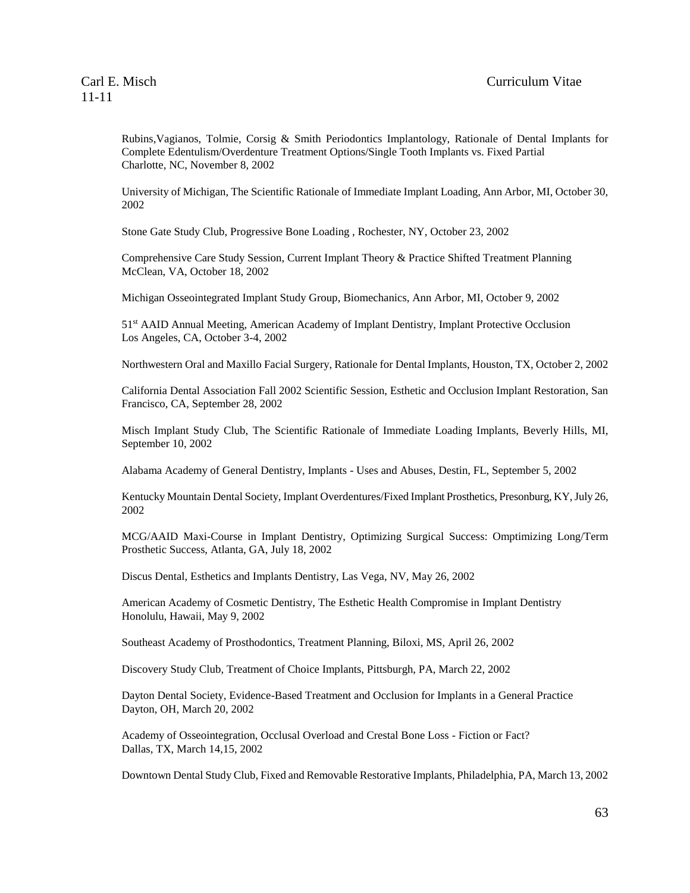Rubins,Vagianos, Tolmie, Corsig & Smith Periodontics Implantology, Rationale of Dental Implants for Complete Edentulism/Overdenture Treatment Options/Single Tooth Implants vs. Fixed Partial Charlotte, NC, November 8, 2002

University of Michigan, The Scientific Rationale of Immediate Implant Loading, Ann Arbor, MI, October 30, 2002

Stone Gate Study Club, Progressive Bone Loading , Rochester, NY, October 23, 2002

Comprehensive Care Study Session, Current Implant Theory & Practice Shifted Treatment Planning McClean, VA, October 18, 2002

Michigan Osseointegrated Implant Study Group, Biomechanics, Ann Arbor, MI, October 9, 2002

51st AAID Annual Meeting, American Academy of Implant Dentistry, Implant Protective Occlusion Los Angeles, CA, October 3-4, 2002

Northwestern Oral and Maxillo Facial Surgery, Rationale for Dental Implants, Houston, TX, October 2, 2002

California Dental Association Fall 2002 Scientific Session, Esthetic and Occlusion Implant Restoration, San Francisco, CA, September 28, 2002

Misch Implant Study Club, The Scientific Rationale of Immediate Loading Implants, Beverly Hills, MI, September 10, 2002

Alabama Academy of General Dentistry, Implants - Uses and Abuses, Destin, FL, September 5, 2002

Kentucky Mountain Dental Society, Implant Overdentures/Fixed Implant Prosthetics, Presonburg, KY, July 26, 2002

MCG/AAID Maxi-Course in Implant Dentistry, Optimizing Surgical Success: Omptimizing Long/Term Prosthetic Success, Atlanta, GA, July 18, 2002

Discus Dental, Esthetics and Implants Dentistry, Las Vega, NV, May 26, 2002

American Academy of Cosmetic Dentistry, The Esthetic Health Compromise in Implant Dentistry Honolulu, Hawaii, May 9, 2002

Southeast Academy of Prosthodontics, Treatment Planning, Biloxi, MS, April 26, 2002

Discovery Study Club, Treatment of Choice Implants, Pittsburgh, PA, March 22, 2002

Dayton Dental Society, Evidence-Based Treatment and Occlusion for Implants in a General Practice Dayton, OH, March 20, 2002

Academy of Osseointegration, Occlusal Overload and Crestal Bone Loss - Fiction or Fact? Dallas, TX, March 14,15, 2002

Downtown Dental Study Club, Fixed and Removable Restorative Implants, Philadelphia, PA, March 13, 2002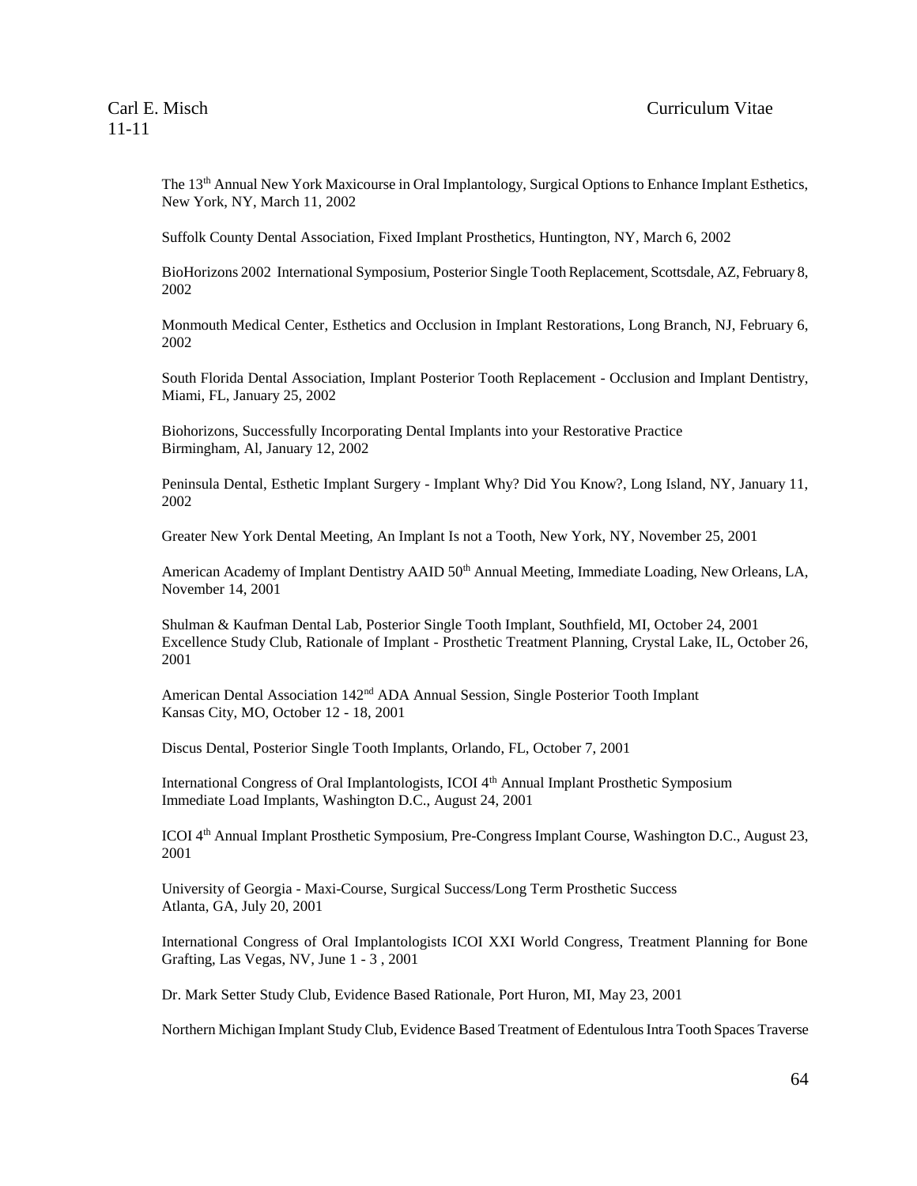The 13th Annual New York Maxicourse in Oral Implantology, Surgical Options to Enhance Implant Esthetics, New York, NY, March 11, 2002

Suffolk County Dental Association, Fixed Implant Prosthetics, Huntington, NY, March 6, 2002

BioHorizons 2002 International Symposium, Posterior Single Tooth Replacement, Scottsdale, AZ, February 8, 2002

Monmouth Medical Center, Esthetics and Occlusion in Implant Restorations, Long Branch, NJ, February 6, 2002

South Florida Dental Association, Implant Posterior Tooth Replacement - Occlusion and Implant Dentistry, Miami, FL, January 25, 2002

Biohorizons, Successfully Incorporating Dental Implants into your Restorative Practice
Birmingham, Al, January 12, 2002

Peninsula Dental, Esthetic Implant Surgery - Implant Why? Did You Know?, Long Island, NY, January 11, 2002

Greater New York Dental Meeting, An Implant Is not a Tooth, New York, NY, November 25, 2001

American Academy of Implant Dentistry AAID 50th Annual Meeting, Immediate Loading, New Orleans, LA, November 14, 2001

Shulman & Kaufman Dental Lab, Posterior Single Tooth Implant, Southfield, MI, October 24, 2001
Excellence Study Club, Rationale of Implant - Prosthetic Treatment Planning, Crystal Lake, IL, October 26, 2001

American Dental Association 142nd ADA Annual Session, Single Posterior Tooth Implant
Kansas City, MO, October 12 - 18, 2001

Discus Dental, Posterior Single Tooth Implants, Orlando, FL, October 7, 2001

International Congress of Oral Implantologists, ICOI 4th Annual Implant Prosthetic Symposium
Immediate Load Implants, Washington D.C., August 24, 2001

ICOI 4th Annual Implant Prosthetic Symposium, Pre-Congress Implant Course, Washington D.C., August 23, 2001

University of Georgia - Maxi-Course, Surgical Success/Long Term Prosthetic Success
Atlanta, GA, July 20, 2001

International Congress of Oral Implantologists ICOI XXI World Congress, Treatment Planning for Bone Grafting, Las Vegas, NV, June 1 - 3 , 2001

Dr. Mark Setter Study Club, Evidence Based Rationale, Port Huron, MI, May 23, 2001

Northern Michigan Implant Study Club, Evidence Based Treatment of Edentulous Intra Tooth Spaces Traverse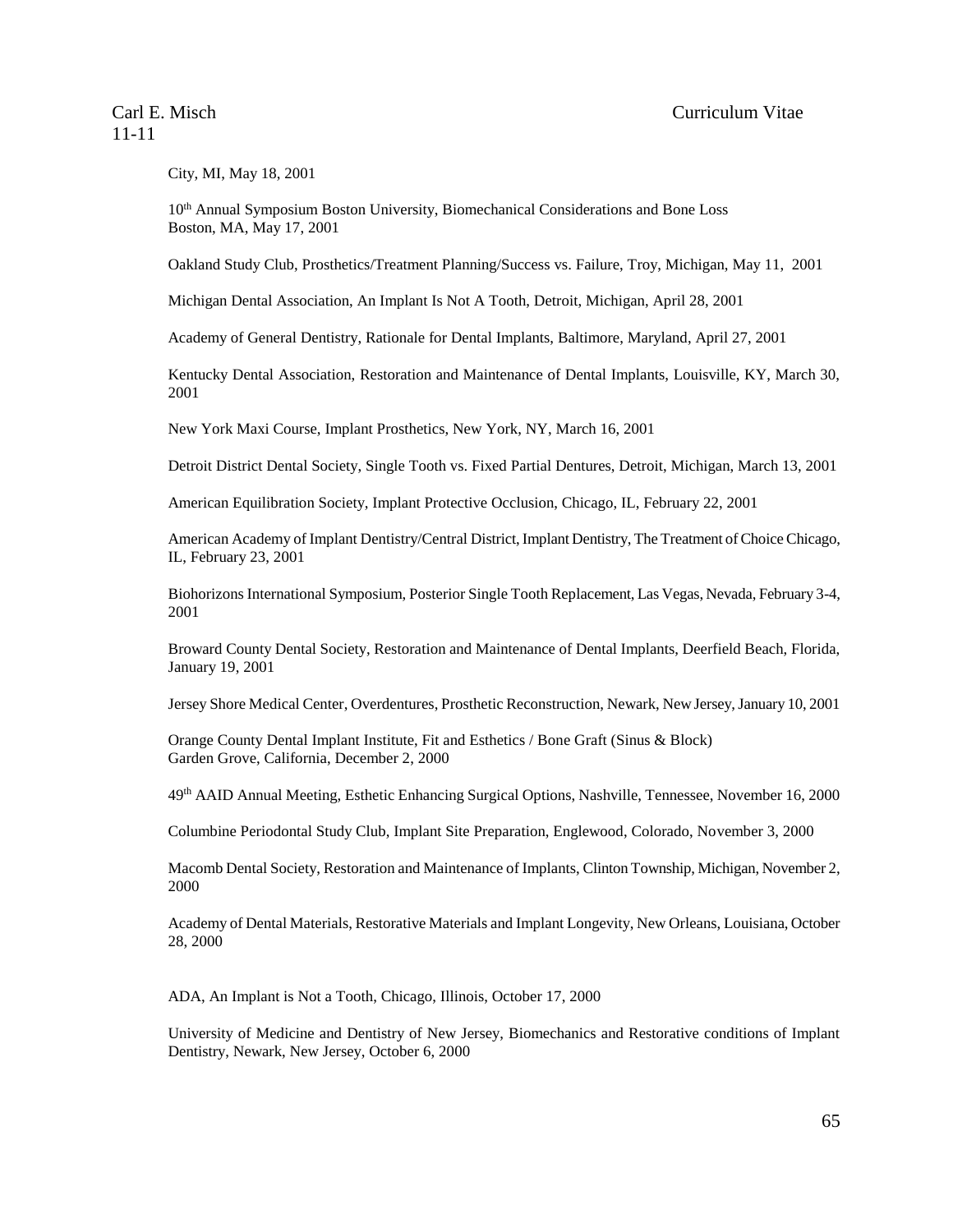City, MI, May 18, 2001

10th Annual Symposium Boston University, Biomechanical Considerations and Bone Loss Boston, MA, May 17, 2001

Oakland Study Club, Prosthetics/Treatment Planning/Success vs. Failure, Troy, Michigan, May 11, 2001

Michigan Dental Association, An Implant Is Not A Tooth, Detroit, Michigan, April 28, 2001

Academy of General Dentistry, Rationale for Dental Implants, Baltimore, Maryland, April 27, 2001

Kentucky Dental Association, Restoration and Maintenance of Dental Implants, Louisville, KY, March 30, 2001

New York Maxi Course, Implant Prosthetics, New York, NY, March 16, 2001

Detroit District Dental Society, Single Tooth vs. Fixed Partial Dentures, Detroit, Michigan, March 13, 2001

American Equilibration Society, Implant Protective Occlusion, Chicago, IL, February 22, 2001

American Academy of Implant Dentistry/Central District, Implant Dentistry, The Treatment of Choice Chicago, IL, February 23, 2001

Biohorizons International Symposium, Posterior Single Tooth Replacement, Las Vegas, Nevada, February 3-4, 2001

Broward County Dental Society, Restoration and Maintenance of Dental Implants, Deerfield Beach, Florida, January 19, 2001

Jersey Shore Medical Center, Overdentures, Prosthetic Reconstruction, Newark, New Jersey, January 10, 2001

Orange County Dental Implant Institute, Fit and Esthetics / Bone Graft (Sinus & Block) Garden Grove, California, December 2, 2000

49th AAID Annual Meeting, Esthetic Enhancing Surgical Options, Nashville, Tennessee, November 16, 2000

Columbine Periodontal Study Club, Implant Site Preparation, Englewood, Colorado, November 3, 2000

Macomb Dental Society, Restoration and Maintenance of Implants, Clinton Township, Michigan, November 2, 2000

Academy of Dental Materials, Restorative Materials and Implant Longevity, New Orleans, Louisiana, October 28, 2000

ADA, An Implant is Not a Tooth, Chicago, Illinois, October 17, 2000

University of Medicine and Dentistry of New Jersey, Biomechanics and Restorative conditions of Implant Dentistry, Newark, New Jersey, October 6, 2000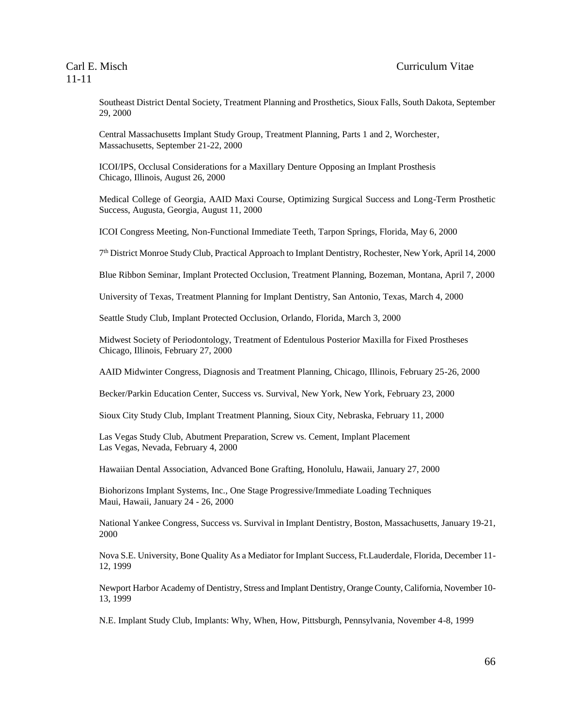Southeast District Dental Society, Treatment Planning and Prosthetics, Sioux Falls, South Dakota, September 29, 2000

Central Massachusetts Implant Study Group, Treatment Planning, Parts 1 and 2, Worchester, Massachusetts, September 21-22, 2000

ICOI/IPS, Occlusal Considerations for a Maxillary Denture Opposing an Implant Prosthesis Chicago, Illinois, August 26, 2000

Medical College of Georgia, AAID Maxi Course, Optimizing Surgical Success and Long-Term Prosthetic Success, Augusta, Georgia, August 11, 2000

ICOI Congress Meeting, Non-Functional Immediate Teeth, Tarpon Springs, Florida, May 6, 2000

7th District Monroe Study Club, Practical Approach to Implant Dentistry, Rochester, New York, April 14, 2000

Blue Ribbon Seminar, Implant Protected Occlusion, Treatment Planning, Bozeman, Montana, April 7, 2000

University of Texas, Treatment Planning for Implant Dentistry, San Antonio, Texas, March 4, 2000

Seattle Study Club, Implant Protected Occlusion, Orlando, Florida, March 3, 2000

Midwest Society of Periodontology, Treatment of Edentulous Posterior Maxilla for Fixed Prostheses Chicago, Illinois, February 27, 2000

AAID Midwinter Congress, Diagnosis and Treatment Planning, Chicago, Illinois, February 25-26, 2000

Becker/Parkin Education Center, Success vs. Survival, New York, New York, February 23, 2000

Sioux City Study Club, Implant Treatment Planning, Sioux City, Nebraska, February 11, 2000

Las Vegas Study Club, Abutment Preparation, Screw vs. Cement, Implant Placement Las Vegas, Nevada, February 4, 2000

Hawaiian Dental Association, Advanced Bone Grafting, Honolulu, Hawaii, January 27, 2000

Biohorizons Implant Systems, Inc., One Stage Progressive/Immediate Loading Techniques Maui, Hawaii, January 24 - 26, 2000

National Yankee Congress, Success vs. Survival in Implant Dentistry, Boston, Massachusetts, January 19-21, 2000

Nova S.E. University, Bone Quality As a Mediator for Implant Success, Ft.Lauderdale, Florida, December 11-12, 1999

Newport Harbor Academy of Dentistry, Stress and Implant Dentistry, Orange County, California, November 10-13, 1999

N.E. Implant Study Club, Implants: Why, When, How, Pittsburgh, Pennsylvania, November 4-8, 1999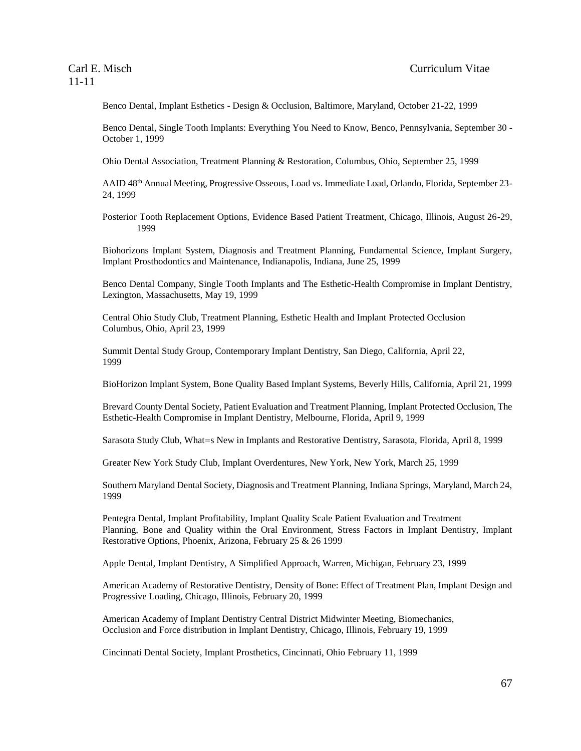Benco Dental, Implant Esthetics - Design & Occlusion, Baltimore, Maryland, October 21-22, 1999

Benco Dental, Single Tooth Implants: Everything You Need to Know, Benco, Pennsylvania, September 30 - October 1, 1999

Ohio Dental Association, Treatment Planning & Restoration, Columbus, Ohio, September 25, 1999

AAID 48th Annual Meeting, Progressive Osseous, Load vs. Immediate Load, Orlando, Florida, September 23-24, 1999

Posterior Tooth Replacement Options, Evidence Based Patient Treatment, Chicago, Illinois, August 26-29, 1999

Biohorizons Implant System, Diagnosis and Treatment Planning, Fundamental Science, Implant Surgery, Implant Prosthodontics and Maintenance, Indianapolis, Indiana, June 25, 1999

Benco Dental Company, Single Tooth Implants and The Esthetic-Health Compromise in Implant Dentistry, Lexington, Massachusetts, May 19, 1999

Central Ohio Study Club, Treatment Planning, Esthetic Health and Implant Protected Occlusion Columbus, Ohio, April 23, 1999

Summit Dental Study Group, Contemporary Implant Dentistry, San Diego, California, April 22, 1999

BioHorizon Implant System, Bone Quality Based Implant Systems, Beverly Hills, California, April 21, 1999

Brevard County Dental Society, Patient Evaluation and Treatment Planning, Implant Protected Occlusion, The Esthetic-Health Compromise in Implant Dentistry, Melbourne, Florida, April 9, 1999

Sarasota Study Club, What=s New in Implants and Restorative Dentistry, Sarasota, Florida, April 8, 1999

Greater New York Study Club, Implant Overdentures, New York, New York, March 25, 1999

Southern Maryland Dental Society, Diagnosis and Treatment Planning, Indiana Springs, Maryland, March 24, 1999

Pentegra Dental, Implant Profitability, Implant Quality Scale Patient Evaluation and Treatment Planning, Bone and Quality within the Oral Environment, Stress Factors in Implant Dentistry, Implant Restorative Options, Phoenix, Arizona, February 25 & 26 1999

Apple Dental, Implant Dentistry, A Simplified Approach, Warren, Michigan, February 23, 1999

American Academy of Restorative Dentistry, Density of Bone: Effect of Treatment Plan, Implant Design and Progressive Loading, Chicago, Illinois, February 20, 1999

American Academy of Implant Dentistry Central District Midwinter Meeting, Biomechanics, Occlusion and Force distribution in Implant Dentistry, Chicago, Illinois, February 19, 1999

Cincinnati Dental Society, Implant Prosthetics, Cincinnati, Ohio February 11, 1999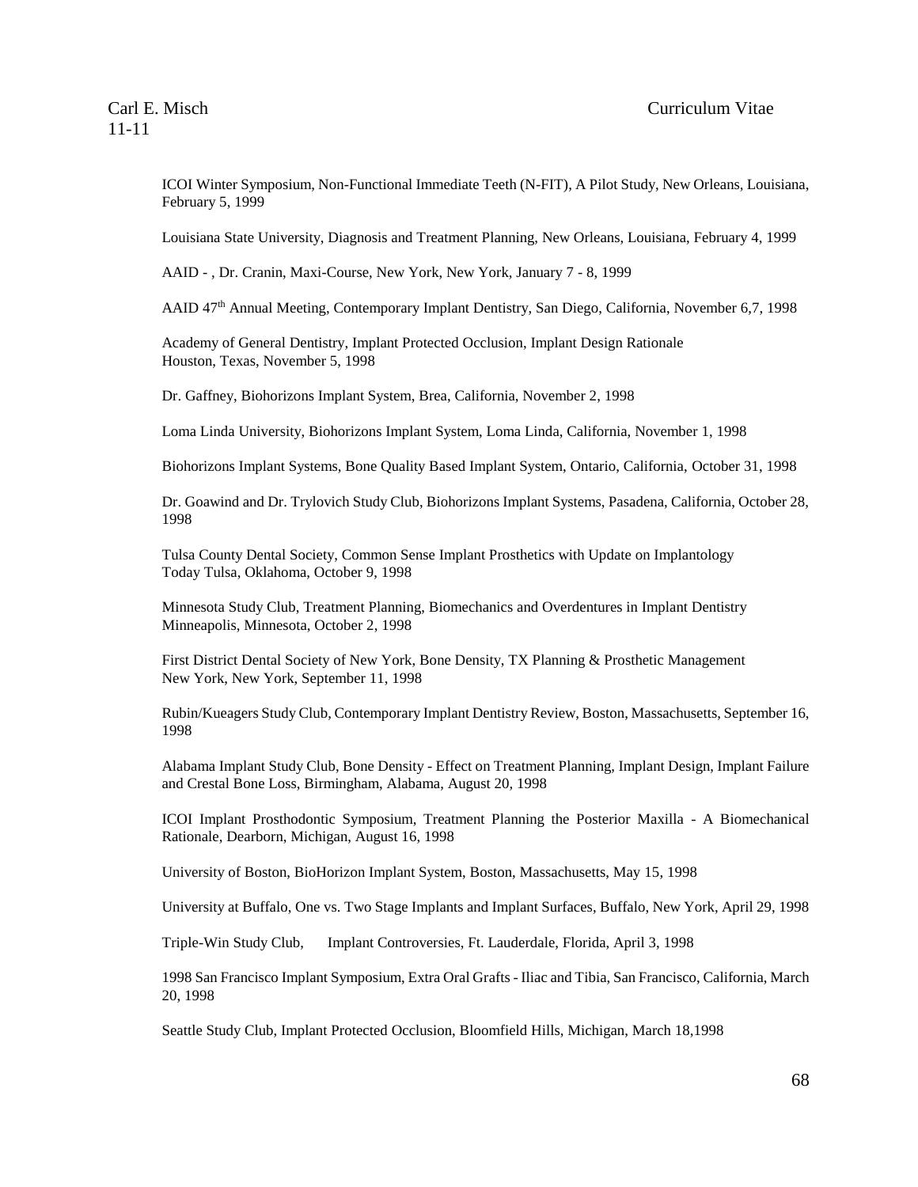ICOI Winter Symposium, Non-Functional Immediate Teeth (N-FIT), A Pilot Study, New Orleans, Louisiana, February 5, 1999

Louisiana State University, Diagnosis and Treatment Planning, New Orleans, Louisiana, February 4, 1999

AAID - , Dr. Cranin, Maxi-Course, New York, New York, January 7 - 8, 1999

AAID 47th Annual Meeting, Contemporary Implant Dentistry, San Diego, California, November 6,7, 1998

Academy of General Dentistry, Implant Protected Occlusion, Implant Design Rationale
Houston, Texas, November 5, 1998

Dr. Gaffney, Biohorizons Implant System, Brea, California, November 2, 1998

Loma Linda University, Biohorizons Implant System, Loma Linda, California, November 1, 1998

Biohorizons Implant Systems, Bone Quality Based Implant System, Ontario, California, October 31, 1998

Dr. Goawind and Dr. Trylovich Study Club, Biohorizons Implant Systems, Pasadena, California, October 28, 1998

Tulsa County Dental Society, Common Sense Implant Prosthetics with Update on Implantology
Today Tulsa, Oklahoma, October 9, 1998

Minnesota Study Club, Treatment Planning, Biomechanics and Overdentures in Implant Dentistry
Minneapolis, Minnesota, October 2, 1998

First District Dental Society of New York, Bone Density, TX Planning & Prosthetic Management
New York, New York, September 11, 1998

Rubin/Kueagers Study Club, Contemporary Implant Dentistry Review, Boston, Massachusetts, September 16, 1998

Alabama Implant Study Club, Bone Density - Effect on Treatment Planning, Implant Design, Implant Failure and Crestal Bone Loss, Birmingham, Alabama, August 20, 1998

ICOI Implant Prosthodontic Symposium, Treatment Planning the Posterior Maxilla - A Biomechanical Rationale, Dearborn, Michigan, August 16, 1998

University of Boston, BioHorizon Implant System, Boston, Massachusetts, May 15, 1998

University at Buffalo, One vs. Two Stage Implants and Implant Surfaces, Buffalo, New York, April 29, 1998

Triple-Win Study Club, Implant Controversies, Ft. Lauderdale, Florida, April 3, 1998

1998 San Francisco Implant Symposium, Extra Oral Grafts - Iliac and Tibia, San Francisco, California, March 20, 1998

Seattle Study Club, Implant Protected Occlusion, Bloomfield Hills, Michigan, March 18,1998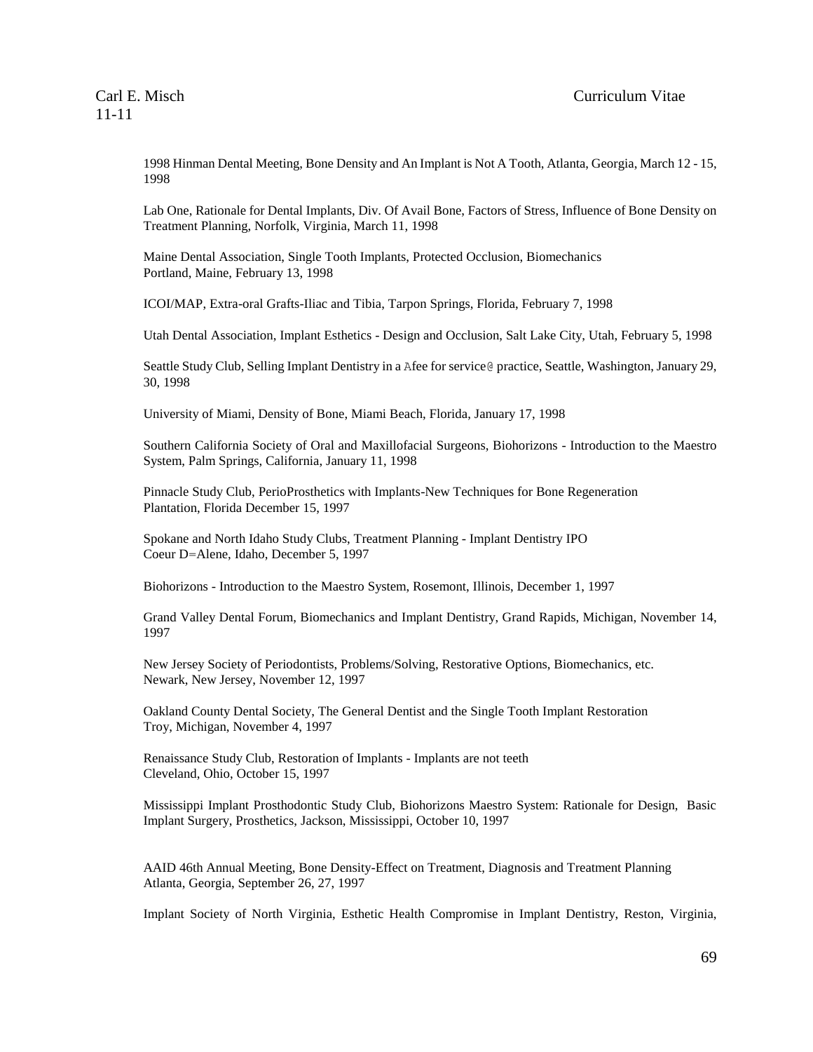1998 Hinman Dental Meeting, Bone Density and An Implant is Not A Tooth, Atlanta, Georgia, March 12 - 15, 1998

Lab One, Rationale for Dental Implants, Div. Of Avail Bone, Factors of Stress, Influence of Bone Density on Treatment Planning, Norfolk, Virginia, March 11, 1998

Maine Dental Association, Single Tooth Implants, Protected Occlusion, Biomechanics
Portland, Maine, February 13, 1998

ICOI/MAP, Extra-oral Grafts-Iliac and Tibia, Tarpon Springs, Florida, February 7, 1998

Utah Dental Association, Implant Esthetics - Design and Occlusion, Salt Lake City, Utah, February 5, 1998

Seattle Study Club, Selling Implant Dentistry in a Afee for service@ practice, Seattle, Washington, January 29, 30, 1998

University of Miami, Density of Bone, Miami Beach, Florida, January 17, 1998

Southern California Society of Oral and Maxillofacial Surgeons, Biohorizons - Introduction to the Maestro System, Palm Springs, California, January 11, 1998

Pinnacle Study Club, PerioProsthetics with Implants-New Techniques for Bone Regeneration
Plantation, Florida December 15, 1997

Spokane and North Idaho Study Clubs, Treatment Planning - Implant Dentistry IPO
Coeur D=Alene, Idaho, December 5, 1997

Biohorizons - Introduction to the Maestro System, Rosemont, Illinois, December 1, 1997

Grand Valley Dental Forum, Biomechanics and Implant Dentistry, Grand Rapids, Michigan, November 14, 1997

New Jersey Society of Periodontists, Problems/Solving, Restorative Options, Biomechanics, etc.
Newark, New Jersey, November 12, 1997

Oakland County Dental Society, The General Dentist and the Single Tooth Implant Restoration
Troy, Michigan, November 4, 1997

Renaissance Study Club, Restoration of Implants - Implants are not teeth
Cleveland, Ohio, October 15, 1997

Mississippi Implant Prosthodontic Study Club, Biohorizons Maestro System: Rationale for Design, Basic Implant Surgery, Prosthetics, Jackson, Mississippi, October 10, 1997

AAID 46th Annual Meeting, Bone Density-Effect on Treatment, Diagnosis and Treatment Planning
Atlanta, Georgia, September 26, 27, 1997

Implant Society of North Virginia, Esthetic Health Compromise in Implant Dentistry, Reston, Virginia,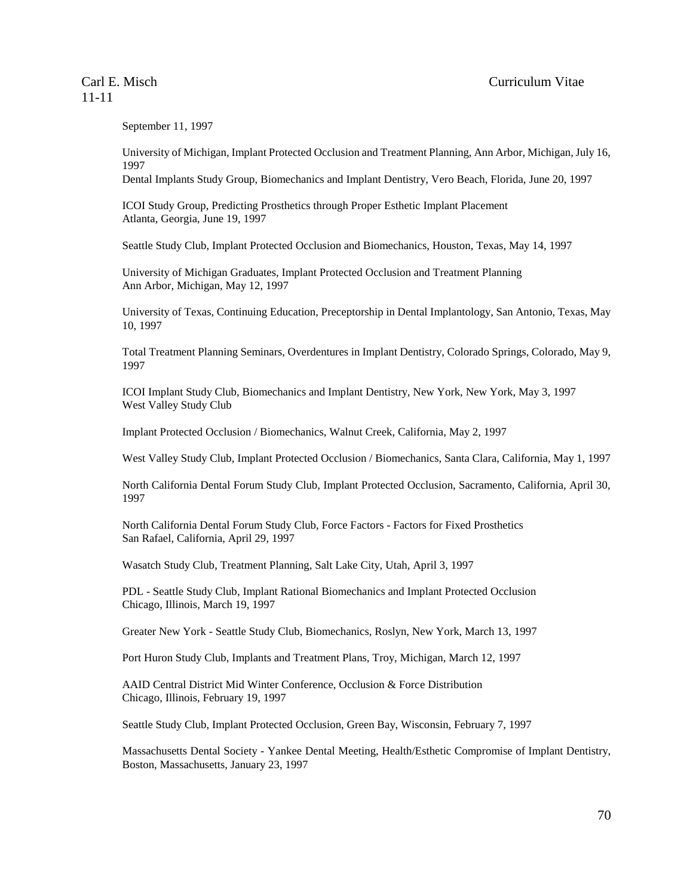September 11, 1997

University of Michigan, Implant Protected Occlusion and Treatment Planning, Ann Arbor, Michigan, July 16, 1997
Dental Implants Study Group, Biomechanics and Implant Dentistry, Vero Beach, Florida, June 20, 1997

ICOI Study Group, Predicting Prosthetics through Proper Esthetic Implant Placement
Atlanta, Georgia, June 19, 1997

Seattle Study Club, Implant Protected Occlusion and Biomechanics, Houston, Texas, May 14, 1997

University of Michigan Graduates, Implant Protected Occlusion and Treatment Planning
Ann Arbor, Michigan, May 12, 1997

University of Texas, Continuing Education, Preceptorship in Dental Implantology, San Antonio, Texas, May 10, 1997

Total Treatment Planning Seminars, Overdentures in Implant Dentistry, Colorado Springs, Colorado, May 9, 1997

ICOI Implant Study Club, Biomechanics and Implant Dentistry, New York, New York, May 3, 1997
West Valley Study Club

Implant Protected Occlusion / Biomechanics, Walnut Creek, California, May 2, 1997

West Valley Study Club, Implant Protected Occlusion / Biomechanics, Santa Clara, California, May 1, 1997

North California Dental Forum Study Club, Implant Protected Occlusion, Sacramento, California, April 30, 1997

North California Dental Forum Study Club, Force Factors - Factors for Fixed Prosthetics
San Rafael, California, April 29, 1997

Wasatch Study Club, Treatment Planning, Salt Lake City, Utah, April 3, 1997

PDL - Seattle Study Club, Implant Rational Biomechanics and Implant Protected Occlusion
Chicago, Illinois, March 19, 1997

Greater New York - Seattle Study Club, Biomechanics, Roslyn, New York, March 13, 1997

Port Huron Study Club, Implants and Treatment Plans, Troy, Michigan, March 12, 1997

AAID Central District Mid Winter Conference, Occlusion & Force Distribution
Chicago, Illinois, February 19, 1997

Seattle Study Club, Implant Protected Occlusion, Green Bay, Wisconsin, February 7, 1997

Massachusetts Dental Society - Yankee Dental Meeting, Health/Esthetic Compromise of Implant Dentistry, Boston, Massachusetts, January 23, 1997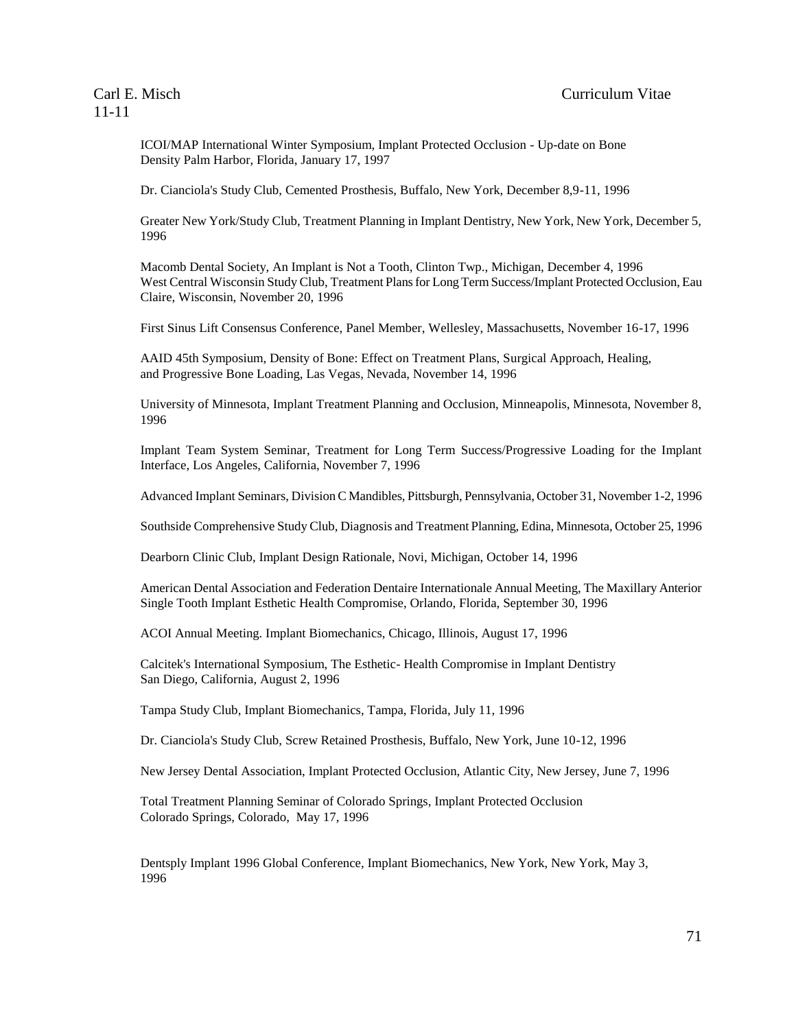ICOI/MAP International Winter Symposium, Implant Protected Occlusion - Up-date on Bone Density Palm Harbor, Florida, January 17, 1997

Dr. Cianciola's Study Club, Cemented Prosthesis, Buffalo, New York, December 8,9-11, 1996

Greater New York/Study Club, Treatment Planning in Implant Dentistry, New York, New York, December 5, 1996

Macomb Dental Society, An Implant is Not a Tooth, Clinton Twp., Michigan, December 4, 1996
West Central Wisconsin Study Club, Treatment Plans for Long Term Success/Implant Protected Occlusion, Eau Claire, Wisconsin, November 20, 1996

First Sinus Lift Consensus Conference, Panel Member, Wellesley, Massachusetts, November 16-17, 1996

AAID 45th Symposium, Density of Bone: Effect on Treatment Plans, Surgical Approach, Healing, and Progressive Bone Loading, Las Vegas, Nevada, November 14, 1996

University of Minnesota, Implant Treatment Planning and Occlusion, Minneapolis, Minnesota, November 8, 1996

Implant Team System Seminar, Treatment for Long Term Success/Progressive Loading for the Implant Interface, Los Angeles, California, November 7, 1996

Advanced Implant Seminars, Division C Mandibles, Pittsburgh, Pennsylvania, October 31, November 1-2, 1996

Southside Comprehensive Study Club, Diagnosis and Treatment Planning, Edina, Minnesota, October 25, 1996

Dearborn Clinic Club, Implant Design Rationale, Novi, Michigan, October 14, 1996

American Dental Association and Federation Dentaire Internationale Annual Meeting, The Maxillary Anterior Single Tooth Implant Esthetic Health Compromise, Orlando, Florida, September 30, 1996

ACOI Annual Meeting. Implant Biomechanics, Chicago, Illinois, August 17, 1996

Calcitek's International Symposium, The Esthetic- Health Compromise in Implant Dentistry San Diego, California, August 2, 1996

Tampa Study Club, Implant Biomechanics, Tampa, Florida, July 11, 1996

Dr. Cianciola's Study Club, Screw Retained Prosthesis, Buffalo, New York, June 10-12, 1996

New Jersey Dental Association, Implant Protected Occlusion, Atlantic City, New Jersey, June 7, 1996

Total Treatment Planning Seminar of Colorado Springs, Implant Protected Occlusion Colorado Springs, Colorado, May 17, 1996

Dentsply Implant 1996 Global Conference, Implant Biomechanics, New York, New York, May 3, 1996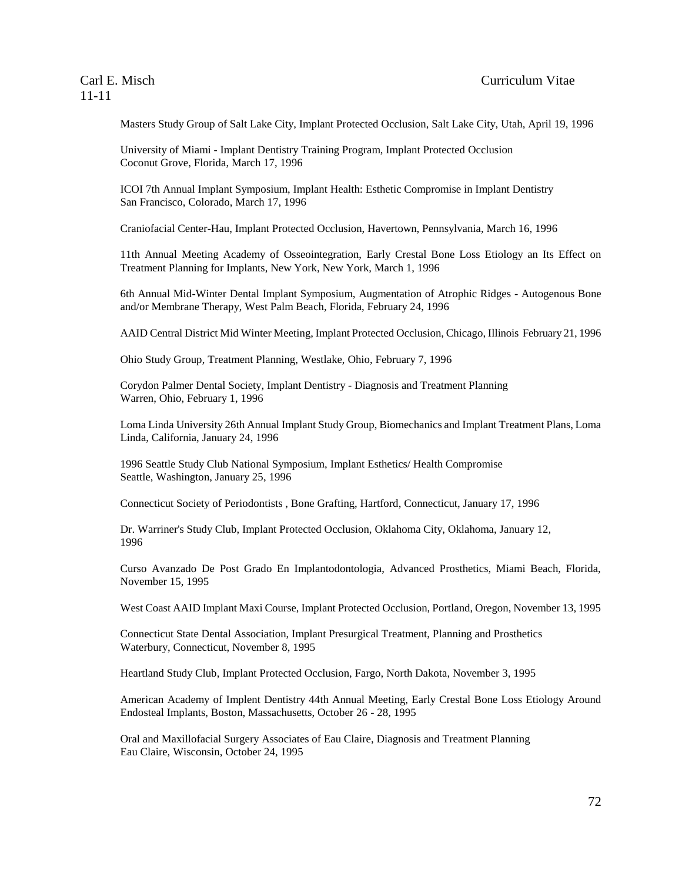Masters Study Group of Salt Lake City, Implant Protected Occlusion, Salt Lake City, Utah, April 19, 1996

University of Miami - Implant Dentistry Training Program, Implant Protected Occlusion
Coconut Grove, Florida, March 17, 1996

ICOI 7th Annual Implant Symposium, Implant Health: Esthetic Compromise in Implant Dentistry
San Francisco, Colorado, March 17, 1996

Craniofacial Center-Hau, Implant Protected Occlusion, Havertown, Pennsylvania, March 16, 1996

11th Annual Meeting Academy of Osseointegration, Early Crestal Bone Loss Etiology an Its Effect on Treatment Planning for Implants, New York, New York, March 1, 1996

6th Annual Mid-Winter Dental Implant Symposium, Augmentation of Atrophic Ridges - Autogenous Bone and/or Membrane Therapy, West Palm Beach, Florida, February 24, 1996

AAID Central District Mid Winter Meeting, Implant Protected Occlusion, Chicago, Illinois February 21, 1996

Ohio Study Group, Treatment Planning, Westlake, Ohio, February 7, 1996

Corydon Palmer Dental Society, Implant Dentistry - Diagnosis and Treatment Planning
Warren, Ohio, February 1, 1996

Loma Linda University 26th Annual Implant Study Group, Biomechanics and Implant Treatment Plans, Loma Linda, California, January 24, 1996

1996 Seattle Study Club National Symposium, Implant Esthetics/ Health Compromise
Seattle, Washington, January 25, 1996

Connecticut Society of Periodontists , Bone Grafting, Hartford, Connecticut, January 17, 1996

Dr. Warriner's Study Club, Implant Protected Occlusion, Oklahoma City, Oklahoma, January 12, 1996

Curso Avanzado De Post Grado En Implantodontologia, Advanced Prosthetics, Miami Beach, Florida, November 15, 1995

West Coast AAID Implant Maxi Course, Implant Protected Occlusion, Portland, Oregon, November 13, 1995

Connecticut State Dental Association, Implant Presurgical Treatment, Planning and Prosthetics
Waterbury, Connecticut, November 8, 1995

Heartland Study Club, Implant Protected Occlusion, Fargo, North Dakota, November 3, 1995

American Academy of Implent Dentistry 44th Annual Meeting, Early Crestal Bone Loss Etiology Around Endosteal Implants, Boston, Massachusetts, October 26 - 28, 1995

Oral and Maxillofacial Surgery Associates of Eau Claire, Diagnosis and Treatment Planning
Eau Claire, Wisconsin, October 24, 1995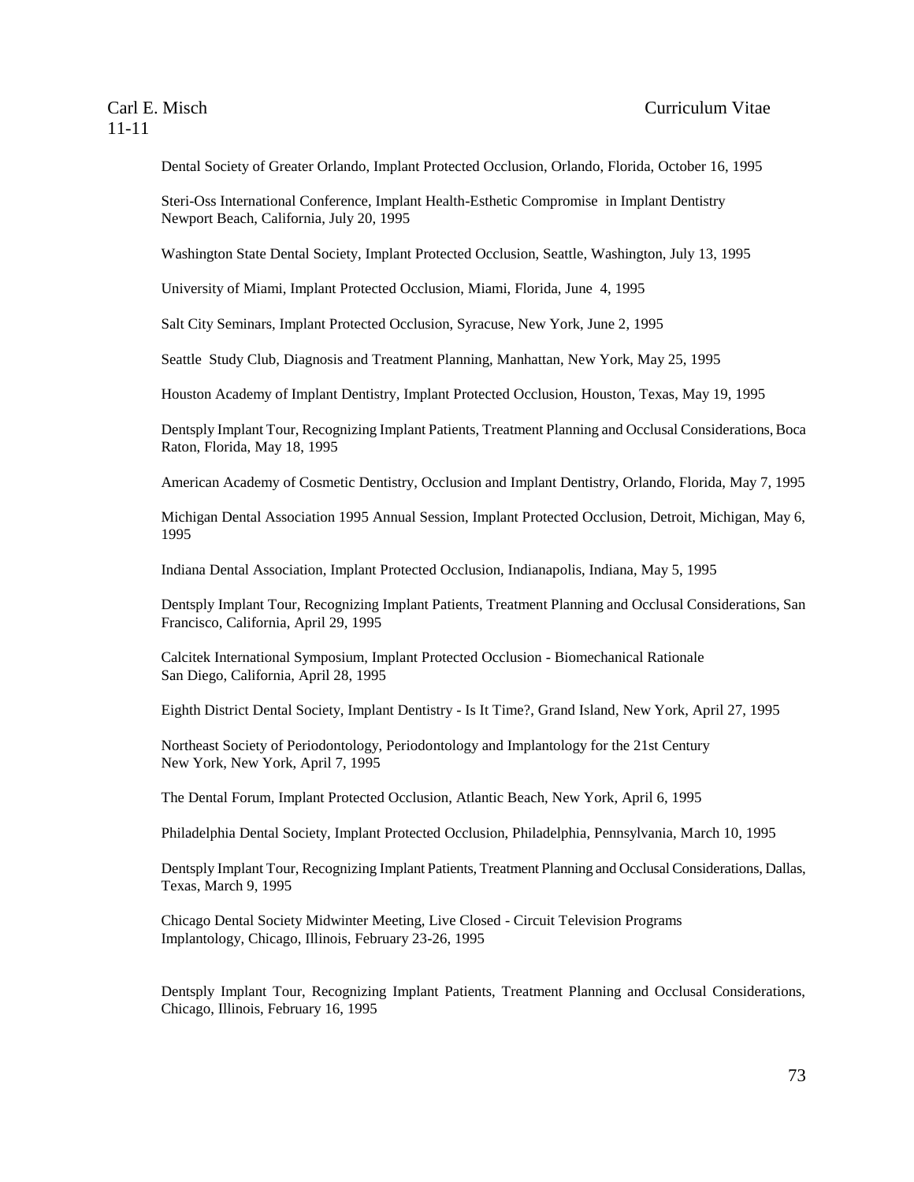Dental Society of Greater Orlando, Implant Protected Occlusion, Orlando, Florida, October 16, 1995

Steri-Oss International Conference, Implant Health-Esthetic Compromise in Implant Dentistry Newport Beach, California, July 20, 1995

Washington State Dental Society, Implant Protected Occlusion, Seattle, Washington, July 13, 1995

University of Miami, Implant Protected Occlusion, Miami, Florida, June 4, 1995

Salt City Seminars, Implant Protected Occlusion, Syracuse, New York, June 2, 1995

Seattle Study Club, Diagnosis and Treatment Planning, Manhattan, New York, May 25, 1995

Houston Academy of Implant Dentistry, Implant Protected Occlusion, Houston, Texas, May 19, 1995

Dentsply Implant Tour, Recognizing Implant Patients, Treatment Planning and Occlusal Considerations, Boca Raton, Florida, May 18, 1995

American Academy of Cosmetic Dentistry, Occlusion and Implant Dentistry, Orlando, Florida, May 7, 1995

Michigan Dental Association 1995 Annual Session, Implant Protected Occlusion, Detroit, Michigan, May 6, 1995

Indiana Dental Association, Implant Protected Occlusion, Indianapolis, Indiana, May 5, 1995

Dentsply Implant Tour, Recognizing Implant Patients, Treatment Planning and Occlusal Considerations, San Francisco, California, April 29, 1995

Calcitek International Symposium, Implant Protected Occlusion - Biomechanical Rationale San Diego, California, April 28, 1995

Eighth District Dental Society, Implant Dentistry - Is It Time?, Grand Island, New York, April 27, 1995

Northeast Society of Periodontology, Periodontology and Implantology for the 21st Century New York, New York, April 7, 1995

The Dental Forum, Implant Protected Occlusion, Atlantic Beach, New York, April 6, 1995

Philadelphia Dental Society, Implant Protected Occlusion, Philadelphia, Pennsylvania, March 10, 1995

Dentsply Implant Tour, Recognizing Implant Patients, Treatment Planning and Occlusal Considerations, Dallas, Texas, March 9, 1995

Chicago Dental Society Midwinter Meeting, Live Closed - Circuit Television Programs Implantology, Chicago, Illinois, February 23-26, 1995

Dentsply Implant Tour, Recognizing Implant Patients, Treatment Planning and Occlusal Considerations, Chicago, Illinois, February 16, 1995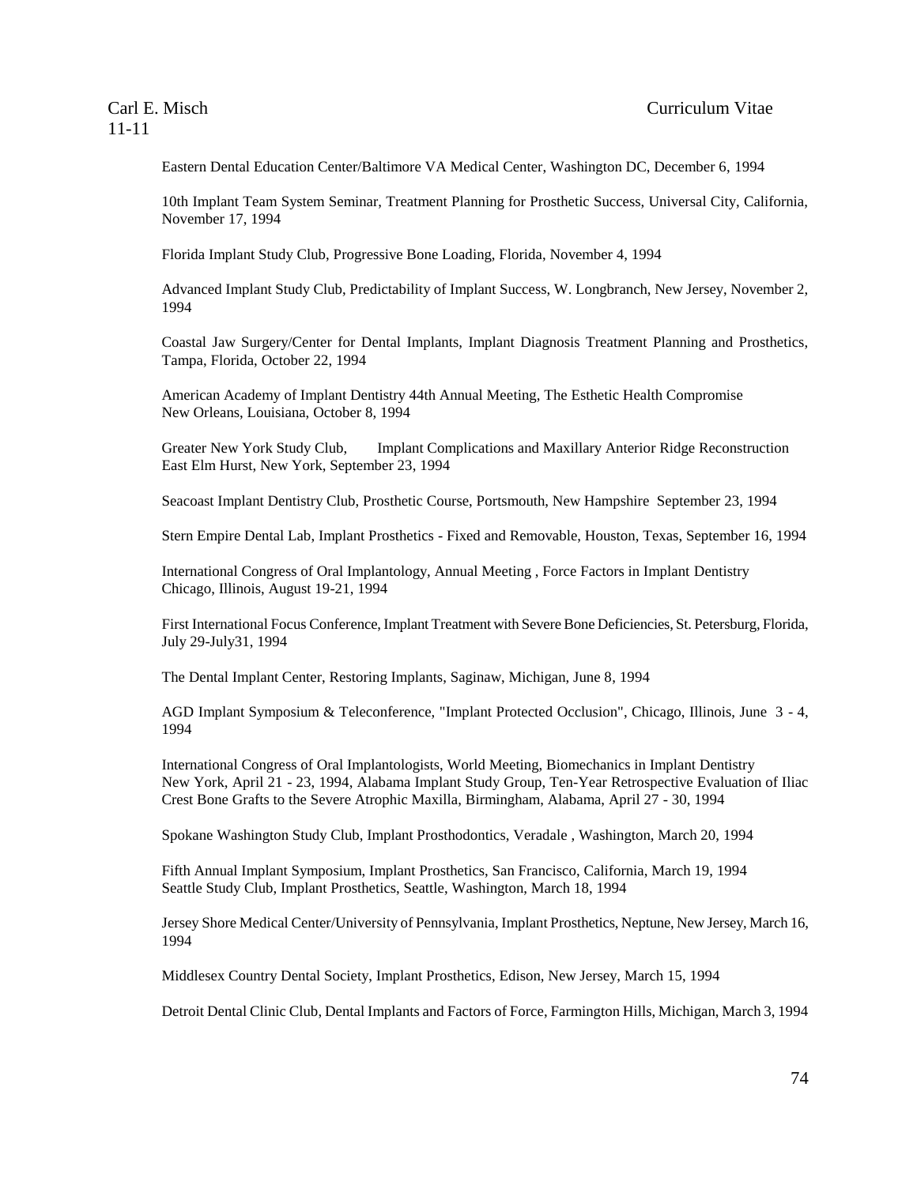Eastern Dental Education Center/Baltimore VA Medical Center, Washington DC, December 6, 1994

10th Implant Team System Seminar, Treatment Planning for Prosthetic Success, Universal City, California, November 17, 1994

Florida Implant Study Club, Progressive Bone Loading, Florida, November 4, 1994

Advanced Implant Study Club, Predictability of Implant Success, W. Longbranch, New Jersey, November 2, 1994

Coastal Jaw Surgery/Center for Dental Implants, Implant Diagnosis Treatment Planning and Prosthetics, Tampa, Florida, October 22, 1994

American Academy of Implant Dentistry 44th Annual Meeting, The Esthetic Health Compromise New Orleans, Louisiana, October 8, 1994

Greater New York Study Club, Implant Complications and Maxillary Anterior Ridge Reconstruction East Elm Hurst, New York, September 23, 1994

Seacoast Implant Dentistry Club, Prosthetic Course, Portsmouth, New Hampshire September 23, 1994

Stern Empire Dental Lab, Implant Prosthetics - Fixed and Removable, Houston, Texas, September 16, 1994

International Congress of Oral Implantology, Annual Meeting , Force Factors in Implant Dentistry Chicago, Illinois, August 19-21, 1994

First International Focus Conference, Implant Treatment with Severe Bone Deficiencies, St. Petersburg, Florida, July 29-July31, 1994

The Dental Implant Center, Restoring Implants, Saginaw, Michigan, June 8, 1994

AGD Implant Symposium & Teleconference, "Implant Protected Occlusion", Chicago, Illinois, June 3 - 4, 1994

International Congress of Oral Implantologists, World Meeting, Biomechanics in Implant Dentistry New York, April 21 - 23, 1994, Alabama Implant Study Group, Ten-Year Retrospective Evaluation of Iliac Crest Bone Grafts to the Severe Atrophic Maxilla, Birmingham, Alabama, April 27 - 30, 1994

Spokane Washington Study Club, Implant Prosthodontics, Veradale , Washington, March 20, 1994

Fifth Annual Implant Symposium, Implant Prosthetics, San Francisco, California, March 19, 1994
Seattle Study Club, Implant Prosthetics, Seattle, Washington, March 18, 1994

Jersey Shore Medical Center/University of Pennsylvania, Implant Prosthetics, Neptune, New Jersey, March 16, 1994

Middlesex Country Dental Society, Implant Prosthetics, Edison, New Jersey, March 15, 1994

Detroit Dental Clinic Club, Dental Implants and Factors of Force, Farmington Hills, Michigan, March 3, 1994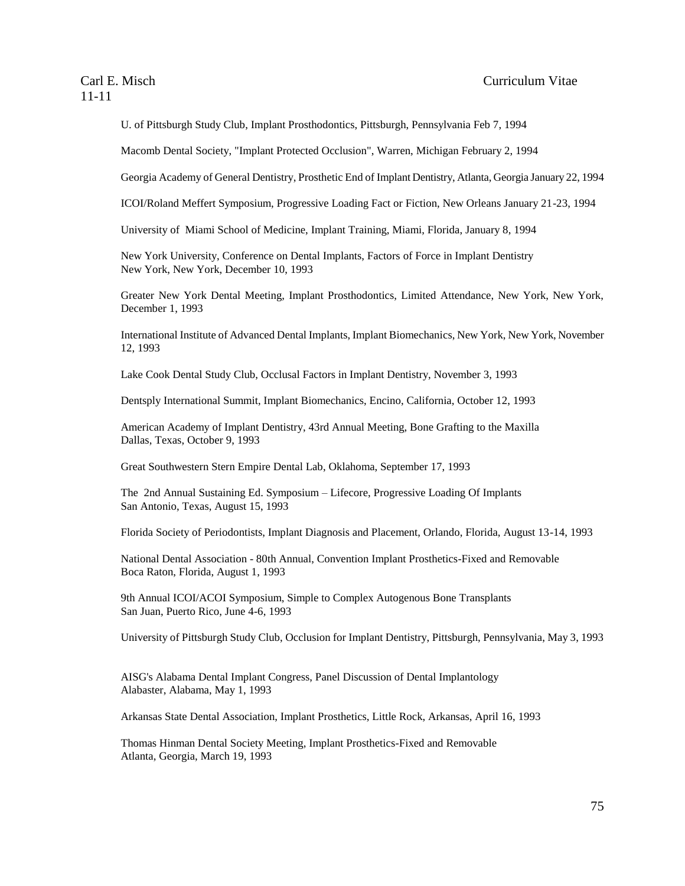U. of Pittsburgh Study Club, Implant Prosthodontics, Pittsburgh, Pennsylvania Feb 7, 1994

Macomb Dental Society, "Implant Protected Occlusion", Warren, Michigan February 2, 1994

Georgia Academy of General Dentistry, Prosthetic End of Implant Dentistry, Atlanta, Georgia January 22, 1994

ICOI/Roland Meffert Symposium, Progressive Loading Fact or Fiction, New Orleans January 21-23, 1994

University of Miami School of Medicine, Implant Training, Miami, Florida, January 8, 1994

New York University, Conference on Dental Implants, Factors of Force in Implant Dentistry
New York, New York, December 10, 1993

Greater New York Dental Meeting, Implant Prosthodontics, Limited Attendance, New York, New York, December 1, 1993

International Institute of Advanced Dental Implants, Implant Biomechanics, New York, New York, November 12, 1993

Lake Cook Dental Study Club, Occlusal Factors in Implant Dentistry, November 3, 1993

Dentsply International Summit, Implant Biomechanics, Encino, California, October 12, 1993

American Academy of Implant Dentistry, 43rd Annual Meeting, Bone Grafting to the Maxilla
Dallas, Texas, October 9, 1993

Great Southwestern Stern Empire Dental Lab, Oklahoma, September 17, 1993

The 2nd Annual Sustaining Ed. Symposium – Lifecore, Progressive Loading Of Implants
San Antonio, Texas, August 15, 1993

Florida Society of Periodontists, Implant Diagnosis and Placement, Orlando, Florida, August 13-14, 1993

National Dental Association - 80th Annual, Convention Implant Prosthetics-Fixed and Removable
Boca Raton, Florida, August 1, 1993

9th Annual ICOI/ACOI Symposium, Simple to Complex Autogenous Bone Transplants
San Juan, Puerto Rico, June 4-6, 1993

University of Pittsburgh Study Club, Occlusion for Implant Dentistry, Pittsburgh, Pennsylvania, May 3, 1993

AISG's Alabama Dental Implant Congress, Panel Discussion of Dental Implantology
Alabaster, Alabama, May 1, 1993

Arkansas State Dental Association, Implant Prosthetics, Little Rock, Arkansas, April 16, 1993

Thomas Hinman Dental Society Meeting, Implant Prosthetics-Fixed and Removable
Atlanta, Georgia, March 19, 1993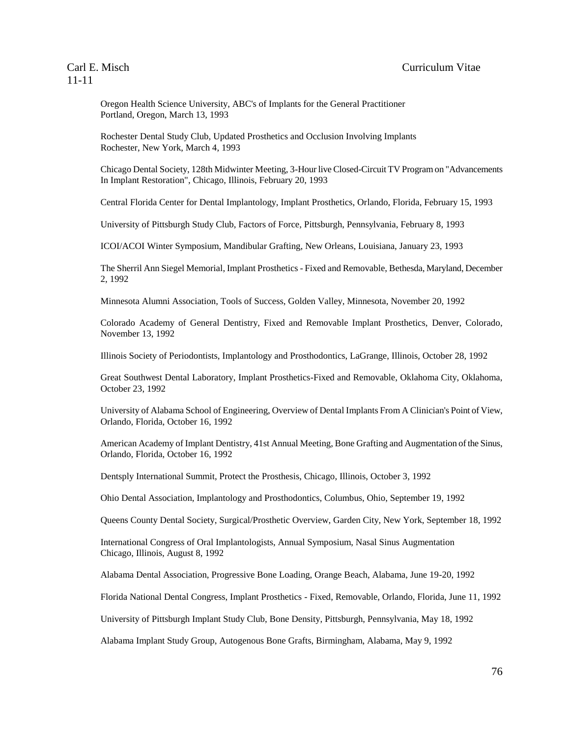Oregon Health Science University, ABC's of Implants for the General Practitioner
Portland, Oregon, March 13, 1993

Rochester Dental Study Club, Updated Prosthetics and Occlusion Involving Implants
Rochester, New York, March 4, 1993

Chicago Dental Society, 128th Midwinter Meeting, 3-Hour live Closed-Circuit TV Program on "Advancements In Implant Restoration", Chicago, Illinois, February 20, 1993

Central Florida Center for Dental Implantology, Implant Prosthetics, Orlando, Florida, February 15, 1993

University of Pittsburgh Study Club, Factors of Force, Pittsburgh, Pennsylvania, February 8, 1993

ICOI/ACOI Winter Symposium, Mandibular Grafting, New Orleans, Louisiana, January 23, 1993

The Sherril Ann Siegel Memorial, Implant Prosthetics - Fixed and Removable, Bethesda, Maryland, December 2, 1992

Minnesota Alumni Association, Tools of Success, Golden Valley, Minnesota, November 20, 1992

Colorado Academy of General Dentistry, Fixed and Removable Implant Prosthetics, Denver, Colorado, November 13, 1992

Illinois Society of Periodontists, Implantology and Prosthodontics, LaGrange, Illinois, October 28, 1992

Great Southwest Dental Laboratory, Implant Prosthetics-Fixed and Removable, Oklahoma City, Oklahoma, October 23, 1992

University of Alabama School of Engineering, Overview of Dental Implants From A Clinician's Point of View, Orlando, Florida, October 16, 1992

American Academy of Implant Dentistry, 41st Annual Meeting, Bone Grafting and Augmentation of the Sinus, Orlando, Florida, October 16, 1992

Dentsply International Summit, Protect the Prosthesis, Chicago, Illinois, October 3, 1992

Ohio Dental Association, Implantology and Prosthodontics, Columbus, Ohio, September 19, 1992

Queens County Dental Society, Surgical/Prosthetic Overview, Garden City, New York, September 18, 1992

International Congress of Oral Implantologists, Annual Symposium, Nasal Sinus Augmentation
Chicago, Illinois, August 8, 1992

Alabama Dental Association, Progressive Bone Loading, Orange Beach, Alabama, June 19-20, 1992

Florida National Dental Congress, Implant Prosthetics - Fixed, Removable, Orlando, Florida, June 11, 1992

University of Pittsburgh Implant Study Club, Bone Density, Pittsburgh, Pennsylvania, May 18, 1992

Alabama Implant Study Group, Autogenous Bone Grafts, Birmingham, Alabama, May 9, 1992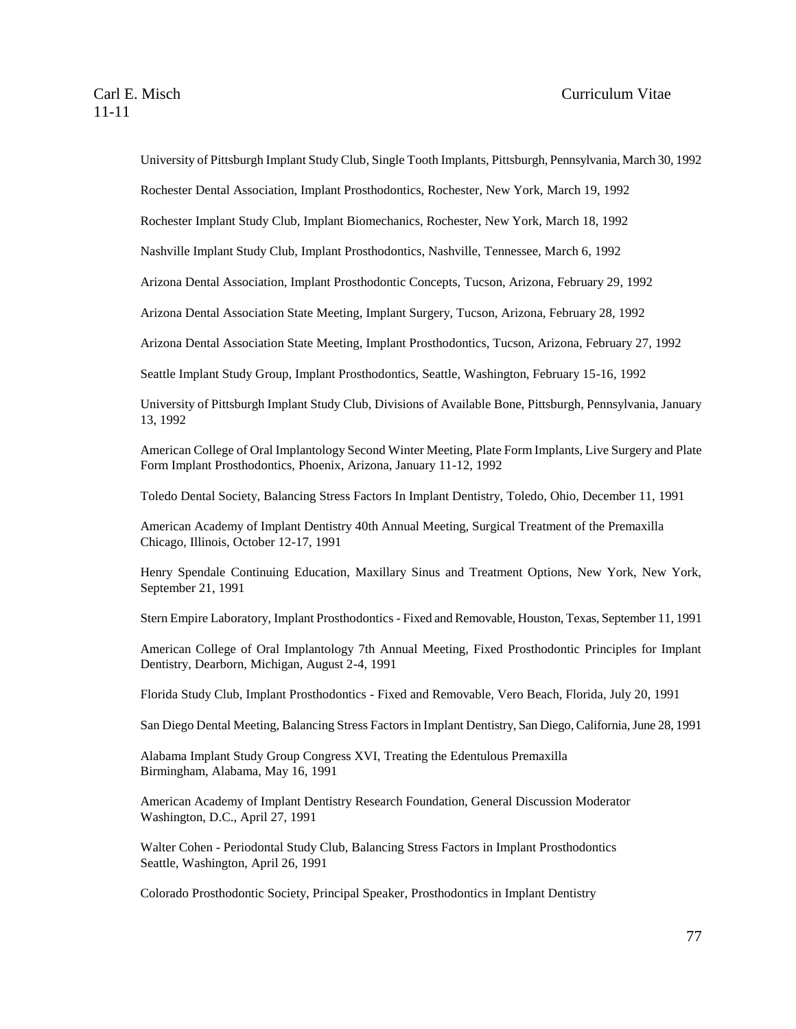University of Pittsburgh Implant Study Club, Single Tooth Implants, Pittsburgh, Pennsylvania, March 30, 1992

Rochester Dental Association, Implant Prosthodontics, Rochester, New York, March 19, 1992

Rochester Implant Study Club, Implant Biomechanics, Rochester, New York, March 18, 1992

Nashville Implant Study Club, Implant Prosthodontics, Nashville, Tennessee, March 6, 1992

Arizona Dental Association, Implant Prosthodontic Concepts, Tucson, Arizona, February 29, 1992

Arizona Dental Association State Meeting, Implant Surgery, Tucson, Arizona, February 28, 1992

Arizona Dental Association State Meeting, Implant Prosthodontics, Tucson, Arizona, February 27, 1992

Seattle Implant Study Group, Implant Prosthodontics, Seattle, Washington, February 15-16, 1992

University of Pittsburgh Implant Study Club, Divisions of Available Bone, Pittsburgh, Pennsylvania, January 13, 1992

American College of Oral Implantology Second Winter Meeting, Plate Form Implants, Live Surgery and Plate Form Implant Prosthodontics, Phoenix, Arizona, January 11-12, 1992

Toledo Dental Society, Balancing Stress Factors In Implant Dentistry, Toledo, Ohio, December 11, 1991

American Academy of Implant Dentistry 40th Annual Meeting, Surgical Treatment of the Premaxilla Chicago, Illinois, October 12-17, 1991

Henry Spendale Continuing Education, Maxillary Sinus and Treatment Options, New York, New York, September 21, 1991

Stern Empire Laboratory, Implant Prosthodontics - Fixed and Removable, Houston, Texas, September 11, 1991

American College of Oral Implantology 7th Annual Meeting, Fixed Prosthodontic Principles for Implant Dentistry, Dearborn, Michigan, August 2-4, 1991

Florida Study Club, Implant Prosthodontics - Fixed and Removable, Vero Beach, Florida, July 20, 1991

San Diego Dental Meeting, Balancing Stress Factors in Implant Dentistry, San Diego, California, June 28, 1991

Alabama Implant Study Group Congress XVI, Treating the Edentulous Premaxilla Birmingham, Alabama, May 16, 1991

American Academy of Implant Dentistry Research Foundation, General Discussion Moderator Washington, D.C., April 27, 1991

Walter Cohen - Periodontal Study Club, Balancing Stress Factors in Implant Prosthodontics Seattle, Washington, April 26, 1991

Colorado Prosthodontic Society, Principal Speaker, Prosthodontics in Implant Dentistry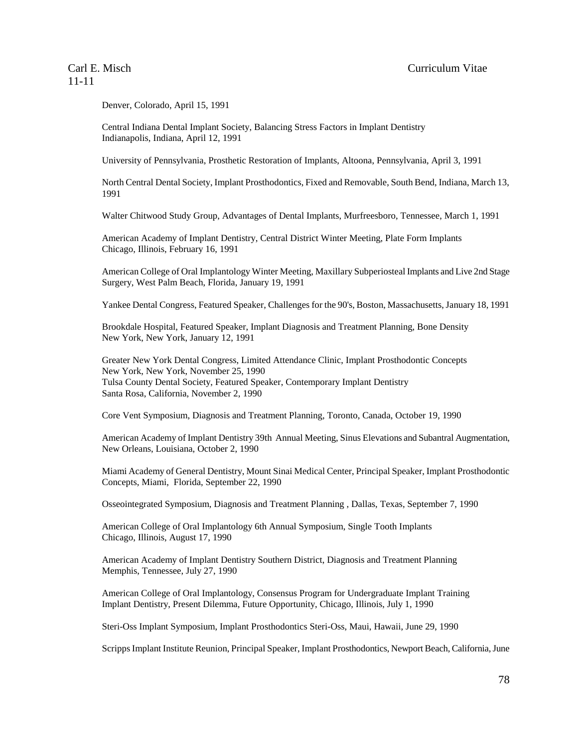Denver, Colorado, April 15, 1991

Central Indiana Dental Implant Society, Balancing Stress Factors in Implant Dentistry
Indianapolis, Indiana, April 12, 1991

University of Pennsylvania, Prosthetic Restoration of Implants, Altoona, Pennsylvania, April 3, 1991

North Central Dental Society, Implant Prosthodontics, Fixed and Removable, South Bend, Indiana, March 13, 1991

Walter Chitwood Study Group, Advantages of Dental Implants, Murfreesboro, Tennessee, March 1, 1991

American Academy of Implant Dentistry, Central District Winter Meeting, Plate Form Implants
Chicago, Illinois, February 16, 1991

American College of Oral Implantology Winter Meeting, Maxillary Subperiosteal Implants and Live 2nd Stage Surgery, West Palm Beach, Florida, January 19, 1991

Yankee Dental Congress, Featured Speaker, Challenges for the 90's, Boston, Massachusetts, January 18, 1991

Brookdale Hospital, Featured Speaker, Implant Diagnosis and Treatment Planning, Bone Density
New York, New York, January 12, 1991

Greater New York Dental Congress, Limited Attendance Clinic, Implant Prosthodontic Concepts
New York, New York, November 25, 1990
Tulsa County Dental Society, Featured Speaker, Contemporary Implant Dentistry
Santa Rosa, California, November 2, 1990

Core Vent Symposium, Diagnosis and Treatment Planning, Toronto, Canada, October 19, 1990

American Academy of Implant Dentistry 39th Annual Meeting, Sinus Elevations and Subantral Augmentation, New Orleans, Louisiana, October 2, 1990

Miami Academy of General Dentistry, Mount Sinai Medical Center, Principal Speaker, Implant Prosthodontic Concepts, Miami, Florida, September 22, 1990

Osseointegrated Symposium, Diagnosis and Treatment Planning , Dallas, Texas, September 7, 1990

American College of Oral Implantology 6th Annual Symposium, Single Tooth Implants
Chicago, Illinois, August 17, 1990

American Academy of Implant Dentistry Southern District, Diagnosis and Treatment Planning
Memphis, Tennessee, July 27, 1990

American College of Oral Implantology, Consensus Program for Undergraduate Implant Training
Implant Dentistry, Present Dilemma, Future Opportunity, Chicago, Illinois, July 1, 1990

Steri-Oss Implant Symposium, Implant Prosthodontics Steri-Oss, Maui, Hawaii, June 29, 1990

Scripps Implant Institute Reunion, Principal Speaker, Implant Prosthodontics, Newport Beach, California, June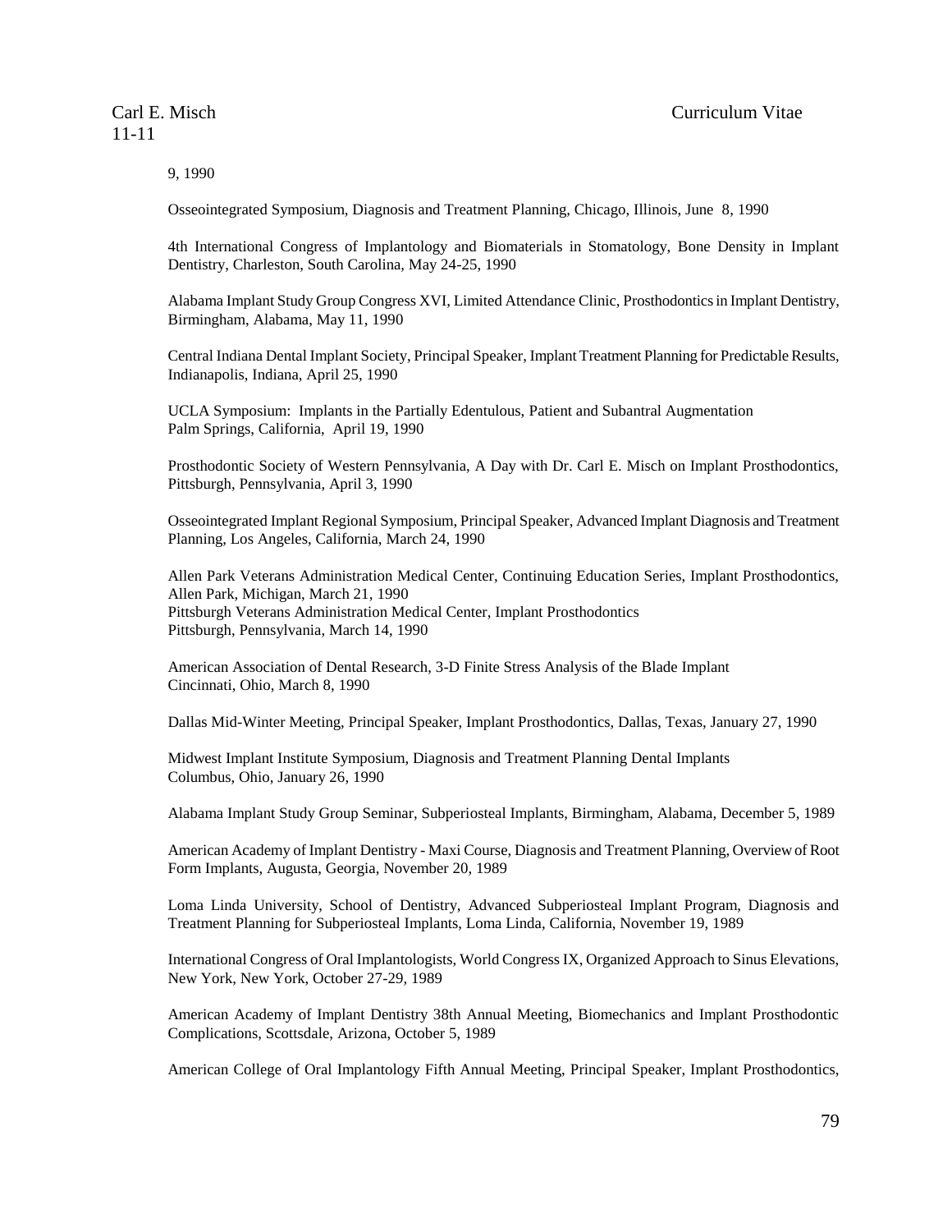9, 1990

Osseointegrated Symposium, Diagnosis and Treatment Planning, Chicago, Illinois, June 8, 1990

4th International Congress of Implantology and Biomaterials in Stomatology, Bone Density in Implant Dentistry, Charleston, South Carolina, May 24-25, 1990

Alabama Implant Study Group Congress XVI, Limited Attendance Clinic, Prosthodontics in Implant Dentistry, Birmingham, Alabama, May 11, 1990

Central Indiana Dental Implant Society, Principal Speaker, Implant Treatment Planning for Predictable Results, Indianapolis, Indiana, April 25, 1990

UCLA Symposium: Implants in the Partially Edentulous, Patient and Subantral Augmentation
Palm Springs, California, April 19, 1990

Prosthodontic Society of Western Pennsylvania, A Day with Dr. Carl E. Misch on Implant Prosthodontics, Pittsburgh, Pennsylvania, April 3, 1990

Osseointegrated Implant Regional Symposium, Principal Speaker, Advanced Implant Diagnosis and Treatment Planning, Los Angeles, California, March 24, 1990

Allen Park Veterans Administration Medical Center, Continuing Education Series, Implant Prosthodontics, Allen Park, Michigan, March 21, 1990
Pittsburgh Veterans Administration Medical Center, Implant Prosthodontics
Pittsburgh, Pennsylvania, March 14, 1990

American Association of Dental Research, 3-D Finite Stress Analysis of the Blade Implant
Cincinnati, Ohio, March 8, 1990

Dallas Mid-Winter Meeting, Principal Speaker, Implant Prosthodontics, Dallas, Texas, January 27, 1990

Midwest Implant Institute Symposium, Diagnosis and Treatment Planning Dental Implants
Columbus, Ohio, January 26, 1990

Alabama Implant Study Group Seminar, Subperiosteal Implants, Birmingham, Alabama, December 5, 1989

American Academy of Implant Dentistry - Maxi Course, Diagnosis and Treatment Planning, Overview of Root Form Implants, Augusta, Georgia, November 20, 1989

Loma Linda University, School of Dentistry, Advanced Subperiosteal Implant Program, Diagnosis and Treatment Planning for Subperiosteal Implants, Loma Linda, California, November 19, 1989

International Congress of Oral Implantologists, World Congress IX, Organized Approach to Sinus Elevations, New York, New York, October 27-29, 1989

American Academy of Implant Dentistry 38th Annual Meeting, Biomechanics and Implant Prosthodontic Complications, Scottsdale, Arizona, October 5, 1989

American College of Oral Implantology Fifth Annual Meeting, Principal Speaker, Implant Prosthodontics,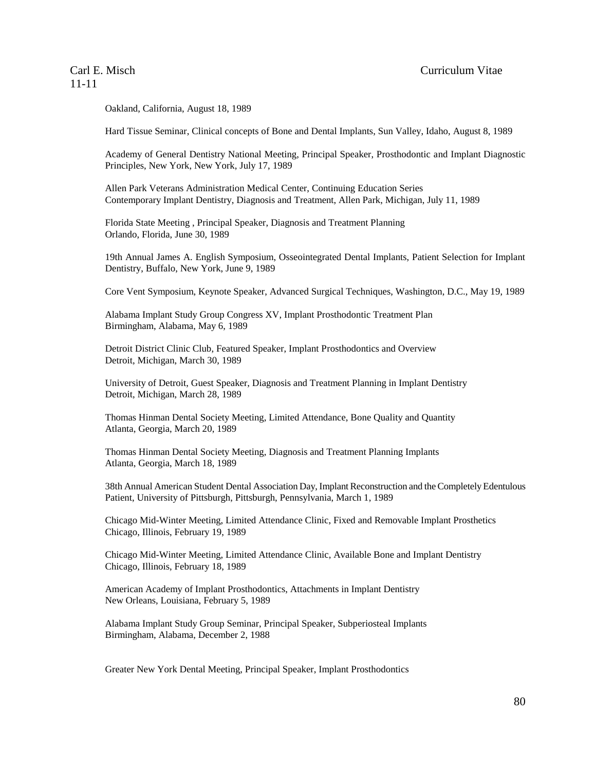Oakland, California, August 18, 1989

Hard Tissue Seminar, Clinical concepts of Bone and Dental Implants, Sun Valley, Idaho, August 8, 1989

Academy of General Dentistry National Meeting, Principal Speaker, Prosthodontic and Implant Diagnostic Principles, New York, New York, July 17, 1989

Allen Park Veterans Administration Medical Center, Continuing Education Series
Contemporary Implant Dentistry, Diagnosis and Treatment, Allen Park, Michigan, July 11, 1989

Florida State Meeting , Principal Speaker, Diagnosis and Treatment Planning
Orlando, Florida, June 30, 1989

19th Annual James A. English Symposium, Osseointegrated Dental Implants, Patient Selection for Implant Dentistry, Buffalo, New York, June 9, 1989

Core Vent Symposium, Keynote Speaker, Advanced Surgical Techniques, Washington, D.C., May 19, 1989

Alabama Implant Study Group Congress XV, Implant Prosthodontic Treatment Plan
Birmingham, Alabama, May 6, 1989

Detroit District Clinic Club, Featured Speaker, Implant Prosthodontics and Overview
Detroit, Michigan, March 30, 1989

University of Detroit, Guest Speaker, Diagnosis and Treatment Planning in Implant Dentistry
Detroit, Michigan, March 28, 1989

Thomas Hinman Dental Society Meeting, Limited Attendance, Bone Quality and Quantity
Atlanta, Georgia, March 20, 1989

Thomas Hinman Dental Society Meeting, Diagnosis and Treatment Planning Implants
Atlanta, Georgia, March 18, 1989

38th Annual American Student Dental Association Day, Implant Reconstruction and the Completely Edentulous Patient, University of Pittsburgh, Pittsburgh, Pennsylvania, March 1, 1989

Chicago Mid-Winter Meeting, Limited Attendance Clinic, Fixed and Removable Implant Prosthetics
Chicago, Illinois, February 19, 1989

Chicago Mid-Winter Meeting, Limited Attendance Clinic, Available Bone and Implant Dentistry
Chicago, Illinois, February 18, 1989

American Academy of Implant Prosthodontics, Attachments in Implant Dentistry
New Orleans, Louisiana, February 5, 1989

Alabama Implant Study Group Seminar, Principal Speaker, Subperiosteal Implants
Birmingham, Alabama, December 2, 1988

Greater New York Dental Meeting, Principal Speaker, Implant Prosthodontics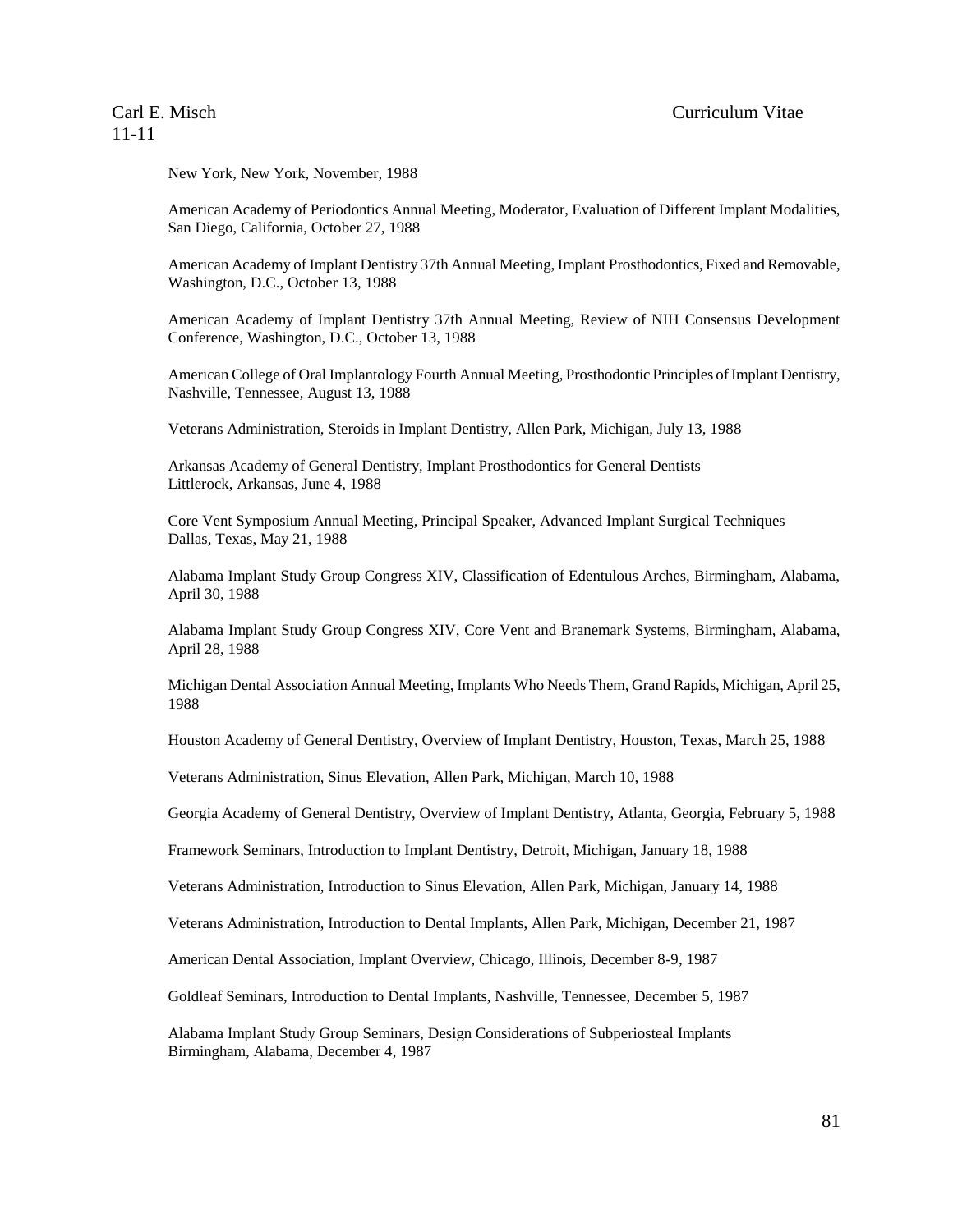New York, New York, November, 1988

American Academy of Periodontics Annual Meeting, Moderator, Evaluation of Different Implant Modalities, San Diego, California, October 27, 1988

American Academy of Implant Dentistry 37th Annual Meeting, Implant Prosthodontics, Fixed and Removable, Washington, D.C., October 13, 1988

American Academy of Implant Dentistry 37th Annual Meeting, Review of NIH Consensus Development Conference, Washington, D.C., October 13, 1988

American College of Oral Implantology Fourth Annual Meeting, Prosthodontic Principles of Implant Dentistry, Nashville, Tennessee, August 13, 1988

Veterans Administration, Steroids in Implant Dentistry, Allen Park, Michigan, July 13, 1988

Arkansas Academy of General Dentistry, Implant Prosthodontics for General Dentists Littlerock, Arkansas, June 4, 1988

Core Vent Symposium Annual Meeting, Principal Speaker, Advanced Implant Surgical Techniques Dallas, Texas, May 21, 1988

Alabama Implant Study Group Congress XIV, Classification of Edentulous Arches, Birmingham, Alabama, April 30, 1988

Alabama Implant Study Group Congress XIV, Core Vent and Branemark Systems, Birmingham, Alabama, April 28, 1988

Michigan Dental Association Annual Meeting, Implants Who Needs Them, Grand Rapids, Michigan, April 25, 1988

Houston Academy of General Dentistry, Overview of Implant Dentistry, Houston, Texas, March 25, 1988

Veterans Administration, Sinus Elevation, Allen Park, Michigan, March 10, 1988

Georgia Academy of General Dentistry, Overview of Implant Dentistry, Atlanta, Georgia, February 5, 1988

Framework Seminars, Introduction to Implant Dentistry, Detroit, Michigan, January 18, 1988

Veterans Administration, Introduction to Sinus Elevation, Allen Park, Michigan, January 14, 1988

Veterans Administration, Introduction to Dental Implants, Allen Park, Michigan, December 21, 1987

American Dental Association, Implant Overview, Chicago, Illinois, December 8-9, 1987

Goldleaf Seminars, Introduction to Dental Implants, Nashville, Tennessee, December 5, 1987

Alabama Implant Study Group Seminars, Design Considerations of Subperiosteal Implants Birmingham, Alabama, December 4, 1987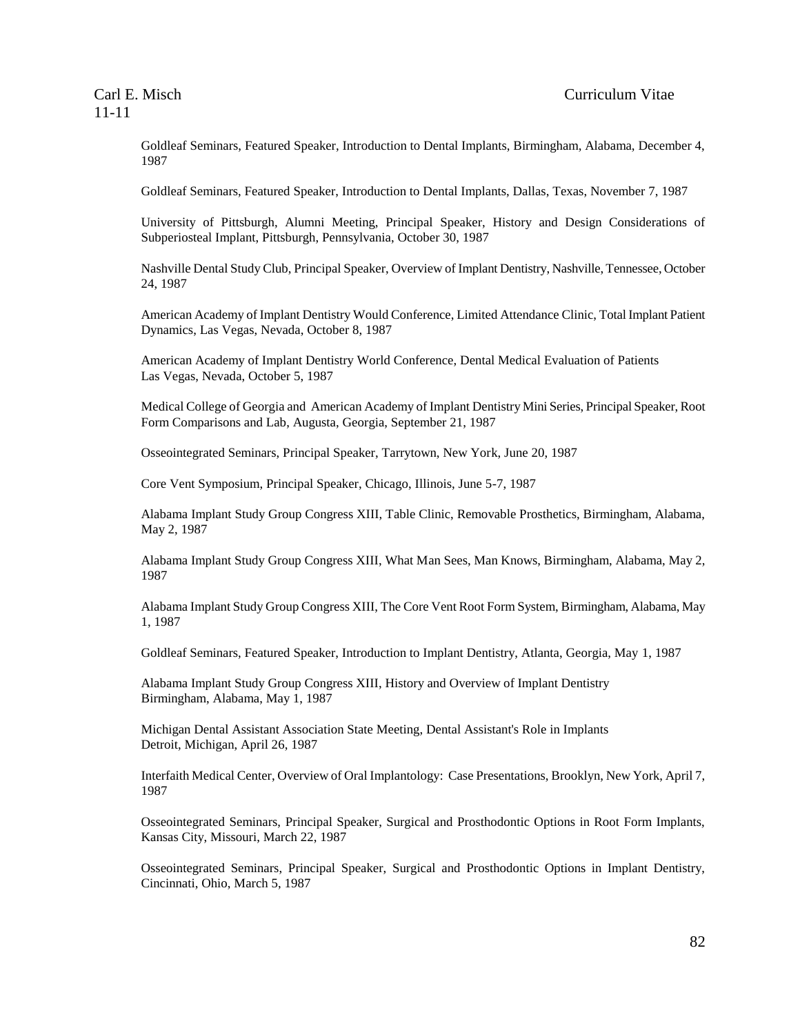Goldleaf Seminars, Featured Speaker, Introduction to Dental Implants, Birmingham, Alabama, December 4, 1987

Goldleaf Seminars, Featured Speaker, Introduction to Dental Implants, Dallas, Texas, November 7, 1987

University of Pittsburgh, Alumni Meeting, Principal Speaker, History and Design Considerations of Subperiosteal Implant, Pittsburgh, Pennsylvania, October 30, 1987

Nashville Dental Study Club, Principal Speaker, Overview of Implant Dentistry, Nashville, Tennessee, October 24, 1987

American Academy of Implant Dentistry Would Conference, Limited Attendance Clinic, Total Implant Patient Dynamics, Las Vegas, Nevada, October 8, 1987

American Academy of Implant Dentistry World Conference, Dental Medical Evaluation of Patients Las Vegas, Nevada, October 5, 1987

Medical College of Georgia and American Academy of Implant Dentistry Mini Series, Principal Speaker, Root Form Comparisons and Lab, Augusta, Georgia, September 21, 1987

Osseointegrated Seminars, Principal Speaker, Tarrytown, New York, June 20, 1987

Core Vent Symposium, Principal Speaker, Chicago, Illinois, June 5-7, 1987

Alabama Implant Study Group Congress XIII, Table Clinic, Removable Prosthetics, Birmingham, Alabama, May 2, 1987

Alabama Implant Study Group Congress XIII, What Man Sees, Man Knows, Birmingham, Alabama, May 2, 1987

Alabama Implant Study Group Congress XIII, The Core Vent Root Form System, Birmingham, Alabama, May 1, 1987

Goldleaf Seminars, Featured Speaker, Introduction to Implant Dentistry, Atlanta, Georgia, May 1, 1987

Alabama Implant Study Group Congress XIII, History and Overview of Implant Dentistry Birmingham, Alabama, May 1, 1987

Michigan Dental Assistant Association State Meeting, Dental Assistant's Role in Implants Detroit, Michigan, April 26, 1987

Interfaith Medical Center, Overview of Oral Implantology: Case Presentations, Brooklyn, New York, April 7, 1987

Osseointegrated Seminars, Principal Speaker, Surgical and Prosthodontic Options in Root Form Implants, Kansas City, Missouri, March 22, 1987

Osseointegrated Seminars, Principal Speaker, Surgical and Prosthodontic Options in Implant Dentistry, Cincinnati, Ohio, March 5, 1987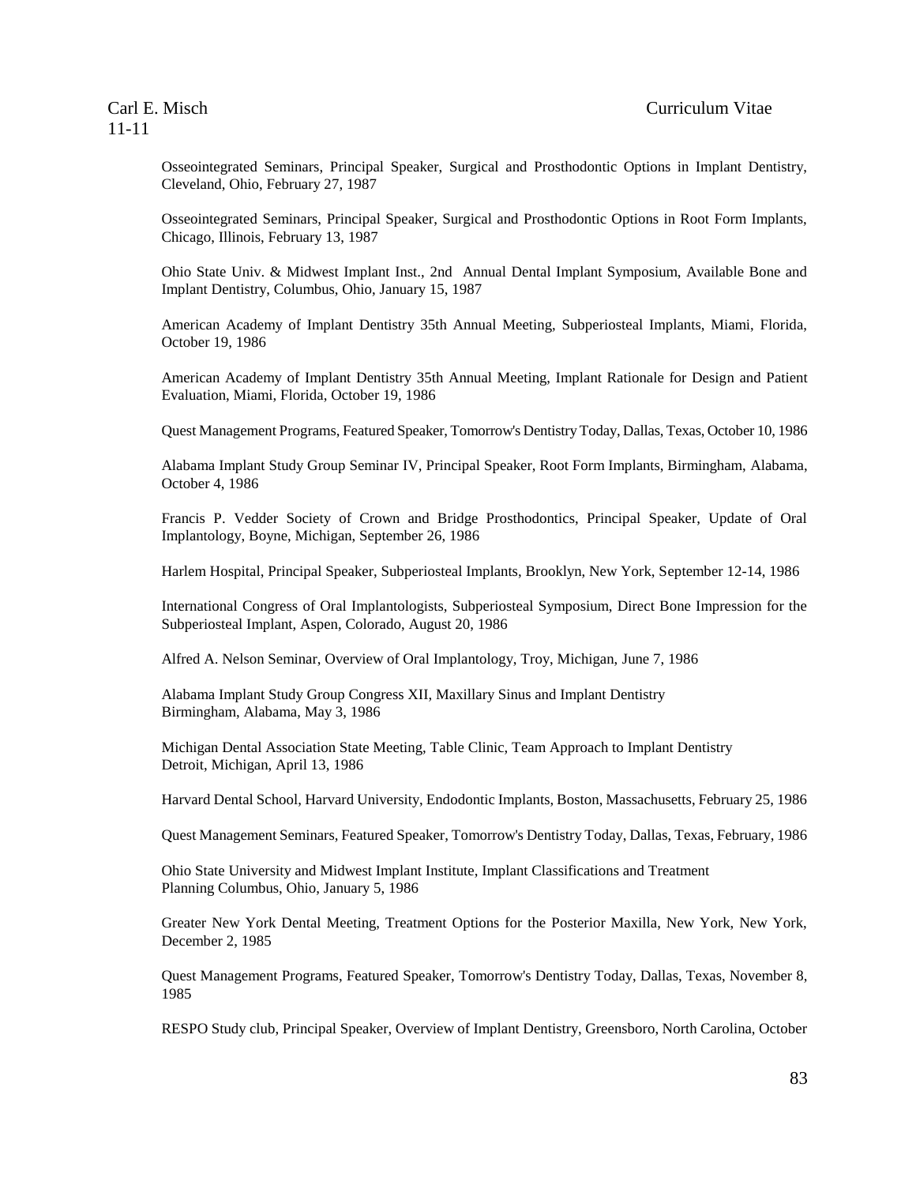Osseointegrated Seminars, Principal Speaker, Surgical and Prosthodontic Options in Implant Dentistry, Cleveland, Ohio, February 27, 1987

Osseointegrated Seminars, Principal Speaker, Surgical and Prosthodontic Options in Root Form Implants, Chicago, Illinois, February 13, 1987

Ohio State Univ. & Midwest Implant Inst., 2nd Annual Dental Implant Symposium, Available Bone and Implant Dentistry, Columbus, Ohio, January 15, 1987

American Academy of Implant Dentistry 35th Annual Meeting, Subperiosteal Implants, Miami, Florida, October 19, 1986

American Academy of Implant Dentistry 35th Annual Meeting, Implant Rationale for Design and Patient Evaluation, Miami, Florida, October 19, 1986

Quest Management Programs, Featured Speaker, Tomorrow's Dentistry Today, Dallas, Texas, October 10, 1986

Alabama Implant Study Group Seminar IV, Principal Speaker, Root Form Implants, Birmingham, Alabama, October 4, 1986

Francis P. Vedder Society of Crown and Bridge Prosthodontics, Principal Speaker, Update of Oral Implantology, Boyne, Michigan, September 26, 1986

Harlem Hospital, Principal Speaker, Subperiosteal Implants, Brooklyn, New York, September 12-14, 1986

International Congress of Oral Implantologists, Subperiosteal Symposium, Direct Bone Impression for the Subperiosteal Implant, Aspen, Colorado, August 20, 1986

Alfred A. Nelson Seminar, Overview of Oral Implantology, Troy, Michigan, June 7, 1986

Alabama Implant Study Group Congress XII, Maxillary Sinus and Implant Dentistry
Birmingham, Alabama, May 3, 1986

Michigan Dental Association State Meeting, Table Clinic, Team Approach to Implant Dentistry
Detroit, Michigan, April 13, 1986

Harvard Dental School, Harvard University, Endodontic Implants, Boston, Massachusetts, February 25, 1986

Quest Management Seminars, Featured Speaker, Tomorrow's Dentistry Today, Dallas, Texas, February, 1986

Ohio State University and Midwest Implant Institute, Implant Classifications and Treatment
Planning Columbus, Ohio, January 5, 1986

Greater New York Dental Meeting, Treatment Options for the Posterior Maxilla, New York, New York, December 2, 1985

Quest Management Programs, Featured Speaker, Tomorrow's Dentistry Today, Dallas, Texas, November 8, 1985

RESPO Study club, Principal Speaker, Overview of Implant Dentistry, Greensboro, North Carolina, October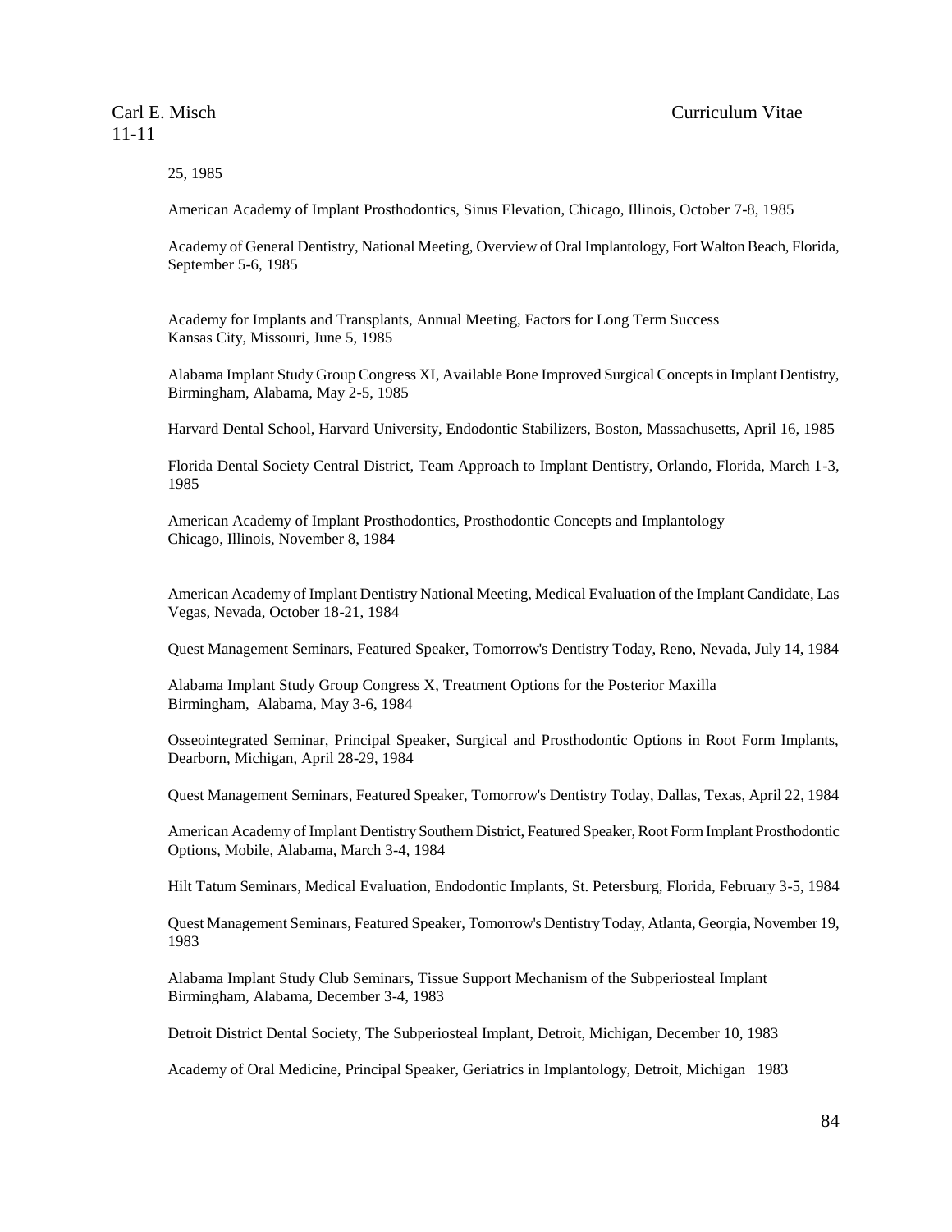25, 1985

American Academy of Implant Prosthodontics, Sinus Elevation, Chicago, Illinois, October 7-8, 1985

Academy of General Dentistry, National Meeting, Overview of Oral Implantology, Fort Walton Beach, Florida, September 5-6, 1985

Academy for Implants and Transplants, Annual Meeting, Factors for Long Term Success Kansas City, Missouri, June 5, 1985

Alabama Implant Study Group Congress XI, Available Bone Improved Surgical Concepts in Implant Dentistry, Birmingham, Alabama, May 2-5, 1985

Harvard Dental School, Harvard University, Endodontic Stabilizers, Boston, Massachusetts, April 16, 1985

Florida Dental Society Central District, Team Approach to Implant Dentistry, Orlando, Florida, March 1-3, 1985

American Academy of Implant Prosthodontics, Prosthodontic Concepts and Implantology Chicago, Illinois, November 8, 1984

American Academy of Implant Dentistry National Meeting, Medical Evaluation of the Implant Candidate, Las Vegas, Nevada, October 18-21, 1984

Quest Management Seminars, Featured Speaker, Tomorrow's Dentistry Today, Reno, Nevada, July 14, 1984

Alabama Implant Study Group Congress X, Treatment Options for the Posterior Maxilla Birmingham, Alabama, May 3-6, 1984

Osseointegrated Seminar, Principal Speaker, Surgical and Prosthodontic Options in Root Form Implants, Dearborn, Michigan, April 28-29, 1984

Quest Management Seminars, Featured Speaker, Tomorrow's Dentistry Today, Dallas, Texas, April 22, 1984

American Academy of Implant Dentistry Southern District, Featured Speaker, Root Form Implant Prosthodontic Options, Mobile, Alabama, March 3-4, 1984

Hilt Tatum Seminars, Medical Evaluation, Endodontic Implants, St. Petersburg, Florida, February 3-5, 1984

Quest Management Seminars, Featured Speaker, Tomorrow's Dentistry Today, Atlanta, Georgia, November 19, 1983

Alabama Implant Study Club Seminars, Tissue Support Mechanism of the Subperiosteal Implant Birmingham, Alabama, December 3-4, 1983

Detroit District Dental Society, The Subperiosteal Implant, Detroit, Michigan, December 10, 1983

Academy of Oral Medicine, Principal Speaker, Geriatrics in Implantology, Detroit, Michigan 1983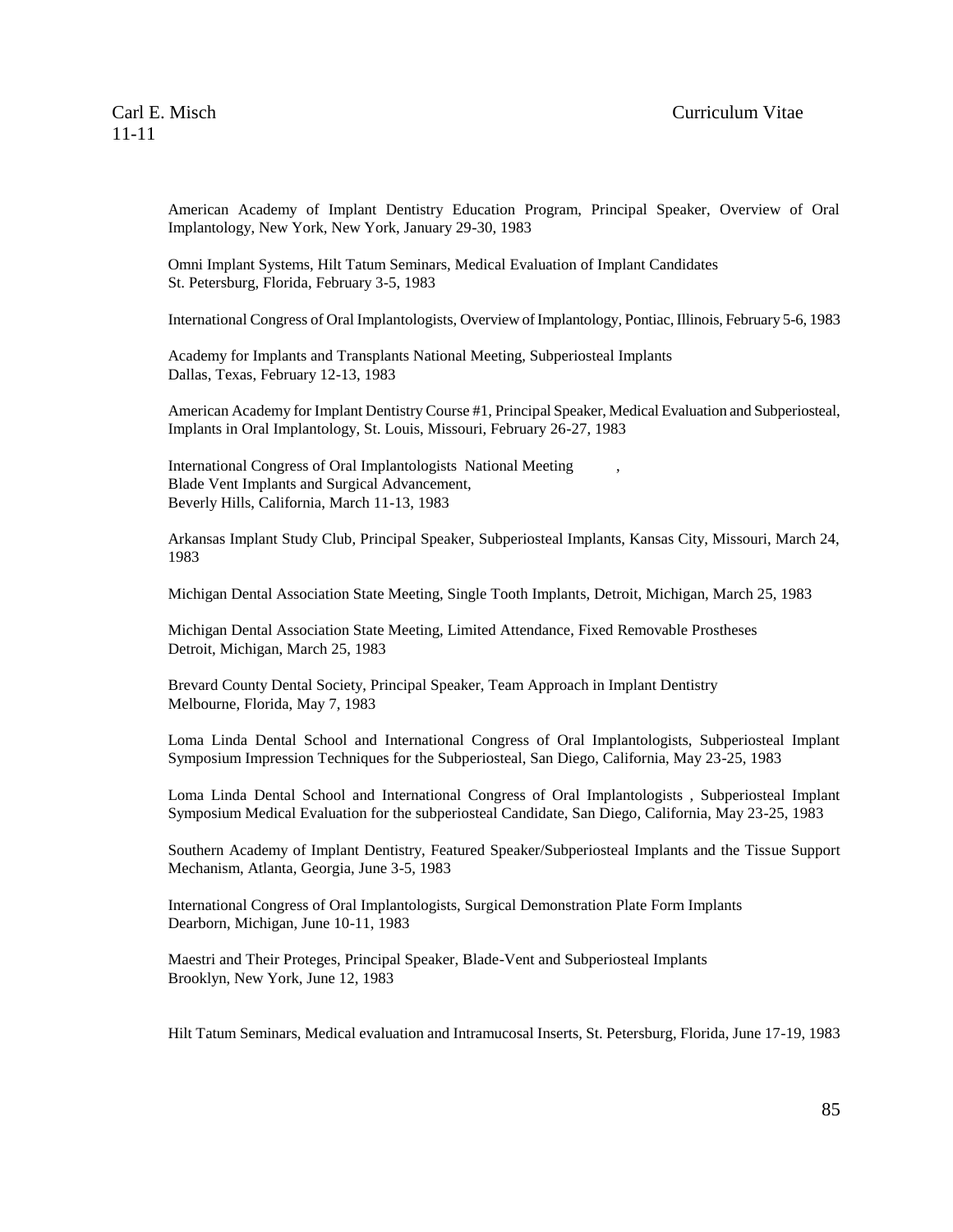American Academy of Implant Dentistry Education Program, Principal Speaker, Overview of Oral Implantology, New York, New York, January 29-30, 1983

Omni Implant Systems, Hilt Tatum Seminars, Medical Evaluation of Implant Candidates
St. Petersburg, Florida, February 3-5, 1983

International Congress of Oral Implantologists, Overview of Implantology, Pontiac, Illinois, February 5-6, 1983

Academy for Implants and Transplants National Meeting, Subperiosteal Implants
Dallas, Texas, February 12-13, 1983

American Academy for Implant Dentistry Course #1, Principal Speaker, Medical Evaluation and Subperiosteal, Implants in Oral Implantology, St. Louis, Missouri, February 26-27, 1983

International Congress of Oral Implantologists National Meeting ,
Blade Vent Implants and Surgical Advancement,
Beverly Hills, California, March 11-13, 1983

Arkansas Implant Study Club, Principal Speaker, Subperiosteal Implants, Kansas City, Missouri, March 24, 1983

Michigan Dental Association State Meeting, Single Tooth Implants, Detroit, Michigan, March 25, 1983

Michigan Dental Association State Meeting, Limited Attendance, Fixed Removable Prostheses
Detroit, Michigan, March 25, 1983

Brevard County Dental Society, Principal Speaker, Team Approach in Implant Dentistry
Melbourne, Florida, May 7, 1983

Loma Linda Dental School and International Congress of Oral Implantologists, Subperiosteal Implant Symposium Impression Techniques for the Subperiosteal, San Diego, California, May 23-25, 1983

Loma Linda Dental School and International Congress of Oral Implantologists , Subperiosteal Implant Symposium Medical Evaluation for the subperiosteal Candidate, San Diego, California, May 23-25, 1983

Southern Academy of Implant Dentistry, Featured Speaker/Subperiosteal Implants and the Tissue Support Mechanism, Atlanta, Georgia, June 3-5, 1983

International Congress of Oral Implantologists, Surgical Demonstration Plate Form Implants
Dearborn, Michigan, June 10-11, 1983

Maestri and Their Proteges, Principal Speaker, Blade-Vent and Subperiosteal Implants
Brooklyn, New York, June 12, 1983

Hilt Tatum Seminars, Medical evaluation and Intramucosal Inserts, St. Petersburg, Florida, June 17-19, 1983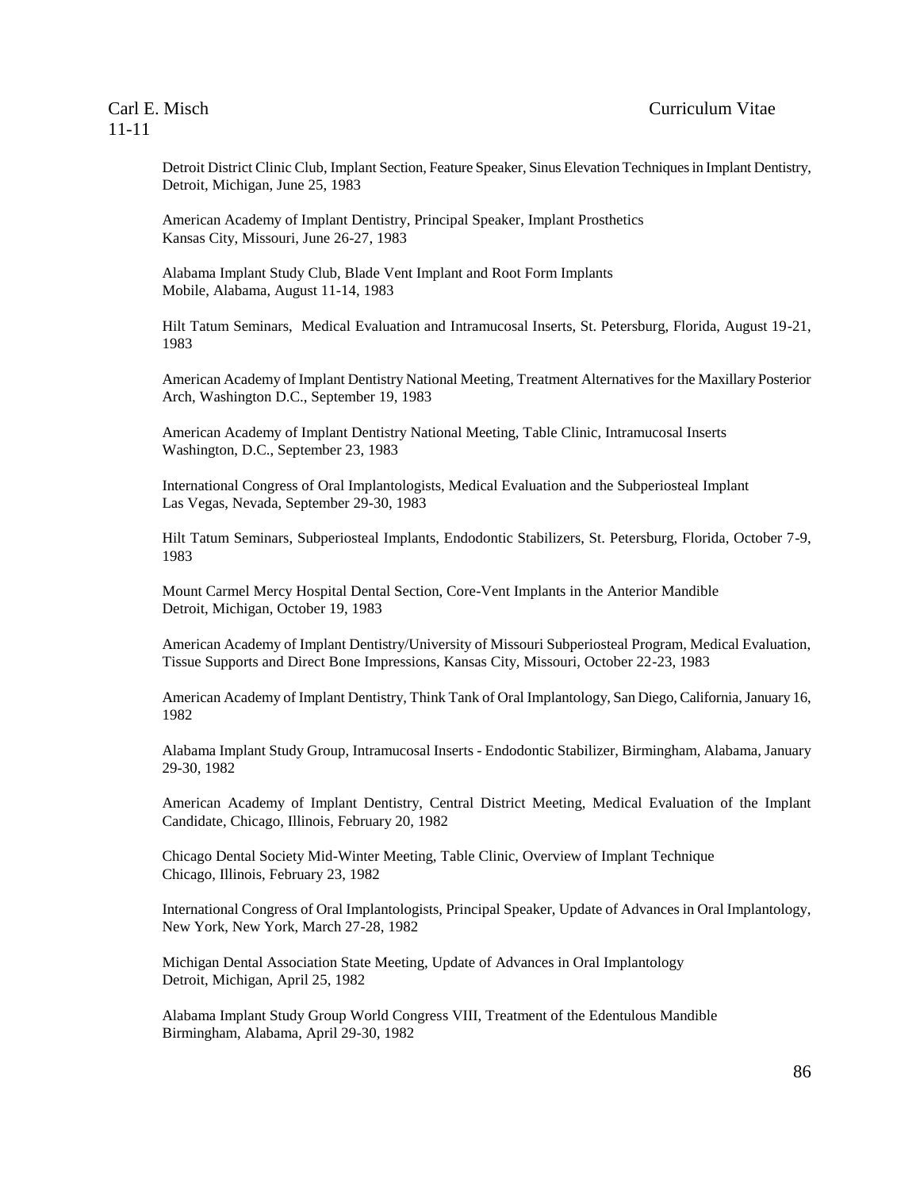Detroit District Clinic Club, Implant Section, Feature Speaker, Sinus Elevation Techniques in Implant Dentistry, Detroit, Michigan, June 25, 1983

American Academy of Implant Dentistry, Principal Speaker, Implant Prosthetics
Kansas City, Missouri, June 26-27, 1983

Alabama Implant Study Club, Blade Vent Implant and Root Form Implants
Mobile, Alabama, August 11-14, 1983

Hilt Tatum Seminars, Medical Evaluation and Intramucosal Inserts, St. Petersburg, Florida, August 19-21, 1983

American Academy of Implant Dentistry National Meeting, Treatment Alternatives for the Maxillary Posterior Arch, Washington D.C., September 19, 1983

American Academy of Implant Dentistry National Meeting, Table Clinic, Intramucosal Inserts
Washington, D.C., September 23, 1983

International Congress of Oral Implantologists, Medical Evaluation and the Subperiosteal Implant
Las Vegas, Nevada, September 29-30, 1983

Hilt Tatum Seminars, Subperiosteal Implants, Endodontic Stabilizers, St. Petersburg, Florida, October 7-9, 1983

Mount Carmel Mercy Hospital Dental Section, Core-Vent Implants in the Anterior Mandible
Detroit, Michigan, October 19, 1983

American Academy of Implant Dentistry/University of Missouri Subperiosteal Program, Medical Evaluation, Tissue Supports and Direct Bone Impressions, Kansas City, Missouri, October 22-23, 1983

American Academy of Implant Dentistry, Think Tank of Oral Implantology, San Diego, California, January 16, 1982

Alabama Implant Study Group, Intramucosal Inserts - Endodontic Stabilizer, Birmingham, Alabama, January 29-30, 1982

American Academy of Implant Dentistry, Central District Meeting, Medical Evaluation of the Implant Candidate, Chicago, Illinois, February 20, 1982

Chicago Dental Society Mid-Winter Meeting, Table Clinic, Overview of Implant Technique
Chicago, Illinois, February 23, 1982

International Congress of Oral Implantologists, Principal Speaker, Update of Advances in Oral Implantology, New York, New York, March 27-28, 1982

Michigan Dental Association State Meeting, Update of Advances in Oral Implantology
Detroit, Michigan, April 25, 1982

Alabama Implant Study Group World Congress VIII, Treatment of the Edentulous Mandible
Birmingham, Alabama, April 29-30, 1982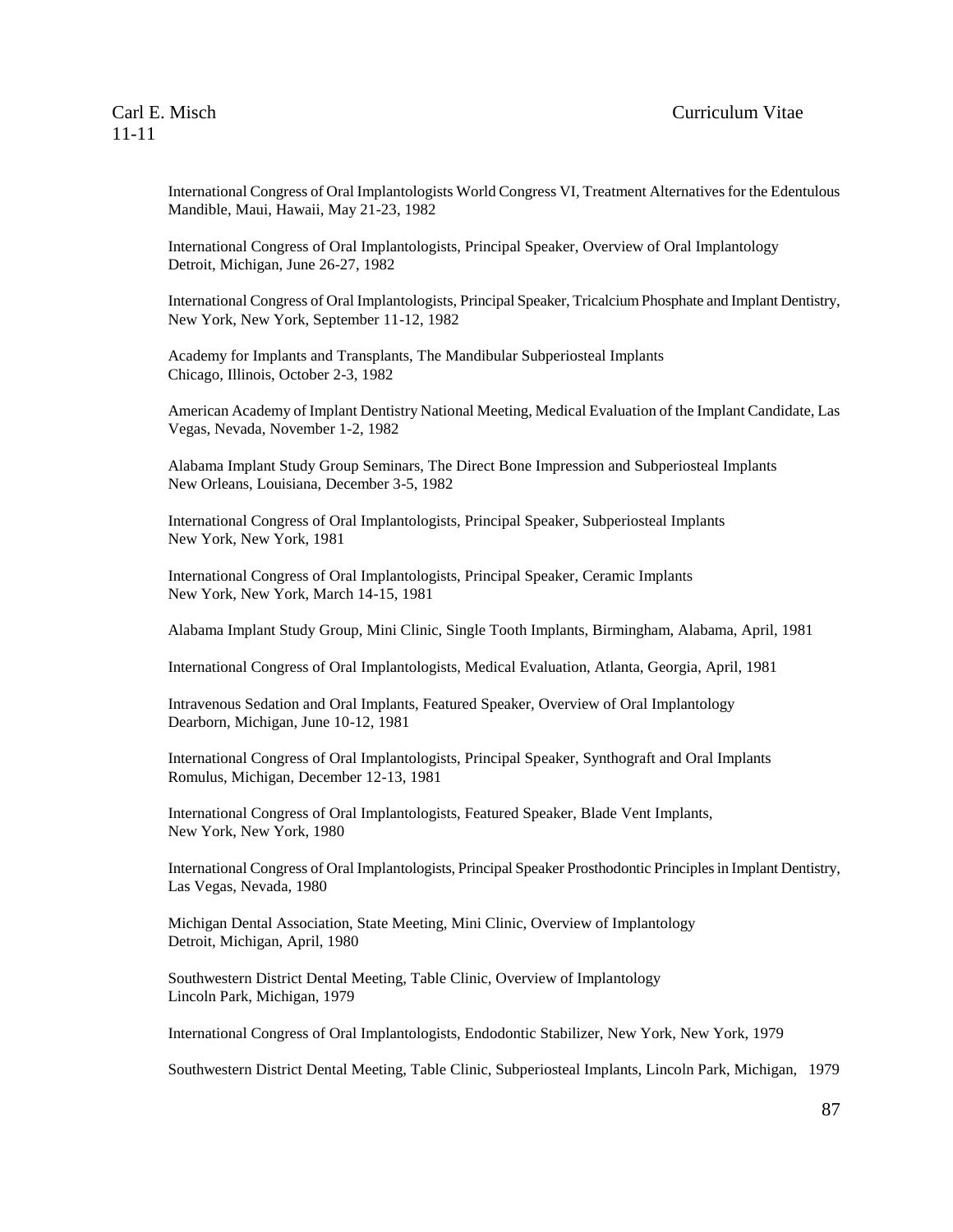International Congress of Oral Implantologists World Congress VI, Treatment Alternatives for the Edentulous Mandible, Maui, Hawaii, May 21-23, 1982

International Congress of Oral Implantologists, Principal Speaker, Overview of Oral Implantology Detroit, Michigan, June 26-27, 1982

International Congress of Oral Implantologists, Principal Speaker, Tricalcium Phosphate and Implant Dentistry, New York, New York, September 11-12, 1982

Academy for Implants and Transplants, The Mandibular Subperiosteal Implants Chicago, Illinois, October 2-3, 1982

American Academy of Implant Dentistry National Meeting, Medical Evaluation of the Implant Candidate, Las Vegas, Nevada, November 1-2, 1982

Alabama Implant Study Group Seminars, The Direct Bone Impression and Subperiosteal Implants New Orleans, Louisiana, December 3-5, 1982

International Congress of Oral Implantologists, Principal Speaker, Subperiosteal Implants New York, New York, 1981

International Congress of Oral Implantologists, Principal Speaker, Ceramic Implants New York, New York, March 14-15, 1981

Alabama Implant Study Group, Mini Clinic, Single Tooth Implants, Birmingham, Alabama, April, 1981

International Congress of Oral Implantologists, Medical Evaluation, Atlanta, Georgia, April, 1981

Intravenous Sedation and Oral Implants, Featured Speaker, Overview of Oral Implantology Dearborn, Michigan, June 10-12, 1981

International Congress of Oral Implantologists, Principal Speaker, Synthograft and Oral Implants Romulus, Michigan, December 12-13, 1981

International Congress of Oral Implantologists, Featured Speaker, Blade Vent Implants, New York, New York, 1980

International Congress of Oral Implantologists, Principal Speaker Prosthodontic Principles in Implant Dentistry, Las Vegas, Nevada, 1980

Michigan Dental Association, State Meeting, Mini Clinic, Overview of Implantology Detroit, Michigan, April, 1980

Southwestern District Dental Meeting, Table Clinic, Overview of Implantology Lincoln Park, Michigan, 1979

International Congress of Oral Implantologists, Endodontic Stabilizer, New York, New York, 1979

Southwestern District Dental Meeting, Table Clinic, Subperiosteal Implants, Lincoln Park, Michigan, 1979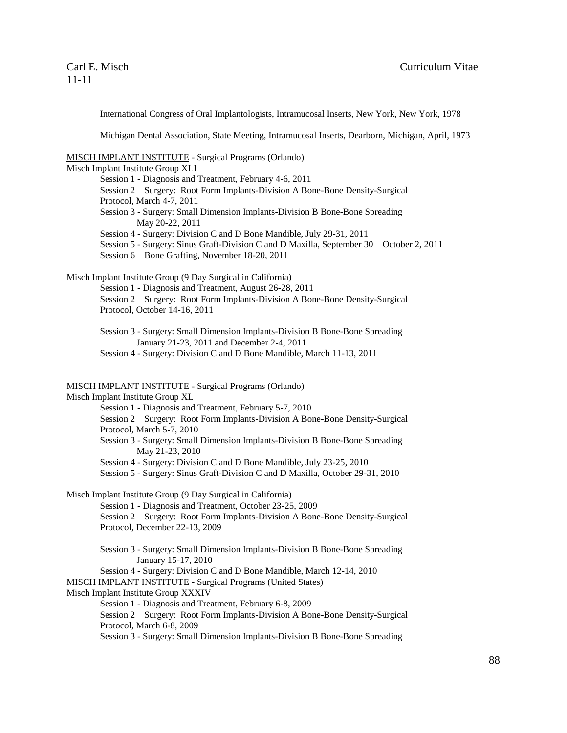International Congress of Oral Implantologists, Intramucosal Inserts, New York, New York, 1978

Michigan Dental Association, State Meeting, Intramucosal Inserts, Dearborn, Michigan, April, 1973

<u>MISCH IMPLANT INSTITUTE</u> - Surgical Programs (Orlando)

Misch Implant Institute Group XLI

- Session 1 - Diagnosis and Treatment, February 4-6, 2011
- Session 2 Surgery: Root Form Implants-Division A Bone-Bone Density-Surgical Protocol, March 4-7, 2011
- Session 3 - Surgery: Small Dimension Implants-Division B Bone-Bone Spreading May 20-22, 2011
- Session 4 - Surgery: Division C and D Bone Mandible, July 29-31, 2011
- Session 5 - Surgery: Sinus Graft-Division C and D Maxilla, September 30 – October 2, 2011
- Session 6 – Bone Grafting, November 18-20, 2011

Misch Implant Institute Group (9 Day Surgical in California)

- Session 1 - Diagnosis and Treatment, August 26-28, 2011
- Session 2 Surgery: Root Form Implants-Division A Bone-Bone Density-Surgical Protocol, October 14-16, 2011
- Session 3 - Surgery: Small Dimension Implants-Division B Bone-Bone Spreading January 21-23, 2011 and December 2-4, 2011
- Session 4 - Surgery: Division C and D Bone Mandible, March 11-13, 2011

<u>MISCH IMPLANT INSTITUTE</u> - Surgical Programs (Orlando)

Misch Implant Institute Group XL

- Session 1 - Diagnosis and Treatment, February 5-7, 2010
- Session 2 Surgery: Root Form Implants-Division A Bone-Bone Density-Surgical Protocol, March 5-7, 2010
- Session 3 - Surgery: Small Dimension Implants-Division B Bone-Bone Spreading May 21-23, 2010
- Session 4 - Surgery: Division C and D Bone Mandible, July 23-25, 2010
- Session 5 - Surgery: Sinus Graft-Division C and D Maxilla, October 29-31, 2010

Misch Implant Institute Group (9 Day Surgical in California)

- Session 1 - Diagnosis and Treatment, October 23-25, 2009
- Session 2 Surgery: Root Form Implants-Division A Bone-Bone Density-Surgical Protocol, December 22-13, 2009
- Session 3 - Surgery: Small Dimension Implants-Division B Bone-Bone Spreading January 15-17, 2010
- Session 4 - Surgery: Division C and D Bone Mandible, March 12-14, 2010

<u>MISCH IMPLANT INSTITUTE</u> - Surgical Programs (United States)

Misch Implant Institute Group XXXIV

- Session 1 - Diagnosis and Treatment, February 6-8, 2009
- Session 2 Surgery: Root Form Implants-Division A Bone-Bone Density-Surgical Protocol, March 6-8, 2009
- Session 3 - Surgery: Small Dimension Implants-Division B Bone-Bone Spreading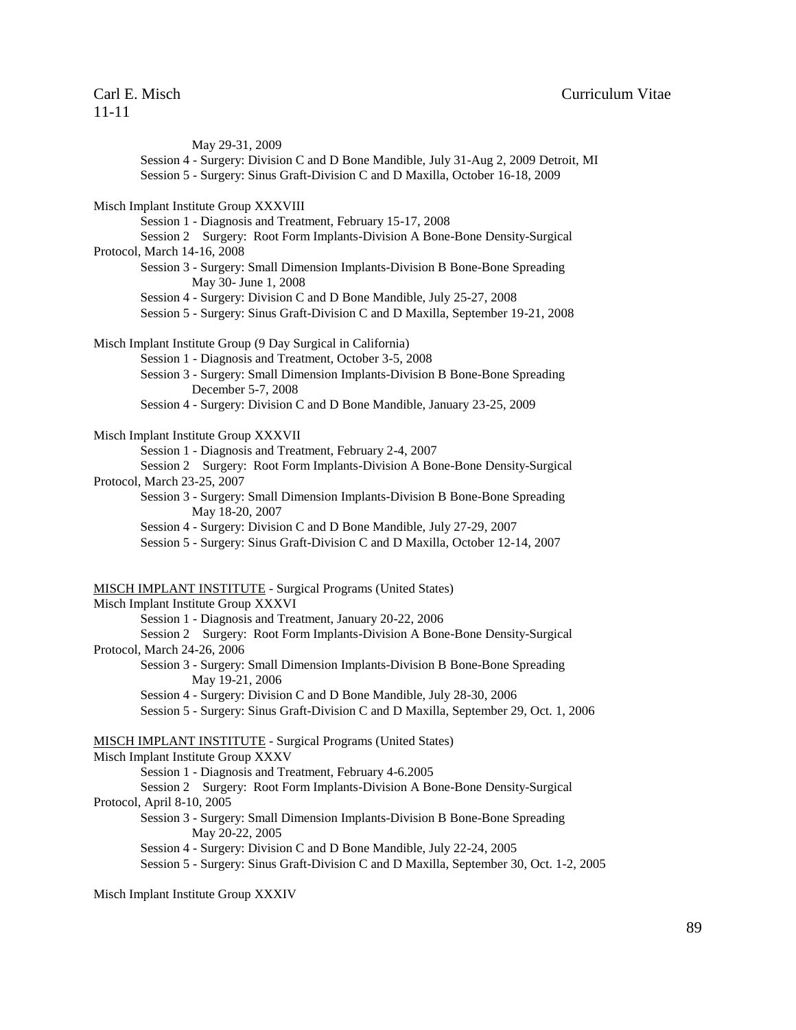May 29-31, 2009

Session 4 - Surgery: Division C and D Bone Mandible, July 31-Aug 2, 2009 Detroit, MI

Session 5 - Surgery: Sinus Graft-Division C and D Maxilla, October 16-18, 2009

Misch Implant Institute Group XXXVIII

Session 1 - Diagnosis and Treatment, February 15-17, 2008

Session 2 Surgery: Root Form Implants-Division A Bone-Bone Density-Surgical Protocol, March 14-16, 2008

Session 3 - Surgery: Small Dimension Implants-Division B Bone-Bone Spreading May 30- June 1, 2008

Session 4 - Surgery: Division C and D Bone Mandible, July 25-27, 2008

Session 5 - Surgery: Sinus Graft-Division C and D Maxilla, September 19-21, 2008

Misch Implant Institute Group (9 Day Surgical in California)

Session 1 - Diagnosis and Treatment, October 3-5, 2008

Session 3 - Surgery: Small Dimension Implants-Division B Bone-Bone Spreading December 5-7, 2008

Session 4 - Surgery: Division C and D Bone Mandible, January 23-25, 2009

Misch Implant Institute Group XXXVII

Session 1 - Diagnosis and Treatment, February 2-4, 2007

Session 2 Surgery: Root Form Implants-Division A Bone-Bone Density-Surgical Protocol, March 23-25, 2007

Session 3 - Surgery: Small Dimension Implants-Division B Bone-Bone Spreading May 18-20, 2007

Session 4 - Surgery: Division C and D Bone Mandible, July 27-29, 2007

Session 5 - Surgery: Sinus Graft-Division C and D Maxilla, October 12-14, 2007

MISCH IMPLANT INSTITUTE - Surgical Programs (United States)

Misch Implant Institute Group XXXVI

Session 1 - Diagnosis and Treatment, January 20-22, 2006

Session 2 Surgery: Root Form Implants-Division A Bone-Bone Density-Surgical Protocol, March 24-26, 2006

Session 3 - Surgery: Small Dimension Implants-Division B Bone-Bone Spreading May 19-21, 2006

Session 4 - Surgery: Division C and D Bone Mandible, July 28-30, 2006

Session 5 - Surgery: Sinus Graft-Division C and D Maxilla, September 29, Oct. 1, 2006

MISCH IMPLANT INSTITUTE - Surgical Programs (United States)

Misch Implant Institute Group XXXV

Session 1 - Diagnosis and Treatment, February 4-6.2005

Session 2 Surgery: Root Form Implants-Division A Bone-Bone Density-Surgical Protocol, April 8-10, 2005

Session 3 - Surgery: Small Dimension Implants-Division B Bone-Bone Spreading May 20-22, 2005

Session 4 - Surgery: Division C and D Bone Mandible, July 22-24, 2005

Session 5 - Surgery: Sinus Graft-Division C and D Maxilla, September 30, Oct. 1-2, 2005

Misch Implant Institute Group XXXIV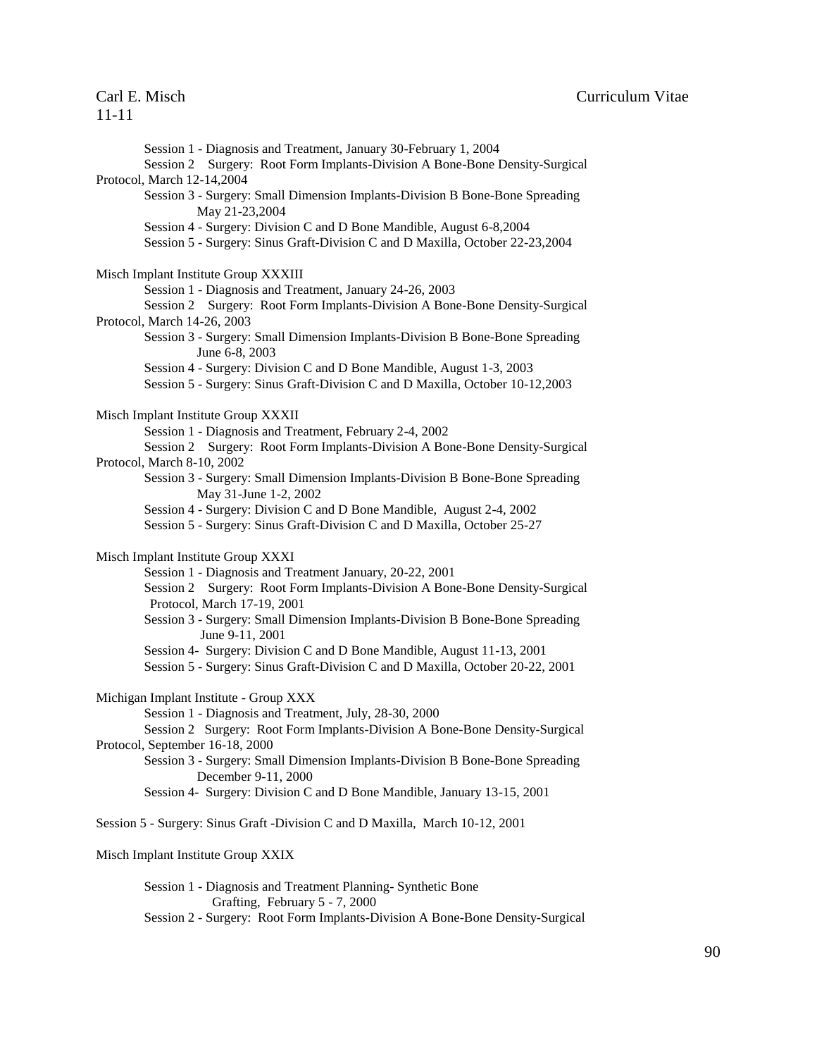Session 1 - Diagnosis and Treatment, January 30-February 1, 2004
Session 2 Surgery: Root Form Implants-Division A Bone-Bone Density-Surgical Protocol, March 12-14,2004
Session 3 - Surgery: Small Dimension Implants-Division B Bone-Bone Spreading May 21-23,2004
Session 4 - Surgery: Division C and D Bone Mandible, August 6-8,2004
Session 5 - Surgery: Sinus Graft-Division C and D Maxilla, October 22-23,2004

Misch Implant Institute Group XXXIII
Session 1 - Diagnosis and Treatment, January 24-26, 2003
Session 2 Surgery: Root Form Implants-Division A Bone-Bone Density-Surgical Protocol, March 14-26, 2003
Session 3 - Surgery: Small Dimension Implants-Division B Bone-Bone Spreading June 6-8, 2003
Session 4 - Surgery: Division C and D Bone Mandible, August 1-3, 2003
Session 5 - Surgery: Sinus Graft-Division C and D Maxilla, October 10-12,2003

Misch Implant Institute Group XXXII
Session 1 - Diagnosis and Treatment, February 2-4, 2002
Session 2 Surgery: Root Form Implants-Division A Bone-Bone Density-Surgical Protocol, March 8-10, 2002
Session 3 - Surgery: Small Dimension Implants-Division B Bone-Bone Spreading May 31-June 1-2, 2002
Session 4 - Surgery: Division C and D Bone Mandible, August 2-4, 2002
Session 5 - Surgery: Sinus Graft-Division C and D Maxilla, October 25-27

Misch Implant Institute Group XXXI
Session 1 - Diagnosis and Treatment January, 20-22, 2001
Session 2 Surgery: Root Form Implants-Division A Bone-Bone Density-Surgical Protocol, March 17-19, 2001
Session 3 - Surgery: Small Dimension Implants-Division B Bone-Bone Spreading June 9-11, 2001
Session 4- Surgery: Division C and D Bone Mandible, August 11-13, 2001
Session 5 - Surgery: Sinus Graft-Division C and D Maxilla, October 20-22, 2001

Michigan Implant Institute - Group XXX
Session 1 - Diagnosis and Treatment, July, 28-30, 2000
Session 2 Surgery: Root Form Implants-Division A Bone-Bone Density-Surgical Protocol, September 16-18, 2000
Session 3 - Surgery: Small Dimension Implants-Division B Bone-Bone Spreading December 9-11, 2000
Session 4- Surgery: Division C and D Bone Mandible, January 13-15, 2001

Session 5 - Surgery: Sinus Graft -Division C and D Maxilla, March 10-12, 2001

Misch Implant Institute Group XXIX

Session 1 - Diagnosis and Treatment Planning- Synthetic Bone Grafting, February 5 - 7, 2000
Session 2 - Surgery: Root Form Implants-Division A Bone-Bone Density-Surgical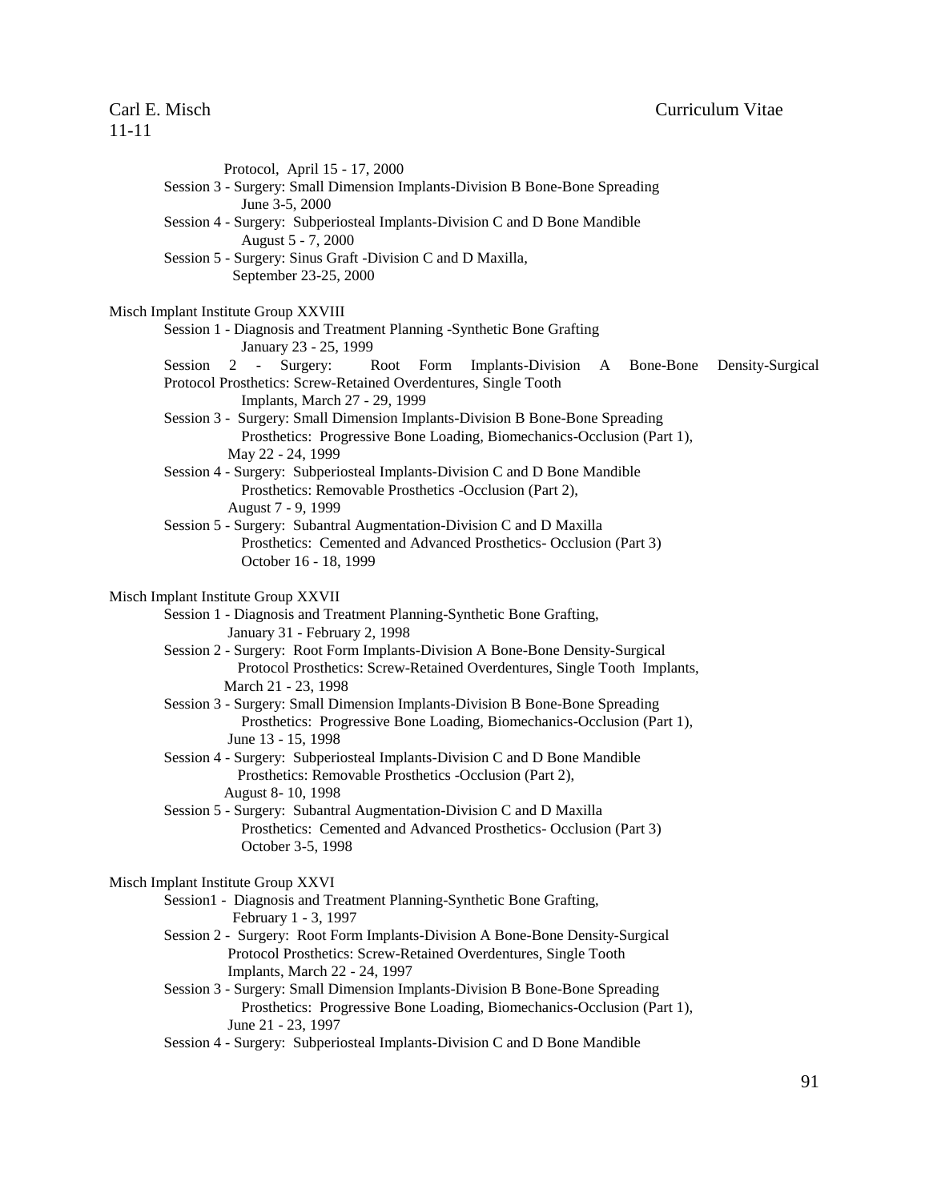Protocol, April 15 - 17, 2000

Session 3 - Surgery: Small Dimension Implants-Division B Bone-Bone Spreading June 3-5, 2000

Session 4 - Surgery: Subperiosteal Implants-Division C and D Bone Mandible August 5 - 7, 2000

Session 5 - Surgery: Sinus Graft -Division C and D Maxilla, September 23-25, 2000

Misch Implant Institute Group XXVIII

- Session 1 - Diagnosis and Treatment Planning -Synthetic Bone Grafting January 23 - 25, 1999
- Session 2 - Surgery: Root Form Implants-Division A Bone-Bone Density-Surgical Protocol Prosthetics: Screw-Retained Overdentures, Single Tooth Implants, March 27 - 29, 1999
- Session 3 - Surgery: Small Dimension Implants-Division B Bone-Bone Spreading Prosthetics: Progressive Bone Loading, Biomechanics-Occlusion (Part 1), May 22 - 24, 1999
- Session 4 - Surgery: Subperiosteal Implants-Division C and D Bone Mandible Prosthetics: Removable Prosthetics -Occlusion (Part 2), August 7 - 9, 1999
- Session 5 - Surgery: Subantral Augmentation-Division C and D Maxilla Prosthetics: Cemented and Advanced Prosthetics- Occlusion (Part 3) October 16 - 18, 1999

Misch Implant Institute Group XXVII

- Session 1 - Diagnosis and Treatment Planning-Synthetic Bone Grafting, January 31 - February 2, 1998
- Session 2 - Surgery: Root Form Implants-Division A Bone-Bone Density-Surgical Protocol Prosthetics: Screw-Retained Overdentures, Single Tooth Implants, March 21 - 23, 1998
- Session 3 - Surgery: Small Dimension Implants-Division B Bone-Bone Spreading Prosthetics: Progressive Bone Loading, Biomechanics-Occlusion (Part 1), June 13 - 15, 1998
- Session 4 - Surgery: Subperiosteal Implants-Division C and D Bone Mandible Prosthetics: Removable Prosthetics -Occlusion (Part 2), August 8- 10, 1998
- Session 5 - Surgery: Subantral Augmentation-Division C and D Maxilla Prosthetics: Cemented and Advanced Prosthetics- Occlusion (Part 3) October 3-5, 1998

Misch Implant Institute Group XXVI

- Session1 - Diagnosis and Treatment Planning-Synthetic Bone Grafting, February 1 - 3, 1997
- Session 2 - Surgery: Root Form Implants-Division A Bone-Bone Density-Surgical Protocol Prosthetics: Screw-Retained Overdentures, Single Tooth Implants, March 22 - 24, 1997
- Session 3 - Surgery: Small Dimension Implants-Division B Bone-Bone Spreading Prosthetics: Progressive Bone Loading, Biomechanics-Occlusion (Part 1), June 21 - 23, 1997
- Session 4 - Surgery: Subperiosteal Implants-Division C and D Bone Mandible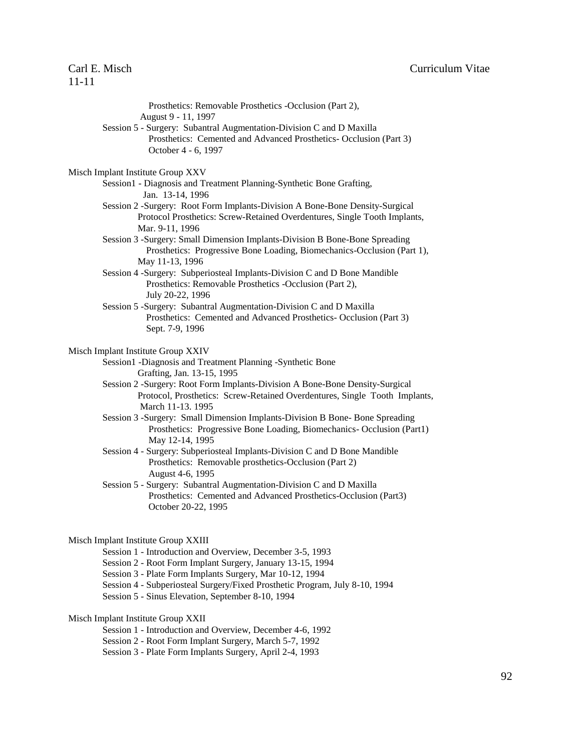Prosthetics: Removable Prosthetics -Occlusion (Part 2), August 9 - 11, 1997
- Session 5 - Surgery: Subantral Augmentation-Division C and D Maxilla
  Prosthetics: Cemented and Advanced Prosthetics- Occlusion (Part 3)
  October 4 - 6, 1997

Misch Implant Institute Group XXV

- Session1 - Diagnosis and Treatment Planning-Synthetic Bone Grafting,
  Jan. 13-14, 1996
- Session 2 -Surgery: Root Form Implants-Division A Bone-Bone Density-Surgical
  Protocol Prosthetics: Screw-Retained Overdentures, Single Tooth Implants,
  Mar. 9-11, 1996
- Session 3 -Surgery: Small Dimension Implants-Division B Bone-Bone Spreading
  Prosthetics: Progressive Bone Loading, Biomechanics-Occlusion (Part 1),
  May 11-13, 1996
- Session 4 -Surgery: Subperiosteal Implants-Division C and D Bone Mandible
  Prosthetics: Removable Prosthetics -Occlusion (Part 2),
  July 20-22, 1996
- Session 5 -Surgery: Subantral Augmentation-Division C and D Maxilla
  Prosthetics: Cemented and Advanced Prosthetics- Occlusion (Part 3)
  Sept. 7-9, 1996

Misch Implant Institute Group XXIV

- Session1 -Diagnosis and Treatment Planning -Synthetic Bone
  Grafting, Jan. 13-15, 1995
- Session 2 -Surgery: Root Form Implants-Division A Bone-Bone Density-Surgical
  Protocol, Prosthetics: Screw-Retained Overdentures, Single Tooth Implants,
  March 11-13. 1995
- Session 3 -Surgery: Small Dimension Implants-Division B Bone- Bone Spreading
  Prosthetics: Progressive Bone Loading, Biomechanics- Occlusion (Part1)
  May 12-14, 1995
- Session 4 - Surgery: Subperiosteal Implants-Division C and D Bone Mandible
  Prosthetics: Removable prosthetics-Occlusion (Part 2)
  August 4-6, 1995
- Session 5 - Surgery: Subantral Augmentation-Division C and D Maxilla
  Prosthetics: Cemented and Advanced Prosthetics-Occlusion (Part3)
  October 20-22, 1995

Misch Implant Institute Group XXIII

- Session 1 - Introduction and Overview, December 3-5, 1993
- Session 2 - Root Form Implant Surgery, January 13-15, 1994
- Session 3 - Plate Form Implants Surgery, Mar 10-12, 1994
- Session 4 - Subperiosteal Surgery/Fixed Prosthetic Program, July 8-10, 1994
- Session 5 - Sinus Elevation, September 8-10, 1994

Misch Implant Institute Group XXII

- Session 1 - Introduction and Overview, December 4-6, 1992
- Session 2 - Root Form Implant Surgery, March 5-7, 1992
- Session 3 - Plate Form Implants Surgery, April 2-4, 1993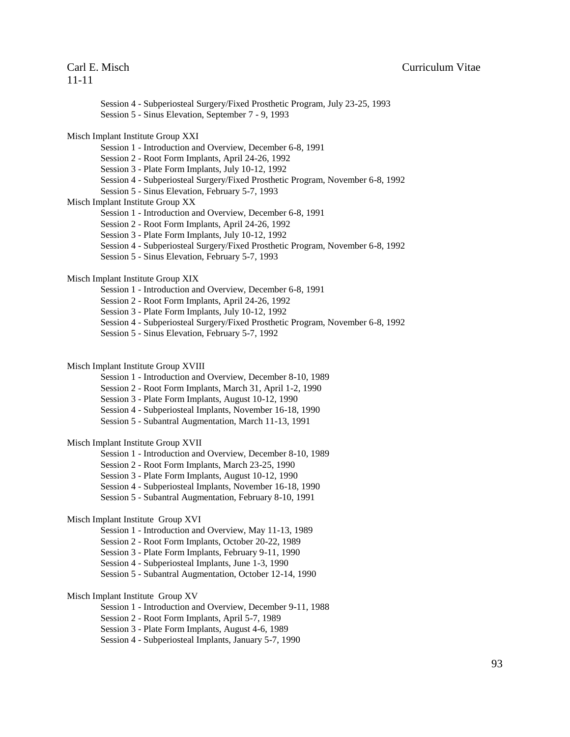Session 4 - Subperiosteal Surgery/Fixed Prosthetic Program, July 23-25, 1993
Session 5 - Sinus Elevation, September 7 - 9, 1993

Misch Implant Institute Group XXI
- Session 1 - Introduction and Overview, December 6-8, 1991
- Session 2 - Root Form Implants, April 24-26, 1992
- Session 3 - Plate Form Implants, July 10-12, 1992
- Session 4 - Subperiosteal Surgery/Fixed Prosthetic Program, November 6-8, 1992
- Session 5 - Sinus Elevation, February 5-7, 1993

Misch Implant Institute Group XX
- Session 1 - Introduction and Overview, December 6-8, 1991
- Session 2 - Root Form Implants, April 24-26, 1992
- Session 3 - Plate Form Implants, July 10-12, 1992
- Session 4 - Subperiosteal Surgery/Fixed Prosthetic Program, November 6-8, 1992
- Session 5 - Sinus Elevation, February 5-7, 1993

Misch Implant Institute Group XIX
- Session 1 - Introduction and Overview, December 6-8, 1991
- Session 2 - Root Form Implants, April 24-26, 1992
- Session 3 - Plate Form Implants, July 10-12, 1992
- Session 4 - Subperiosteal Surgery/Fixed Prosthetic Program, November 6-8, 1992
- Session 5 - Sinus Elevation, February 5-7, 1992

Misch Implant Institute Group XVIII
- Session 1 - Introduction and Overview, December 8-10, 1989
- Session 2 - Root Form Implants, March 31, April 1-2, 1990
- Session 3 - Plate Form Implants, August 10-12, 1990
- Session 4 - Subperiosteal Implants, November 16-18, 1990
- Session 5 - Subantral Augmentation, March 11-13, 1991

Misch Implant Institute Group XVII
- Session 1 - Introduction and Overview, December 8-10, 1989
- Session 2 - Root Form Implants, March 23-25, 1990
- Session 3 - Plate Form Implants, August 10-12, 1990
- Session 4 - Subperiosteal Implants, November 16-18, 1990
- Session 5 - Subantral Augmentation, February 8-10, 1991

Misch Implant Institute Group XVI
- Session 1 - Introduction and Overview, May 11-13, 1989
- Session 2 - Root Form Implants, October 20-22, 1989
- Session 3 - Plate Form Implants, February 9-11, 1990
- Session 4 - Subperiosteal Implants, June 1-3, 1990
- Session 5 - Subantral Augmentation, October 12-14, 1990

Misch Implant Institute Group XV
- Session 1 - Introduction and Overview, December 9-11, 1988
- Session 2 - Root Form Implants, April 5-7, 1989
- Session 3 - Plate Form Implants, August 4-6, 1989
- Session 4 - Subperiosteal Implants, January 5-7, 1990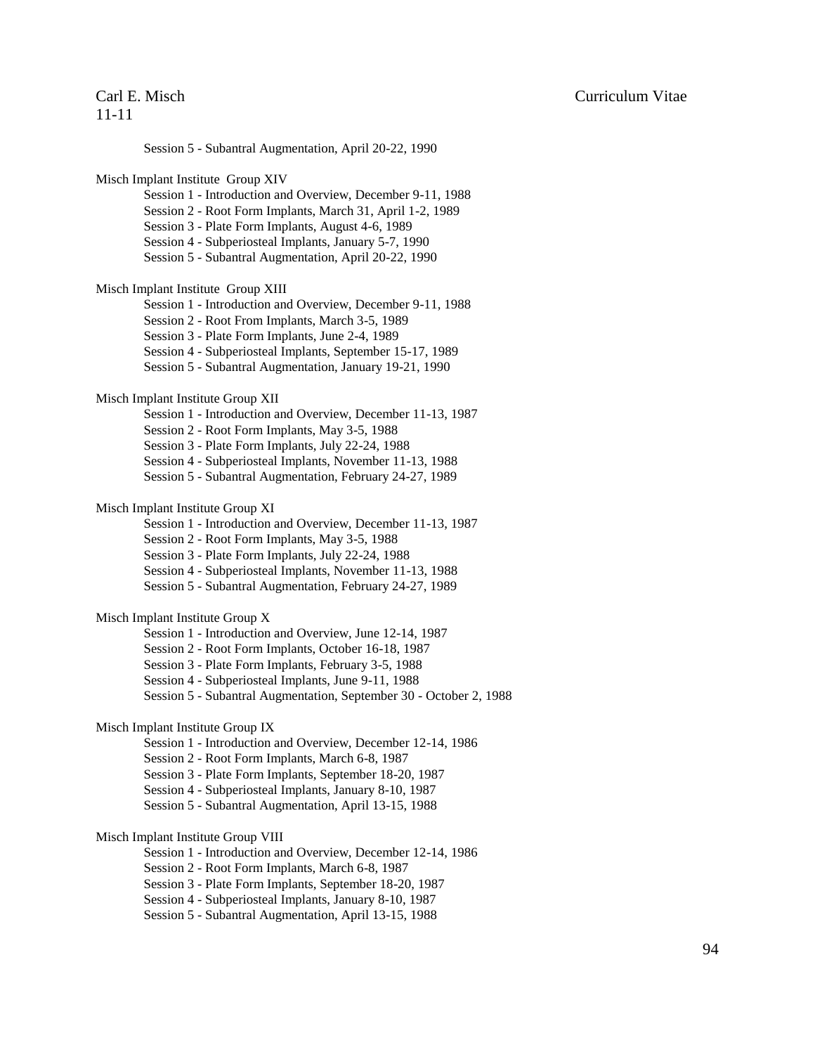Session 5 - Subantral Augmentation, April 20-22, 1990

Misch Implant Institute Group XIV

- Session 1 - Introduction and Overview, December 9-11, 1988
- Session 2 - Root Form Implants, March 31, April 1-2, 1989
- Session 3 - Plate Form Implants, August 4-6, 1989
- Session 4 - Subperiosteal Implants, January 5-7, 1990
- Session 5 - Subantral Augmentation, April 20-22, 1990

Misch Implant Institute Group XIII

- Session 1 - Introduction and Overview, December 9-11, 1988
- Session 2 - Root From Implants, March 3-5, 1989
- Session 3 - Plate Form Implants, June 2-4, 1989
- Session 4 - Subperiosteal Implants, September 15-17, 1989
- Session 5 - Subantral Augmentation, January 19-21, 1990

Misch Implant Institute Group XII

- Session 1 - Introduction and Overview, December 11-13, 1987
- Session 2 - Root Form Implants, May 3-5, 1988
- Session 3 - Plate Form Implants, July 22-24, 1988
- Session 4 - Subperiosteal Implants, November 11-13, 1988
- Session 5 - Subantral Augmentation, February 24-27, 1989

Misch Implant Institute Group XI

- Session 1 - Introduction and Overview, December 11-13, 1987
- Session 2 - Root Form Implants, May 3-5, 1988
- Session 3 - Plate Form Implants, July 22-24, 1988
- Session 4 - Subperiosteal Implants, November 11-13, 1988
- Session 5 - Subantral Augmentation, February 24-27, 1989

Misch Implant Institute Group X

- Session 1 - Introduction and Overview, June 12-14, 1987
- Session 2 - Root Form Implants, October 16-18, 1987
- Session 3 - Plate Form Implants, February 3-5, 1988
- Session 4 - Subperiosteal Implants, June 9-11, 1988
- Session 5 - Subantral Augmentation, September 30 - October 2, 1988

Misch Implant Institute Group IX

- Session 1 - Introduction and Overview, December 12-14, 1986
- Session 2 - Root Form Implants, March 6-8, 1987
- Session 3 - Plate Form Implants, September 18-20, 1987
- Session 4 - Subperiosteal Implants, January 8-10, 1987
- Session 5 - Subantral Augmentation, April 13-15, 1988

Misch Implant Institute Group VIII

- Session 1 - Introduction and Overview, December 12-14, 1986
- Session 2 - Root Form Implants, March 6-8, 1987
- Session 3 - Plate Form Implants, September 18-20, 1987
- Session 4 - Subperiosteal Implants, January 8-10, 1987
- Session 5 - Subantral Augmentation, April 13-15, 1988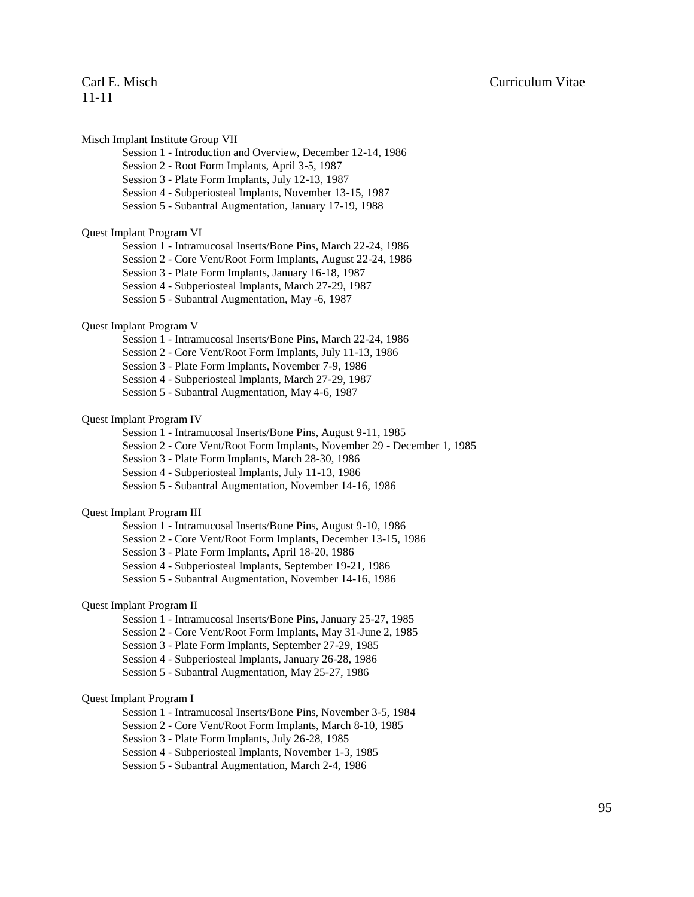Misch Implant Institute Group VII

- Session 1 - Introduction and Overview, December 12-14, 1986
- Session 2 - Root Form Implants, April 3-5, 1987
- Session 3 - Plate Form Implants, July 12-13, 1987
- Session 4 - Subperiosteal Implants, November 13-15, 1987
- Session 5 - Subantral Augmentation, January 17-19, 1988

Quest Implant Program VI

- Session 1 - Intramucosal Inserts/Bone Pins, March 22-24, 1986
- Session 2 - Core Vent/Root Form Implants, August 22-24, 1986
- Session 3 - Plate Form Implants, January 16-18, 1987
- Session 4 - Subperiosteal Implants, March 27-29, 1987
- Session 5 - Subantral Augmentation, May -6, 1987

Quest Implant Program V

- Session 1 - Intramucosal Inserts/Bone Pins, March 22-24, 1986
- Session 2 - Core Vent/Root Form Implants, July 11-13, 1986
- Session 3 - Plate Form Implants, November 7-9, 1986
- Session 4 - Subperiosteal Implants, March 27-29, 1987
- Session 5 - Subantral Augmentation, May 4-6, 1987

Quest Implant Program IV

- Session 1 - Intramucosal Inserts/Bone Pins, August 9-11, 1985
- Session 2 - Core Vent/Root Form Implants, November 29 - December 1, 1985
- Session 3 - Plate Form Implants, March 28-30, 1986
- Session 4 - Subperiosteal Implants, July 11-13, 1986
- Session 5 - Subantral Augmentation, November 14-16, 1986

Quest Implant Program III

- Session 1 - Intramucosal Inserts/Bone Pins, August 9-10, 1986
- Session 2 - Core Vent/Root Form Implants, December 13-15, 1986
- Session 3 - Plate Form Implants, April 18-20, 1986
- Session 4 - Subperiosteal Implants, September 19-21, 1986
- Session 5 - Subantral Augmentation, November 14-16, 1986

Quest Implant Program II

- Session 1 - Intramucosal Inserts/Bone Pins, January 25-27, 1985
- Session 2 - Core Vent/Root Form Implants, May 31-June 2, 1985
- Session 3 - Plate Form Implants, September 27-29, 1985
- Session 4 - Subperiosteal Implants, January 26-28, 1986
- Session 5 - Subantral Augmentation, May 25-27, 1986

Quest Implant Program I

- Session 1 - Intramucosal Inserts/Bone Pins, November 3-5, 1984
- Session 2 - Core Vent/Root Form Implants, March 8-10, 1985
- Session 3 - Plate Form Implants, July 26-28, 1985
- Session 4 - Subperiosteal Implants, November 1-3, 1985
- Session 5 - Subantral Augmentation, March 2-4, 1986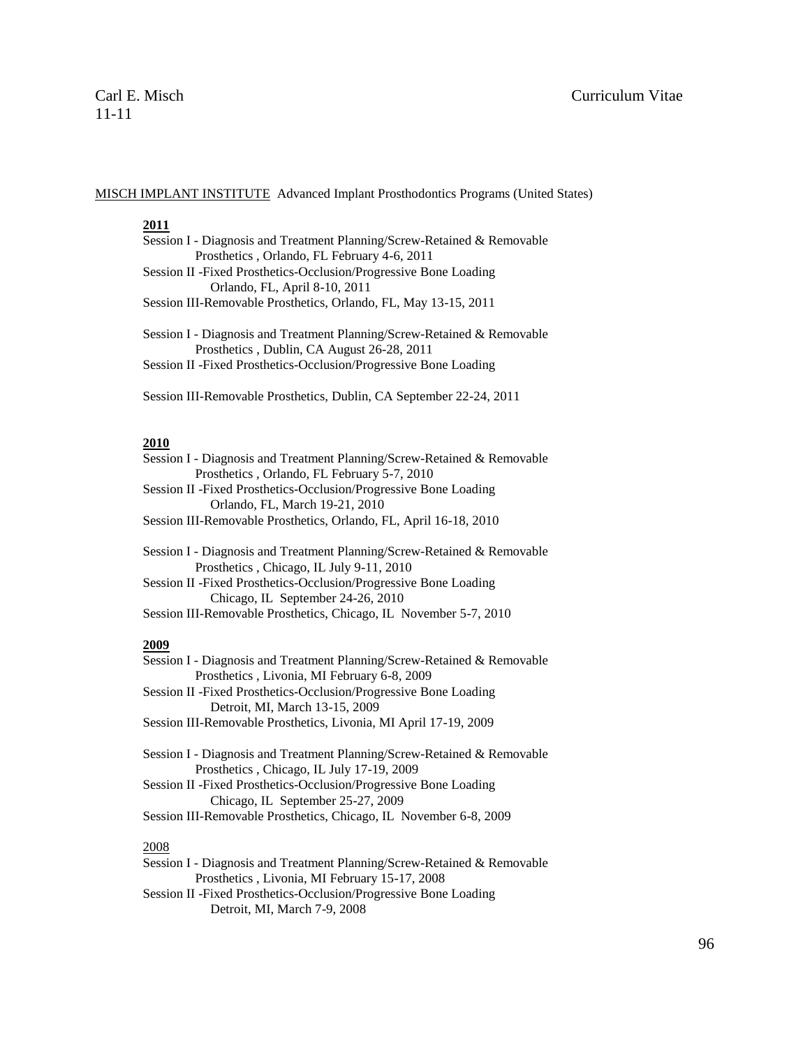MISCH IMPLANT INSTITUTE Advanced Implant Prosthodontics Programs (United States)

**2011**

Session I - Diagnosis and Treatment Planning/Screw-Retained & Removable Prosthetics , Orlando, FL February 4-6, 2011
Session II -Fixed Prosthetics-Occlusion/Progressive Bone Loading Orlando, FL, April 8-10, 2011
Session III-Removable Prosthetics, Orlando, FL, May 13-15, 2011

Session I - Diagnosis and Treatment Planning/Screw-Retained & Removable Prosthetics , Dublin, CA August 26-28, 2011
Session II -Fixed Prosthetics-Occlusion/Progressive Bone Loading

Session III-Removable Prosthetics, Dublin, CA September 22-24, 2011

**2010**

Session I - Diagnosis and Treatment Planning/Screw-Retained & Removable Prosthetics , Orlando, FL February 5-7, 2010
Session II -Fixed Prosthetics-Occlusion/Progressive Bone Loading Orlando, FL, March 19-21, 2010
Session III-Removable Prosthetics, Orlando, FL, April 16-18, 2010

Session I - Diagnosis and Treatment Planning/Screw-Retained & Removable Prosthetics , Chicago, IL July 9-11, 2010
Session II -Fixed Prosthetics-Occlusion/Progressive Bone Loading Chicago, IL September 24-26, 2010
Session III-Removable Prosthetics, Chicago, IL November 5-7, 2010

**2009**

Session I - Diagnosis and Treatment Planning/Screw-Retained & Removable Prosthetics , Livonia, MI February 6-8, 2009
Session II -Fixed Prosthetics-Occlusion/Progressive Bone Loading Detroit, MI, March 13-15, 2009
Session III-Removable Prosthetics, Livonia, MI April 17-19, 2009

Session I - Diagnosis and Treatment Planning/Screw-Retained & Removable Prosthetics , Chicago, IL July 17-19, 2009
Session II -Fixed Prosthetics-Occlusion/Progressive Bone Loading Chicago, IL September 25-27, 2009
Session III-Removable Prosthetics, Chicago, IL November 6-8, 2009

2008

Session I - Diagnosis and Treatment Planning/Screw-Retained & Removable Prosthetics , Livonia, MI February 15-17, 2008
Session II -Fixed Prosthetics-Occlusion/Progressive Bone Loading Detroit, MI, March 7-9, 2008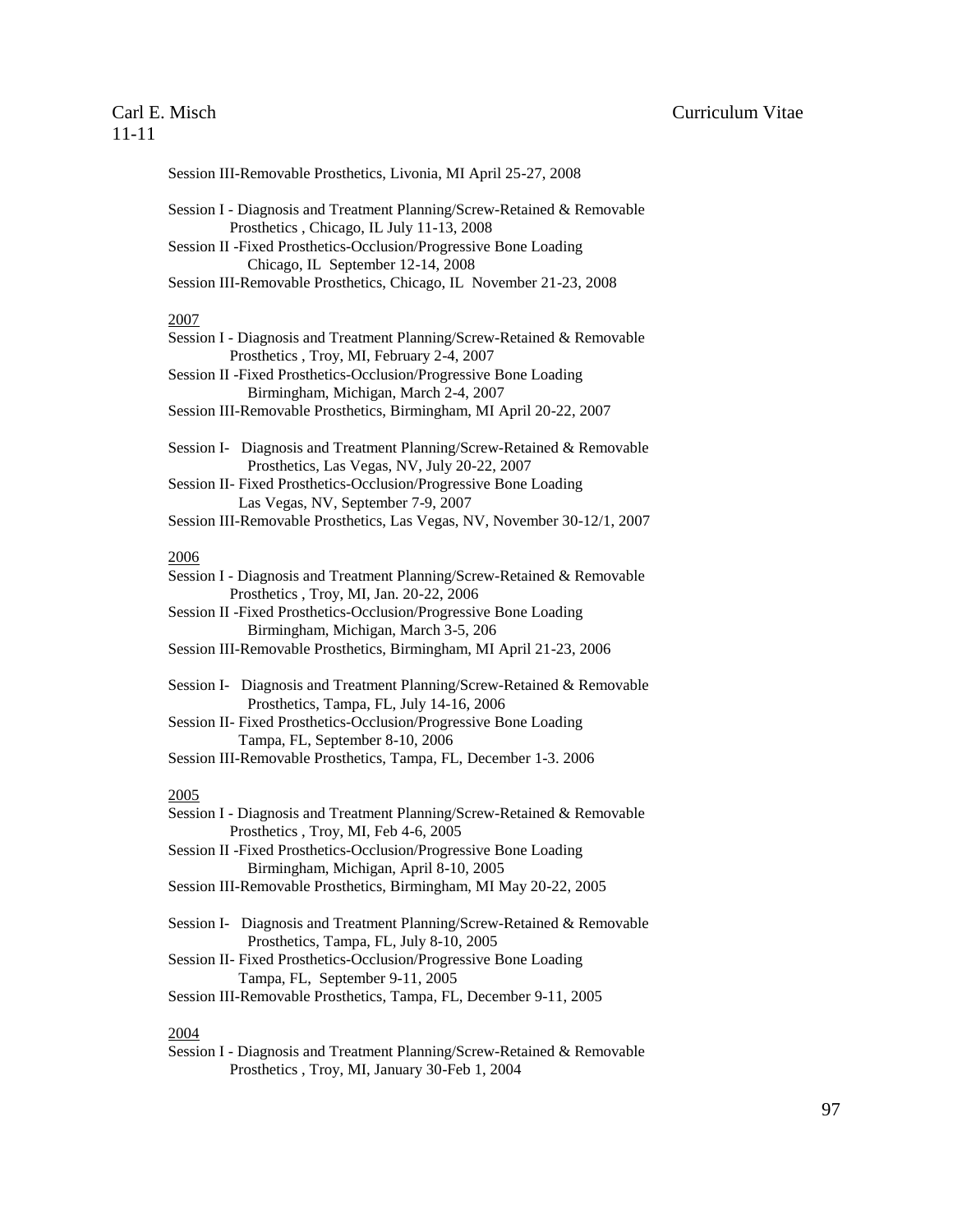Session III-Removable Prosthetics, Livonia, MI April 25-27, 2008

Session I - Diagnosis and Treatment Planning/Screw-Retained & Removable Prosthetics , Chicago, IL July 11-13, 2008
Session II -Fixed Prosthetics-Occlusion/Progressive Bone Loading Chicago, IL September 12-14, 2008
Session III-Removable Prosthetics, Chicago, IL November 21-23, 2008

2007

Session I - Diagnosis and Treatment Planning/Screw-Retained & Removable Prosthetics , Troy, MI, February 2-4, 2007
Session II -Fixed Prosthetics-Occlusion/Progressive Bone Loading Birmingham, Michigan, March 2-4, 2007
Session III-Removable Prosthetics, Birmingham, MI April 20-22, 2007

Session I- Diagnosis and Treatment Planning/Screw-Retained & Removable Prosthetics, Las Vegas, NV, July 20-22, 2007
Session II- Fixed Prosthetics-Occlusion/Progressive Bone Loading Las Vegas, NV, September 7-9, 2007
Session III-Removable Prosthetics, Las Vegas, NV, November 30-12/1, 2007

2006

Session I - Diagnosis and Treatment Planning/Screw-Retained & Removable Prosthetics , Troy, MI, Jan. 20-22, 2006
Session II -Fixed Prosthetics-Occlusion/Progressive Bone Loading Birmingham, Michigan, March 3-5, 206
Session III-Removable Prosthetics, Birmingham, MI April 21-23, 2006

Session I- Diagnosis and Treatment Planning/Screw-Retained & Removable Prosthetics, Tampa, FL, July 14-16, 2006
Session II- Fixed Prosthetics-Occlusion/Progressive Bone Loading Tampa, FL, September 8-10, 2006
Session III-Removable Prosthetics, Tampa, FL, December 1-3. 2006

2005

Session I - Diagnosis and Treatment Planning/Screw-Retained & Removable Prosthetics , Troy, MI, Feb 4-6, 2005
Session II -Fixed Prosthetics-Occlusion/Progressive Bone Loading Birmingham, Michigan, April 8-10, 2005
Session III-Removable Prosthetics, Birmingham, MI May 20-22, 2005

Session I- Diagnosis and Treatment Planning/Screw-Retained & Removable Prosthetics, Tampa, FL, July 8-10, 2005
Session II- Fixed Prosthetics-Occlusion/Progressive Bone Loading Tampa, FL, September 9-11, 2005
Session III-Removable Prosthetics, Tampa, FL, December 9-11, 2005

2004

Session I - Diagnosis and Treatment Planning/Screw-Retained & Removable Prosthetics , Troy, MI, January 30-Feb 1, 2004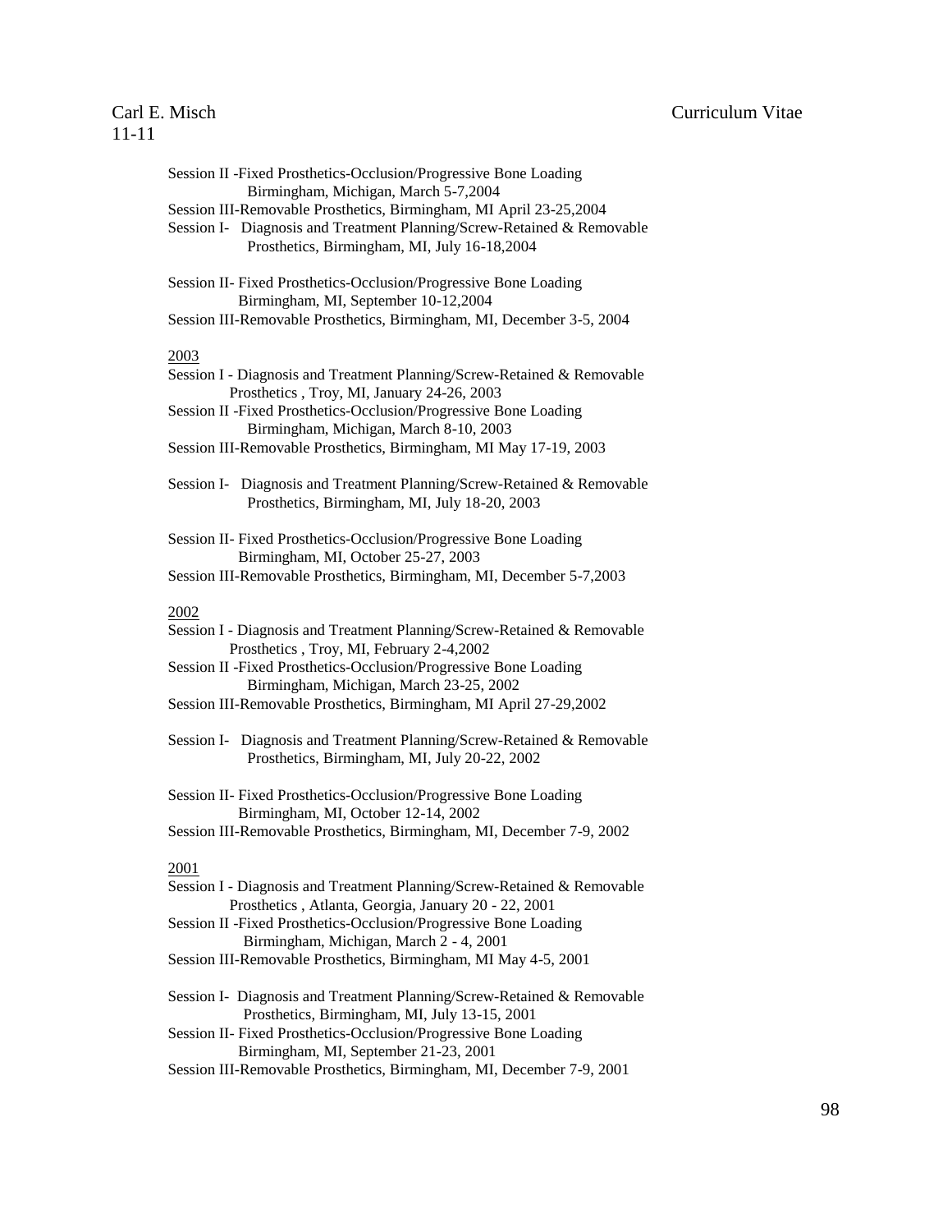Session II -Fixed Prosthetics-Occlusion/Progressive Bone Loading
Birmingham, Michigan, March 5-7,2004
Session III-Removable Prosthetics, Birmingham, MI April 23-25,2004
Session I- Diagnosis and Treatment Planning/Screw-Retained & Removable
Prosthetics, Birmingham, MI, July 16-18,2004

Session II- Fixed Prosthetics-Occlusion/Progressive Bone Loading
Birmingham, MI, September 10-12,2004
Session III-Removable Prosthetics, Birmingham, MI, December 3-5, 2004

2003

Session I - Diagnosis and Treatment Planning/Screw-Retained & Removable
Prosthetics , Troy, MI, January 24-26, 2003
Session II -Fixed Prosthetics-Occlusion/Progressive Bone Loading
Birmingham, Michigan, March 8-10, 2003
Session III-Removable Prosthetics, Birmingham, MI May 17-19, 2003

Session I- Diagnosis and Treatment Planning/Screw-Retained & Removable
Prosthetics, Birmingham, MI, July 18-20, 2003

Session II- Fixed Prosthetics-Occlusion/Progressive Bone Loading
Birmingham, MI, October 25-27, 2003
Session III-Removable Prosthetics, Birmingham, MI, December 5-7,2003

2002

Session I - Diagnosis and Treatment Planning/Screw-Retained & Removable
Prosthetics , Troy, MI, February 2-4,2002
Session II -Fixed Prosthetics-Occlusion/Progressive Bone Loading
Birmingham, Michigan, March 23-25, 2002
Session III-Removable Prosthetics, Birmingham, MI April 27-29,2002

Session I- Diagnosis and Treatment Planning/Screw-Retained & Removable
Prosthetics, Birmingham, MI, July 20-22, 2002

Session II- Fixed Prosthetics-Occlusion/Progressive Bone Loading
Birmingham, MI, October 12-14, 2002
Session III-Removable Prosthetics, Birmingham, MI, December 7-9, 2002

2001

Session I - Diagnosis and Treatment Planning/Screw-Retained & Removable
Prosthetics , Atlanta, Georgia, January 20 - 22, 2001
Session II -Fixed Prosthetics-Occlusion/Progressive Bone Loading
Birmingham, Michigan, March 2 - 4, 2001
Session III-Removable Prosthetics, Birmingham, MI May 4-5, 2001

Session I- Diagnosis and Treatment Planning/Screw-Retained & Removable
Prosthetics, Birmingham, MI, July 13-15, 2001
Session II- Fixed Prosthetics-Occlusion/Progressive Bone Loading
Birmingham, MI, September 21-23, 2001
Session III-Removable Prosthetics, Birmingham, MI, December 7-9, 2001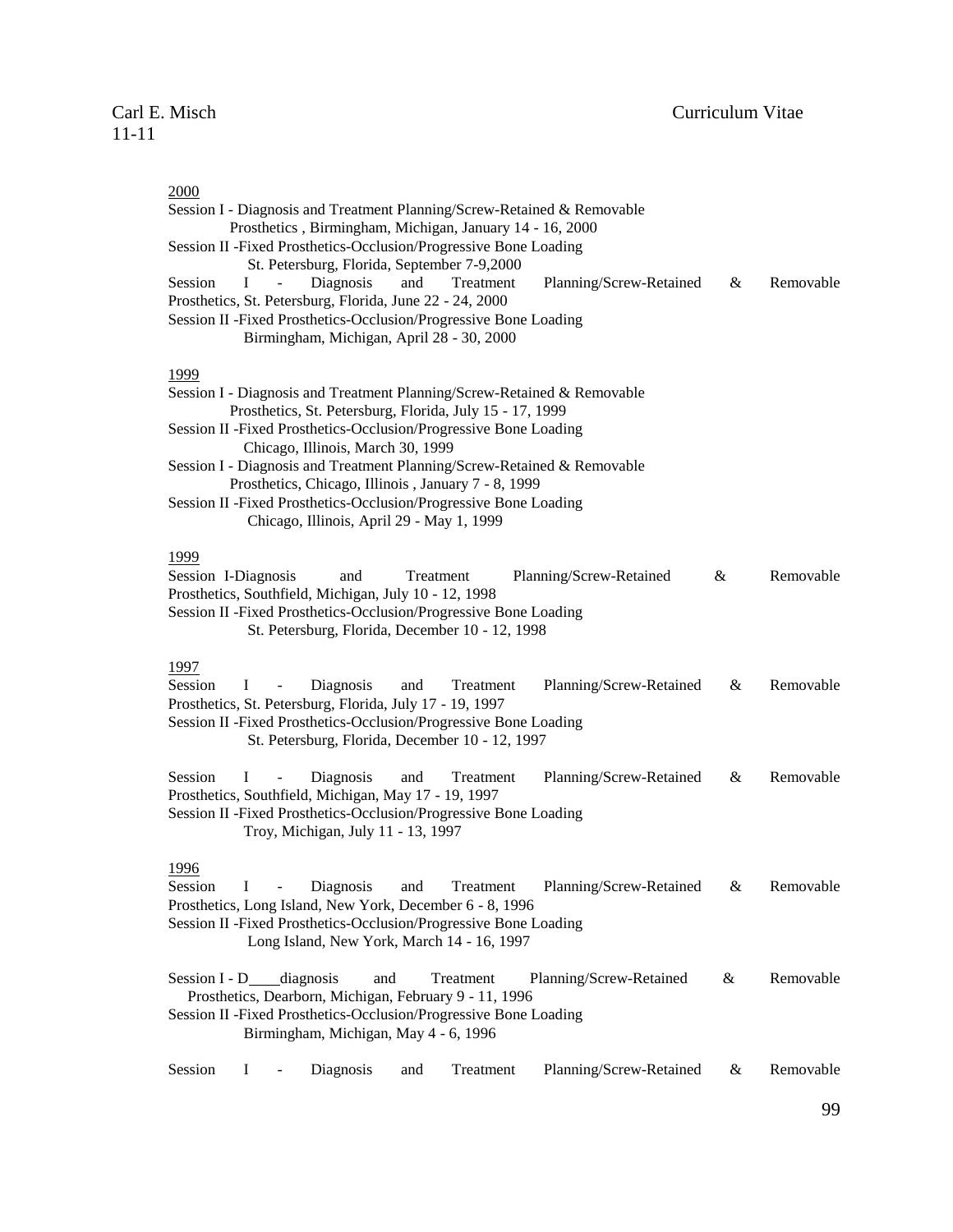2000

Session I - Diagnosis and Treatment Planning/Screw-Retained & Removable Prosthetics , Birmingham, Michigan, January 14 - 16, 2000

Session II -Fixed Prosthetics-Occlusion/Progressive Bone Loading St. Petersburg, Florida, September 7-9,2000

Session I - Diagnosis and Treatment Planning/Screw-Retained & Removable Prosthetics, St. Petersburg, Florida, June 22 - 24, 2000

Session II -Fixed Prosthetics-Occlusion/Progressive Bone Loading Birmingham, Michigan, April 28 - 30, 2000

1999

Session I - Diagnosis and Treatment Planning/Screw-Retained & Removable Prosthetics, St. Petersburg, Florida, July 15 - 17, 1999

Session II -Fixed Prosthetics-Occlusion/Progressive Bone Loading Chicago, Illinois, March 30, 1999

Session I - Diagnosis and Treatment Planning/Screw-Retained & Removable Prosthetics, Chicago, Illinois , January 7 - 8, 1999

Session II -Fixed Prosthetics-Occlusion/Progressive Bone Loading Chicago, Illinois, April 29 - May 1, 1999

1999

Session I-Diagnosis and Treatment Planning/Screw-Retained & Removable Prosthetics, Southfield, Michigan, July 10 - 12, 1998

Session II -Fixed Prosthetics-Occlusion/Progressive Bone Loading St. Petersburg, Florida, December 10 - 12, 1998

1997

Session I - Diagnosis and Treatment Planning/Screw-Retained & Removable Prosthetics, St. Petersburg, Florida, July 17 - 19, 1997

Session II -Fixed Prosthetics-Occlusion/Progressive Bone Loading St. Petersburg, Florida, December 10 - 12, 1997

Session I - Diagnosis and Treatment Planning/Screw-Retained & Removable Prosthetics, Southfield, Michigan, May 17 - 19, 1997

Session II -Fixed Prosthetics-Occlusion/Progressive Bone Loading Troy, Michigan, July 11 - 13, 1997

1996

Session I - Diagnosis and Treatment Planning/Screw-Retained & Removable Prosthetics, Long Island, New York, December 6 - 8, 1996

Session II -Fixed Prosthetics-Occlusion/Progressive Bone Loading Long Island, New York, March 14 - 16, 1997

Session I - D____diagnosis and Treatment Planning/Screw-Retained & Removable Prosthetics, Dearborn, Michigan, February 9 - 11, 1996

Session II -Fixed Prosthetics-Occlusion/Progressive Bone Loading Birmingham, Michigan, May 4 - 6, 1996

Session I - Diagnosis and Treatment Planning/Screw-Retained & Removable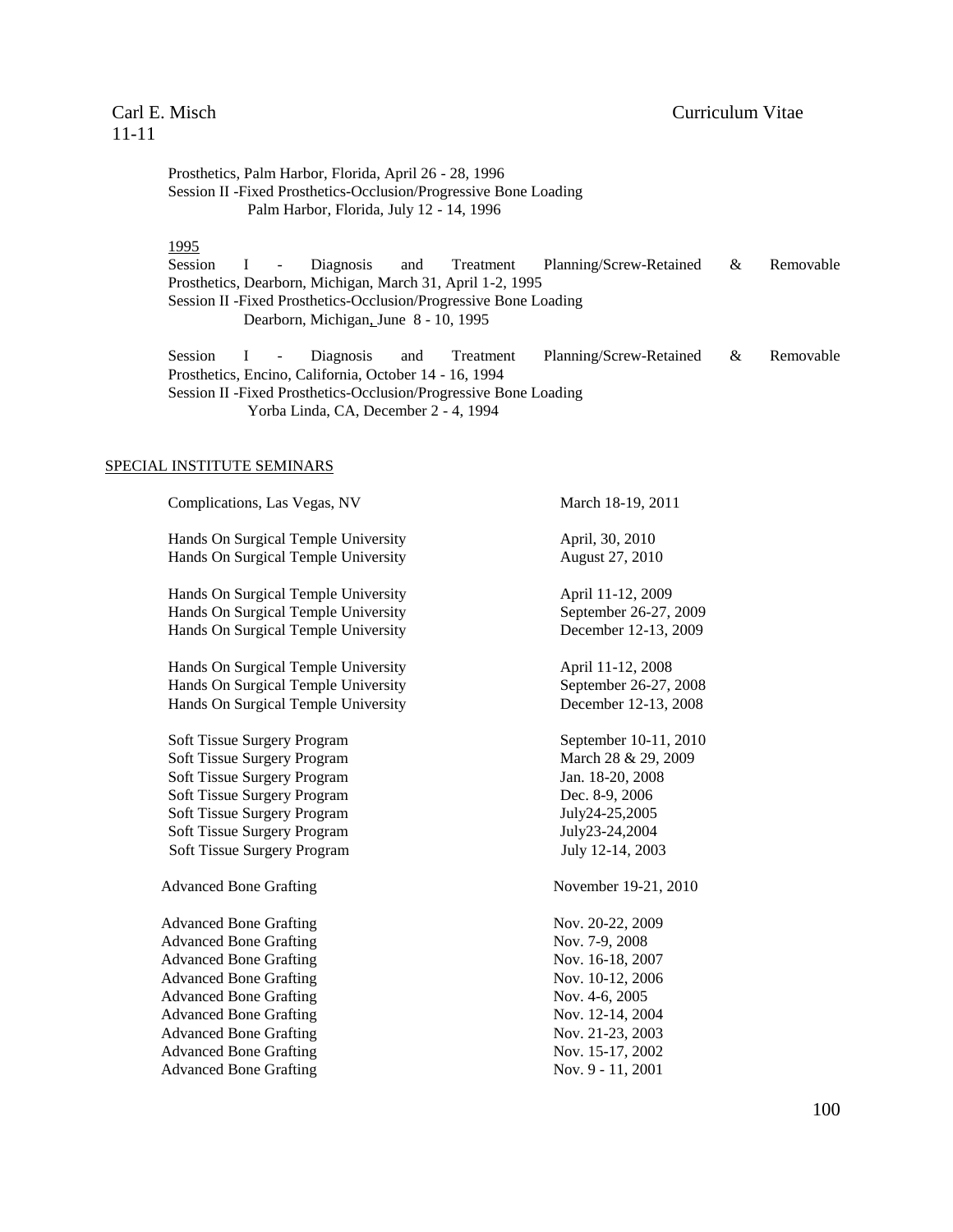Prosthetics, Palm Harbor, Florida, April 26 - 28, 1996
Session II -Fixed Prosthetics-Occlusion/Progressive Bone Loading
Palm Harbor, Florida, July 12 - 14, 1996

1995

Session I - Diagnosis and Treatment Planning/Screw-Retained & Removable Prosthetics, Dearborn, Michigan, March 31, April 1-2, 1995
Session II -Fixed Prosthetics-Occlusion/Progressive Bone Loading
Dearborn, Michigan, June 8 - 10, 1995

Session I - Diagnosis and Treatment Planning/Screw-Retained & Removable Prosthetics, Encino, California, October 14 - 16, 1994
Session II -Fixed Prosthetics-Occlusion/Progressive Bone Loading
Yorba Linda, CA, December 2 - 4, 1994

SPECIAL INSTITUTE SEMINARS

| | |
|---|---|
| Complications, Las Vegas, NV | March 18-19, 2011 |
| Hands On Surgical Temple University | April, 30, 2010 |
| Hands On Surgical Temple University | August 27, 2010 |
| Hands On Surgical Temple University | April 11-12, 2009 |
| Hands On Surgical Temple University | September 26-27, 2009 |
| Hands On Surgical Temple University | December 12-13, 2009 |
| Hands On Surgical Temple University | April 11-12, 2008 |
| Hands On Surgical Temple University | September 26-27, 2008 |
| Hands On Surgical Temple University | December 12-13, 2008 |
| Soft Tissue Surgery Program | September 10-11, 2010 |
| Soft Tissue Surgery Program | March 28 & 29, 2009 |
| Soft Tissue Surgery Program | Jan. 18-20, 2008 |
| Soft Tissue Surgery Program | Dec. 8-9, 2006 |
| Soft Tissue Surgery Program | July24-25,2005 |
| Soft Tissue Surgery Program | July23-24,2004 |
| Soft Tissue Surgery Program | July 12-14, 2003 |
| Advanced Bone Grafting | November 19-21, 2010 |
| Advanced Bone Grafting | Nov. 20-22, 2009 |
| Advanced Bone Grafting | Nov. 7-9, 2008 |
| Advanced Bone Grafting | Nov. 16-18, 2007 |
| Advanced Bone Grafting | Nov. 10-12, 2006 |
| Advanced Bone Grafting | Nov. 4-6, 2005 |
| Advanced Bone Grafting | Nov. 12-14, 2004 |
| Advanced Bone Grafting | Nov. 21-23, 2003 |
| Advanced Bone Grafting | Nov. 15-17, 2002 |
| Advanced Bone Grafting | Nov. 9 - 11, 2001 |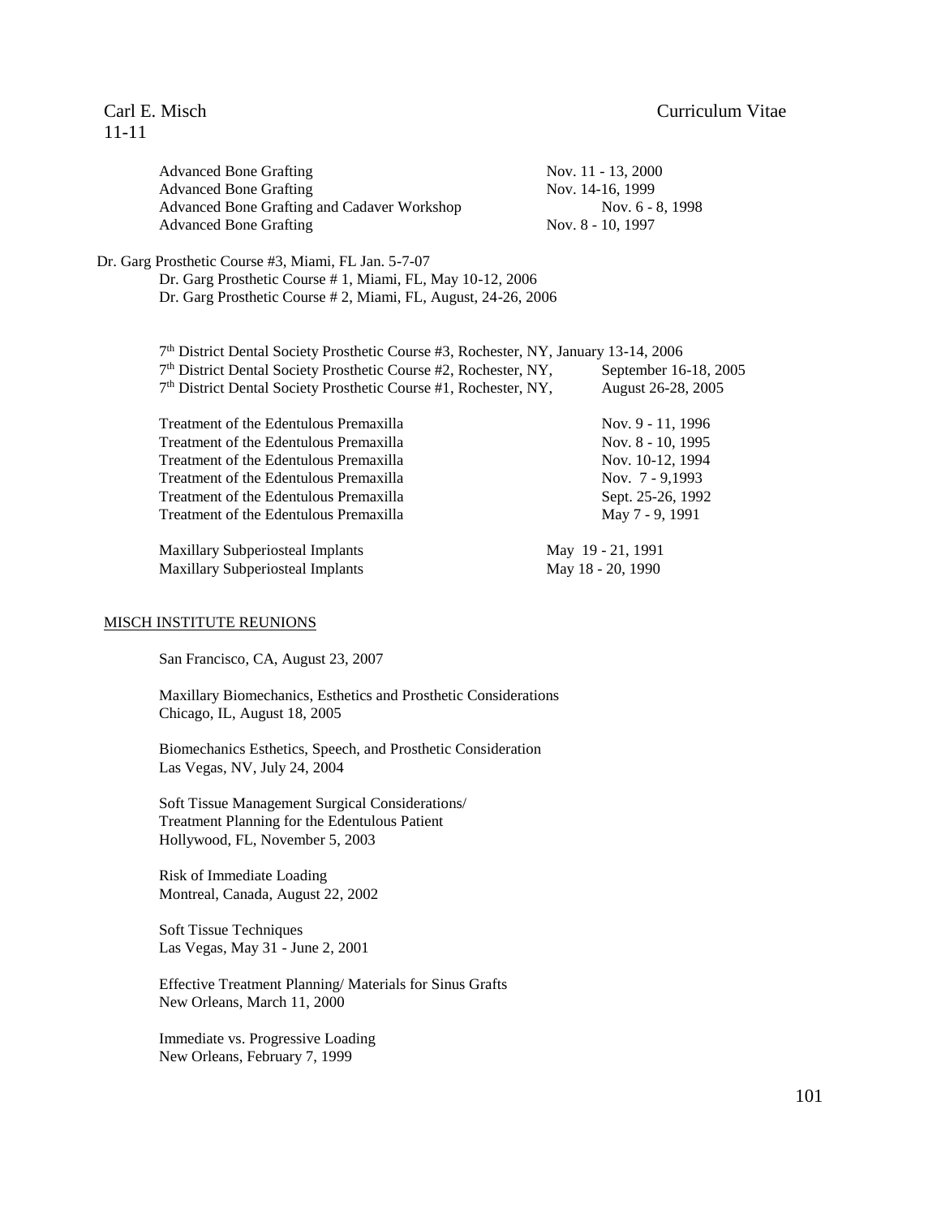Advanced Bone Grafting Nov. 11 - 13, 2000
Advanced Bone Grafting Nov. 14-16, 1999
Advanced Bone Grafting and Cadaver Workshop Nov. 6 - 8, 1998
Advanced Bone Grafting Nov. 8 - 10, 1997

Dr. Garg Prosthetic Course #3, Miami, FL Jan. 5-7-07
Dr. Garg Prosthetic Course # 1, Miami, FL, May 10-12, 2006
Dr. Garg Prosthetic Course # 2, Miami, FL, August, 24-26, 2006

7th District Dental Society Prosthetic Course #3, Rochester, NY, January 13-14, 2006
7th District Dental Society Prosthetic Course #2, Rochester, NY, September 16-18, 2005
7th District Dental Society Prosthetic Course #1, Rochester, NY, August 26-28, 2005

Treatment of the Edentulous Premaxilla Nov. 9 - 11, 1996
Treatment of the Edentulous Premaxilla Nov. 8 - 10, 1995
Treatment of the Edentulous Premaxilla Nov. 10-12, 1994
Treatment of the Edentulous Premaxilla Nov. 7 - 9,1993
Treatment of the Edentulous Premaxilla Sept. 25-26, 1992
Treatment of the Edentulous Premaxilla May 7 - 9, 1991

Maxillary Subperiosteal Implants May 19 - 21, 1991
Maxillary Subperiosteal Implants May 18 - 20, 1990

MISCH INSTITUTE REUNIONS

San Francisco, CA, August 23, 2007

Maxillary Biomechanics, Esthetics and Prosthetic Considerations
Chicago, IL, August 18, 2005

Biomechanics Esthetics, Speech, and Prosthetic Consideration
Las Vegas, NV, July 24, 2004

Soft Tissue Management Surgical Considerations/
Treatment Planning for the Edentulous Patient
Hollywood, FL, November 5, 2003

Risk of Immediate Loading
Montreal, Canada, August 22, 2002

Soft Tissue Techniques
Las Vegas, May 31 - June 2, 2001

Effective Treatment Planning/ Materials for Sinus Grafts
New Orleans, March 11, 2000

Immediate vs. Progressive Loading
New Orleans, February 7, 1999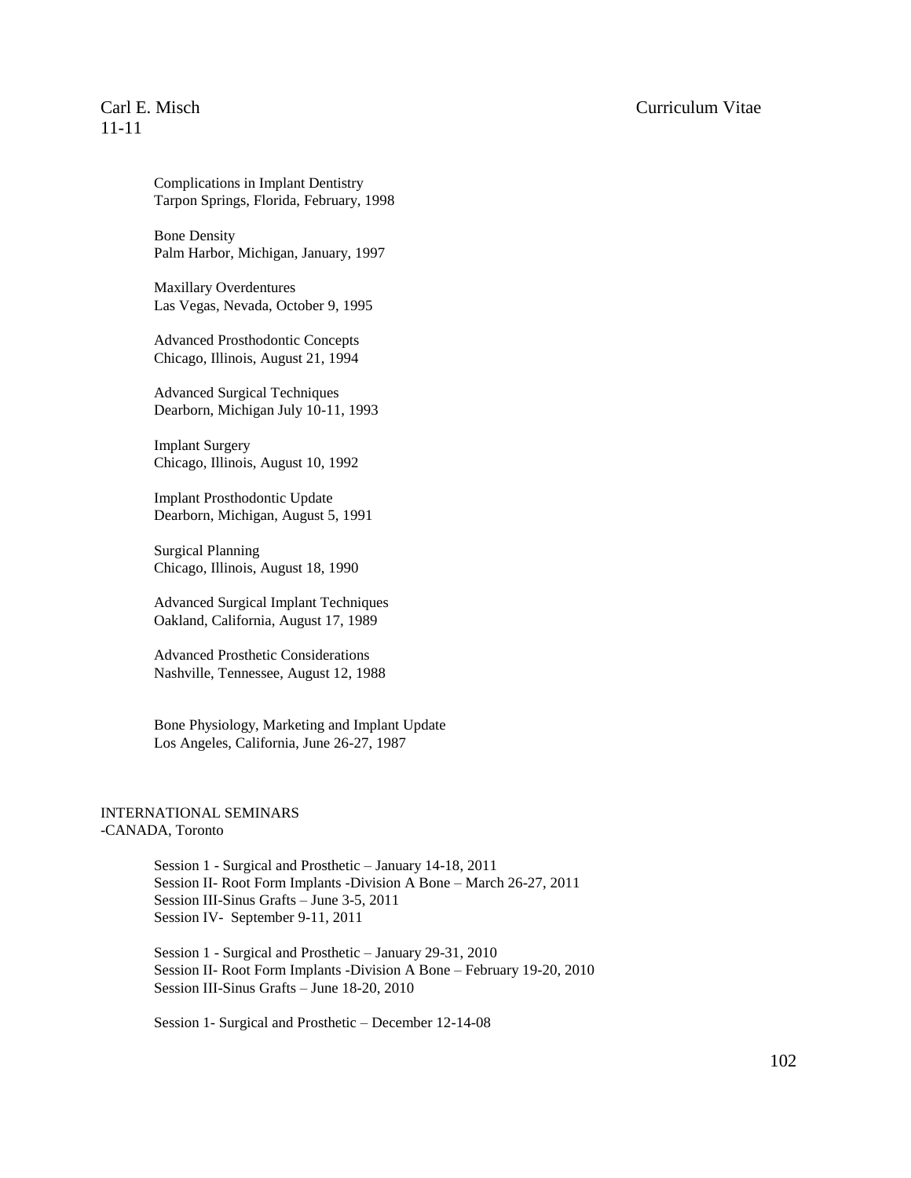Complications in Implant Dentistry
Tarpon Springs, Florida, February, 1998

Bone Density
Palm Harbor, Michigan, January, 1997

Maxillary Overdentures
Las Vegas, Nevada, October 9, 1995

Advanced Prosthodontic Concepts
Chicago, Illinois, August 21, 1994

Advanced Surgical Techniques
Dearborn, Michigan July 10-11, 1993

Implant Surgery
Chicago, Illinois, August 10, 1992

Implant Prosthodontic Update
Dearborn, Michigan, August 5, 1991

Surgical Planning
Chicago, Illinois, August 18, 1990

Advanced Surgical Implant Techniques
Oakland, California, August 17, 1989

Advanced Prosthetic Considerations
Nashville, Tennessee, August 12, 1988

Bone Physiology, Marketing and Implant Update
Los Angeles, California, June 26-27, 1987

INTERNATIONAL SEMINARS
-CANADA, Toronto

Session 1 - Surgical and Prosthetic – January 14-18, 2011
Session II- Root Form Implants -Division A Bone – March 26-27, 2011
Session III-Sinus Grafts – June 3-5, 2011
Session IV- September 9-11, 2011

Session 1 - Surgical and Prosthetic – January 29-31, 2010
Session II- Root Form Implants -Division A Bone – February 19-20, 2010
Session III-Sinus Grafts – June 18-20, 2010

Session 1- Surgical and Prosthetic – December 12-14-08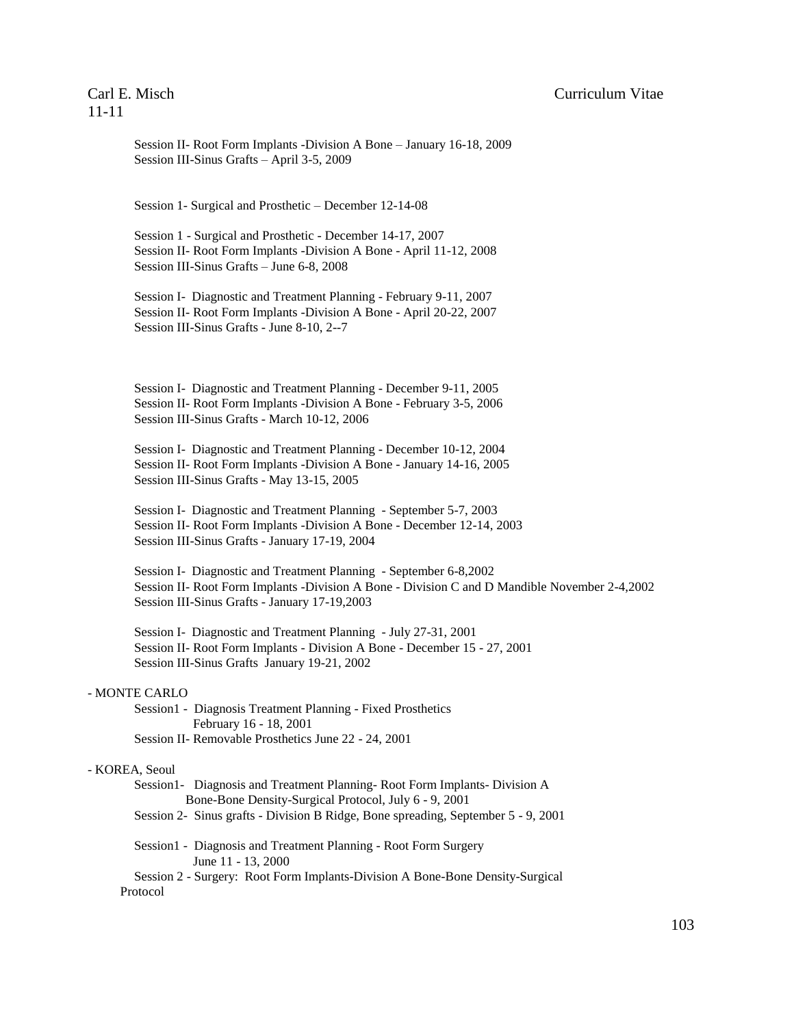Session II- Root Form Implants -Division A Bone – January 16-18, 2009
Session III-Sinus Grafts – April 3-5, 2009

Session 1- Surgical and Prosthetic – December 12-14-08

Session 1 - Surgical and Prosthetic - December 14-17, 2007
Session II- Root Form Implants -Division A Bone - April 11-12, 2008
Session III-Sinus Grafts – June 6-8, 2008

Session I- Diagnostic and Treatment Planning - February 9-11, 2007
Session II- Root Form Implants -Division A Bone - April 20-22, 2007
Session III-Sinus Grafts - June 8-10, 2--7

Session I- Diagnostic and Treatment Planning - December 9-11, 2005
Session II- Root Form Implants -Division A Bone - February 3-5, 2006
Session III-Sinus Grafts - March 10-12, 2006

Session I- Diagnostic and Treatment Planning - December 10-12, 2004
Session II- Root Form Implants -Division A Bone - January 14-16, 2005
Session III-Sinus Grafts - May 13-15, 2005

Session I- Diagnostic and Treatment Planning - September 5-7, 2003
Session II- Root Form Implants -Division A Bone - December 12-14, 2003
Session III-Sinus Grafts - January 17-19, 2004

Session I- Diagnostic and Treatment Planning - September 6-8,2002
Session II- Root Form Implants -Division A Bone - Division C and D Mandible November 2-4,2002
Session III-Sinus Grafts - January 17-19,2003

Session I- Diagnostic and Treatment Planning - July 27-31, 2001
Session II- Root Form Implants - Division A Bone - December 15 - 27, 2001
Session III-Sinus Grafts January 19-21, 2002

- MONTE CARLO

Session1 - Diagnosis Treatment Planning - Fixed Prosthetics February 16 - 18, 2001
Session II- Removable Prosthetics June 22 - 24, 2001

- KOREA, Seoul

Session1- Diagnosis and Treatment Planning- Root Form Implants- Division A Bone-Bone Density-Surgical Protocol, July 6 - 9, 2001
Session 2- Sinus grafts - Division B Ridge, Bone spreading, September 5 - 9, 2001

Session1 - Diagnosis and Treatment Planning - Root Form Surgery June 11 - 13, 2000
Session 2 - Surgery: Root Form Implants-Division A Bone-Bone Density-Surgical Protocol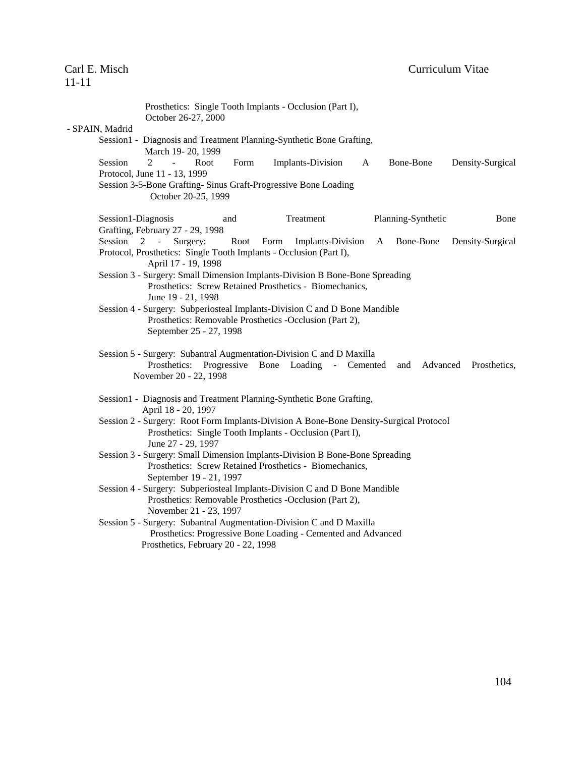Prosthetics: Single Tooth Implants - Occlusion (Part I),
October 26-27, 2000

- SPAIN, Madrid

Session1 - Diagnosis and Treatment Planning-Synthetic Bone Grafting,
March 19- 20, 1999

Session 2 - Root Form Implants-Division A Bone-Bone Density-Surgical Protocol, June 11 - 13, 1999

Session 3-5-Bone Grafting- Sinus Graft-Progressive Bone Loading
October 20-25, 1999

Session1-Diagnosis and Treatment Planning-Synthetic Bone Grafting, February 27 - 29, 1998

Session 2 - Surgery: Root Form Implants-Division A Bone-Bone Density-Surgical Protocol, Prosthetics: Single Tooth Implants - Occlusion (Part I),
April 17 - 19, 1998

Session 3 - Surgery: Small Dimension Implants-Division B Bone-Bone Spreading
Prosthetics: Screw Retained Prosthetics - Biomechanics,
June 19 - 21, 1998

Session 4 - Surgery: Subperiosteal Implants-Division C and D Bone Mandible
Prosthetics: Removable Prosthetics -Occlusion (Part 2),
September 25 - 27, 1998

Session 5 - Surgery: Subantral Augmentation-Division C and D Maxilla
Prosthetics: Progressive Bone Loading - Cemented and Advanced Prosthetics,
November 20 - 22, 1998

Session1 - Diagnosis and Treatment Planning-Synthetic Bone Grafting,
April 18 - 20, 1997

Session 2 - Surgery: Root Form Implants-Division A Bone-Bone Density-Surgical Protocol
Prosthetics: Single Tooth Implants - Occlusion (Part I),
June 27 - 29, 1997

Session 3 - Surgery: Small Dimension Implants-Division B Bone-Bone Spreading
Prosthetics: Screw Retained Prosthetics - Biomechanics,
September 19 - 21, 1997

Session 4 - Surgery: Subperiosteal Implants-Division C and D Bone Mandible
Prosthetics: Removable Prosthetics -Occlusion (Part 2),
November 21 - 23, 1997

Session 5 - Surgery: Subantral Augmentation-Division C and D Maxilla
Prosthetics: Progressive Bone Loading - Cemented and Advanced
Prosthetics, February 20 - 22, 1998